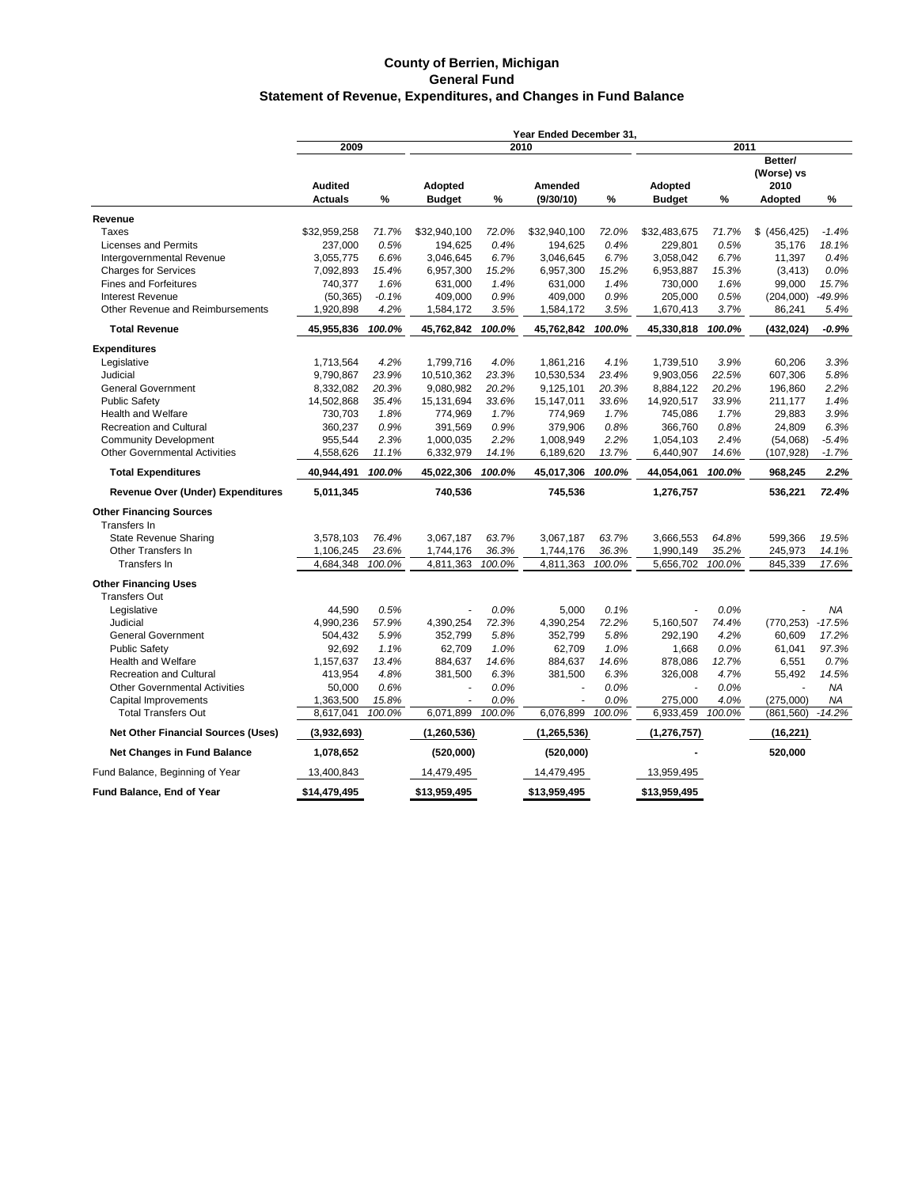# County of Berrien, Michigan
## General Fund
### Statement of Revenue, Expenditures, and Changes in Fund Balance

| | Year Ended December 31, | | | | | | | | | |
|---|---|---|---|---|---|---|---|---|---|---|
| | 2009 | | 2010 | | | | 2011 | | | |
| | Audited Actuals | % | Adopted Budget | % | Amended (9/30/10) | % | Adopted Budget | % | Better/ (Worse) vs 2010 Adopted | % |
| **Revenue** | | | | | | | | | | |
| Taxes | $32,959,258 | *71.7%* | $32,940,100 | *72.0%* | $32,940,100 | *72.0%* | $32,483,675 | *71.7%* | $ (456,425) | *-1.4%* |
| Licenses and Permits | 237,000 | *0.5%* | 194,625 | *0.4%* | 194,625 | *0.4%* | 229,801 | *0.5%* | 35,176 | *18.1%* |
| Intergovernmental Revenue | 3,055,775 | *6.6%* | 3,046,645 | *6.7%* | 3,046,645 | *6.7%* | 3,058,042 | *6.7%* | 11,397 | *0.4%* |
| Charges for Services | 7,092,893 | *15.4%* | 6,957,300 | *15.2%* | 6,957,300 | *15.2%* | 6,953,887 | *15.3%* | (3,413) | *0.0%* |
| Fines and Forfeitures | 740,377 | *1.6%* | 631,000 | *1.4%* | 631,000 | *1.4%* | 730,000 | *1.6%* | 99,000 | *15.7%* |
| Interest Revenue | (50,365) | *-0.1%* | 409,000 | *0.9%* | 409,000 | *0.9%* | 205,000 | *0.5%* | (204,000) | *-49.9%* |
| Other Revenue and Reimbursements | 1,920,898 | *4.2%* | 1,584,172 | *3.5%* | 1,584,172 | *3.5%* | 1,670,413 | *3.7%* | 86,241 | *5.4%* |
| **Total Revenue** | **45,955,836** | ***100.0%*** | **45,762,842** | ***100.0%*** | **45,762,842** | ***100.0%*** | **45,330,818** | ***100.0%*** | **(432,024)** | ***-0.9%*** |
| **Expenditures** | | | | | | | | | | |
| Legislative | 1,713,564 | *4.2%* | 1,799,716 | *4.0%* | 1,861,216 | *4.1%* | 1,739,510 | *3.9%* | 60,206 | *3.3%* |
| Judicial | 9,790,867 | *23.9%* | 10,510,362 | *23.3%* | 10,530,534 | *23.4%* | 9,903,056 | *22.5%* | 607,306 | *5.8%* |
| General Government | 8,332,082 | *20.3%* | 9,080,982 | *20.2%* | 9,125,101 | *20.3%* | 8,884,122 | *20.2%* | 196,860 | *2.2%* |
| Public Safety | 14,502,868 | *35.4%* | 15,131,694 | *33.6%* | 15,147,011 | *33.6%* | 14,920,517 | *33.9%* | 211,177 | *1.4%* |
| Health and Welfare | 730,703 | *1.8%* | 774,969 | *1.7%* | 774,969 | *1.7%* | 745,086 | *1.7%* | 29,883 | *3.9%* |
| Recreation and Cultural | 360,237 | *0.9%* | 391,569 | *0.9%* | 379,906 | *0.8%* | 366,760 | *0.8%* | 24,809 | *6.3%* |
| Community Development | 955,544 | *2.3%* | 1,000,035 | *2.2%* | 1,008,949 | *2.2%* | 1,054,103 | *2.4%* | (54,068) | *-5.4%* |
| Other Governmental Activities | 4,558,626 | *11.1%* | 6,332,979 | *14.1%* | 6,189,620 | *13.7%* | 6,440,907 | *14.6%* | (107,928) | *-1.7%* |
| **Total Expenditures** | **40,944,491** | ***100.0%*** | **45,022,306** | ***100.0%*** | **45,017,306** | ***100.0%*** | **44,054,061** | ***100.0%*** | **968,245** | ***2.2%*** |
| **Revenue Over (Under) Expenditures** | **5,011,345** | | **740,536** | | **745,536** | | **1,276,757** | | **536,221** | ***72.4%*** |
| **Other Financing Sources** | | | | | | | | | | |
| Transfers In | | | | | | | | | | |
| State Revenue Sharing | 3,578,103 | *76.4%* | 3,067,187 | *63.7%* | 3,067,187 | *63.7%* | 3,666,553 | *64.8%* | 599,366 | *19.5%* |
| Other Transfers In | 1,106,245 | *23.6%* | 1,744,176 | *36.3%* | 1,744,176 | *36.3%* | 1,990,149 | *35.2%* | 245,973 | *14.1%* |
| Transfers In | 4,684,348 | *100.0%* | 4,811,363 | *100.0%* | 4,811,363 | *100.0%* | 5,656,702 | *100.0%* | 845,339 | *17.6%* |
| **Other Financing Uses** | | | | | | | | | | |
| Transfers Out | | | | | | | | | | |
| Legislative | 44,590 | *0.5%* | - | *0.0%* | 5,000 | *0.1%* | - | *0.0%* | - | *NA* |
| Judicial | 4,990,236 | *57.9%* | 4,390,254 | *72.3%* | 4,390,254 | *72.2%* | 5,160,507 | *74.4%* | (770,253) | *-17.5%* |
| General Government | 504,432 | *5.9%* | 352,799 | *5.8%* | 352,799 | *5.8%* | 292,190 | *4.2%* | 60,609 | *17.2%* |
| Public Safety | 92,692 | *1.1%* | 62,709 | *1.0%* | 62,709 | *1.0%* | 1,668 | *0.0%* | 61,041 | *97.3%* |
| Health and Welfare | 1,157,637 | *13.4%* | 884,637 | *14.6%* | 884,637 | *14.6%* | 878,086 | *12.7%* | 6,551 | *0.7%* |
| Recreation and Cultural | 413,954 | *4.8%* | 381,500 | *6.3%* | 381,500 | *6.3%* | 326,008 | *4.7%* | 55,492 | *14.5%* |
| Other Governmental Activities | 50,000 | *0.6%* | - | *0.0%* | - | *0.0%* | - | *0.0%* | - | *NA* |
| Capital Improvements | 1,363,500 | *15.8%* | - | *0.0%* | - | *0.0%* | 275,000 | *4.0%* | (275,000) | *NA* |
| Total Transfers Out | 8,617,041 | *100.0%* | 6,071,899 | *100.0%* | 6,076,899 | *100.0%* | 6,933,459 | *100.0%* | (861,560) | *-14.2%* |
| **Net Other Financial Sources (Uses)** | **(3,932,693)** | | **(1,260,536)** | | **(1,265,536)** | | **(1,276,757)** | | **(16,221)** | |
| **Net Changes in Fund Balance** | **1,078,652** | | **(520,000)** | | **(520,000)** | | **-** | | **520,000** | |
| Fund Balance, Beginning of Year | 13,400,843 | | 14,479,495 | | 14,479,495 | | 13,959,495 | | | |
| **Fund Balance, End of Year** | **$14,479,495** | | **$13,959,495** | | **$13,959,495** | | **$13,959,495** | | | |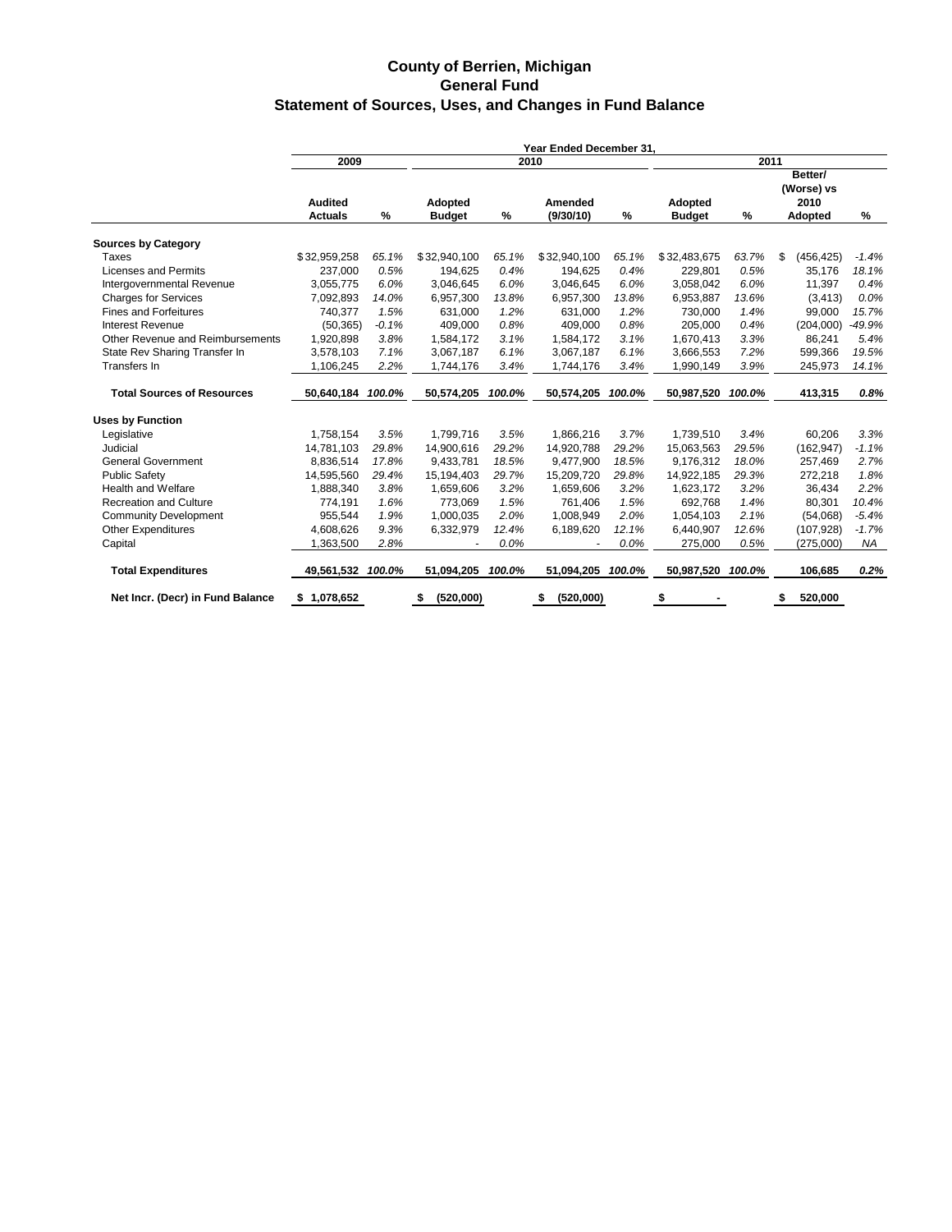# County of Berrien, Michigan
## General Fund
## Statement of Sources, Uses, and Changes in Fund Balance

| | Year Ended December 31, | | | | | | | | | |
|---|---|---|---|---|---|---|---|---|---|---|
| | 2009 | | 2010 | | | | 2011 | | | |
| | Audited Actuals | % | Adopted Budget | % | Amended (9/30/10) | % | Adopted Budget | % | Better/ (Worse) vs 2010 Adopted | % |
| **Sources by Category** | | | | | | | | | | |
| Taxes | $32,959,258 | *65.1%* | $32,940,100 | *65.1%* | $32,940,100 | *65.1%* | $32,483,675 | *63.7%* | $ (456,425) | *-1.4%* |
| Licenses and Permits | 237,000 | *0.5%* | 194,625 | *0.4%* | 194,625 | *0.4%* | 229,801 | *0.5%* | 35,176 | *18.1%* |
| Intergovernmental Revenue | 3,055,775 | *6.0%* | 3,046,645 | *6.0%* | 3,046,645 | *6.0%* | 3,058,042 | *6.0%* | 11,397 | *0.4%* |
| Charges for Services | 7,092,893 | *14.0%* | 6,957,300 | *13.8%* | 6,957,300 | *13.8%* | 6,953,887 | *13.6%* | (3,413) | *0.0%* |
| Fines and Forfeitures | 740,377 | *1.5%* | 631,000 | *1.2%* | 631,000 | *1.2%* | 730,000 | *1.4%* | 99,000 | *15.7%* |
| Interest Revenue | (50,365) | *-0.1%* | 409,000 | *0.8%* | 409,000 | *0.8%* | 205,000 | *0.4%* | (204,000) | *-49.9%* |
| Other Revenue and Reimbursements | 1,920,898 | *3.8%* | 1,584,172 | *3.1%* | 1,584,172 | *3.1%* | 1,670,413 | *3.3%* | 86,241 | *5.4%* |
| State Rev Sharing Transfer In | 3,578,103 | *7.1%* | 3,067,187 | *6.1%* | 3,067,187 | *6.1%* | 3,666,553 | *7.2%* | 599,366 | *19.5%* |
| Transfers In | 1,106,245 | *2.2%* | 1,744,176 | *3.4%* | 1,744,176 | *3.4%* | 1,990,149 | *3.9%* | 245,973 | *14.1%* |
| **Total Sources of Resources** | **50,640,184** | ***100.0%*** | **50,574,205** | ***100.0%*** | **50,574,205** | ***100.0%*** | **50,987,520** | ***100.0%*** | **413,315** | ***0.8%*** |
| **Uses by Function** | | | | | | | | | | |
| Legislative | 1,758,154 | *3.5%* | 1,799,716 | *3.5%* | 1,866,216 | *3.7%* | 1,739,510 | *3.4%* | 60,206 | *3.3%* |
| Judicial | 14,781,103 | *29.8%* | 14,900,616 | *29.2%* | 14,920,788 | *29.2%* | 15,063,563 | *29.5%* | (162,947) | *-1.1%* |
| General Government | 8,836,514 | *17.8%* | 9,433,781 | *18.5%* | 9,477,900 | *18.5%* | 9,176,312 | *18.0%* | 257,469 | *2.7%* |
| Public Safety | 14,595,560 | *29.4%* | 15,194,403 | *29.7%* | 15,209,720 | *29.8%* | 14,922,185 | *29.3%* | 272,218 | *1.8%* |
| Health and Welfare | 1,888,340 | *3.8%* | 1,659,606 | *3.2%* | 1,659,606 | *3.2%* | 1,623,172 | *3.2%* | 36,434 | *2.2%* |
| Recreation and Culture | 774,191 | *1.6%* | 773,069 | *1.5%* | 761,406 | *1.5%* | 692,768 | *1.4%* | 80,301 | *10.4%* |
| Community Development | 955,544 | *1.9%* | 1,000,035 | *2.0%* | 1,008,949 | *2.0%* | 1,054,103 | *2.1%* | (54,068) | *-5.4%* |
| Other Expenditures | 4,608,626 | *9.3%* | 6,332,979 | *12.4%* | 6,189,620 | *12.1%* | 6,440,907 | *12.6%* | (107,928) | *-1.7%* |
| Capital | 1,363,500 | *2.8%* | - | *0.0%* | - | *0.0%* | 275,000 | *0.5%* | (275,000) | *NA* |
| **Total Expenditures** | **49,561,532** | ***100.0%*** | **51,094,205** | ***100.0%*** | **51,094,205** | ***100.0%*** | **50,987,520** | ***100.0%*** | **106,685** | ***0.2%*** |
| **Net Incr. (Decr) in Fund Balance** | **$ 1,078,652** | | **$ (520,000)** | | **$ (520,000)** | | **$ -** | | **$ 520,000** | |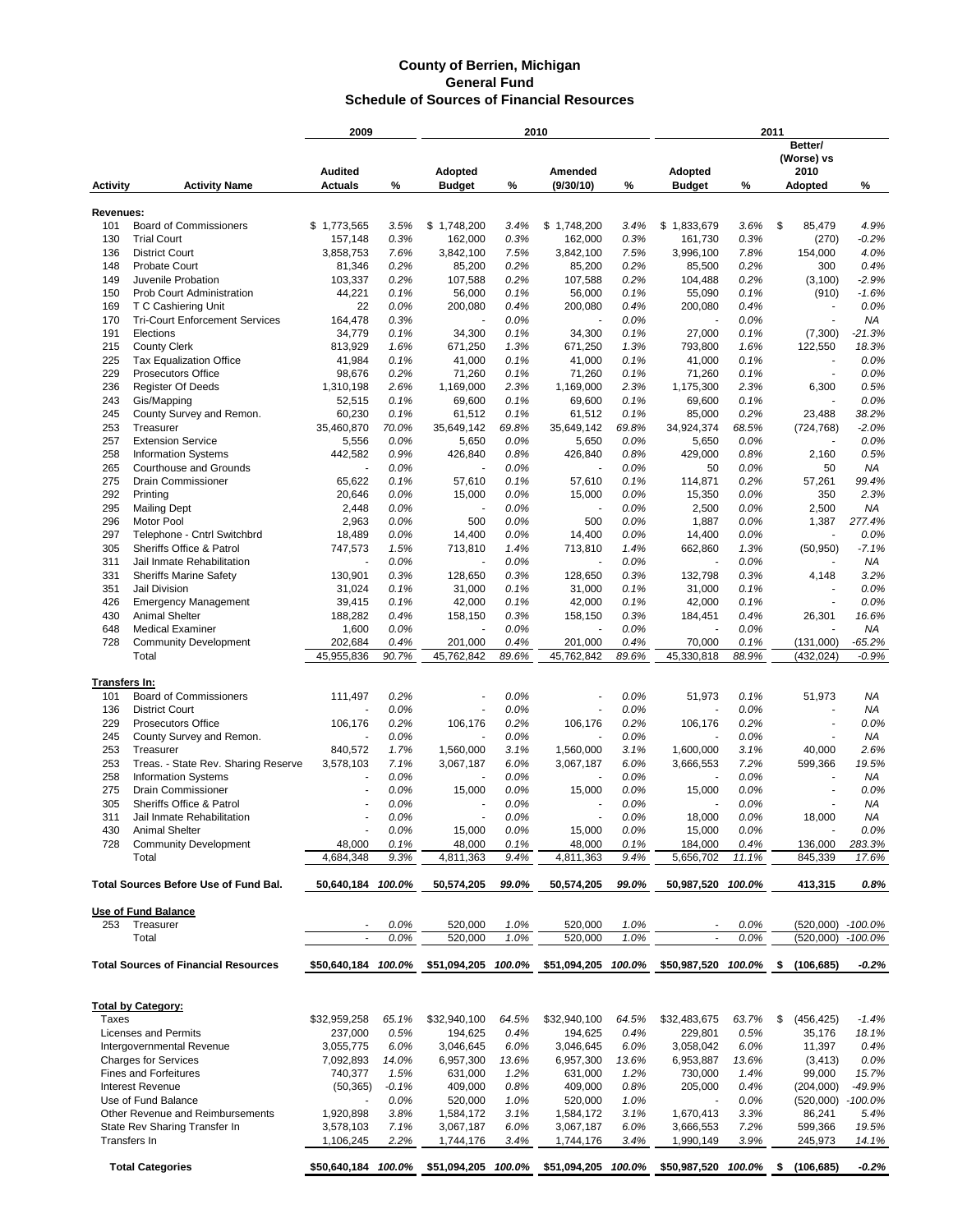# County of Berrien, Michigan
## General Fund
### Schedule of Sources of Financial Resources

| Activity | Activity Name | 2009 Audited Actuals | % | 2010 Adopted Budget | % | 2010 Amended (9/30/10) | % | 2011 Adopted Budget | % | 2011 Better/ (Worse) vs 2010 Adopted | % |
|---|---|---|---|---|---|---|---|---|---|---|---|
| **Revenues:** | | | | | | | | | | | |
| 101 | Board of Commissioners | $ 1,773,565 | 3.5% | $ 1,748,200 | 3.4% | $ 1,748,200 | 3.4% | $ 1,833,679 | 3.6% | $ 85,479 | 4.9% |
| 130 | Trial Court | 157,148 | 0.3% | 162,000 | 0.3% | 162,000 | 0.3% | 161,730 | 0.3% | (270) | -0.2% |
| 136 | District Court | 3,858,753 | 7.6% | 3,842,100 | 7.5% | 3,842,100 | 7.5% | 3,996,100 | 7.8% | 154,000 | 4.0% |
| 148 | Probate Court | 81,346 | 0.2% | 85,200 | 0.2% | 85,200 | 0.2% | 85,500 | 0.2% | 300 | 0.4% |
| 149 | Juvenile Probation | 103,337 | 0.2% | 107,588 | 0.2% | 107,588 | 0.2% | 104,488 | 0.2% | (3,100) | -2.9% |
| 150 | Prob Court Administration | 44,221 | 0.1% | 56,000 | 0.1% | 56,000 | 0.1% | 55,090 | 0.1% | (910) | -1.6% |
| 169 | T C Cashiering Unit | 22 | 0.0% | 200,080 | 0.4% | 200,080 | 0.4% | 200,080 | 0.4% | - | 0.0% |
| 170 | Tri-Court Enforcement Services | 164,478 | 0.3% | - | 0.0% | - | 0.0% | - | 0.0% | - | NA |
| 191 | Elections | 34,779 | 0.1% | 34,300 | 0.1% | 34,300 | 0.1% | 27,000 | 0.1% | (7,300) | -21.3% |
| 215 | County Clerk | 813,929 | 1.6% | 671,250 | 1.3% | 671,250 | 1.3% | 793,800 | 1.6% | 122,550 | 18.3% |
| 225 | Tax Equalization Office | 41,984 | 0.1% | 41,000 | 0.1% | 41,000 | 0.1% | 41,000 | 0.1% | - | 0.0% |
| 229 | Prosecutors Office | 98,676 | 0.2% | 71,260 | 0.1% | 71,260 | 0.1% | 71,260 | 0.1% | - | 0.0% |
| 236 | Register Of Deeds | 1,310,198 | 2.6% | 1,169,000 | 2.3% | 1,169,000 | 2.3% | 1,175,300 | 2.3% | 6,300 | 0.5% |
| 243 | Gis/Mapping | 52,515 | 0.1% | 69,600 | 0.1% | 69,600 | 0.1% | 69,600 | 0.1% | - | 0.0% |
| 245 | County Survey and Remon. | 60,230 | 0.1% | 61,512 | 0.1% | 61,512 | 0.1% | 85,000 | 0.2% | 23,488 | 38.2% |
| 253 | Treasurer | 35,460,870 | 70.0% | 35,649,142 | 69.8% | 35,649,142 | 69.8% | 34,924,374 | 68.5% | (724,768) | -2.0% |
| 257 | Extension Service | 5,556 | 0.0% | 5,650 | 0.0% | 5,650 | 0.0% | 5,650 | 0.0% | - | 0.0% |
| 258 | Information Systems | 442,582 | 0.9% | 426,840 | 0.8% | 426,840 | 0.8% | 429,000 | 0.8% | 2,160 | 0.5% |
| 265 | Courthouse and Grounds | - | 0.0% | - | 0.0% | - | 0.0% | 50 | 0.0% | 50 | NA |
| 275 | Drain Commissioner | 65,622 | 0.1% | 57,610 | 0.1% | 57,610 | 0.1% | 114,871 | 0.2% | 57,261 | 99.4% |
| 292 | Printing | 20,646 | 0.0% | 15,000 | 0.0% | 15,000 | 0.0% | 15,350 | 0.0% | 350 | 2.3% |
| 295 | Mailing Dept | 2,448 | 0.0% | - | 0.0% | - | 0.0% | 2,500 | 0.0% | 2,500 | NA |
| 296 | Motor Pool | 2,963 | 0.0% | 500 | 0.0% | 500 | 0.0% | 1,887 | 0.0% | 1,387 | 277.4% |
| 297 | Telephone - Cntrl Switchbrd | 18,489 | 0.0% | 14,400 | 0.0% | 14,400 | 0.0% | 14,400 | 0.0% | - | 0.0% |
| 305 | Sheriffs Office & Patrol | 747,573 | 1.5% | 713,810 | 1.4% | 713,810 | 1.4% | 662,860 | 1.3% | (50,950) | -7.1% |
| 311 | Jail Inmate Rehabilitation | - | 0.0% | - | 0.0% | - | 0.0% | - | 0.0% | - | NA |
| 331 | Sheriffs Marine Safety | 130,901 | 0.3% | 128,650 | 0.3% | 128,650 | 0.3% | 132,798 | 0.3% | 4,148 | 3.2% |
| 351 | Jail Division | 31,024 | 0.1% | 31,000 | 0.1% | 31,000 | 0.1% | 31,000 | 0.1% | - | 0.0% |
| 426 | Emergency Management | 39,415 | 0.1% | 42,000 | 0.1% | 42,000 | 0.1% | 42,000 | 0.1% | - | 0.0% |
| 430 | Animal Shelter | 188,282 | 0.4% | 158,150 | 0.3% | 158,150 | 0.3% | 184,451 | 0.4% | 26,301 | 16.6% |
| 648 | Medical Examiner | 1,600 | 0.0% | - | 0.0% | - | 0.0% | - | 0.0% | - | NA |
| 728 | Community Development | 202,684 | 0.4% | 201,000 | 0.4% | 201,000 | 0.4% | 70,000 | 0.1% | (131,000) | -65.2% |
| | Total | 45,955,836 | 90.7% | 45,762,842 | 89.6% | 45,762,842 | 89.6% | 45,330,818 | 88.9% | (432,024) | -0.9% |
| **Transfers In:** | | | | | | | | | | | |
| 101 | Board of Commissioners | 111,497 | 0.2% | - | 0.0% | - | 0.0% | 51,973 | 0.1% | 51,973 | NA |
| 136 | District Court | - | 0.0% | - | 0.0% | - | 0.0% | - | 0.0% | - | NA |
| 229 | Prosecutors Office | 106,176 | 0.2% | 106,176 | 0.2% | 106,176 | 0.2% | 106,176 | 0.2% | - | 0.0% |
| 245 | County Survey and Remon. | - | 0.0% | - | 0.0% | - | 0.0% | - | 0.0% | - | NA |
| 253 | Treasurer | 840,572 | 1.7% | 1,560,000 | 3.1% | 1,560,000 | 3.1% | 1,600,000 | 3.1% | 40,000 | 2.6% |
| 253 | Treas. - State Rev. Sharing Reserve | 3,578,103 | 7.1% | 3,067,187 | 6.0% | 3,067,187 | 6.0% | 3,666,553 | 7.2% | 599,366 | 19.5% |
| 258 | Information Systems | - | 0.0% | - | 0.0% | - | 0.0% | - | 0.0% | - | NA |
| 275 | Drain Commissioner | - | 0.0% | 15,000 | 0.0% | 15,000 | 0.0% | 15,000 | 0.0% | - | 0.0% |
| 305 | Sheriffs Office & Patrol | - | 0.0% | - | 0.0% | - | 0.0% | - | 0.0% | - | NA |
| 311 | Jail Inmate Rehabilitation | - | 0.0% | - | 0.0% | - | 0.0% | 18,000 | 0.0% | 18,000 | NA |
| 430 | Animal Shelter | - | 0.0% | 15,000 | 0.0% | 15,000 | 0.0% | 15,000 | 0.0% | - | 0.0% |
| 728 | Community Development | 48,000 | 0.1% | 48,000 | 0.1% | 48,000 | 0.1% | 184,000 | 0.4% | 136,000 | 283.3% |
| | Total | 4,684,348 | 9.3% | 4,811,363 | 9.4% | 4,811,363 | 9.4% | 5,656,702 | 11.1% | 845,339 | 17.6% |
| **Total Sources Before Use of Fund Bal.** | | **50,640,184** | **100.0%** | **50,574,205** | **99.0%** | **50,574,205** | **99.0%** | **50,987,520** | **100.0%** | **413,315** | **0.8%** |
| **Use of Fund Balance** | | | | | | | | | | | |
| 253 | Treasurer | - | 0.0% | 520,000 | 1.0% | 520,000 | 1.0% | - | 0.0% | (520,000) | -100.0% |
| | Total | - | 0.0% | 520,000 | 1.0% | 520,000 | 1.0% | - | 0.0% | (520,000) | -100.0% |
| **Total Sources of Financial Resources** | | **$50,640,184** | **100.0%** | **$51,094,205** | **100.0%** | **$51,094,205** | **100.0%** | **$50,987,520** | **100.0%** | **$ (106,685)** | **-0.2%** |
| **Total by Category:** | | | | | | | | | | | |
| Taxes | | $32,959,258 | 65.1% | $32,940,100 | 64.5% | $32,940,100 | 64.5% | $32,483,675 | 63.7% | $ (456,425) | -1.4% |
| Licenses and Permits | | 237,000 | 0.5% | 194,625 | 0.4% | 194,625 | 0.4% | 229,801 | 0.5% | 35,176 | 18.1% |
| Intergovernmental Revenue | | 3,055,775 | 6.0% | 3,046,645 | 6.0% | 3,046,645 | 6.0% | 3,058,042 | 6.0% | 11,397 | 0.4% |
| Charges for Services | | 7,092,893 | 14.0% | 6,957,300 | 13.6% | 6,957,300 | 13.6% | 6,953,887 | 13.6% | (3,413) | 0.0% |
| Fines and Forfeitures | | 740,377 | 1.5% | 631,000 | 1.2% | 631,000 | 1.2% | 730,000 | 1.4% | 99,000 | 15.7% |
| Interest Revenue | | (50,365) | -0.1% | 409,000 | 0.8% | 409,000 | 0.8% | 205,000 | 0.4% | (204,000) | -49.9% |
| Use of Fund Balance | | - | 0.0% | 520,000 | 1.0% | 520,000 | 1.0% | - | 0.0% | (520,000) | -100.0% |
| Other Revenue and Reimbursements | | 1,920,898 | 3.8% | 1,584,172 | 3.1% | 1,584,172 | 3.1% | 1,670,413 | 3.3% | 86,241 | 5.4% |
| State Rev Sharing Transfer In | | 3,578,103 | 7.1% | 3,067,187 | 6.0% | 3,067,187 | 6.0% | 3,666,553 | 7.2% | 599,366 | 19.5% |
| Transfers In | | 1,106,245 | 2.2% | 1,744,176 | 3.4% | 1,744,176 | 3.4% | 1,990,149 | 3.9% | 245,973 | 14.1% |
| **Total Categories** | | **$50,640,184** | **100.0%** | **$51,094,205** | **100.0%** | **$51,094,205** | **100.0%** | **$50,987,520** | **100.0%** | **$ (106,685)** | **-0.2%** |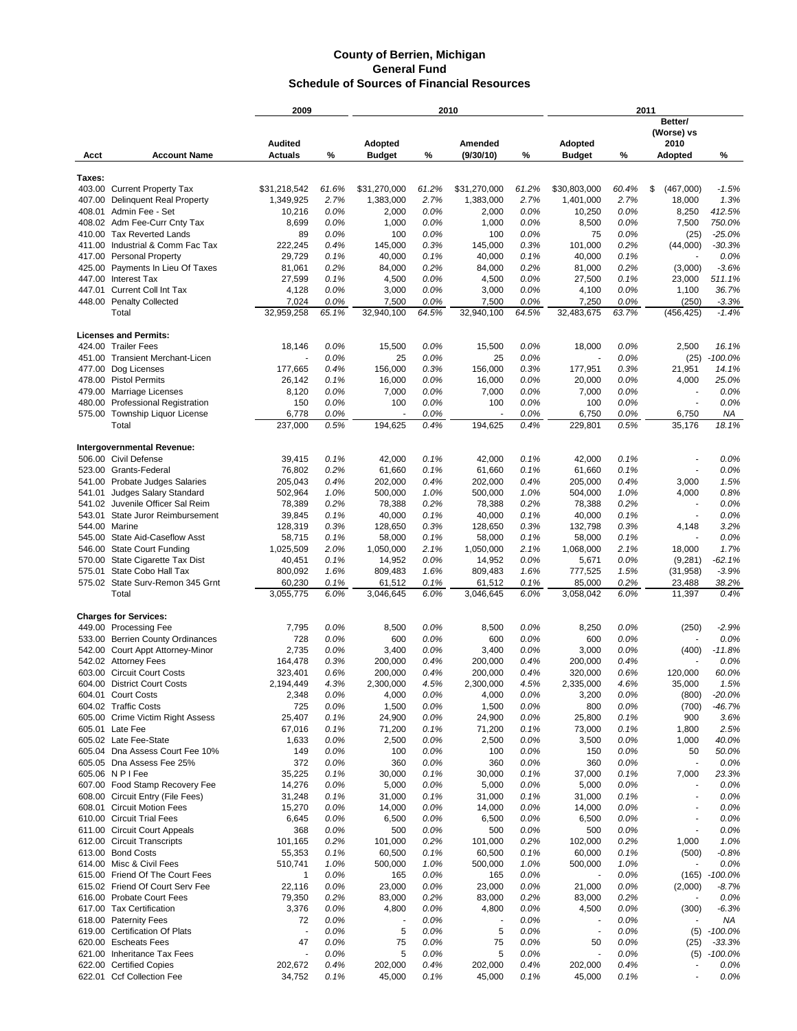# County of Berrien, Michigan
## General Fund
### Schedule of Sources of Financial Resources

| Acct | Account Name | 2009 Audited Actuals | % | 2010 Adopted Budget | % | 2010 Amended (9/30/10) | % | 2011 Adopted Budget | % | 2011 Better/ (Worse) vs 2010 Adopted | % |
|---|---|---|---|---|---|---|---|---|---|---|---|
| **Taxes:** | | | | | | | | | | | |
| 403.00 | Current Property Tax | $31,218,542 | 61.6% | $31,270,000 | 61.2% | $31,270,000 | 61.2% | $30,803,000 | 60.4% | $ (467,000) | -1.5% |
| 407.00 | Delinquent Real Property | 1,349,925 | 2.7% | 1,383,000 | 2.7% | 1,383,000 | 2.7% | 1,401,000 | 2.7% | 18,000 | 1.3% |
| 408.01 | Admin Fee - Set | 10,216 | 0.0% | 2,000 | 0.0% | 2,000 | 0.0% | 10,250 | 0.0% | 8,250 | 412.5% |
| 408.02 | Adm Fee-Curr Cnty Tax | 8,699 | 0.0% | 1,000 | 0.0% | 1,000 | 0.0% | 8,500 | 0.0% | 7,500 | 750.0% |
| 410.00 | Tax Reverted Lands | 89 | 0.0% | 100 | 0.0% | 100 | 0.0% | 75 | 0.0% | (25) | -25.0% |
| 411.00 | Industrial & Comm Fac Tax | 222,245 | 0.4% | 145,000 | 0.3% | 145,000 | 0.3% | 101,000 | 0.2% | (44,000) | -30.3% |
| 417.00 | Personal Property | 29,729 | 0.1% | 40,000 | 0.1% | 40,000 | 0.1% | 40,000 | 0.1% | - | 0.0% |
| 425.00 | Payments In Lieu Of Taxes | 81,061 | 0.2% | 84,000 | 0.2% | 84,000 | 0.2% | 81,000 | 0.2% | (3,000) | -3.6% |
| 447.00 | Interest Tax | 27,599 | 0.1% | 4,500 | 0.0% | 4,500 | 0.0% | 27,500 | 0.1% | 23,000 | 511.1% |
| 447.01 | Current Coll Int Tax | 4,128 | 0.0% | 3,000 | 0.0% | 3,000 | 0.0% | 4,100 | 0.0% | 1,100 | 36.7% |
| 448.00 | Penalty Collected | 7,024 | 0.0% | 7,500 | 0.0% | 7,500 | 0.0% | 7,250 | 0.0% | (250) | -3.3% |
| | Total | 32,959,258 | 65.1% | 32,940,100 | 64.5% | 32,940,100 | 64.5% | 32,483,675 | 63.7% | (456,425) | -1.4% |
| **Licenses and Permits:** | | | | | | | | | | | |
| 424.00 | Trailer Fees | 18,146 | 0.0% | 15,500 | 0.0% | 15,500 | 0.0% | 18,000 | 0.0% | 2,500 | 16.1% |
| 451.00 | Transient Merchant-Licen | - | 0.0% | 25 | 0.0% | 25 | 0.0% | - | 0.0% | (25) | -100.0% |
| 477.00 | Dog Licenses | 177,665 | 0.4% | 156,000 | 0.3% | 156,000 | 0.3% | 177,951 | 0.3% | 21,951 | 14.1% |
| 478.00 | Pistol Permits | 26,142 | 0.1% | 16,000 | 0.0% | 16,000 | 0.0% | 20,000 | 0.0% | 4,000 | 25.0% |
| 479.00 | Marriage Licenses | 8,120 | 0.0% | 7,000 | 0.0% | 7,000 | 0.0% | 7,000 | 0.0% | - | 0.0% |
| 480.00 | Professional Registration | 150 | 0.0% | 100 | 0.0% | 100 | 0.0% | 100 | 0.0% | - | 0.0% |
| 575.00 | Township Liquor License | 6,778 | 0.0% | - | 0.0% | - | 0.0% | 6,750 | 0.0% | 6,750 | NA |
| | Total | 237,000 | 0.5% | 194,625 | 0.4% | 194,625 | 0.4% | 229,801 | 0.5% | 35,176 | 18.1% |
| **Intergovernmental Revenue:** | | | | | | | | | | | |
| 506.00 | Civil Defense | 39,415 | 0.1% | 42,000 | 0.1% | 42,000 | 0.1% | 42,000 | 0.1% | - | 0.0% |
| 523.00 | Grants-Federal | 76,802 | 0.2% | 61,660 | 0.1% | 61,660 | 0.1% | 61,660 | 0.1% | - | 0.0% |
| 541.00 | Probate Judges Salaries | 205,043 | 0.4% | 202,000 | 0.4% | 202,000 | 0.4% | 205,000 | 0.4% | 3,000 | 1.5% |
| 541.01 | Judges Salary Standard | 502,964 | 1.0% | 500,000 | 1.0% | 500,000 | 1.0% | 504,000 | 1.0% | 4,000 | 0.8% |
| 541.02 | Juvenile Officer Sal Reim | 78,389 | 0.2% | 78,388 | 0.2% | 78,388 | 0.2% | 78,388 | 0.2% | - | 0.0% |
| 543.01 | State Juror Reimbursement | 39,845 | 0.1% | 40,000 | 0.1% | 40,000 | 0.1% | 40,000 | 0.1% | - | 0.0% |
| 544.00 | Marine | 128,319 | 0.3% | 128,650 | 0.3% | 128,650 | 0.3% | 132,798 | 0.3% | 4,148 | 3.2% |
| 545.00 | State Aid-Caseflow Asst | 58,715 | 0.1% | 58,000 | 0.1% | 58,000 | 0.1% | 58,000 | 0.1% | - | 0.0% |
| 546.00 | State Court Funding | 1,025,509 | 2.0% | 1,050,000 | 2.1% | 1,050,000 | 2.1% | 1,068,000 | 2.1% | 18,000 | 1.7% |
| 570.00 | State Cigarette Tax Dist | 40,451 | 0.1% | 14,952 | 0.0% | 14,952 | 0.0% | 5,671 | 0.0% | (9,281) | -62.1% |
| 575.01 | State Cobo Hall Tax | 800,092 | 1.6% | 809,483 | 1.6% | 809,483 | 1.6% | 777,525 | 1.5% | (31,958) | -3.9% |
| 575.02 | State Surv-Remon 345 Grnt | 60,230 | 0.1% | 61,512 | 0.1% | 61,512 | 0.1% | 85,000 | 0.2% | 23,488 | 38.2% |
| | Total | 3,055,775 | 6.0% | 3,046,645 | 6.0% | 3,046,645 | 6.0% | 3,058,042 | 6.0% | 11,397 | 0.4% |
| **Charges for Services:** | | | | | | | | | | | |
| 449.00 | Processing Fee | 7,795 | 0.0% | 8,500 | 0.0% | 8,500 | 0.0% | 8,250 | 0.0% | (250) | -2.9% |
| 533.00 | Berrien County Ordinances | 728 | 0.0% | 600 | 0.0% | 600 | 0.0% | 600 | 0.0% | - | 0.0% |
| 542.00 | Court Appt Attorney-Minor | 2,735 | 0.0% | 3,400 | 0.0% | 3,400 | 0.0% | 3,000 | 0.0% | (400) | -11.8% |
| 542.02 | Attorney Fees | 164,478 | 0.3% | 200,000 | 0.4% | 200,000 | 0.4% | 200,000 | 0.4% | - | 0.0% |
| 603.00 | Circuit Court Costs | 323,401 | 0.6% | 200,000 | 0.4% | 200,000 | 0.4% | 320,000 | 0.6% | 120,000 | 60.0% |
| 604.00 | District Court Costs | 2,194,449 | 4.3% | 2,300,000 | 4.5% | 2,300,000 | 4.5% | 2,335,000 | 4.6% | 35,000 | 1.5% |
| 604.01 | Court Costs | 2,348 | 0.0% | 4,000 | 0.0% | 4,000 | 0.0% | 3,200 | 0.0% | (800) | -20.0% |
| 604.02 | Traffic Costs | 725 | 0.0% | 1,500 | 0.0% | 1,500 | 0.0% | 800 | 0.0% | (700) | -46.7% |
| 605.00 | Crime Victim Right Assess | 25,407 | 0.1% | 24,900 | 0.0% | 24,900 | 0.0% | 25,800 | 0.1% | 900 | 3.6% |
| 605.01 | Late Fee | 67,016 | 0.1% | 71,200 | 0.1% | 71,200 | 0.1% | 73,000 | 0.1% | 1,800 | 2.5% |
| 605.02 | Late Fee-State | 1,633 | 0.0% | 2,500 | 0.0% | 2,500 | 0.0% | 3,500 | 0.0% | 1,000 | 40.0% |
| 605.04 | Dna Assess Court Fee 10% | 149 | 0.0% | 100 | 0.0% | 100 | 0.0% | 150 | 0.0% | 50 | 50.0% |
| 605.05 | Dna Assess Fee 25% | 372 | 0.0% | 360 | 0.0% | 360 | 0.0% | 360 | 0.0% | - | 0.0% |
| 605.06 | N P I Fee | 35,225 | 0.1% | 30,000 | 0.1% | 30,000 | 0.1% | 37,000 | 0.1% | 7,000 | 23.3% |
| 607.00 | Food Stamp Recovery Fee | 14,276 | 0.0% | 5,000 | 0.0% | 5,000 | 0.0% | 5,000 | 0.0% | - | 0.0% |
| 608.00 | Circuit Entry (File Fees) | 31,248 | 0.1% | 31,000 | 0.1% | 31,000 | 0.1% | 31,000 | 0.1% | - | 0.0% |
| 608.01 | Circuit Motion Fees | 15,270 | 0.0% | 14,000 | 0.0% | 14,000 | 0.0% | 14,000 | 0.0% | - | 0.0% |
| 610.00 | Circuit Trial Fees | 6,645 | 0.0% | 6,500 | 0.0% | 6,500 | 0.0% | 6,500 | 0.0% | - | 0.0% |
| 611.00 | Circuit Court Appeals | 368 | 0.0% | 500 | 0.0% | 500 | 0.0% | 500 | 0.0% | - | 0.0% |
| 612.00 | Circuit Transcripts | 101,165 | 0.2% | 101,000 | 0.2% | 101,000 | 0.2% | 102,000 | 0.2% | 1,000 | 1.0% |
| 613.00 | Bond Costs | 55,353 | 0.1% | 60,500 | 0.1% | 60,500 | 0.1% | 60,000 | 0.1% | (500) | -0.8% |
| 614.00 | Misc & Civil Fees | 510,741 | 1.0% | 500,000 | 1.0% | 500,000 | 1.0% | 500,000 | 1.0% | - | 0.0% |
| 615.00 | Friend Of The Court Fees | 1 | 0.0% | 165 | 0.0% | 165 | 0.0% | - | 0.0% | (165) | -100.0% |
| 615.02 | Friend Of Court Serv Fee | 22,116 | 0.0% | 23,000 | 0.0% | 23,000 | 0.0% | 21,000 | 0.0% | (2,000) | -8.7% |
| 616.00 | Probate Court Fees | 79,350 | 0.2% | 83,000 | 0.2% | 83,000 | 0.2% | 83,000 | 0.2% | - | 0.0% |
| 617.00 | Tax Certification | 3,376 | 0.0% | 4,800 | 0.0% | 4,800 | 0.0% | 4,500 | 0.0% | (300) | -6.3% |
| 618.00 | Paternity Fees | 72 | 0.0% | - | 0.0% | - | 0.0% | - | 0.0% | - | NA |
| 619.00 | Certification Of Plats | - | 0.0% | 5 | 0.0% | 5 | 0.0% | - | 0.0% | (5) | -100.0% |
| 620.00 | Escheats Fees | 47 | 0.0% | 75 | 0.0% | 75 | 0.0% | 50 | 0.0% | (25) | -33.3% |
| 621.00 | Inheritance Tax Fees | - | 0.0% | 5 | 0.0% | 5 | 0.0% | - | 0.0% | (5) | -100.0% |
| 622.00 | Certified Copies | 202,672 | 0.4% | 202,000 | 0.4% | 202,000 | 0.4% | 202,000 | 0.4% | - | 0.0% |
| 622.01 | Ccf Collection Fee | 34,752 | 0.1% | 45,000 | 0.1% | 45,000 | 0.1% | 45,000 | 0.1% | - | 0.0% |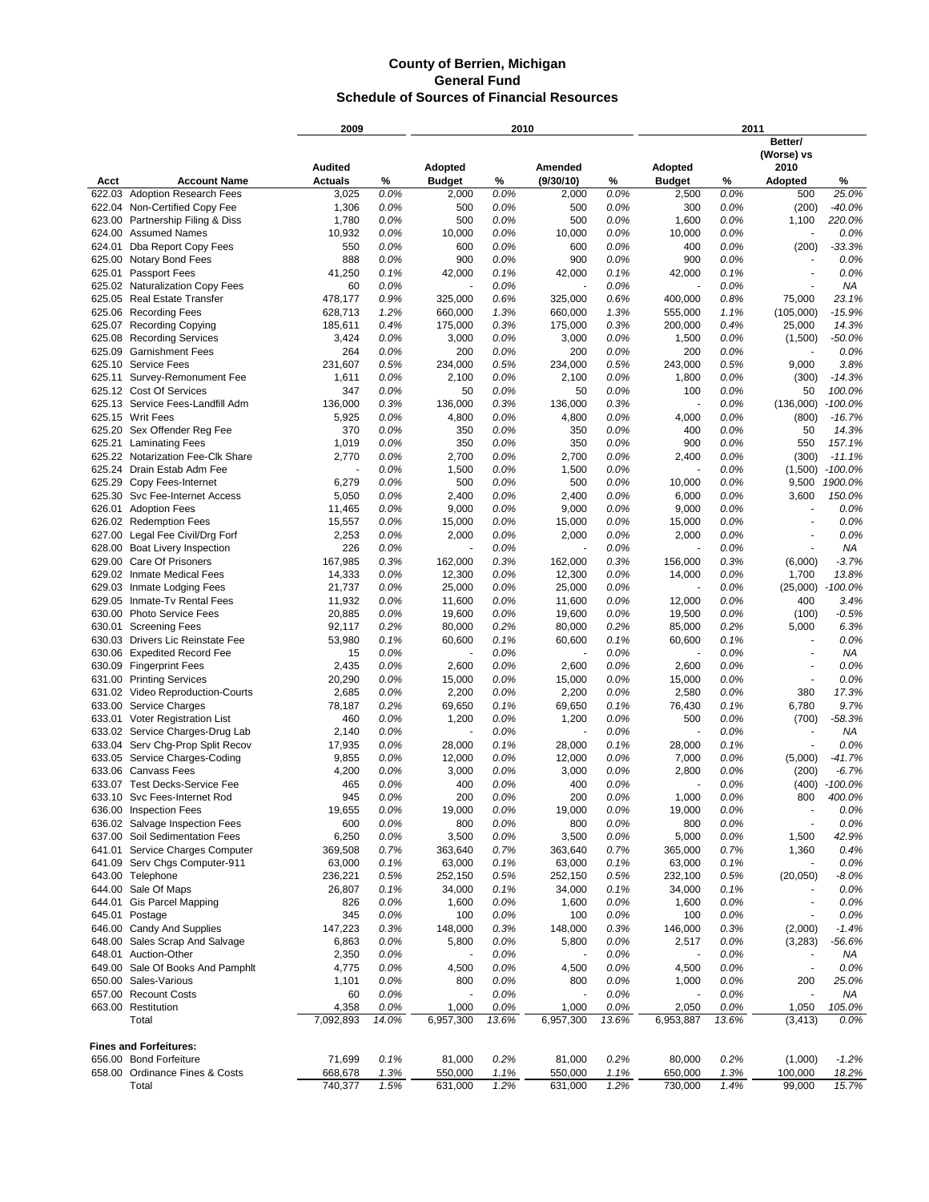# County of Berrien, Michigan
## General Fund
### Schedule of Sources of Financial Resources

| Acct | Account Name | 2009 Audited Actuals | % | 2010 Adopted Budget | % | 2010 Amended (9/30/10) | % | 2011 Adopted Budget | % | Better/ (Worse) vs 2010 Adopted | % |
|---|---|---|---|---|---|---|---|---|---|---|---|
| 622.03 | Adoption Research Fees | 3,025 | 0.0% | 2,000 | 0.0% | 2,000 | 0.0% | 2,500 | 0.0% | 500 | 25.0% |
| 622.04 | Non-Certified Copy Fee | 1,306 | 0.0% | 500 | 0.0% | 500 | 0.0% | 300 | 0.0% | (200) | -40.0% |
| 623.00 | Partnership Filing & Diss | 1,780 | 0.0% | 500 | 0.0% | 500 | 0.0% | 1,600 | 0.0% | 1,100 | 220.0% |
| 624.00 | Assumed Names | 10,932 | 0.0% | 10,000 | 0.0% | 10,000 | 0.0% | 10,000 | 0.0% | - | 0.0% |
| 624.01 | Dba Report Copy Fees | 550 | 0.0% | 600 | 0.0% | 600 | 0.0% | 400 | 0.0% | (200) | -33.3% |
| 625.00 | Notary Bond Fees | 888 | 0.0% | 900 | 0.0% | 900 | 0.0% | 900 | 0.0% | - | 0.0% |
| 625.01 | Passport Fees | 41,250 | 0.1% | 42,000 | 0.1% | 42,000 | 0.1% | 42,000 | 0.1% | - | 0.0% |
| 625.02 | Naturalization Copy Fees | 60 | 0.0% | - | 0.0% | - | 0.0% | - | 0.0% | - | NA |
| 625.05 | Real Estate Transfer | 478,177 | 0.9% | 325,000 | 0.6% | 325,000 | 0.6% | 400,000 | 0.8% | 75,000 | 23.1% |
| 625.06 | Recording Fees | 628,713 | 1.2% | 660,000 | 1.3% | 660,000 | 1.3% | 555,000 | 1.1% | (105,000) | -15.9% |
| 625.07 | Recording Copying | 185,611 | 0.4% | 175,000 | 0.3% | 175,000 | 0.3% | 200,000 | 0.4% | 25,000 | 14.3% |
| 625.08 | Recording Services | 3,424 | 0.0% | 3,000 | 0.0% | 3,000 | 0.0% | 1,500 | 0.0% | (1,500) | -50.0% |
| 625.09 | Garnishment Fees | 264 | 0.0% | 200 | 0.0% | 200 | 0.0% | 200 | 0.0% | - | 0.0% |
| 625.10 | Service Fees | 231,607 | 0.5% | 234,000 | 0.5% | 234,000 | 0.5% | 243,000 | 0.5% | 9,000 | 3.8% |
| 625.11 | Survey-Remonument Fee | 1,611 | 0.0% | 2,100 | 0.0% | 2,100 | 0.0% | 1,800 | 0.0% | (300) | -14.3% |
| 625.12 | Cost Of Services | 347 | 0.0% | 50 | 0.0% | 50 | 0.0% | 100 | 0.0% | 50 | 100.0% |
| 625.13 | Service Fees-Landfill Adm | 136,000 | 0.3% | 136,000 | 0.3% | 136,000 | 0.3% | - | 0.0% | (136,000) | -100.0% |
| 625.15 | Writ Fees | 5,925 | 0.0% | 4,800 | 0.0% | 4,800 | 0.0% | 4,000 | 0.0% | (800) | -16.7% |
| 625.20 | Sex Offender Reg Fee | 370 | 0.0% | 350 | 0.0% | 350 | 0.0% | 400 | 0.0% | 50 | 14.3% |
| 625.21 | Laminating Fees | 1,019 | 0.0% | 350 | 0.0% | 350 | 0.0% | 900 | 0.0% | 550 | 157.1% |
| 625.22 | Notarization Fee-Clk Share | 2,770 | 0.0% | 2,700 | 0.0% | 2,700 | 0.0% | 2,400 | 0.0% | (300) | -11.1% |
| 625.24 | Drain Estab Adm Fee | - | 0.0% | 1,500 | 0.0% | 1,500 | 0.0% | - | 0.0% | (1,500) | -100.0% |
| 625.29 | Copy Fees-Internet | 6,279 | 0.0% | 500 | 0.0% | 500 | 0.0% | 10,000 | 0.0% | 9,500 | 1900.0% |
| 625.30 | Svc Fee-Internet Access | 5,050 | 0.0% | 2,400 | 0.0% | 2,400 | 0.0% | 6,000 | 0.0% | 3,600 | 150.0% |
| 626.01 | Adoption Fees | 11,465 | 0.0% | 9,000 | 0.0% | 9,000 | 0.0% | 9,000 | 0.0% | - | 0.0% |
| 626.02 | Redemption Fees | 15,557 | 0.0% | 15,000 | 0.0% | 15,000 | 0.0% | 15,000 | 0.0% | - | 0.0% |
| 627.00 | Legal Fee Civil/Drg Forf | 2,253 | 0.0% | 2,000 | 0.0% | 2,000 | 0.0% | 2,000 | 0.0% | - | 0.0% |
| 628.00 | Boat Livery Inspection | 226 | 0.0% | - | 0.0% | - | 0.0% | - | 0.0% | - | NA |
| 629.00 | Care Of Prisoners | 167,985 | 0.3% | 162,000 | 0.3% | 162,000 | 0.3% | 156,000 | 0.3% | (6,000) | -3.7% |
| 629.02 | Inmate Medical Fees | 14,333 | 0.0% | 12,300 | 0.0% | 12,300 | 0.0% | 14,000 | 0.0% | 1,700 | 13.8% |
| 629.03 | Inmate Lodging Fees | 21,737 | 0.0% | 25,000 | 0.0% | 25,000 | 0.0% | - | 0.0% | (25,000) | -100.0% |
| 629.05 | Inmate-Tv Rental Fees | 11,932 | 0.0% | 11,600 | 0.0% | 11,600 | 0.0% | 12,000 | 0.0% | 400 | 3.4% |
| 630.00 | Photo Service Fees | 20,885 | 0.0% | 19,600 | 0.0% | 19,600 | 0.0% | 19,500 | 0.0% | (100) | -0.5% |
| 630.01 | Screening Fees | 92,117 | 0.2% | 80,000 | 0.2% | 80,000 | 0.2% | 85,000 | 0.2% | 5,000 | 6.3% |
| 630.03 | Drivers Lic Reinstate Fee | 53,980 | 0.1% | 60,600 | 0.1% | 60,600 | 0.1% | 60,600 | 0.1% | - | 0.0% |
| 630.06 | Expedited Record Fee | 15 | 0.0% | - | 0.0% | - | 0.0% | - | 0.0% | - | NA |
| 630.09 | Fingerprint Fees | 2,435 | 0.0% | 2,600 | 0.0% | 2,600 | 0.0% | 2,600 | 0.0% | - | 0.0% |
| 631.00 | Printing Services | 20,290 | 0.0% | 15,000 | 0.0% | 15,000 | 0.0% | 15,000 | 0.0% | - | 0.0% |
| 631.02 | Video Reproduction-Courts | 2,685 | 0.0% | 2,200 | 0.0% | 2,200 | 0.0% | 2,580 | 0.0% | 380 | 17.3% |
| 633.00 | Service Charges | 78,187 | 0.2% | 69,650 | 0.1% | 69,650 | 0.1% | 76,430 | 0.1% | 6,780 | 9.7% |
| 633.01 | Voter Registration List | 460 | 0.0% | 1,200 | 0.0% | 1,200 | 0.0% | 500 | 0.0% | (700) | -58.3% |
| 633.02 | Service Charges-Drug Lab | 2,140 | 0.0% | - | 0.0% | - | 0.0% | - | 0.0% | - | NA |
| 633.04 | Serv Chg-Prop Split Recov | 17,935 | 0.0% | 28,000 | 0.1% | 28,000 | 0.1% | 28,000 | 0.1% | - | 0.0% |
| 633.05 | Service Charges-Coding | 9,855 | 0.0% | 12,000 | 0.0% | 12,000 | 0.0% | 7,000 | 0.0% | (5,000) | -41.7% |
| 633.06 | Canvass Fees | 4,200 | 0.0% | 3,000 | 0.0% | 3,000 | 0.0% | 2,800 | 0.0% | (200) | -6.7% |
| 633.07 | Test Decks-Service Fee | 465 | 0.0% | 400 | 0.0% | 400 | 0.0% | - | 0.0% | (400) | -100.0% |
| 633.10 | Svc Fees-Internet Rod | 945 | 0.0% | 200 | 0.0% | 200 | 0.0% | 1,000 | 0.0% | 800 | 400.0% |
| 636.00 | Inspection Fees | 19,655 | 0.0% | 19,000 | 0.0% | 19,000 | 0.0% | 19,000 | 0.0% | - | 0.0% |
| 636.02 | Salvage Inspection Fees | 600 | 0.0% | 800 | 0.0% | 800 | 0.0% | 800 | 0.0% | - | 0.0% |
| 637.00 | Soil Sedimentation Fees | 6,250 | 0.0% | 3,500 | 0.0% | 3,500 | 0.0% | 5,000 | 0.0% | 1,500 | 42.9% |
| 641.01 | Service Charges Computer | 369,508 | 0.7% | 363,640 | 0.7% | 363,640 | 0.7% | 365,000 | 0.7% | 1,360 | 0.4% |
| 641.09 | Serv Chgs Computer-911 | 63,000 | 0.1% | 63,000 | 0.1% | 63,000 | 0.1% | 63,000 | 0.1% | - | 0.0% |
| 643.00 | Telephone | 236,221 | 0.5% | 252,150 | 0.5% | 252,150 | 0.5% | 232,100 | 0.5% | (20,050) | -8.0% |
| 644.00 | Sale Of Maps | 26,807 | 0.1% | 34,000 | 0.1% | 34,000 | 0.1% | 34,000 | 0.1% | - | 0.0% |
| 644.01 | Gis Parcel Mapping | 826 | 0.0% | 1,600 | 0.0% | 1,600 | 0.0% | 1,600 | 0.0% | - | 0.0% |
| 645.01 | Postage | 345 | 0.0% | 100 | 0.0% | 100 | 0.0% | 100 | 0.0% | - | 0.0% |
| 646.00 | Candy And Supplies | 147,223 | 0.3% | 148,000 | 0.3% | 148,000 | 0.3% | 146,000 | 0.3% | (2,000) | -1.4% |
| 648.00 | Sales Scrap And Salvage | 6,863 | 0.0% | 5,800 | 0.0% | 5,800 | 0.0% | 2,517 | 0.0% | (3,283) | -56.6% |
| 648.01 | Auction-Other | 2,350 | 0.0% | - | 0.0% | - | 0.0% | - | 0.0% | - | NA |
| 649.00 | Sale Of Books And Pamphlt | 4,775 | 0.0% | 4,500 | 0.0% | 4,500 | 0.0% | 4,500 | 0.0% | - | 0.0% |
| 650.00 | Sales-Various | 1,101 | 0.0% | 800 | 0.0% | 800 | 0.0% | 1,000 | 0.0% | 200 | 25.0% |
| 657.00 | Recount Costs | 60 | 0.0% | - | 0.0% | - | 0.0% | - | 0.0% | - | NA |
| 663.00 | Restitution | 4,358 | 0.0% | 1,000 | 0.0% | 1,000 | 0.0% | 2,050 | 0.0% | 1,050 | 105.0% |
| | Total | 7,092,893 | 14.0% | 6,957,300 | 13.6% | 6,957,300 | 13.6% | 6,953,887 | 13.6% | (3,413) | 0.0% |
| | **Fines and Forfeitures:** | | | | | | | | | | |
| 656.00 | Bond Forfeiture | 71,699 | 0.1% | 81,000 | 0.2% | 81,000 | 0.2% | 80,000 | 0.2% | (1,000) | -1.2% |
| 658.00 | Ordinance Fines & Costs | 668,678 | 1.3% | 550,000 | 1.1% | 550,000 | 1.1% | 650,000 | 1.3% | 100,000 | 18.2% |
| | Total | 740,377 | 1.5% | 631,000 | 1.2% | 631,000 | 1.2% | 730,000 | 1.4% | 99,000 | 15.7% |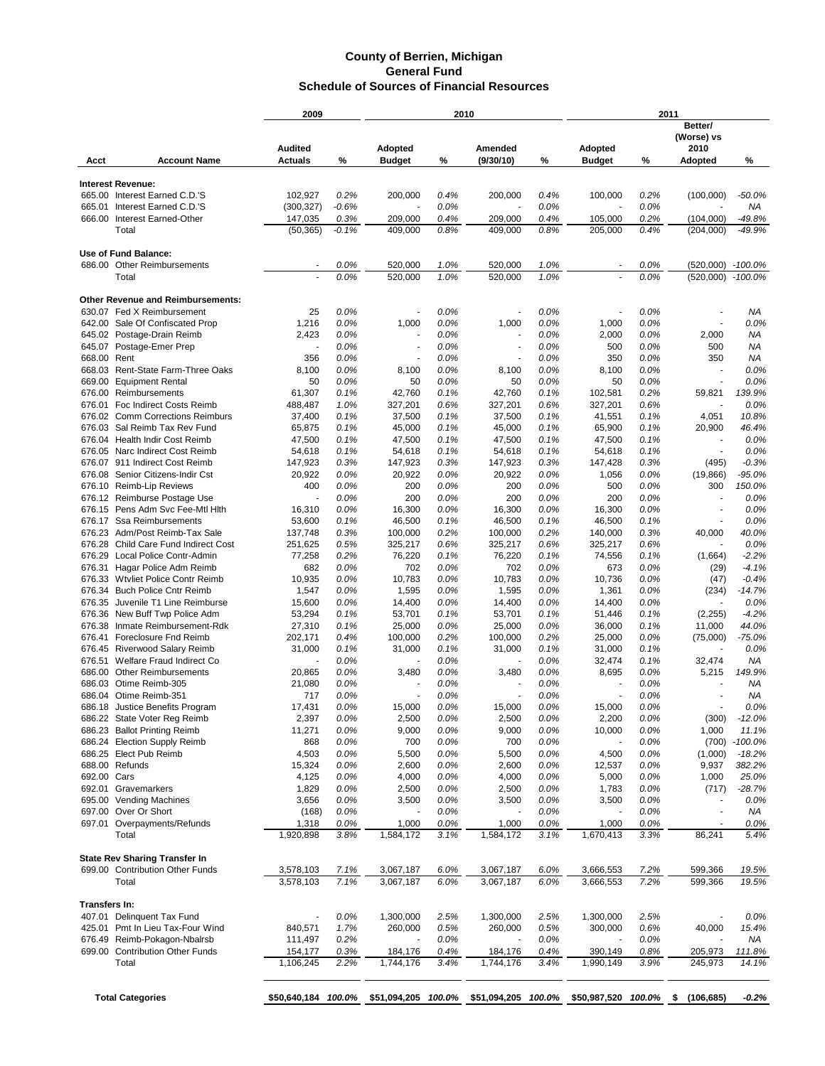# County of Berrien, Michigan
## General Fund
### Schedule of Sources of Financial Resources

| Acct | Account Name | 2009 Audited Actuals | % | 2010 Adopted Budget | % | 2010 Amended (9/30/10) | % | 2011 Adopted Budget | % | Better/ (Worse) vs 2010 Adopted | % |
|---|---|---|---|---|---|---|---|---|---|---|---|
| **Interest Revenue:** | | | | | | | | | | | |
| 665.00 | Interest Earned C.D.'S | 102,927 | 0.2% | 200,000 | 0.4% | 200,000 | 0.4% | 100,000 | 0.2% | (100,000) | -50.0% |
| 665.01 | Interest Earned C.D.'S | (300,327) | -0.6% | - | 0.0% | - | 0.0% | - | 0.0% | - | NA |
| 666.00 | Interest Earned-Other | 147,035 | 0.3% | 209,000 | 0.4% | 209,000 | 0.4% | 105,000 | 0.2% | (104,000) | -49.8% |
| | Total | (50,365) | -0.1% | 409,000 | 0.8% | 409,000 | 0.8% | 205,000 | 0.4% | (204,000) | -49.9% |
| **Use of Fund Balance:** | | | | | | | | | | | |
| 686.00 | Other Reimbursements | - | 0.0% | 520,000 | 1.0% | 520,000 | 1.0% | - | 0.0% | (520,000) | -100.0% |
| | Total | - | 0.0% | 520,000 | 1.0% | 520,000 | 1.0% | - | 0.0% | (520,000) | -100.0% |
| **Other Revenue and Reimbursements:** | | | | | | | | | | | |
| 630.07 | Fed X Reimbursement | 25 | 0.0% | - | 0.0% | - | 0.0% | - | 0.0% | - | NA |
| 642.00 | Sale Of Confiscated Prop | 1,216 | 0.0% | 1,000 | 0.0% | 1,000 | 0.0% | 1,000 | 0.0% | - | 0.0% |
| 645.02 | Postage-Drain Reimb | 2,423 | 0.0% | - | 0.0% | - | 0.0% | 2,000 | 0.0% | 2,000 | NA |
| 645.07 | Postage-Emer Prep | - | 0.0% | - | 0.0% | - | 0.0% | 500 | 0.0% | 500 | NA |
| 668.00 | Rent | 356 | 0.0% | - | 0.0% | - | 0.0% | 350 | 0.0% | 350 | NA |
| 668.03 | Rent-State Farm-Three Oaks | 8,100 | 0.0% | 8,100 | 0.0% | 8,100 | 0.0% | 8,100 | 0.0% | - | 0.0% |
| 669.00 | Equipment Rental | 50 | 0.0% | 50 | 0.0% | 50 | 0.0% | 50 | 0.0% | - | 0.0% |
| 676.00 | Reimbursements | 61,307 | 0.1% | 42,760 | 0.1% | 42,760 | 0.1% | 102,581 | 0.2% | 59,821 | 139.9% |
| 676.01 | Foc Indirect Costs Reimb | 488,487 | 1.0% | 327,201 | 0.6% | 327,201 | 0.6% | 327,201 | 0.6% | - | 0.0% |
| 676.02 | Comm Corrections Reimburs | 37,400 | 0.1% | 37,500 | 0.1% | 37,500 | 0.1% | 41,551 | 0.1% | 4,051 | 10.8% |
| 676.03 | Sal Reimb Tax Rev Fund | 65,875 | 0.1% | 45,000 | 0.1% | 45,000 | 0.1% | 65,900 | 0.1% | 20,900 | 46.4% |
| 676.04 | Health Indir Cost Reimb | 47,500 | 0.1% | 47,500 | 0.1% | 47,500 | 0.1% | 47,500 | 0.1% | - | 0.0% |
| 676.05 | Narc Indirect Cost Reimb | 54,618 | 0.1% | 54,618 | 0.1% | 54,618 | 0.1% | 54,618 | 0.1% | - | 0.0% |
| 676.07 | 911 Indirect Cost Reimb | 147,923 | 0.3% | 147,923 | 0.3% | 147,923 | 0.3% | 147,428 | 0.3% | (495) | -0.3% |
| 676.08 | Senior Citizens-Indir Cst | 20,922 | 0.0% | 20,922 | 0.0% | 20,922 | 0.0% | 1,056 | 0.0% | (19,866) | -95.0% |
| 676.10 | Reimb-Lip Reviews | 400 | 0.0% | 200 | 0.0% | 200 | 0.0% | 500 | 0.0% | 300 | 150.0% |
| 676.12 | Reimburse Postage Use | - | 0.0% | 200 | 0.0% | 200 | 0.0% | 200 | 0.0% | - | 0.0% |
| 676.15 | Pens Adm Svc Fee-Mtl Hlth | 16,310 | 0.0% | 16,300 | 0.0% | 16,300 | 0.0% | 16,300 | 0.0% | - | 0.0% |
| 676.17 | Ssa Reimbursements | 53,600 | 0.1% | 46,500 | 0.1% | 46,500 | 0.1% | 46,500 | 0.1% | - | 0.0% |
| 676.23 | Adm/Post Reimb-Tax Sale | 137,748 | 0.3% | 100,000 | 0.2% | 100,000 | 0.2% | 140,000 | 0.3% | 40,000 | 40.0% |
| 676.28 | Child Care Fund Indirect Cost | 251,625 | 0.5% | 325,217 | 0.6% | 325,217 | 0.6% | 325,217 | 0.6% | - | 0.0% |
| 676.29 | Local Police Contr-Admin | 77,258 | 0.2% | 76,220 | 0.1% | 76,220 | 0.1% | 74,556 | 0.1% | (1,664) | -2.2% |
| 676.31 | Hagar Police Adm Reimb | 682 | 0.0% | 702 | 0.0% | 702 | 0.0% | 673 | 0.0% | (29) | -4.1% |
| 676.33 | Wtvliet Police Contr Reimb | 10,935 | 0.0% | 10,783 | 0.0% | 10,783 | 0.0% | 10,736 | 0.0% | (47) | -0.4% |
| 676.34 | Buch Police Cntr Reimb | 1,547 | 0.0% | 1,595 | 0.0% | 1,595 | 0.0% | 1,361 | 0.0% | (234) | -14.7% |
| 676.35 | Juvenile T1 Line Reimburse | 15,600 | 0.0% | 14,400 | 0.0% | 14,400 | 0.0% | 14,400 | 0.0% | - | 0.0% |
| 676.36 | New Buff Twp Police Adm | 53,294 | 0.1% | 53,701 | 0.1% | 53,701 | 0.1% | 51,446 | 0.1% | (2,255) | -4.2% |
| 676.38 | Inmate Reimbursement-Rdk | 27,310 | 0.1% | 25,000 | 0.0% | 25,000 | 0.0% | 36,000 | 0.1% | 11,000 | 44.0% |
| 676.41 | Foreclosure Fnd Reimb | 202,171 | 0.4% | 100,000 | 0.2% | 100,000 | 0.2% | 25,000 | 0.0% | (75,000) | -75.0% |
| 676.45 | Riverwood Salary Reimb | 31,000 | 0.1% | 31,000 | 0.1% | 31,000 | 0.1% | 31,000 | 0.1% | - | 0.0% |
| 676.51 | Welfare Fraud Indirect Co | - | 0.0% | - | 0.0% | - | 0.0% | 32,474 | 0.1% | 32,474 | NA |
| 686.00 | Other Reimbursements | 20,865 | 0.0% | 3,480 | 0.0% | 3,480 | 0.0% | 8,695 | 0.0% | 5,215 | 149.9% |
| 686.03 | Otime Reimb-305 | 21,080 | 0.0% | - | 0.0% | - | 0.0% | - | 0.0% | - | NA |
| 686.04 | Otime Reimb-351 | 717 | 0.0% | - | 0.0% | - | 0.0% | - | 0.0% | - | NA |
| 686.18 | Justice Benefits Program | 17,431 | 0.0% | 15,000 | 0.0% | 15,000 | 0.0% | 15,000 | 0.0% | - | 0.0% |
| 686.22 | State Voter Reg Reimb | 2,397 | 0.0% | 2,500 | 0.0% | 2,500 | 0.0% | 2,200 | 0.0% | (300) | -12.0% |
| 686.23 | Ballot Printing Reimb | 11,271 | 0.0% | 9,000 | 0.0% | 9,000 | 0.0% | 10,000 | 0.0% | 1,000 | 11.1% |
| 686.24 | Election Supply Reimb | 868 | 0.0% | 700 | 0.0% | 700 | 0.0% | - | 0.0% | (700) | -100.0% |
| 686.25 | Elect Pub Reimb | 4,503 | 0.0% | 5,500 | 0.0% | 5,500 | 0.0% | 4,500 | 0.0% | (1,000) | -18.2% |
| 688.00 | Refunds | 15,324 | 0.0% | 2,600 | 0.0% | 2,600 | 0.0% | 12,537 | 0.0% | 9,937 | 382.2% |
| 692.00 | Cars | 4,125 | 0.0% | 4,000 | 0.0% | 4,000 | 0.0% | 5,000 | 0.0% | 1,000 | 25.0% |
| 692.01 | Gravemarkers | 1,829 | 0.0% | 2,500 | 0.0% | 2,500 | 0.0% | 1,783 | 0.0% | (717) | -28.7% |
| 695.00 | Vending Machines | 3,656 | 0.0% | 3,500 | 0.0% | 3,500 | 0.0% | 3,500 | 0.0% | - | 0.0% |
| 697.00 | Over Or Short | (168) | 0.0% | - | 0.0% | - | 0.0% | - | 0.0% | - | NA |
| 697.01 | Overpayments/Refunds | 1,318 | 0.0% | 1,000 | 0.0% | 1,000 | 0.0% | 1,000 | 0.0% | - | 0.0% |
| | Total | 1,920,898 | 3.8% | 1,584,172 | 3.1% | 1,584,172 | 3.1% | 1,670,413 | 3.3% | 86,241 | 5.4% |
| **State Rev Sharing Transfer In** | | | | | | | | | | | |
| 699.00 | Contribution Other Funds | 3,578,103 | 7.1% | 3,067,187 | 6.0% | 3,067,187 | 6.0% | 3,666,553 | 7.2% | 599,366 | 19.5% |
| | Total | 3,578,103 | 7.1% | 3,067,187 | 6.0% | 3,067,187 | 6.0% | 3,666,553 | 7.2% | 599,366 | 19.5% |
| **Transfers In:** | | | | | | | | | | | |
| 407.01 | Delinquent Tax Fund | - | 0.0% | 1,300,000 | 2.5% | 1,300,000 | 2.5% | 1,300,000 | 2.5% | - | 0.0% |
| 425.01 | Pmt In Lieu Tax-Four Wind | 840,571 | 1.7% | 260,000 | 0.5% | 260,000 | 0.5% | 300,000 | 0.6% | 40,000 | 15.4% |
| 676.49 | Reimb-Pokagon-Nbalrsb | 111,497 | 0.2% | - | 0.0% | - | 0.0% | - | 0.0% | - | NA |
| 699.00 | Contribution Other Funds | 154,177 | 0.3% | 184,176 | 0.4% | 184,176 | 0.4% | 390,149 | 0.8% | 205,973 | 111.8% |
| | Total | 1,106,245 | 2.2% | 1,744,176 | 3.4% | 1,744,176 | 3.4% | 1,990,149 | 3.9% | 245,973 | 14.1% |
| | **Total Categories** | **$50,640,184** | **100.0%** | **$51,094,205** | **100.0%** | **$51,094,205** | **100.0%** | **$50,987,520** | **100.0%** | **$ (106,685)** | **-0.2%** |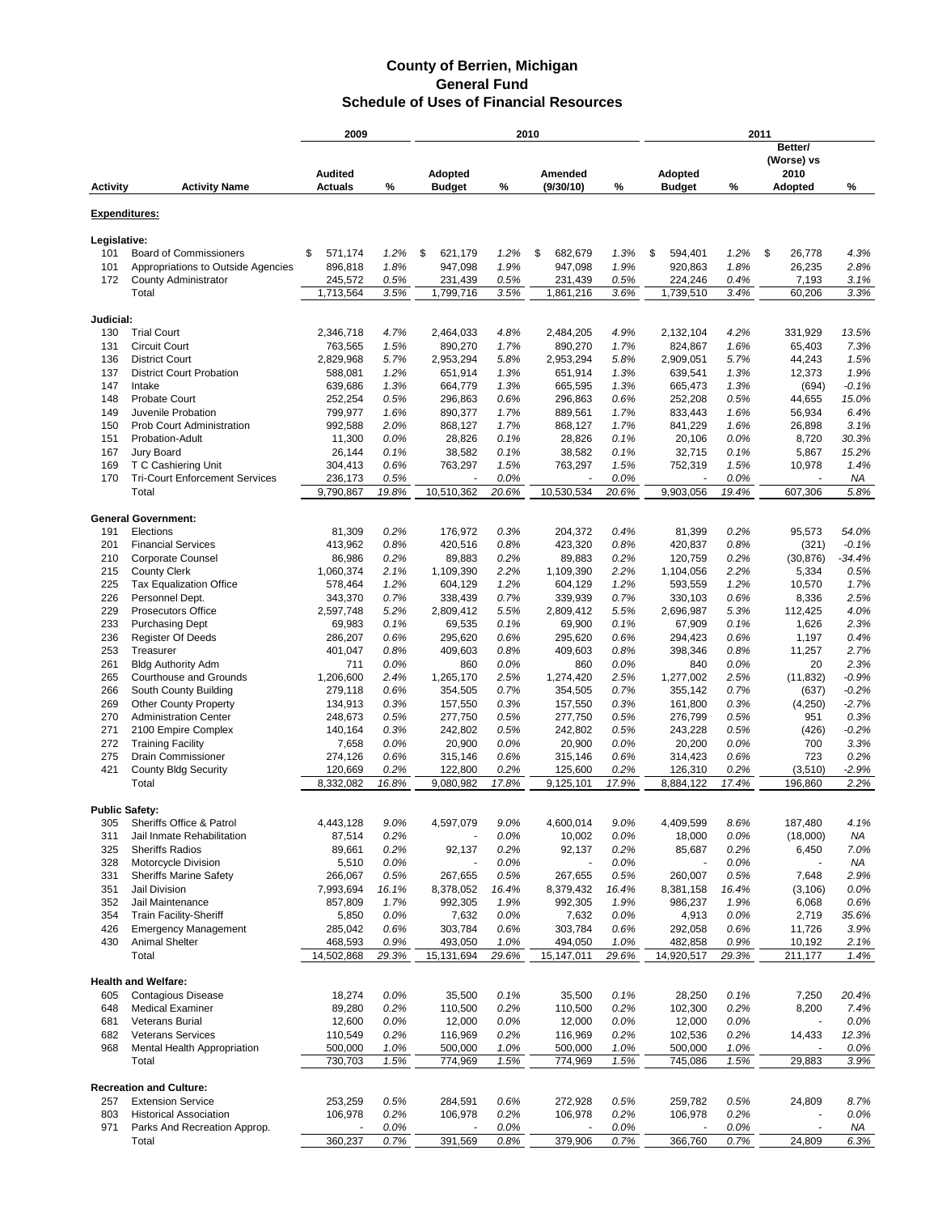# County of Berrien, Michigan
## General Fund
## Schedule of Uses of Financial Resources

| Activity | Activity Name | 2009 Audited Actuals | % | 2010 Adopted Budget | % | 2010 Amended (9/30/10) | % | 2011 Adopted Budget | % | 2011 Better/ (Worse) vs 2010 Adopted | % |
|---|---|---|---|---|---|---|---|---|---|---|---|
| **Expenditures:** | | | | | | | | | | | |
| **Legislative:** | | | | | | | | | | | |
| 101 | Board of Commissioners | $ 571,174 | 1.2% | $ 621,179 | 1.2% | $ 682,679 | 1.3% | $ 594,401 | 1.2% | $ 26,778 | 4.3% |
| 101 | Appropriations to Outside Agencies | 896,818 | 1.8% | 947,098 | 1.9% | 947,098 | 1.9% | 920,863 | 1.8% | 26,235 | 2.8% |
| 172 | County Administrator | 245,572 | 0.5% | 231,439 | 0.5% | 231,439 | 0.5% | 224,246 | 0.4% | 7,193 | 3.1% |
| | Total | 1,713,564 | 3.5% | 1,799,716 | 3.5% | 1,861,216 | 3.6% | 1,739,510 | 3.4% | 60,206 | 3.3% |
| **Judicial:** | | | | | | | | | | | |
| 130 | Trial Court | 2,346,718 | 4.7% | 2,464,033 | 4.8% | 2,484,205 | 4.9% | 2,132,104 | 4.2% | 331,929 | 13.5% |
| 131 | Circuit Court | 763,565 | 1.5% | 890,270 | 1.7% | 890,270 | 1.7% | 824,867 | 1.6% | 65,403 | 7.3% |
| 136 | District Court | 2,829,968 | 5.7% | 2,953,294 | 5.8% | 2,953,294 | 5.8% | 2,909,051 | 5.7% | 44,243 | 1.5% |
| 137 | District Court Probation | 588,081 | 1.2% | 651,914 | 1.3% | 651,914 | 1.3% | 639,541 | 1.3% | 12,373 | 1.9% |
| 147 | Intake | 639,686 | 1.3% | 664,779 | 1.3% | 665,595 | 1.3% | 665,473 | 1.3% | (694) | -0.1% |
| 148 | Probate Court | 252,254 | 0.5% | 296,863 | 0.6% | 296,863 | 0.6% | 252,208 | 0.5% | 44,655 | 15.0% |
| 149 | Juvenile Probation | 799,977 | 1.6% | 890,377 | 1.7% | 889,561 | 1.7% | 833,443 | 1.6% | 56,934 | 6.4% |
| 150 | Prob Court Administration | 992,588 | 2.0% | 868,127 | 1.7% | 868,127 | 1.7% | 841,229 | 1.6% | 26,898 | 3.1% |
| 151 | Probation-Adult | 11,300 | 0.0% | 28,826 | 0.1% | 28,826 | 0.1% | 20,106 | 0.0% | 8,720 | 30.3% |
| 167 | Jury Board | 26,144 | 0.1% | 38,582 | 0.1% | 38,582 | 0.1% | 32,715 | 0.1% | 5,867 | 15.2% |
| 169 | T C Cashiering Unit | 304,413 | 0.6% | 763,297 | 1.5% | 763,297 | 1.5% | 752,319 | 1.5% | 10,978 | 1.4% |
| 170 | Tri-Court Enforcement Services | 236,173 | 0.5% | - | 0.0% | - | 0.0% | - | 0.0% | - | NA |
| | Total | 9,790,867 | 19.8% | 10,510,362 | 20.6% | 10,530,534 | 20.6% | 9,903,056 | 19.4% | 607,306 | 5.8% |
| **General Government:** | | | | | | | | | | | |
| 191 | Elections | 81,309 | 0.2% | 176,972 | 0.3% | 204,372 | 0.4% | 81,399 | 0.2% | 95,573 | 54.0% |
| 201 | Financial Services | 413,962 | 0.8% | 420,516 | 0.8% | 423,320 | 0.8% | 420,837 | 0.8% | (321) | -0.1% |
| 210 | Corporate Counsel | 86,986 | 0.2% | 89,883 | 0.2% | 89,883 | 0.2% | 120,759 | 0.2% | (30,876) | -34.4% |
| 215 | County Clerk | 1,060,374 | 2.1% | 1,109,390 | 2.2% | 1,109,390 | 2.2% | 1,104,056 | 2.2% | 5,334 | 0.5% |
| 225 | Tax Equalization Office | 578,464 | 1.2% | 604,129 | 1.2% | 604,129 | 1.2% | 593,559 | 1.2% | 10,570 | 1.7% |
| 226 | Personnel Dept. | 343,370 | 0.7% | 338,439 | 0.7% | 339,939 | 0.7% | 330,103 | 0.6% | 8,336 | 2.5% |
| 229 | Prosecutors Office | 2,597,748 | 5.2% | 2,809,412 | 5.5% | 2,809,412 | 5.5% | 2,696,987 | 5.3% | 112,425 | 4.0% |
| 233 | Purchasing Dept | 69,983 | 0.1% | 69,535 | 0.1% | 69,900 | 0.1% | 67,909 | 0.1% | 1,626 | 2.3% |
| 236 | Register Of Deeds | 286,207 | 0.6% | 295,620 | 0.6% | 295,620 | 0.6% | 294,423 | 0.6% | 1,197 | 0.4% |
| 253 | Treasurer | 401,047 | 0.8% | 409,603 | 0.8% | 409,603 | 0.8% | 398,346 | 0.8% | 11,257 | 2.7% |
| 261 | Bldg Authority Adm | 711 | 0.0% | 860 | 0.0% | 860 | 0.0% | 840 | 0.0% | 20 | 2.3% |
| 265 | Courthouse and Grounds | 1,206,600 | 2.4% | 1,265,170 | 2.5% | 1,274,420 | 2.5% | 1,277,002 | 2.5% | (11,832) | -0.9% |
| 266 | South County Building | 279,118 | 0.6% | 354,505 | 0.7% | 354,505 | 0.7% | 355,142 | 0.7% | (637) | -0.2% |
| 269 | Other County Property | 134,913 | 0.3% | 157,550 | 0.3% | 157,550 | 0.3% | 161,800 | 0.3% | (4,250) | -2.7% |
| 270 | Administration Center | 248,673 | 0.5% | 277,750 | 0.5% | 277,750 | 0.5% | 276,799 | 0.5% | 951 | 0.3% |
| 271 | 2100 Empire Complex | 140,164 | 0.3% | 242,802 | 0.5% | 242,802 | 0.5% | 243,228 | 0.5% | (426) | -0.2% |
| 272 | Training Facility | 7,658 | 0.0% | 20,900 | 0.0% | 20,900 | 0.0% | 20,200 | 0.0% | 700 | 3.3% |
| 275 | Drain Commissioner | 274,126 | 0.6% | 315,146 | 0.6% | 315,146 | 0.6% | 314,423 | 0.6% | 723 | 0.2% |
| 421 | County Bldg Security | 120,669 | 0.2% | 122,800 | 0.2% | 125,600 | 0.2% | 126,310 | 0.2% | (3,510) | -2.9% |
| | Total | 8,332,082 | 16.8% | 9,080,982 | 17.8% | 9,125,101 | 17.9% | 8,884,122 | 17.4% | 196,860 | 2.2% |
| **Public Safety:** | | | | | | | | | | | |
| 305 | Sheriffs Office & Patrol | 4,443,128 | 9.0% | 4,597,079 | 9.0% | 4,600,014 | 9.0% | 4,409,599 | 8.6% | 187,480 | 4.1% |
| 311 | Jail Inmate Rehabilitation | 87,514 | 0.2% | - | 0.0% | 10,002 | 0.0% | 18,000 | 0.0% | (18,000) | NA |
| 325 | Sheriffs Radios | 89,661 | 0.2% | 92,137 | 0.2% | 92,137 | 0.2% | 85,687 | 0.2% | 6,450 | 7.0% |
| 328 | Motorcycle Division | 5,510 | 0.0% | - | 0.0% | - | 0.0% | - | 0.0% | - | NA |
| 331 | Sheriffs Marine Safety | 266,067 | 0.5% | 267,655 | 0.5% | 267,655 | 0.5% | 260,007 | 0.5% | 7,648 | 2.9% |
| 351 | Jail Division | 7,993,694 | 16.1% | 8,378,052 | 16.4% | 8,379,432 | 16.4% | 8,381,158 | 16.4% | (3,106) | 0.0% |
| 352 | Jail Maintenance | 857,809 | 1.7% | 992,305 | 1.9% | 992,305 | 1.9% | 986,237 | 1.9% | 6,068 | 0.6% |
| 354 | Train Facility-Sheriff | 5,850 | 0.0% | 7,632 | 0.0% | 7,632 | 0.0% | 4,913 | 0.0% | 2,719 | 35.6% |
| 426 | Emergency Management | 285,042 | 0.6% | 303,784 | 0.6% | 303,784 | 0.6% | 292,058 | 0.6% | 11,726 | 3.9% |
| 430 | Animal Shelter | 468,593 | 0.9% | 493,050 | 1.0% | 494,050 | 1.0% | 482,858 | 0.9% | 10,192 | 2.1% |
| | Total | 14,502,868 | 29.3% | 15,131,694 | 29.6% | 15,147,011 | 29.6% | 14,920,517 | 29.3% | 211,177 | 1.4% |
| **Health and Welfare:** | | | | | | | | | | | |
| 605 | Contagious Disease | 18,274 | 0.0% | 35,500 | 0.1% | 35,500 | 0.1% | 28,250 | 0.1% | 7,250 | 20.4% |
| 648 | Medical Examiner | 89,280 | 0.2% | 110,500 | 0.2% | 110,500 | 0.2% | 102,300 | 0.2% | 8,200 | 7.4% |
| 681 | Veterans Burial | 12,600 | 0.0% | 12,000 | 0.0% | 12,000 | 0.0% | 12,000 | 0.0% | - | 0.0% |
| 682 | Veterans Services | 110,549 | 0.2% | 116,969 | 0.2% | 116,969 | 0.2% | 102,536 | 0.2% | 14,433 | 12.3% |
| 968 | Mental Health Appropriation | 500,000 | 1.0% | 500,000 | 1.0% | 500,000 | 1.0% | 500,000 | 1.0% | - | 0.0% |
| | Total | 730,703 | 1.5% | 774,969 | 1.5% | 774,969 | 1.5% | 745,086 | 1.5% | 29,883 | 3.9% |
| **Recreation and Culture:** | | | | | | | | | | | |
| 257 | Extension Service | 253,259 | 0.5% | 284,591 | 0.6% | 272,928 | 0.5% | 259,782 | 0.5% | 24,809 | 8.7% |
| 803 | Historical Association | 106,978 | 0.2% | 106,978 | 0.2% | 106,978 | 0.2% | 106,978 | 0.2% | - | 0.0% |
| 971 | Parks And Recreation Approp. | - | 0.0% | - | 0.0% | - | 0.0% | - | 0.0% | - | NA |
| | Total | 360,237 | 0.7% | 391,569 | 0.8% | 379,906 | 0.7% | 366,760 | 0.7% | 24,809 | 6.3% |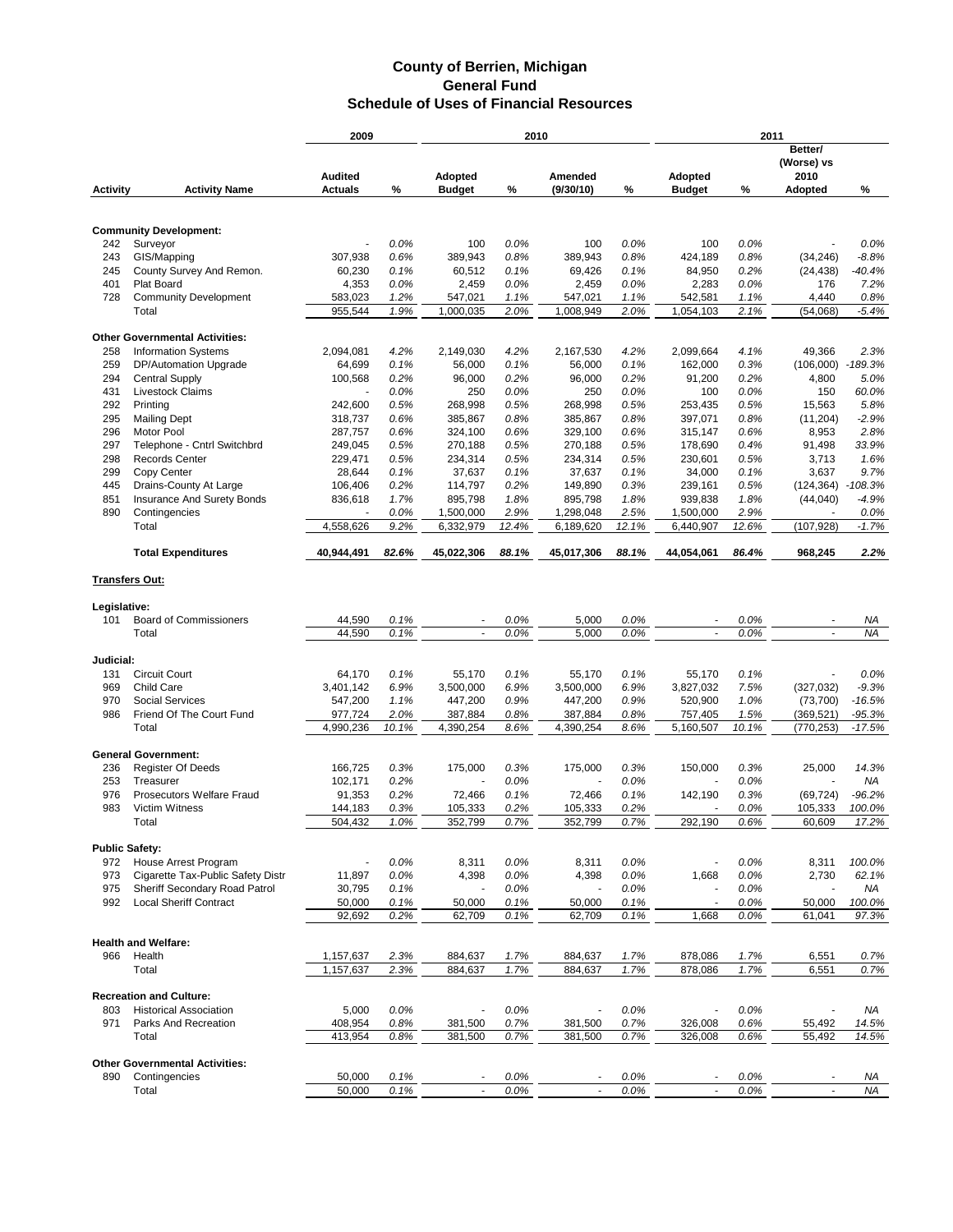# County of Berrien, Michigan
## General Fund
### Schedule of Uses of Financial Resources

| Activity | Activity Name | 2009 Audited Actuals | % | 2010 Adopted Budget | % | 2010 Amended (9/30/10) | % | 2011 Adopted Budget | % | 2011 Better/ (Worse) vs 2010 Adopted | % |
|---|---|---|---|---|---|---|---|---|---|---|---|
| | **Community Development:** | | | | | | | | | | |
| 242 | Surveyor | - | 0.0% | 100 | 0.0% | 100 | 0.0% | 100 | 0.0% | - | 0.0% |
| 243 | GIS/Mapping | 307,938 | 0.6% | 389,943 | 0.8% | 389,943 | 0.8% | 424,189 | 0.8% | (34,246) | -8.8% |
| 245 | County Survey And Remon. | 60,230 | 0.1% | 60,512 | 0.1% | 69,426 | 0.1% | 84,950 | 0.2% | (24,438) | -40.4% |
| 401 | Plat Board | 4,353 | 0.0% | 2,459 | 0.0% | 2,459 | 0.0% | 2,283 | 0.0% | 176 | 7.2% |
| 728 | Community Development | 583,023 | 1.2% | 547,021 | 1.1% | 547,021 | 1.1% | 542,581 | 1.1% | 4,440 | 0.8% |
| | Total | 955,544 | 1.9% | 1,000,035 | 2.0% | 1,008,949 | 2.0% | 1,054,103 | 2.1% | (54,068) | -5.4% |
| | **Other Governmental Activities:** | | | | | | | | | | |
| 258 | Information Systems | 2,094,081 | 4.2% | 2,149,030 | 4.2% | 2,167,530 | 4.2% | 2,099,664 | 4.1% | 49,366 | 2.3% |
| 259 | DP/Automation Upgrade | 64,699 | 0.1% | 56,000 | 0.1% | 56,000 | 0.1% | 162,000 | 0.3% | (106,000) | -189.3% |
| 294 | Central Supply | 100,568 | 0.2% | 96,000 | 0.2% | 96,000 | 0.2% | 91,200 | 0.2% | 4,800 | 5.0% |
| 431 | Livestock Claims | - | 0.0% | 250 | 0.0% | 250 | 0.0% | 100 | 0.0% | 150 | 60.0% |
| 292 | Printing | 242,600 | 0.5% | 268,998 | 0.5% | 268,998 | 0.5% | 253,435 | 0.5% | 15,563 | 5.8% |
| 295 | Mailing Dept | 318,737 | 0.6% | 385,867 | 0.8% | 385,867 | 0.8% | 397,071 | 0.8% | (11,204) | -2.9% |
| 296 | Motor Pool | 287,757 | 0.6% | 324,100 | 0.6% | 329,100 | 0.6% | 315,147 | 0.6% | 8,953 | 2.8% |
| 297 | Telephone - Cntrl Switchbrd | 249,045 | 0.5% | 270,188 | 0.5% | 270,188 | 0.5% | 178,690 | 0.4% | 91,498 | 33.9% |
| 298 | Records Center | 229,471 | 0.5% | 234,314 | 0.5% | 234,314 | 0.5% | 230,601 | 0.5% | 3,713 | 1.6% |
| 299 | Copy Center | 28,644 | 0.1% | 37,637 | 0.1% | 37,637 | 0.1% | 34,000 | 0.1% | 3,637 | 9.7% |
| 445 | Drains-County At Large | 106,406 | 0.2% | 114,797 | 0.2% | 149,890 | 0.3% | 239,161 | 0.5% | (124,364) | -108.3% |
| 851 | Insurance And Surety Bonds | 836,618 | 1.7% | 895,798 | 1.8% | 895,798 | 1.8% | 939,838 | 1.8% | (44,040) | -4.9% |
| 890 | Contingencies | - | 0.0% | 1,500,000 | 2.9% | 1,298,048 | 2.5% | 1,500,000 | 2.9% | - | 0.0% |
| | Total | 4,558,626 | 9.2% | 6,332,979 | 12.4% | 6,189,620 | 12.1% | 6,440,907 | 12.6% | (107,928) | -1.7% |
| | **Total Expenditures** | **40,944,491** | **82.6%** | **45,022,306** | **88.1%** | **45,017,306** | **88.1%** | **44,054,061** | **86.4%** | **968,245** | **2.2%** |
| | **Transfers Out:** | | | | | | | | | | |
| | **Legislative:** | | | | | | | | | | |
| 101 | Board of Commissioners | 44,590 | 0.1% | - | 0.0% | 5,000 | 0.0% | - | 0.0% | - | NA |
| | Total | 44,590 | 0.1% | - | 0.0% | 5,000 | 0.0% | - | 0.0% | - | NA |
| | **Judicial:** | | | | | | | | | | |
| 131 | Circuit Court | 64,170 | 0.1% | 55,170 | 0.1% | 55,170 | 0.1% | 55,170 | 0.1% | - | 0.0% |
| 969 | Child Care | 3,401,142 | 6.9% | 3,500,000 | 6.9% | 3,500,000 | 6.9% | 3,827,032 | 7.5% | (327,032) | -9.3% |
| 970 | Social Services | 547,200 | 1.1% | 447,200 | 0.9% | 447,200 | 0.9% | 520,900 | 1.0% | (73,700) | -16.5% |
| 986 | Friend Of The Court Fund | 977,724 | 2.0% | 387,884 | 0.8% | 387,884 | 0.8% | 757,405 | 1.5% | (369,521) | -95.3% |
| | Total | 4,990,236 | 10.1% | 4,390,254 | 8.6% | 4,390,254 | 8.6% | 5,160,507 | 10.1% | (770,253) | -17.5% |
| | **General Government:** | | | | | | | | | | |
| 236 | Register Of Deeds | 166,725 | 0.3% | 175,000 | 0.3% | 175,000 | 0.3% | 150,000 | 0.3% | 25,000 | 14.3% |
| 253 | Treasurer | 102,171 | 0.2% | - | 0.0% | - | 0.0% | - | 0.0% | - | NA |
| 976 | Prosecutors Welfare Fraud | 91,353 | 0.2% | 72,466 | 0.1% | 72,466 | 0.1% | 142,190 | 0.3% | (69,724) | -96.2% |
| 983 | Victim Witness | 144,183 | 0.3% | 105,333 | 0.2% | 105,333 | 0.2% | - | 0.0% | 105,333 | 100.0% |
| | Total | 504,432 | 1.0% | 352,799 | 0.7% | 352,799 | 0.7% | 292,190 | 0.6% | 60,609 | 17.2% |
| | **Public Safety:** | | | | | | | | | | |
| 972 | House Arrest Program | - | 0.0% | 8,311 | 0.0% | 8,311 | 0.0% | - | 0.0% | 8,311 | 100.0% |
| 973 | Cigarette Tax-Public Safety Distr | 11,897 | 0.0% | 4,398 | 0.0% | 4,398 | 0.0% | 1,668 | 0.0% | 2,730 | 62.1% |
| 975 | Sheriff Secondary Road Patrol | 30,795 | 0.1% | - | 0.0% | - | 0.0% | - | 0.0% | - | NA |
| 992 | Local Sheriff Contract | 50,000 | 0.1% | 50,000 | 0.1% | 50,000 | 0.1% | - | 0.0% | 50,000 | 100.0% |
| | | 92,692 | 0.2% | 62,709 | 0.1% | 62,709 | 0.1% | 1,668 | 0.0% | 61,041 | 97.3% |
| | **Health and Welfare:** | | | | | | | | | | |
| 966 | Health | 1,157,637 | 2.3% | 884,637 | 1.7% | 884,637 | 1.7% | 878,086 | 1.7% | 6,551 | 0.7% |
| | Total | 1,157,637 | 2.3% | 884,637 | 1.7% | 884,637 | 1.7% | 878,086 | 1.7% | 6,551 | 0.7% |
| | **Recreation and Culture:** | | | | | | | | | | |
| 803 | Historical Association | 5,000 | 0.0% | - | 0.0% | - | 0.0% | - | 0.0% | - | NA |
| 971 | Parks And Recreation | 408,954 | 0.8% | 381,500 | 0.7% | 381,500 | 0.7% | 326,008 | 0.6% | 55,492 | 14.5% |
| | Total | 413,954 | 0.8% | 381,500 | 0.7% | 381,500 | 0.7% | 326,008 | 0.6% | 55,492 | 14.5% |
| | **Other Governmental Activities:** | | | | | | | | | | |
| 890 | Contingencies | 50,000 | 0.1% | - | 0.0% | - | 0.0% | - | 0.0% | - | NA |
| | Total | 50,000 | 0.1% | - | 0.0% | - | 0.0% | - | 0.0% | - | NA |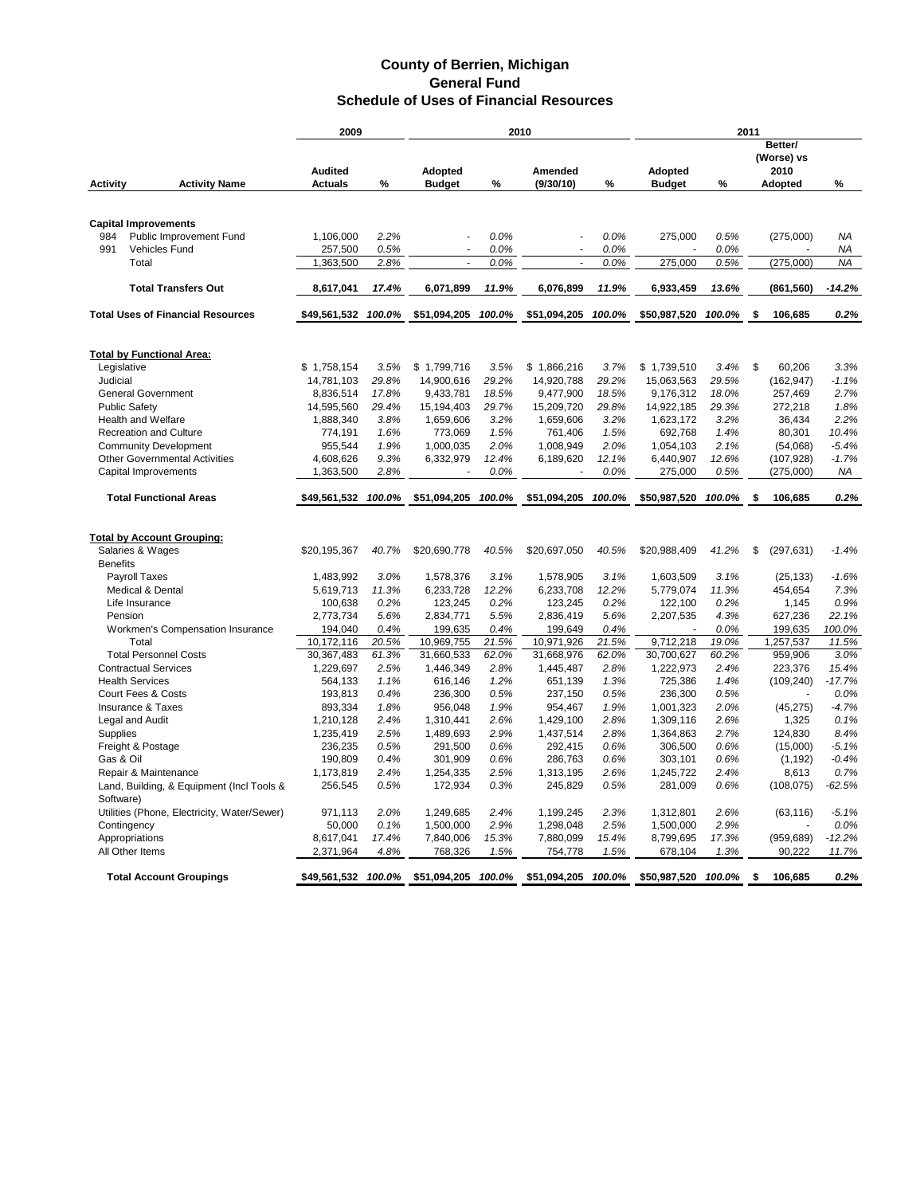# County of Berrien, Michigan
## General Fund
### Schedule of Uses of Financial Resources

| Activity | Activity Name | 2009 Audited Actuals | % | 2010 Adopted Budget | % | 2010 Amended (9/30/10) | % | 2011 Adopted Budget | % | 2011 Better/ (Worse) vs 2010 Adopted | % |
|---|---|---|---|---|---|---|---|---|---|---|---|
| **Capital Improvements** | | | | | | | | | | | |
| 984 | Public Improvement Fund | 1,106,000 | 2.2% | - | 0.0% | - | 0.0% | 275,000 | 0.5% | (275,000) | NA |
| 991 | Vehicles Fund | 257,500 | 0.5% | - | 0.0% | - | 0.0% | - | 0.0% | - | NA |
| | Total | 1,363,500 | 2.8% | - | 0.0% | - | 0.0% | 275,000 | 0.5% | (275,000) | NA |
| | **Total Transfers Out** | **8,617,041** | **17.4%** | **6,071,899** | **11.9%** | **6,076,899** | **11.9%** | **6,933,459** | **13.6%** | **(861,560)** | **-14.2%** |
| **Total Uses of Financial Resources** | | **$49,561,532** | **100.0%** | **$51,094,205** | **100.0%** | **$51,094,205** | **100.0%** | **$50,987,520** | **100.0%** | **$ 106,685** | **0.2%** |
| **Total by Functional Area:** | | | | | | | | | | | |
| Legislative | | $ 1,758,154 | 3.5% | $ 1,799,716 | 3.5% | $ 1,866,216 | 3.7% | $ 1,739,510 | 3.4% | $ 60,206 | 3.3% |
| Judicial | | 14,781,103 | 29.8% | 14,900,616 | 29.2% | 14,920,788 | 29.2% | 15,063,563 | 29.5% | (162,947) | -1.1% |
| General Government | | 8,836,514 | 17.8% | 9,433,781 | 18.5% | 9,477,900 | 18.5% | 9,176,312 | 18.0% | 257,469 | 2.7% |
| Public Safety | | 14,595,560 | 29.4% | 15,194,403 | 29.7% | 15,209,720 | 29.8% | 14,922,185 | 29.3% | 272,218 | 1.8% |
| Health and Welfare | | 1,888,340 | 3.8% | 1,659,606 | 3.2% | 1,659,606 | 3.2% | 1,623,172 | 3.2% | 36,434 | 2.2% |
| Recreation and Culture | | 774,191 | 1.6% | 773,069 | 1.5% | 761,406 | 1.5% | 692,768 | 1.4% | 80,301 | 10.4% |
| Community Development | | 955,544 | 1.9% | 1,000,035 | 2.0% | 1,008,949 | 2.0% | 1,054,103 | 2.1% | (54,068) | -5.4% |
| Other Governmental Activities | | 4,608,626 | 9.3% | 6,332,979 | 12.4% | 6,189,620 | 12.1% | 6,440,907 | 12.6% | (107,928) | -1.7% |
| Capital Improvements | | 1,363,500 | 2.8% | - | 0.0% | - | 0.0% | 275,000 | 0.5% | (275,000) | NA |
| **Total Functional Areas** | | **$49,561,532** | **100.0%** | **$51,094,205** | **100.0%** | **$51,094,205** | **100.0%** | **$50,987,520** | **100.0%** | **$ 106,685** | **0.2%** |
| **Total by Account Grouping:** | | | | | | | | | | | |
| Salaries & Wages | | $20,195,367 | 40.7% | $20,690,778 | 40.5% | $20,697,050 | 40.5% | $20,988,409 | 41.2% | $ (297,631) | -1.4% |
| Benefits | | | | | | | | | | | |
| Payroll Taxes | | 1,483,992 | 3.0% | 1,578,376 | 3.1% | 1,578,905 | 3.1% | 1,603,509 | 3.1% | (25,133) | -1.6% |
| Medical & Dental | | 5,619,713 | 11.3% | 6,233,728 | 12.2% | 6,233,708 | 12.2% | 5,779,074 | 11.3% | 454,654 | 7.3% |
| Life Insurance | | 100,638 | 0.2% | 123,245 | 0.2% | 123,245 | 0.2% | 122,100 | 0.2% | 1,145 | 0.9% |
| Pension | | 2,773,734 | 5.6% | 2,834,771 | 5.5% | 2,836,419 | 5.6% | 2,207,535 | 4.3% | 627,236 | 22.1% |
| Workmen's Compensation Insurance | | 194,040 | 0.4% | 199,635 | 0.4% | 199,649 | 0.4% | - | 0.0% | 199,635 | 100.0% |
| Total | | 10,172,116 | 20.5% | 10,969,755 | 21.5% | 10,971,926 | 21.5% | 9,712,218 | 19.0% | 1,257,537 | 11.5% |
| Total Personnel Costs | | 30,367,483 | 61.3% | 31,660,533 | 62.0% | 31,668,976 | 62.0% | 30,700,627 | 60.2% | 959,906 | 3.0% |
| Contractual Services | | 1,229,697 | 2.5% | 1,446,349 | 2.8% | 1,445,487 | 2.8% | 1,222,973 | 2.4% | 223,376 | 15.4% |
| Health Services | | 564,133 | 1.1% | 616,146 | 1.2% | 651,139 | 1.3% | 725,386 | 1.4% | (109,240) | -17.7% |
| Court Fees & Costs | | 193,813 | 0.4% | 236,300 | 0.5% | 237,150 | 0.5% | 236,300 | 0.5% | - | 0.0% |
| Insurance & Taxes | | 893,334 | 1.8% | 956,048 | 1.9% | 954,467 | 1.9% | 1,001,323 | 2.0% | (45,275) | -4.7% |
| Legal and Audit | | 1,210,128 | 2.4% | 1,310,441 | 2.6% | 1,429,100 | 2.8% | 1,309,116 | 2.6% | 1,325 | 0.1% |
| Supplies | | 1,235,419 | 2.5% | 1,489,693 | 2.9% | 1,437,514 | 2.8% | 1,364,863 | 2.7% | 124,830 | 8.4% |
| Freight & Postage | | 236,235 | 0.5% | 291,500 | 0.6% | 292,415 | 0.6% | 306,500 | 0.6% | (15,000) | -5.1% |
| Gas & Oil | | 190,809 | 0.4% | 301,909 | 0.6% | 286,763 | 0.6% | 303,101 | 0.6% | (1,192) | -0.4% |
| Repair & Maintenance | | 1,173,819 | 2.4% | 1,254,335 | 2.5% | 1,313,195 | 2.6% | 1,245,722 | 2.4% | 8,613 | 0.7% |
| Land, Building, & Equipment (Incl Tools & Software) | | 256,545 | 0.5% | 172,934 | 0.3% | 245,829 | 0.5% | 281,009 | 0.6% | (108,075) | -62.5% |
| Utilities (Phone, Electricity, Water/Sewer) | | 971,113 | 2.0% | 1,249,685 | 2.4% | 1,199,245 | 2.3% | 1,312,801 | 2.6% | (63,116) | -5.1% |
| Contingency | | 50,000 | 0.1% | 1,500,000 | 2.9% | 1,298,048 | 2.5% | 1,500,000 | 2.9% | - | 0.0% |
| Appropriations | | 8,617,041 | 17.4% | 7,840,006 | 15.3% | 7,880,099 | 15.4% | 8,799,695 | 17.3% | (959,689) | -12.2% |
| All Other Items | | 2,371,964 | 4.8% | 768,326 | 1.5% | 754,778 | 1.5% | 678,104 | 1.3% | 90,222 | 11.7% |
| **Total Account Groupings** | | **$49,561,532** | **100.0%** | **$51,094,205** | **100.0%** | **$51,094,205** | **100.0%** | **$50,987,520** | **100.0%** | **$ 106,685** | **0.2%** |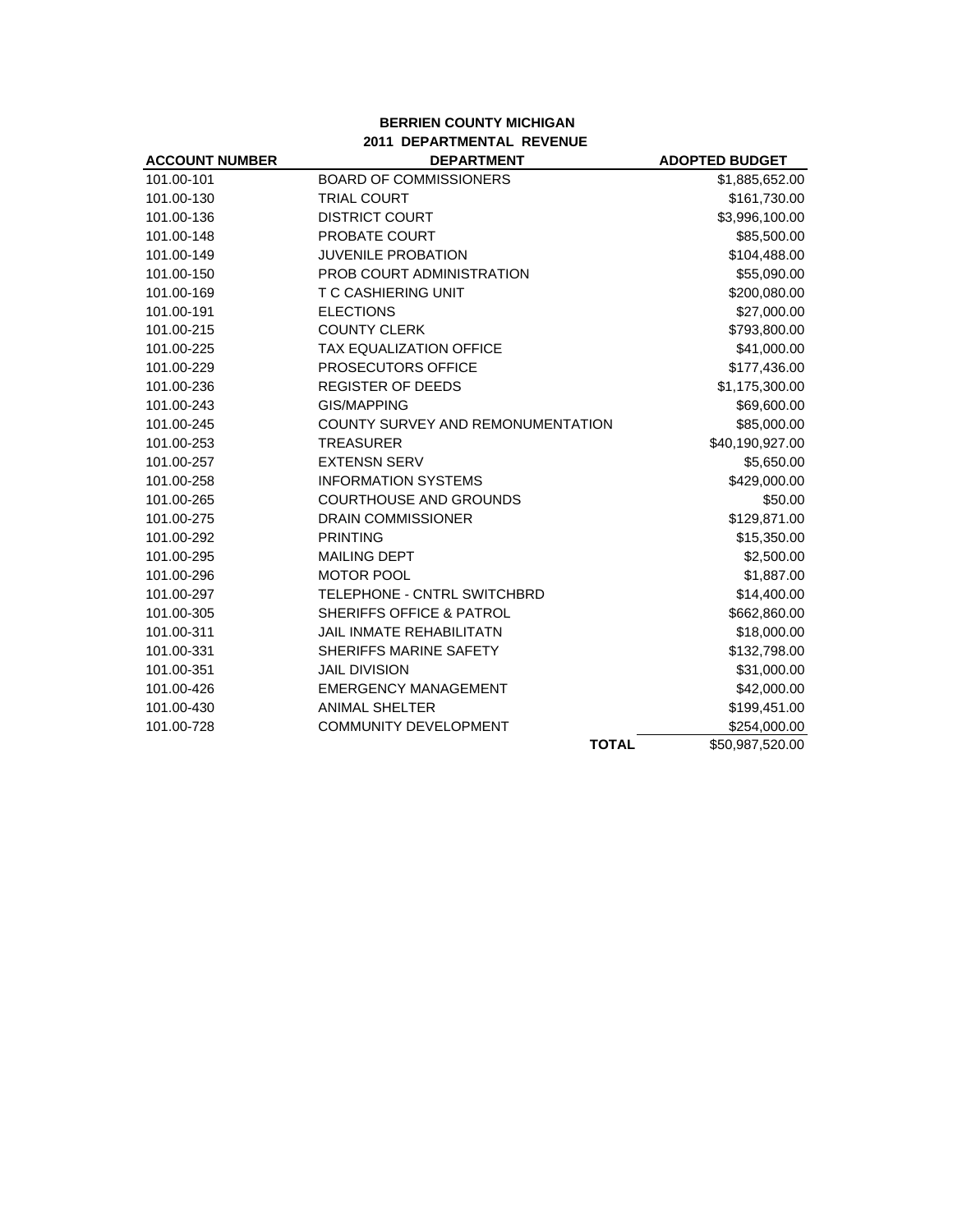**BERRIEN COUNTY MICHIGAN**
**2011 DEPARTMENTAL REVENUE**

| ACCOUNT NUMBER | DEPARTMENT | ADOPTED BUDGET |
|---|---|---|
| 101.00-101 | BOARD OF COMMISSIONERS | $1,885,652.00 |
| 101.00-130 | TRIAL COURT | $161,730.00 |
| 101.00-136 | DISTRICT COURT | $3,996,100.00 |
| 101.00-148 | PROBATE COURT | $85,500.00 |
| 101.00-149 | JUVENILE PROBATION | $104,488.00 |
| 101.00-150 | PROB COURT ADMINISTRATION | $55,090.00 |
| 101.00-169 | T C CASHIERING UNIT | $200,080.00 |
| 101.00-191 | ELECTIONS | $27,000.00 |
| 101.00-215 | COUNTY CLERK | $793,800.00 |
| 101.00-225 | TAX EQUALIZATION OFFICE | $41,000.00 |
| 101.00-229 | PROSECUTORS OFFICE | $177,436.00 |
| 101.00-236 | REGISTER OF DEEDS | $1,175,300.00 |
| 101.00-243 | GIS/MAPPING | $69,600.00 |
| 101.00-245 | COUNTY SURVEY AND REMONUMENTATION | $85,000.00 |
| 101.00-253 | TREASURER | $40,190,927.00 |
| 101.00-257 | EXTENSN SERV | $5,650.00 |
| 101.00-258 | INFORMATION SYSTEMS | $429,000.00 |
| 101.00-265 | COURTHOUSE AND GROUNDS | $50.00 |
| 101.00-275 | DRAIN COMMISSIONER | $129,871.00 |
| 101.00-292 | PRINTING | $15,350.00 |
| 101.00-295 | MAILING DEPT | $2,500.00 |
| 101.00-296 | MOTOR POOL | $1,887.00 |
| 101.00-297 | TELEPHONE - CNTRL SWITCHBRD | $14,400.00 |
| 101.00-305 | SHERIFFS OFFICE & PATROL | $662,860.00 |
| 101.00-311 | JAIL INMATE REHABILITATN | $18,000.00 |
| 101.00-331 | SHERIFFS MARINE SAFETY | $132,798.00 |
| 101.00-351 | JAIL DIVISION | $31,000.00 |
| 101.00-426 | EMERGENCY MANAGEMENT | $42,000.00 |
| 101.00-430 | ANIMAL SHELTER | $199,451.00 |
| 101.00-728 | COMMUNITY DEVELOPMENT | $254,000.00 |
| | **TOTAL** | $50,987,520.00 |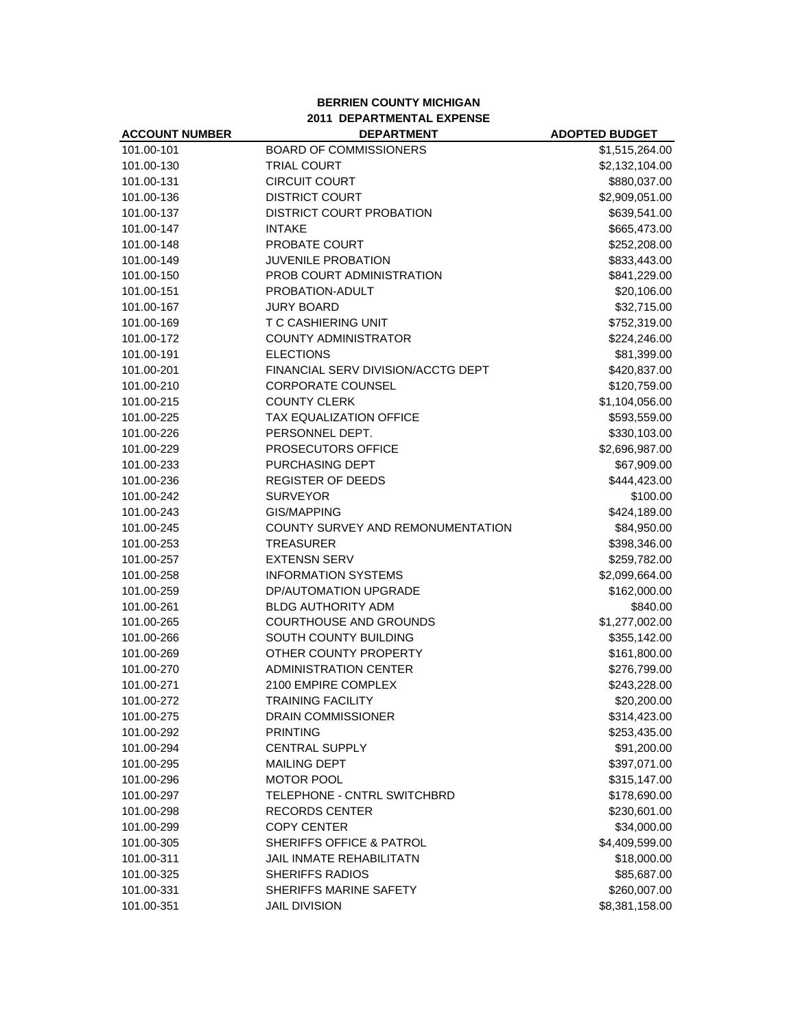**BERRIEN COUNTY MICHIGAN**
**2011 DEPARTMENTAL EXPENSE**

| ACCOUNT NUMBER | DEPARTMENT | ADOPTED BUDGET |
|---|---|---|
| 101.00-101 | BOARD OF COMMISSIONERS | $1,515,264.00 |
| 101.00-130 | TRIAL COURT | $2,132,104.00 |
| 101.00-131 | CIRCUIT COURT | $880,037.00 |
| 101.00-136 | DISTRICT COURT | $2,909,051.00 |
| 101.00-137 | DISTRICT COURT PROBATION | $639,541.00 |
| 101.00-147 | INTAKE | $665,473.00 |
| 101.00-148 | PROBATE COURT | $252,208.00 |
| 101.00-149 | JUVENILE PROBATION | $833,443.00 |
| 101.00-150 | PROB COURT ADMINISTRATION | $841,229.00 |
| 101.00-151 | PROBATION-ADULT | $20,106.00 |
| 101.00-167 | JURY BOARD | $32,715.00 |
| 101.00-169 | T C CASHIERING UNIT | $752,319.00 |
| 101.00-172 | COUNTY ADMINISTRATOR | $224,246.00 |
| 101.00-191 | ELECTIONS | $81,399.00 |
| 101.00-201 | FINANCIAL SERV DIVISION/ACCTG DEPT | $420,837.00 |
| 101.00-210 | CORPORATE COUNSEL | $120,759.00 |
| 101.00-215 | COUNTY CLERK | $1,104,056.00 |
| 101.00-225 | TAX EQUALIZATION OFFICE | $593,559.00 |
| 101.00-226 | PERSONNEL DEPT. | $330,103.00 |
| 101.00-229 | PROSECUTORS OFFICE | $2,696,987.00 |
| 101.00-233 | PURCHASING DEPT | $67,909.00 |
| 101.00-236 | REGISTER OF DEEDS | $444,423.00 |
| 101.00-242 | SURVEYOR | $100.00 |
| 101.00-243 | GIS/MAPPING | $424,189.00 |
| 101.00-245 | COUNTY SURVEY AND REMONUMENTATION | $84,950.00 |
| 101.00-253 | TREASURER | $398,346.00 |
| 101.00-257 | EXTENSN SERV | $259,782.00 |
| 101.00-258 | INFORMATION SYSTEMS | $2,099,664.00 |
| 101.00-259 | DP/AUTOMATION UPGRADE | $162,000.00 |
| 101.00-261 | BLDG AUTHORITY ADM | $840.00 |
| 101.00-265 | COURTHOUSE AND GROUNDS | $1,277,002.00 |
| 101.00-266 | SOUTH COUNTY BUILDING | $355,142.00 |
| 101.00-269 | OTHER COUNTY PROPERTY | $161,800.00 |
| 101.00-270 | ADMINISTRATION CENTER | $276,799.00 |
| 101.00-271 | 2100 EMPIRE COMPLEX | $243,228.00 |
| 101.00-272 | TRAINING FACILITY | $20,200.00 |
| 101.00-275 | DRAIN COMMISSIONER | $314,423.00 |
| 101.00-292 | PRINTING | $253,435.00 |
| 101.00-294 | CENTRAL SUPPLY | $91,200.00 |
| 101.00-295 | MAILING DEPT | $397,071.00 |
| 101.00-296 | MOTOR POOL | $315,147.00 |
| 101.00-297 | TELEPHONE - CNTRL SWITCHBRD | $178,690.00 |
| 101.00-298 | RECORDS CENTER | $230,601.00 |
| 101.00-299 | COPY CENTER | $34,000.00 |
| 101.00-305 | SHERIFFS OFFICE & PATROL | $4,409,599.00 |
| 101.00-311 | JAIL INMATE REHABILITATN | $18,000.00 |
| 101.00-325 | SHERIFFS RADIOS | $85,687.00 |
| 101.00-331 | SHERIFFS MARINE SAFETY | $260,007.00 |
| 101.00-351 | JAIL DIVISION | $8,381,158.00 |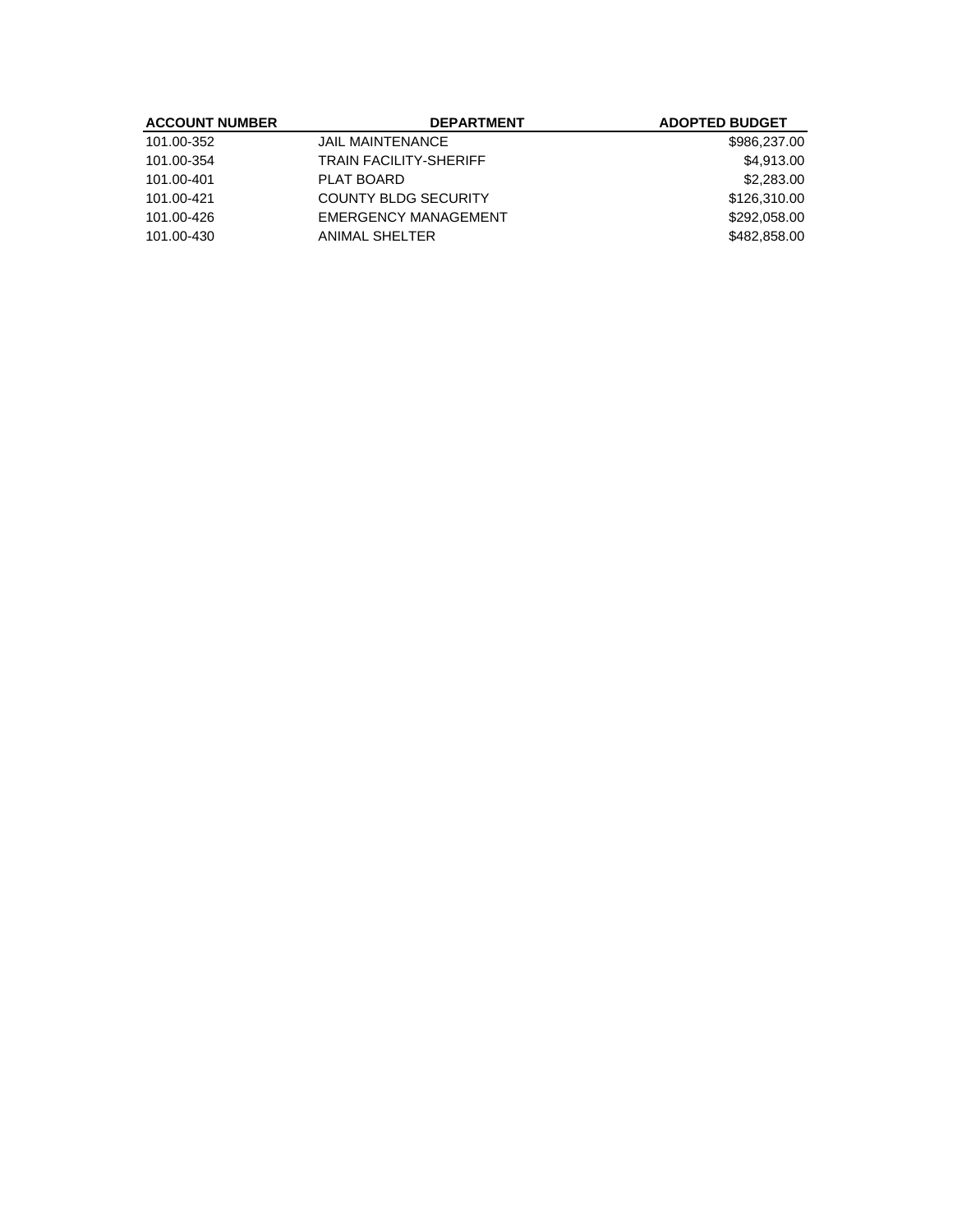| ACCOUNT NUMBER | DEPARTMENT | ADOPTED BUDGET |
| --- | --- | --- |
| 101.00-352 | JAIL MAINTENANCE | $986,237.00 |
| 101.00-354 | TRAIN FACILITY-SHERIFF | $4,913.00 |
| 101.00-401 | PLAT BOARD | $2,283.00 |
| 101.00-421 | COUNTY BLDG SECURITY | $126,310.00 |
| 101.00-426 | EMERGENCY MANAGEMENT | $292,058.00 |
| 101.00-430 | ANIMAL SHELTER | $482,858.00 |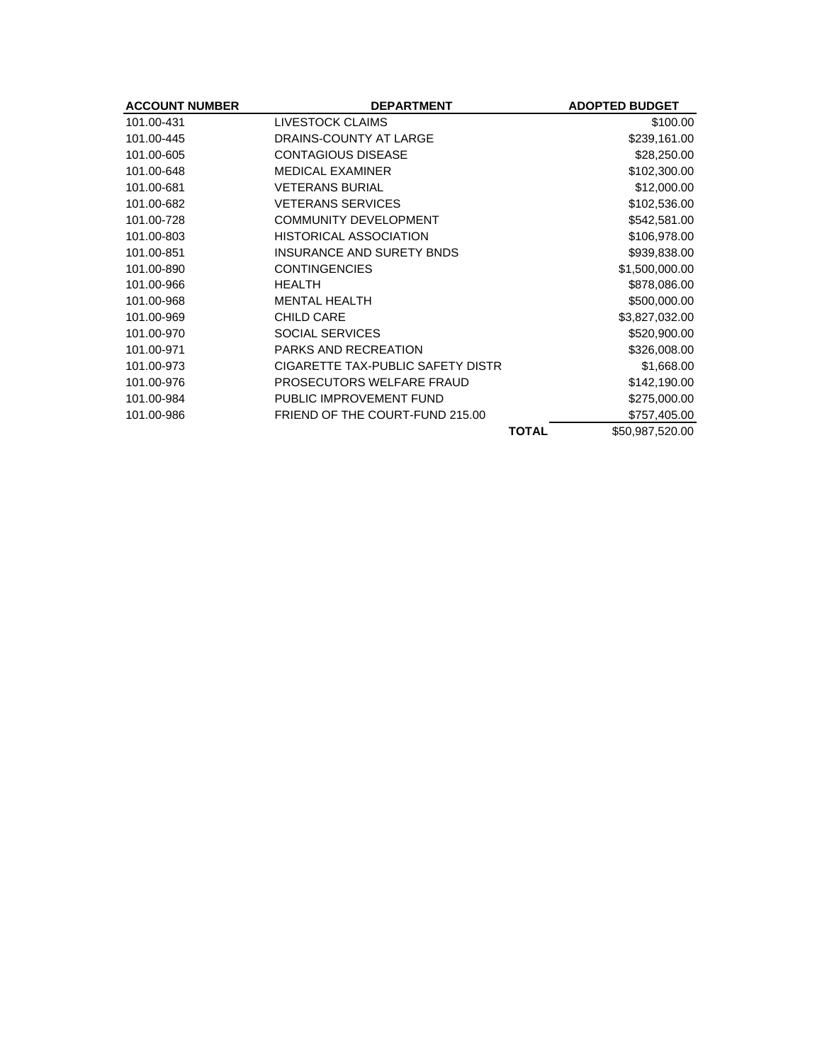| ACCOUNT NUMBER | DEPARTMENT | | ADOPTED BUDGET |
|---|---|---|---|
| 101.00-431 | LIVESTOCK CLAIMS | | $100.00 |
| 101.00-445 | DRAINS-COUNTY AT LARGE | | $239,161.00 |
| 101.00-605 | CONTAGIOUS DISEASE | | $28,250.00 |
| 101.00-648 | MEDICAL EXAMINER | | $102,300.00 |
| 101.00-681 | VETERANS BURIAL | | $12,000.00 |
| 101.00-682 | VETERANS SERVICES | | $102,536.00 |
| 101.00-728 | COMMUNITY DEVELOPMENT | | $542,581.00 |
| 101.00-803 | HISTORICAL ASSOCIATION | | $106,978.00 |
| 101.00-851 | INSURANCE AND SURETY BNDS | | $939,838.00 |
| 101.00-890 | CONTINGENCIES | | $1,500,000.00 |
| 101.00-966 | HEALTH | | $878,086.00 |
| 101.00-968 | MENTAL HEALTH | | $500,000.00 |
| 101.00-969 | CHILD CARE | | $3,827,032.00 |
| 101.00-970 | SOCIAL SERVICES | | $520,900.00 |
| 101.00-971 | PARKS AND RECREATION | | $326,008.00 |
| 101.00-973 | CIGARETTE TAX-PUBLIC SAFETY DISTR | | $1,668.00 |
| 101.00-976 | PROSECUTORS WELFARE FRAUD | | $142,190.00 |
| 101.00-984 | PUBLIC IMPROVEMENT FUND | | $275,000.00 |
| 101.00-986 | FRIEND OF THE COURT-FUND 215.00 | | $757,405.00 |
| | | **TOTAL** | $50,987,520.00 |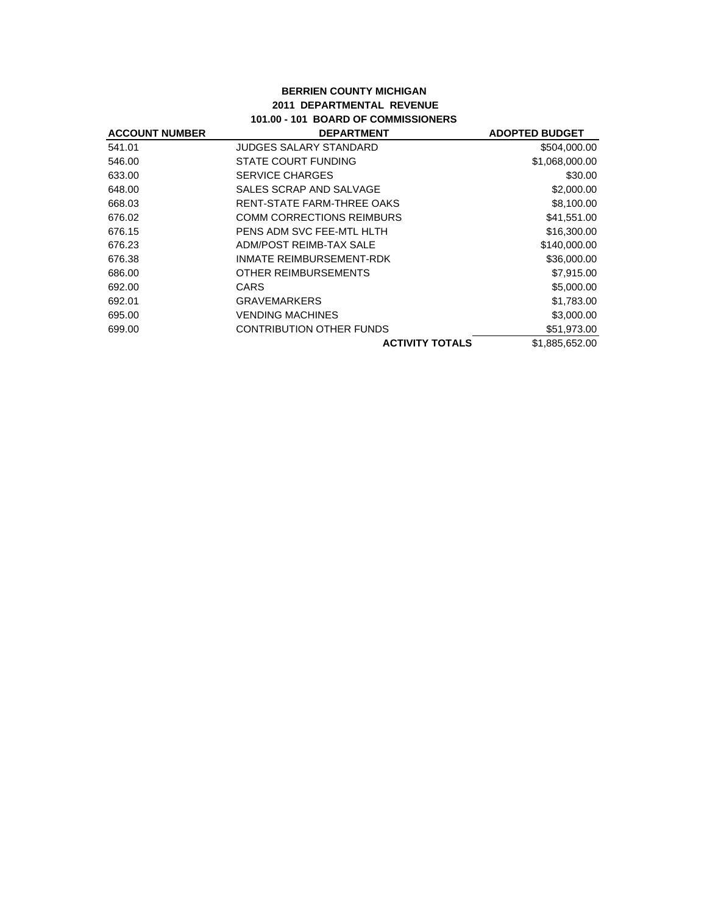**BERRIEN COUNTY MICHIGAN**
**2011 DEPARTMENTAL REVENUE**
**101.00 - 101 BOARD OF COMMISSIONERS**

| ACCOUNT NUMBER | DEPARTMENT | ADOPTED BUDGET |
|---|---|---|
| 541.01 | JUDGES SALARY STANDARD | $504,000.00 |
| 546.00 | STATE COURT FUNDING | $1,068,000.00 |
| 633.00 | SERVICE CHARGES | $30.00 |
| 648.00 | SALES SCRAP AND SALVAGE | $2,000.00 |
| 668.03 | RENT-STATE FARM-THREE OAKS | $8,100.00 |
| 676.02 | COMM CORRECTIONS REIMBURS | $41,551.00 |
| 676.15 | PENS ADM SVC FEE-MTL HLTH | $16,300.00 |
| 676.23 | ADM/POST REIMB-TAX SALE | $140,000.00 |
| 676.38 | INMATE REIMBURSEMENT-RDK | $36,000.00 |
| 686.00 | OTHER REIMBURSEMENTS | $7,915.00 |
| 692.00 | CARS | $5,000.00 |
| 692.01 | GRAVEMARKERS | $1,783.00 |
| 695.00 | VENDING MACHINES | $3,000.00 |
| 699.00 | CONTRIBUTION OTHER FUNDS | $51,973.00 |
| | **ACTIVITY TOTALS** | $1,885,652.00 |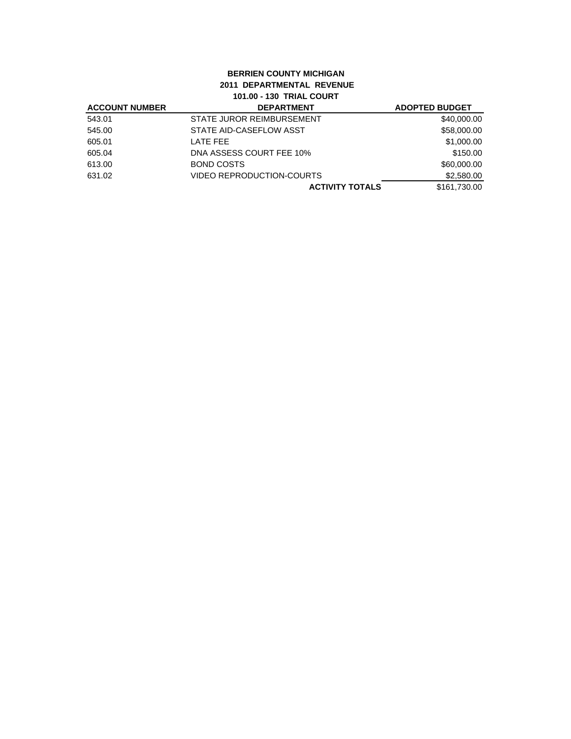**BERRIEN COUNTY MICHIGAN**
**2011 DEPARTMENTAL REVENUE**
**101.00 - 130 TRIAL COURT**

| ACCOUNT NUMBER | DEPARTMENT | ADOPTED BUDGET |
|---|---|---|
| 543.01 | STATE JUROR REIMBURSEMENT | $40,000.00 |
| 545.00 | STATE AID-CASEFLOW ASST | $58,000.00 |
| 605.01 | LATE FEE | $1,000.00 |
| 605.04 | DNA ASSESS COURT FEE 10% | $150.00 |
| 613.00 | BOND COSTS | $60,000.00 |
| 631.02 | VIDEO REPRODUCTION-COURTS | $2,580.00 |
| | **ACTIVITY TOTALS** | $161,730.00 |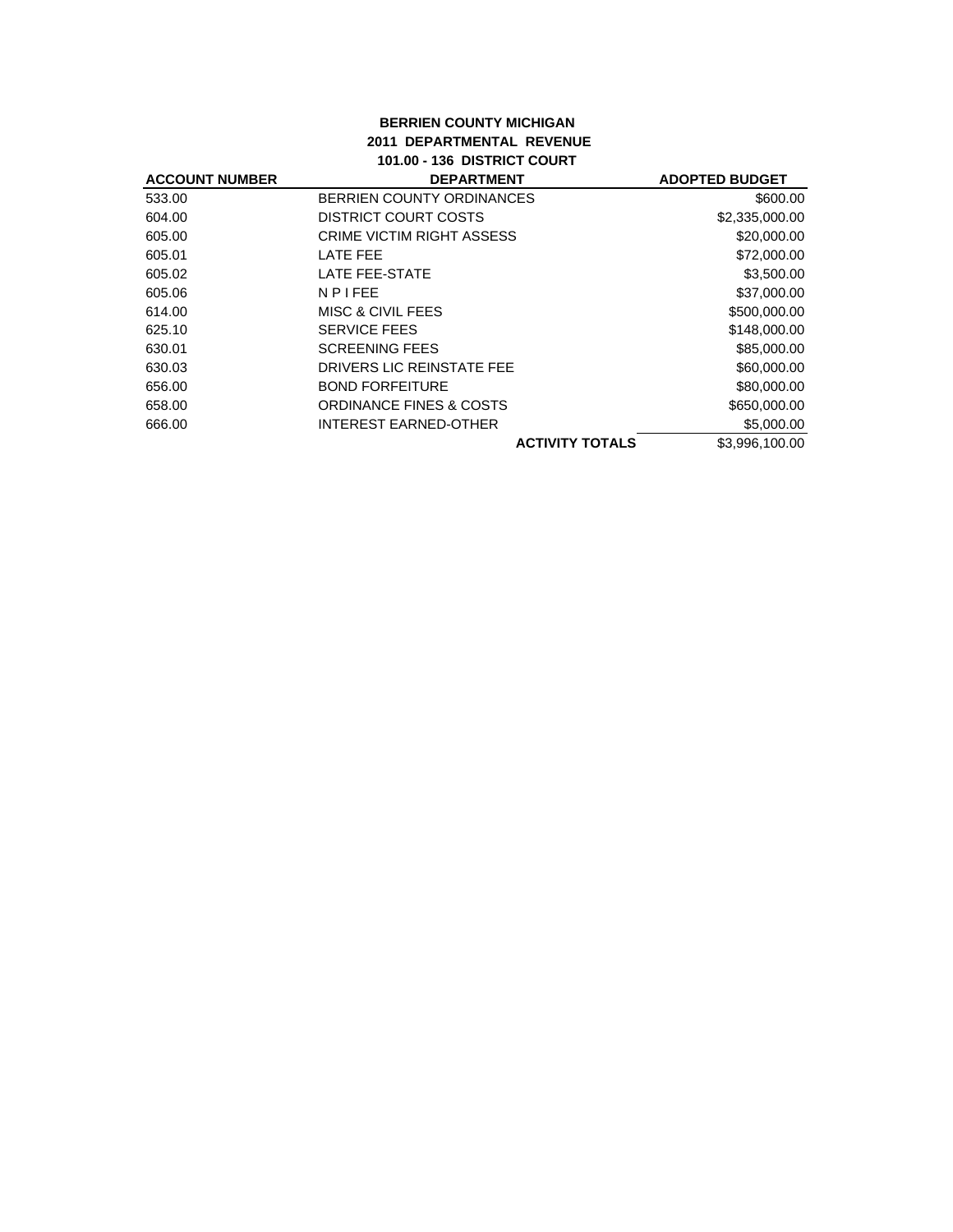**BERRIEN COUNTY MICHIGAN**
**2011 DEPARTMENTAL REVENUE**
**101.00 - 136 DISTRICT COURT**

| ACCOUNT NUMBER | DEPARTMENT | ADOPTED BUDGET |
|---|---|---|
| 533.00 | BERRIEN COUNTY ORDINANCES | $600.00 |
| 604.00 | DISTRICT COURT COSTS | $2,335,000.00 |
| 605.00 | CRIME VICTIM RIGHT ASSESS | $20,000.00 |
| 605.01 | LATE FEE | $72,000.00 |
| 605.02 | LATE FEE-STATE | $3,500.00 |
| 605.06 | N P I FEE | $37,000.00 |
| 614.00 | MISC & CIVIL FEES | $500,000.00 |
| 625.10 | SERVICE FEES | $148,000.00 |
| 630.01 | SCREENING FEES | $85,000.00 |
| 630.03 | DRIVERS LIC REINSTATE FEE | $60,000.00 |
| 656.00 | BOND FORFEITURE | $80,000.00 |
| 658.00 | ORDINANCE FINES & COSTS | $650,000.00 |
| 666.00 | INTEREST EARNED-OTHER | $5,000.00 |
| | **ACTIVITY TOTALS** | $3,996,100.00 |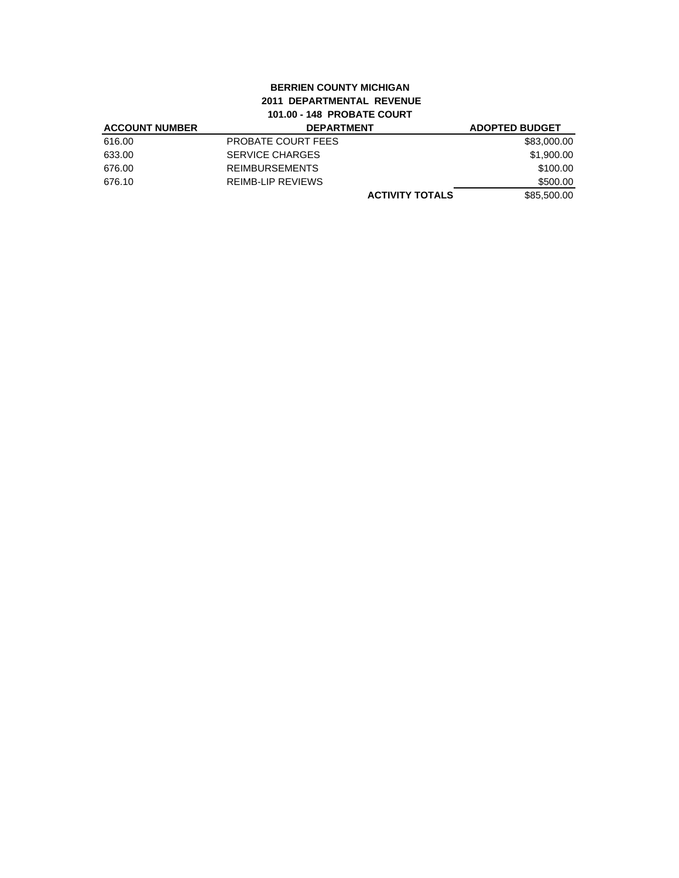**BERRIEN COUNTY MICHIGAN**
**2011 DEPARTMENTAL REVENUE**
**101.00 - 148 PROBATE COURT**

| ACCOUNT NUMBER | DEPARTMENT | | ADOPTED BUDGET |
|---|---|---|---|
| 616.00 | PROBATE COURT FEES | | $83,000.00 |
| 633.00 | SERVICE CHARGES | | $1,900.00 |
| 676.00 | REIMBURSEMENTS | | $100.00 |
| 676.10 | REIMB-LIP REVIEWS | | $500.00 |
| | | **ACTIVITY TOTALS** | $85,500.00 |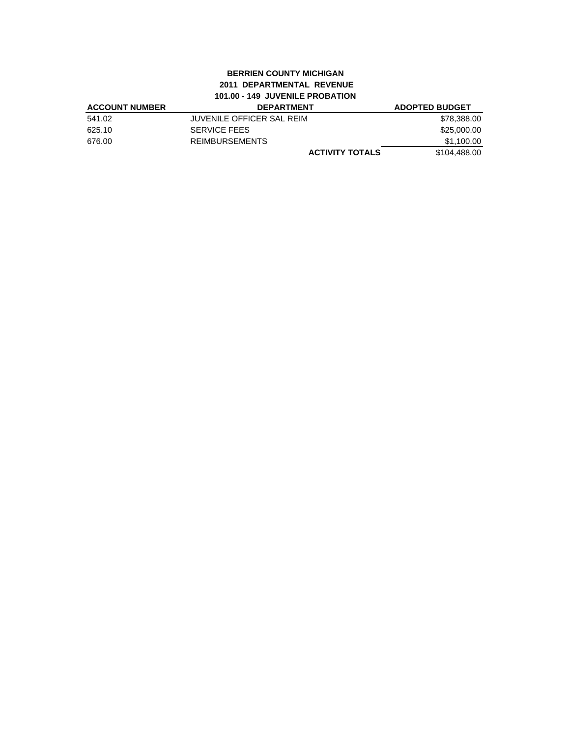**BERRIEN COUNTY MICHIGAN**
**2011 DEPARTMENTAL REVENUE**
**101.00 - 149 JUVENILE PROBATION**

| ACCOUNT NUMBER | DEPARTMENT | ADOPTED BUDGET |
|---|---|---|
| 541.02 | JUVENILE OFFICER SAL REIM | $78,388.00 |
| 625.10 | SERVICE FEES | $25,000.00 |
| 676.00 | REIMBURSEMENTS | $1,100.00 |
| | **ACTIVITY TOTALS** | $104,488.00 |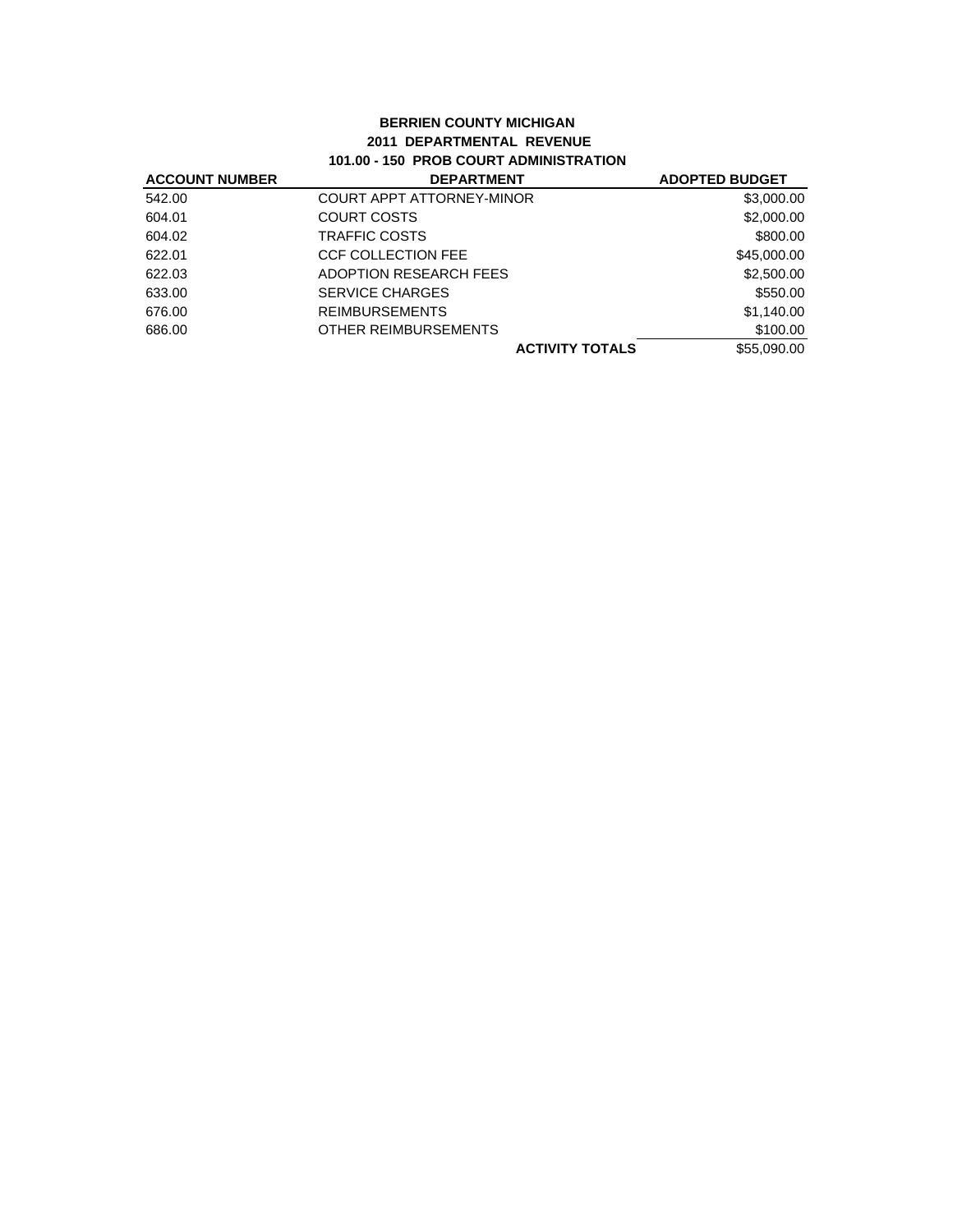**BERRIEN COUNTY MICHIGAN**
**2011 DEPARTMENTAL REVENUE**
**101.00 - 150 PROB COURT ADMINISTRATION**

| ACCOUNT NUMBER | DEPARTMENT | ADOPTED BUDGET |
|---|---|---|
| 542.00 | COURT APPT ATTORNEY-MINOR | $3,000.00 |
| 604.01 | COURT COSTS | $2,000.00 |
| 604.02 | TRAFFIC COSTS | $800.00 |
| 622.01 | CCF COLLECTION FEE | $45,000.00 |
| 622.03 | ADOPTION RESEARCH FEES | $2,500.00 |
| 633.00 | SERVICE CHARGES | $550.00 |
| 676.00 | REIMBURSEMENTS | $1,140.00 |
| 686.00 | OTHER REIMBURSEMENTS | $100.00 |
| | **ACTIVITY TOTALS** | $55,090.00 |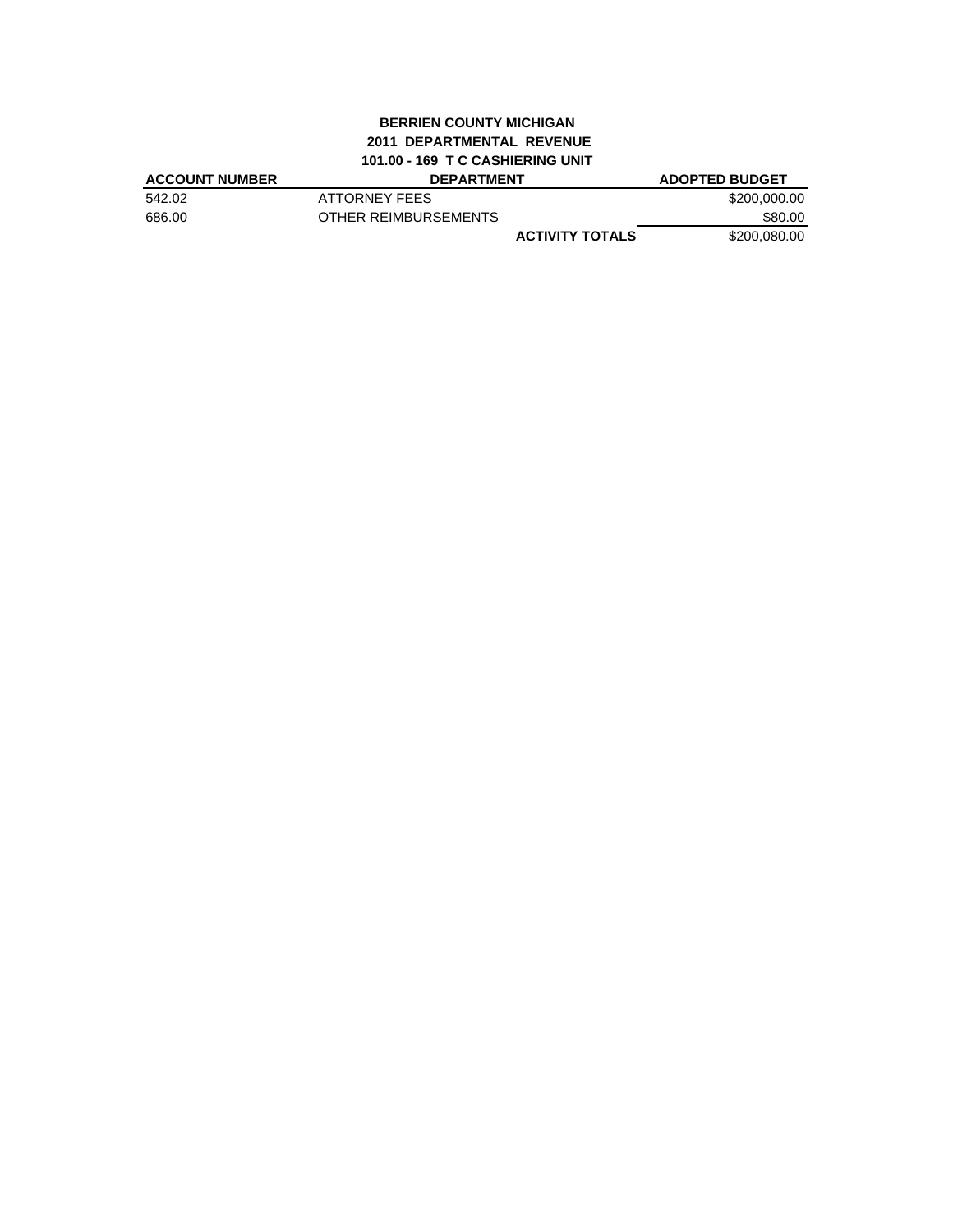**BERRIEN COUNTY MICHIGAN**
**2011 DEPARTMENTAL REVENUE**
**101.00 - 169 T C CASHIERING UNIT**

| ACCOUNT NUMBER | DEPARTMENT | ADOPTED BUDGET |
|---|---|---|
| 542.02 | ATTORNEY FEES | $200,000.00 |
| 686.00 | OTHER REIMBURSEMENTS | $80.00 |
| | **ACTIVITY TOTALS** | $200,080.00 |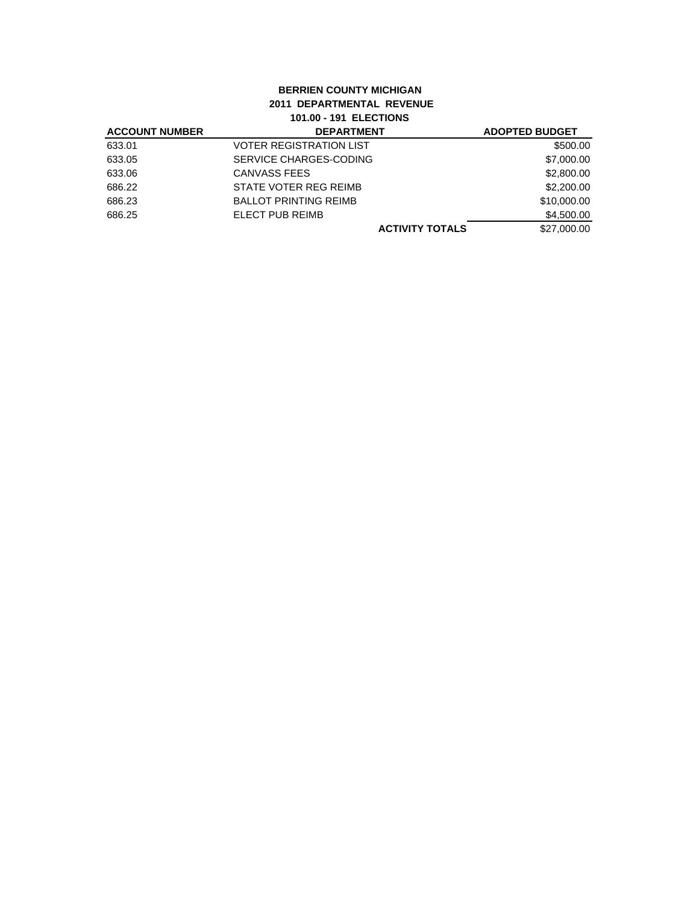**BERRIEN COUNTY MICHIGAN**
**2011 DEPARTMENTAL REVENUE**
**101.00 - 191 ELECTIONS**

| ACCOUNT NUMBER | DEPARTMENT | ADOPTED BUDGET |
|---|---|---|
| 633.01 | VOTER REGISTRATION LIST | $500.00 |
| 633.05 | SERVICE CHARGES-CODING | $7,000.00 |
| 633.06 | CANVASS FEES | $2,800.00 |
| 686.22 | STATE VOTER REG REIMB | $2,200.00 |
| 686.23 | BALLOT PRINTING REIMB | $10,000.00 |
| 686.25 | ELECT PUB REIMB | $4,500.00 |
| | **ACTIVITY TOTALS** | $27,000.00 |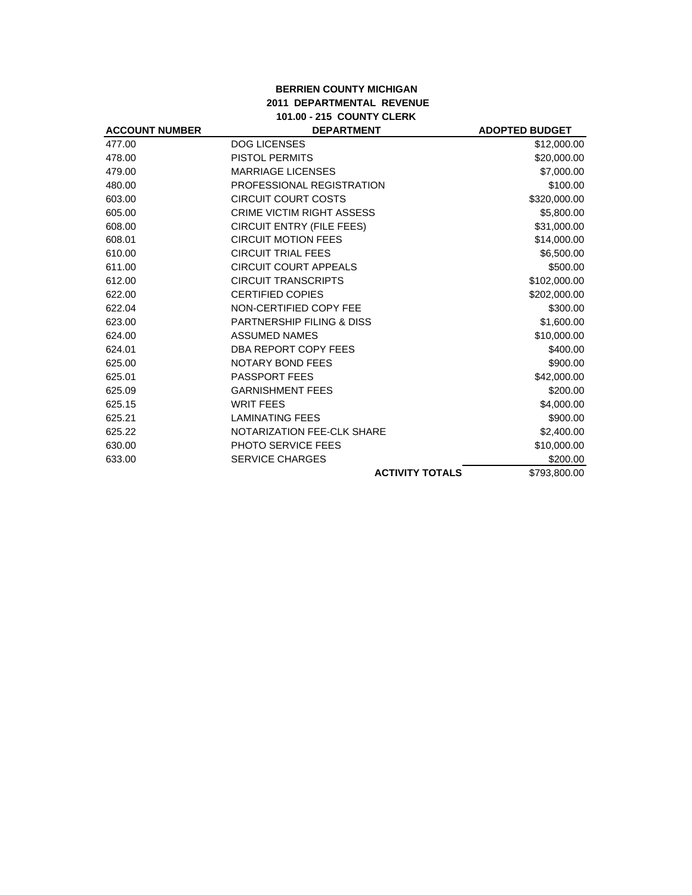**BERRIEN COUNTY MICHIGAN**
**2011 DEPARTMENTAL REVENUE**
**101.00 - 215 COUNTY CLERK**

| ACCOUNT NUMBER | DEPARTMENT | ADOPTED BUDGET |
|---|---|---|
| 477.00 | DOG LICENSES | $12,000.00 |
| 478.00 | PISTOL PERMITS | $20,000.00 |
| 479.00 | MARRIAGE LICENSES | $7,000.00 |
| 480.00 | PROFESSIONAL REGISTRATION | $100.00 |
| 603.00 | CIRCUIT COURT COSTS | $320,000.00 |
| 605.00 | CRIME VICTIM RIGHT ASSESS | $5,800.00 |
| 608.00 | CIRCUIT ENTRY (FILE FEES) | $31,000.00 |
| 608.01 | CIRCUIT MOTION FEES | $14,000.00 |
| 610.00 | CIRCUIT TRIAL FEES | $6,500.00 |
| 611.00 | CIRCUIT COURT APPEALS | $500.00 |
| 612.00 | CIRCUIT TRANSCRIPTS | $102,000.00 |
| 622.00 | CERTIFIED COPIES | $202,000.00 |
| 622.04 | NON-CERTIFIED COPY FEE | $300.00 |
| 623.00 | PARTNERSHIP FILING & DISS | $1,600.00 |
| 624.00 | ASSUMED NAMES | $10,000.00 |
| 624.01 | DBA REPORT COPY FEES | $400.00 |
| 625.00 | NOTARY BOND FEES | $900.00 |
| 625.01 | PASSPORT FEES | $42,000.00 |
| 625.09 | GARNISHMENT FEES | $200.00 |
| 625.15 | WRIT FEES | $4,000.00 |
| 625.21 | LAMINATING FEES | $900.00 |
| 625.22 | NOTARIZATION FEE-CLK SHARE | $2,400.00 |
| 630.00 | PHOTO SERVICE FEES | $10,000.00 |
| 633.00 | SERVICE CHARGES | $200.00 |
| | **ACTIVITY TOTALS** | $793,800.00 |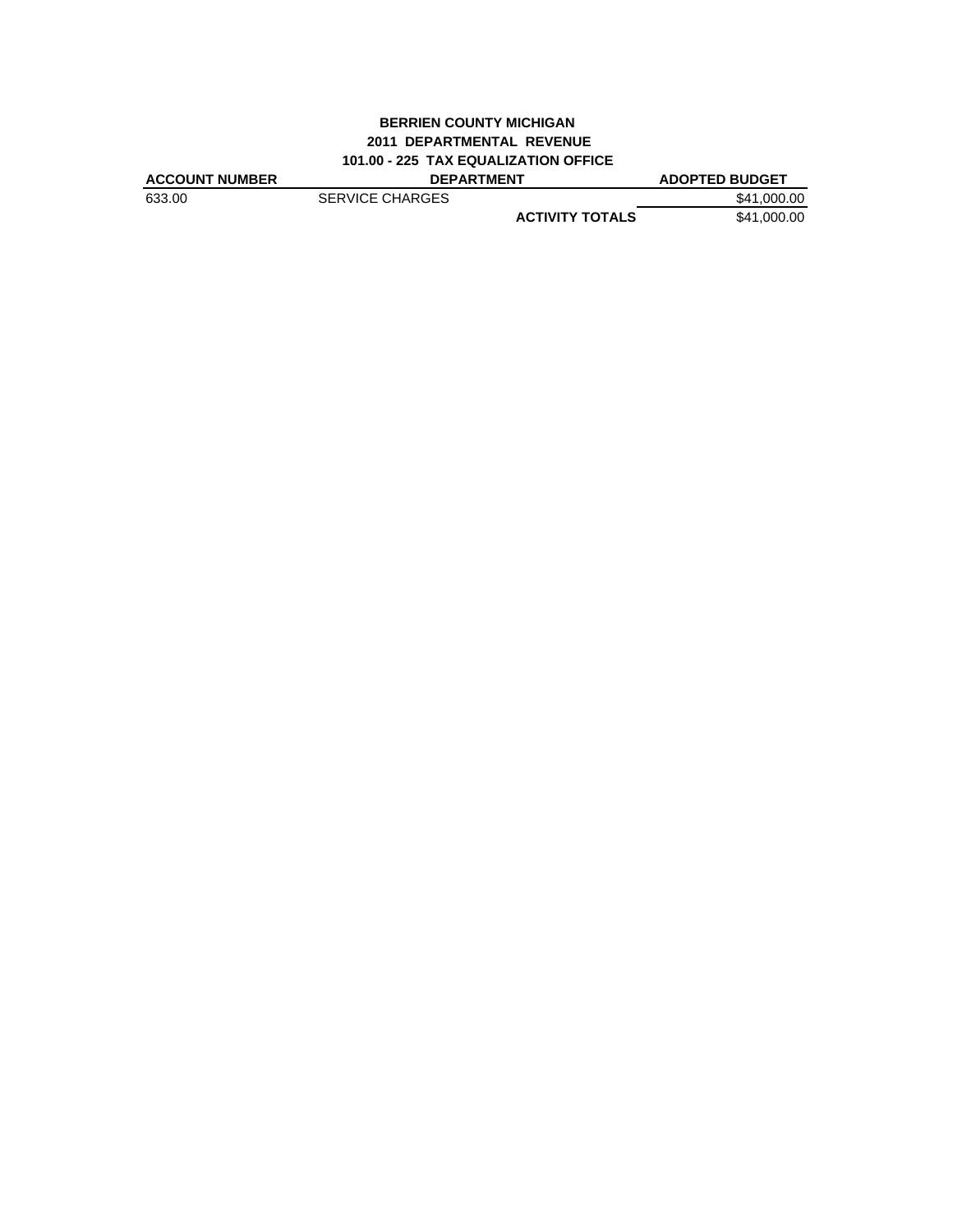**BERRIEN COUNTY MICHIGAN**
**2011 DEPARTMENTAL REVENUE**
**101.00 - 225 TAX EQUALIZATION OFFICE**

| ACCOUNT NUMBER | DEPARTMENT | | ADOPTED BUDGET |
|---|---|---|---|
| 633.00 | SERVICE CHARGES | | $41,000.00 |
| | | **ACTIVITY TOTALS** | $41,000.00 |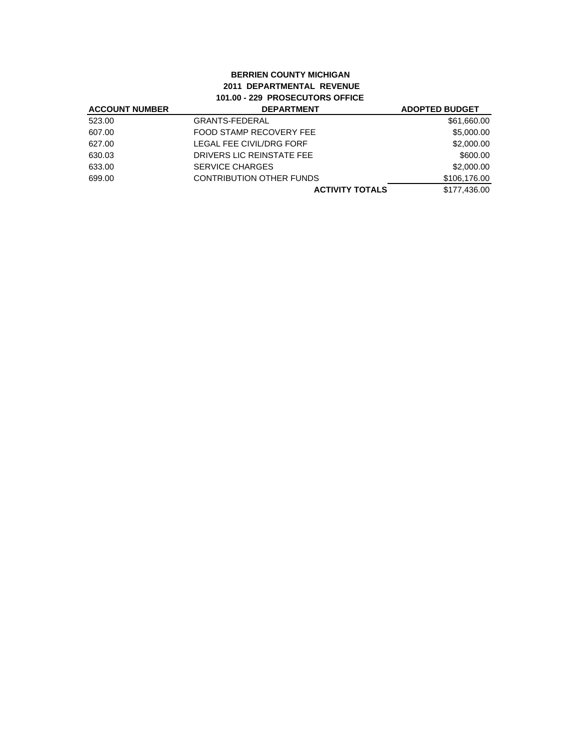**BERRIEN COUNTY MICHIGAN**
**2011 DEPARTMENTAL REVENUE**
**101.00 - 229 PROSECUTORS OFFICE**

| ACCOUNT NUMBER | DEPARTMENT | ADOPTED BUDGET |
|---|---|---|
| 523.00 | GRANTS-FEDERAL | $61,660.00 |
| 607.00 | FOOD STAMP RECOVERY FEE | $5,000.00 |
| 627.00 | LEGAL FEE CIVIL/DRG FORF | $2,000.00 |
| 630.03 | DRIVERS LIC REINSTATE FEE | $600.00 |
| 633.00 | SERVICE CHARGES | $2,000.00 |
| 699.00 | CONTRIBUTION OTHER FUNDS | $106,176.00 |
| | **ACTIVITY TOTALS** | $177,436.00 |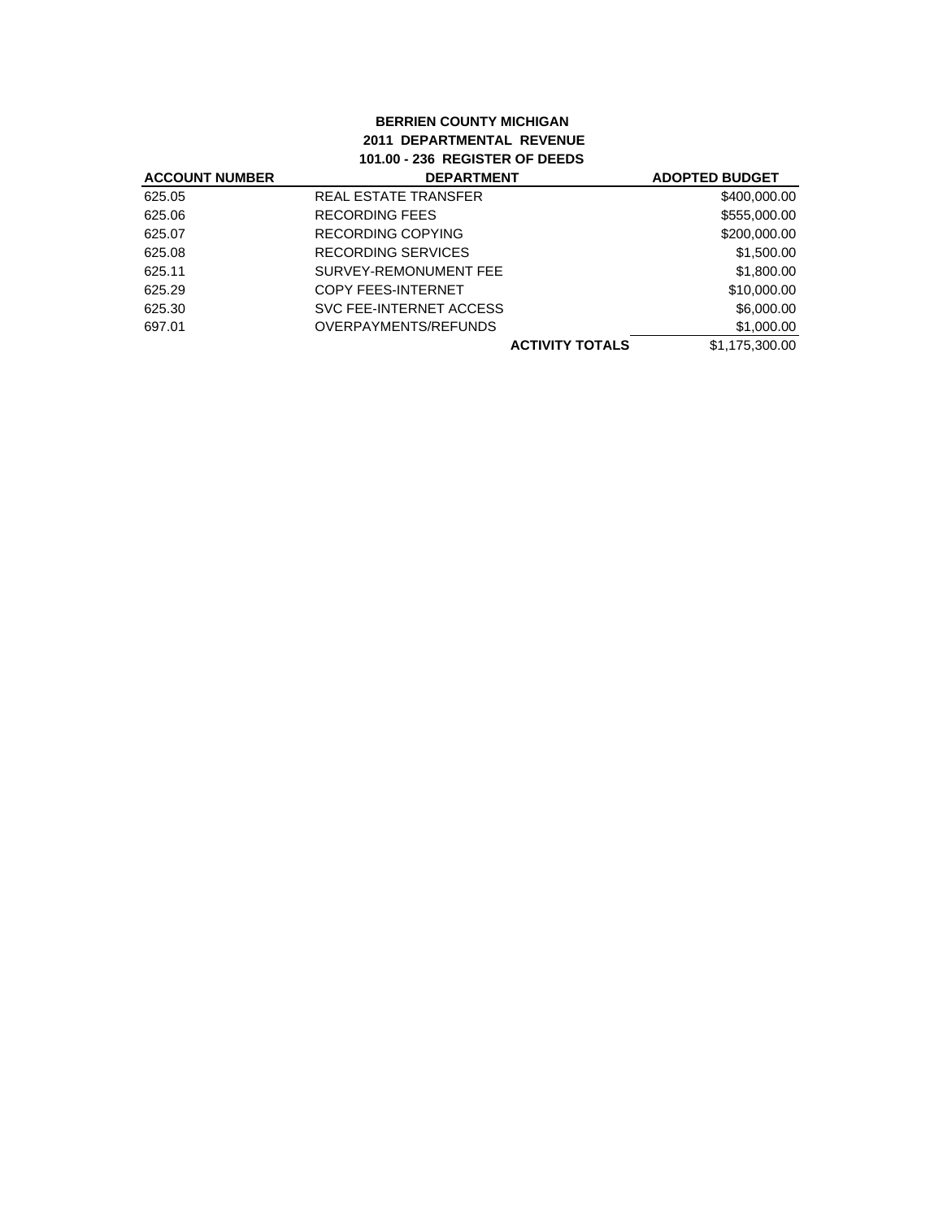**BERRIEN COUNTY MICHIGAN**
**2011 DEPARTMENTAL REVENUE**
**101.00 - 236 REGISTER OF DEEDS**

| ACCOUNT NUMBER | DEPARTMENT | ADOPTED BUDGET |
|---|---|---|
| 625.05 | REAL ESTATE TRANSFER | $400,000.00 |
| 625.06 | RECORDING FEES | $555,000.00 |
| 625.07 | RECORDING COPYING | $200,000.00 |
| 625.08 | RECORDING SERVICES | $1,500.00 |
| 625.11 | SURVEY-REMONUMENT FEE | $1,800.00 |
| 625.29 | COPY FEES-INTERNET | $10,000.00 |
| 625.30 | SVC FEE-INTERNET ACCESS | $6,000.00 |
| 697.01 | OVERPAYMENTS/REFUNDS | $1,000.00 |
| | **ACTIVITY TOTALS** | $1,175,300.00 |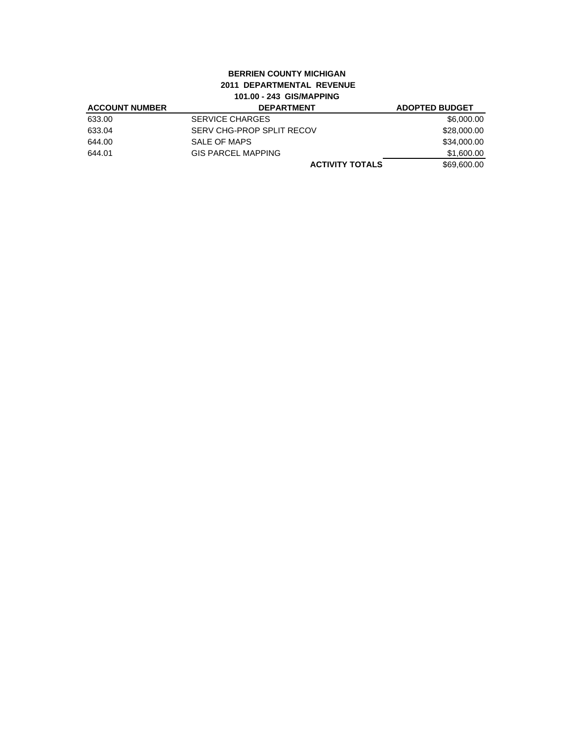**BERRIEN COUNTY MICHIGAN**
**2011 DEPARTMENTAL REVENUE**
**101.00 - 243 GIS/MAPPING**

| ACCOUNT NUMBER | DEPARTMENT | ADOPTED BUDGET |
|---|---|---|
| 633.00 | SERVICE CHARGES | $6,000.00 |
| 633.04 | SERV CHG-PROP SPLIT RECOV | $28,000.00 |
| 644.00 | SALE OF MAPS | $34,000.00 |
| 644.01 | GIS PARCEL MAPPING | $1,600.00 |
| | **ACTIVITY TOTALS** | $69,600.00 |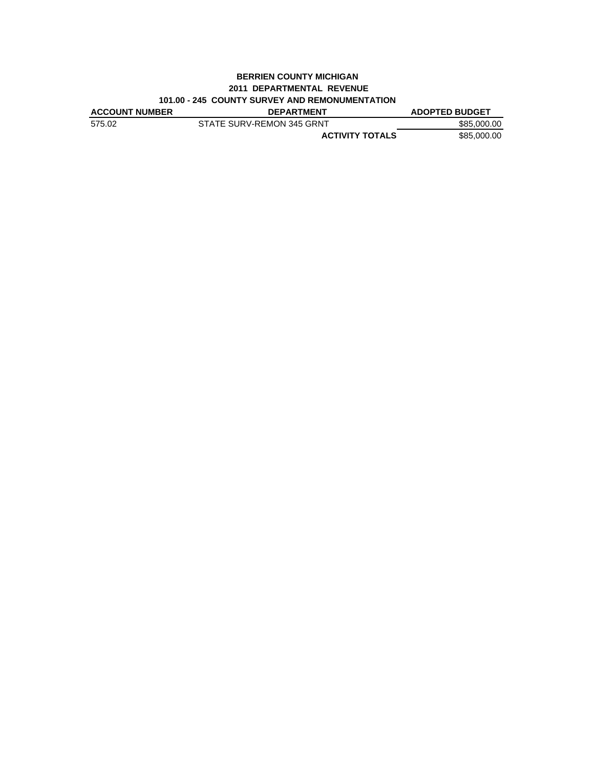# BERRIEN COUNTY MICHIGAN
## 2011 DEPARTMENTAL REVENUE
### 101.00 - 245 COUNTY SURVEY AND REMONUMENTATION

| ACCOUNT NUMBER | DEPARTMENT | ADOPTED BUDGET |
|---|---|---|
| 575.02 | STATE SURV-REMON 345 GRNT | $85,000.00 |
| | **ACTIVITY TOTALS** | $85,000.00 |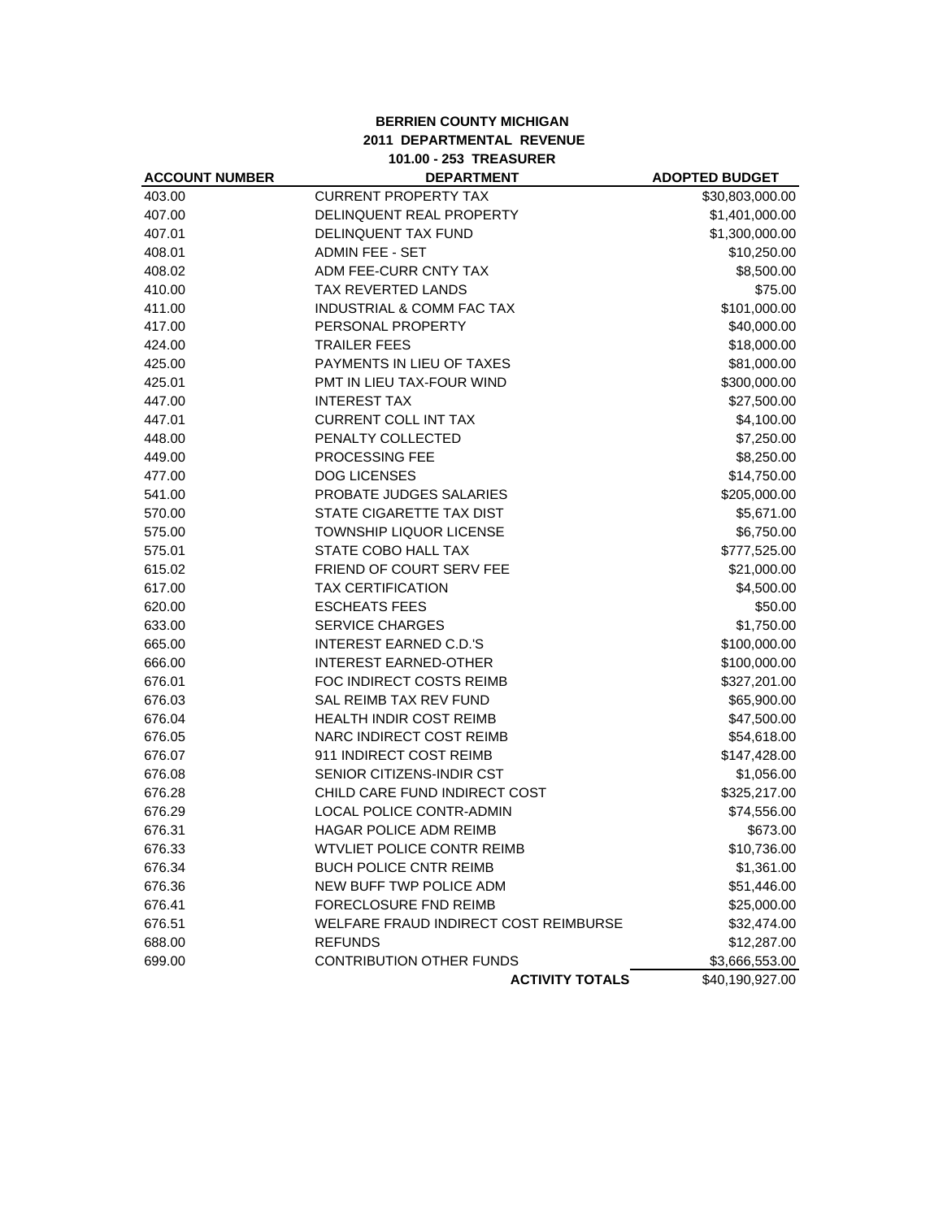**BERRIEN COUNTY MICHIGAN**
**2011 DEPARTMENTAL REVENUE**
**101.00 - 253 TREASURER**

| ACCOUNT NUMBER | DEPARTMENT | ADOPTED BUDGET |
|---|---|---|
| 403.00 | CURRENT PROPERTY TAX | $30,803,000.00 |
| 407.00 | DELINQUENT REAL PROPERTY | $1,401,000.00 |
| 407.01 | DELINQUENT TAX FUND | $1,300,000.00 |
| 408.01 | ADMIN FEE - SET | $10,250.00 |
| 408.02 | ADM FEE-CURR CNTY TAX | $8,500.00 |
| 410.00 | TAX REVERTED LANDS | $75.00 |
| 411.00 | INDUSTRIAL & COMM FAC TAX | $101,000.00 |
| 417.00 | PERSONAL PROPERTY | $40,000.00 |
| 424.00 | TRAILER FEES | $18,000.00 |
| 425.00 | PAYMENTS IN LIEU OF TAXES | $81,000.00 |
| 425.01 | PMT IN LIEU TAX-FOUR WIND | $300,000.00 |
| 447.00 | INTEREST TAX | $27,500.00 |
| 447.01 | CURRENT COLL INT TAX | $4,100.00 |
| 448.00 | PENALTY COLLECTED | $7,250.00 |
| 449.00 | PROCESSING FEE | $8,250.00 |
| 477.00 | DOG LICENSES | $14,750.00 |
| 541.00 | PROBATE JUDGES SALARIES | $205,000.00 |
| 570.00 | STATE CIGARETTE TAX DIST | $5,671.00 |
| 575.00 | TOWNSHIP LIQUOR LICENSE | $6,750.00 |
| 575.01 | STATE COBO HALL TAX | $777,525.00 |
| 615.02 | FRIEND OF COURT SERV FEE | $21,000.00 |
| 617.00 | TAX CERTIFICATION | $4,500.00 |
| 620.00 | ESCHEATS FEES | $50.00 |
| 633.00 | SERVICE CHARGES | $1,750.00 |
| 665.00 | INTEREST EARNED C.D.'S | $100,000.00 |
| 666.00 | INTEREST EARNED-OTHER | $100,000.00 |
| 676.01 | FOC INDIRECT COSTS REIMB | $327,201.00 |
| 676.03 | SAL REIMB TAX REV FUND | $65,900.00 |
| 676.04 | HEALTH INDIR COST REIMB | $47,500.00 |
| 676.05 | NARC INDIRECT COST REIMB | $54,618.00 |
| 676.07 | 911 INDIRECT COST REIMB | $147,428.00 |
| 676.08 | SENIOR CITIZENS-INDIR CST | $1,056.00 |
| 676.28 | CHILD CARE FUND INDIRECT COST | $325,217.00 |
| 676.29 | LOCAL POLICE CONTR-ADMIN | $74,556.00 |
| 676.31 | HAGAR POLICE ADM REIMB | $673.00 |
| 676.33 | WTVLIET POLICE CONTR REIMB | $10,736.00 |
| 676.34 | BUCH POLICE CNTR REIMB | $1,361.00 |
| 676.36 | NEW BUFF TWP POLICE ADM | $51,446.00 |
| 676.41 | FORECLOSURE FND REIMB | $25,000.00 |
| 676.51 | WELFARE FRAUD INDIRECT COST REIMBURSE | $32,474.00 |
| 688.00 | REFUNDS | $12,287.00 |
| 699.00 | CONTRIBUTION OTHER FUNDS | $3,666,553.00 |
| | **ACTIVITY TOTALS** | $40,190,927.00 |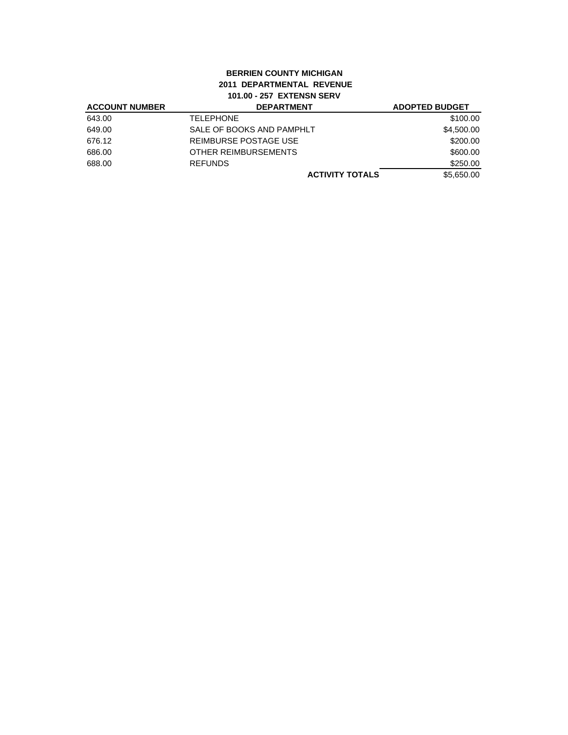# BERRIEN COUNTY MICHIGAN
## 2011 DEPARTMENTAL REVENUE
### 101.00 - 257 EXTENSN SERV

| ACCOUNT NUMBER | DEPARTMENT | ADOPTED BUDGET |
|---|---|---|
| 643.00 | TELEPHONE | $100.00 |
| 649.00 | SALE OF BOOKS AND PAMPHLT | $4,500.00 |
| 676.12 | REIMBURSE POSTAGE USE | $200.00 |
| 686.00 | OTHER REIMBURSEMENTS | $600.00 |
| 688.00 | REFUNDS | $250.00 |
| | **ACTIVITY TOTALS** | $5,650.00 |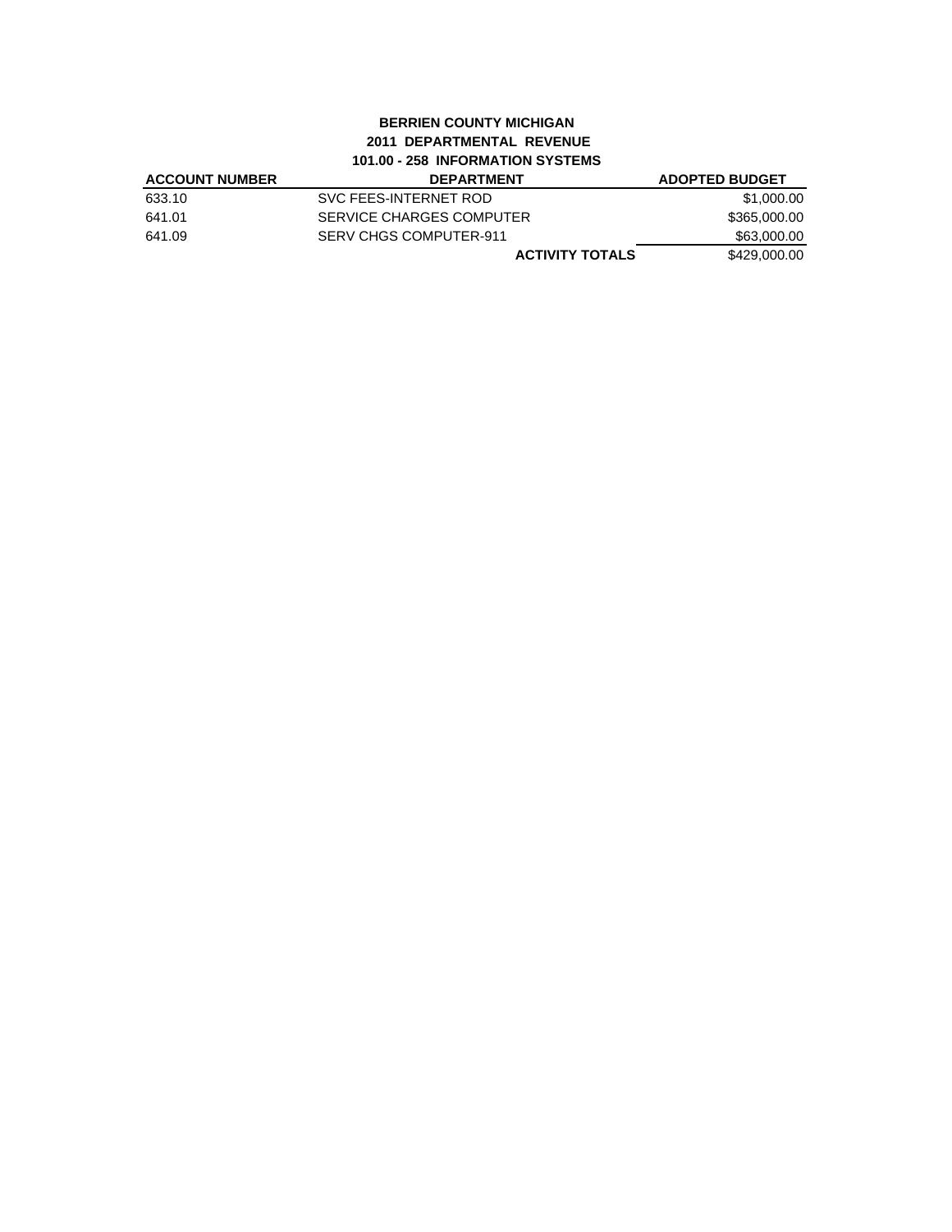**BERRIEN COUNTY MICHIGAN**
**2011 DEPARTMENTAL REVENUE**
**101.00 - 258 INFORMATION SYSTEMS**

| ACCOUNT NUMBER | DEPARTMENT | ADOPTED BUDGET |
|---|---|---|
| 633.10 | SVC FEES-INTERNET ROD | $1,000.00 |
| 641.01 | SERVICE CHARGES COMPUTER | $365,000.00 |
| 641.09 | SERV CHGS COMPUTER-911 | $63,000.00 |
| | **ACTIVITY TOTALS** | $429,000.00 |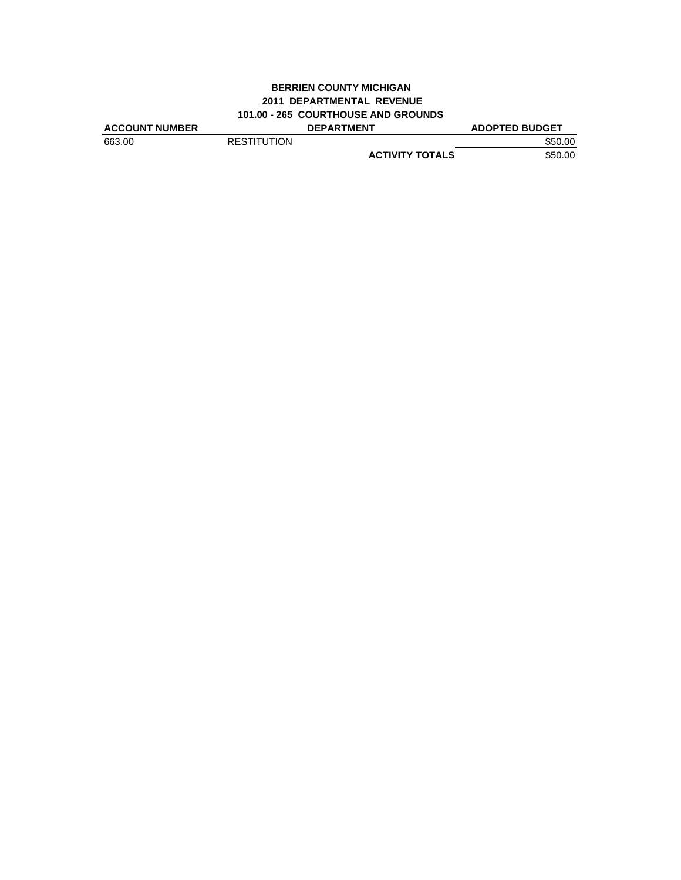**BERRIEN COUNTY MICHIGAN**
**2011 DEPARTMENTAL REVENUE**
**101.00 - 265 COURTHOUSE AND GROUNDS**

| ACCOUNT NUMBER | DEPARTMENT | | ADOPTED BUDGET |
|---|---|---|---|
| 663.00 | RESTITUTION | | $50.00 |
| | | **ACTIVITY TOTALS** | $50.00 |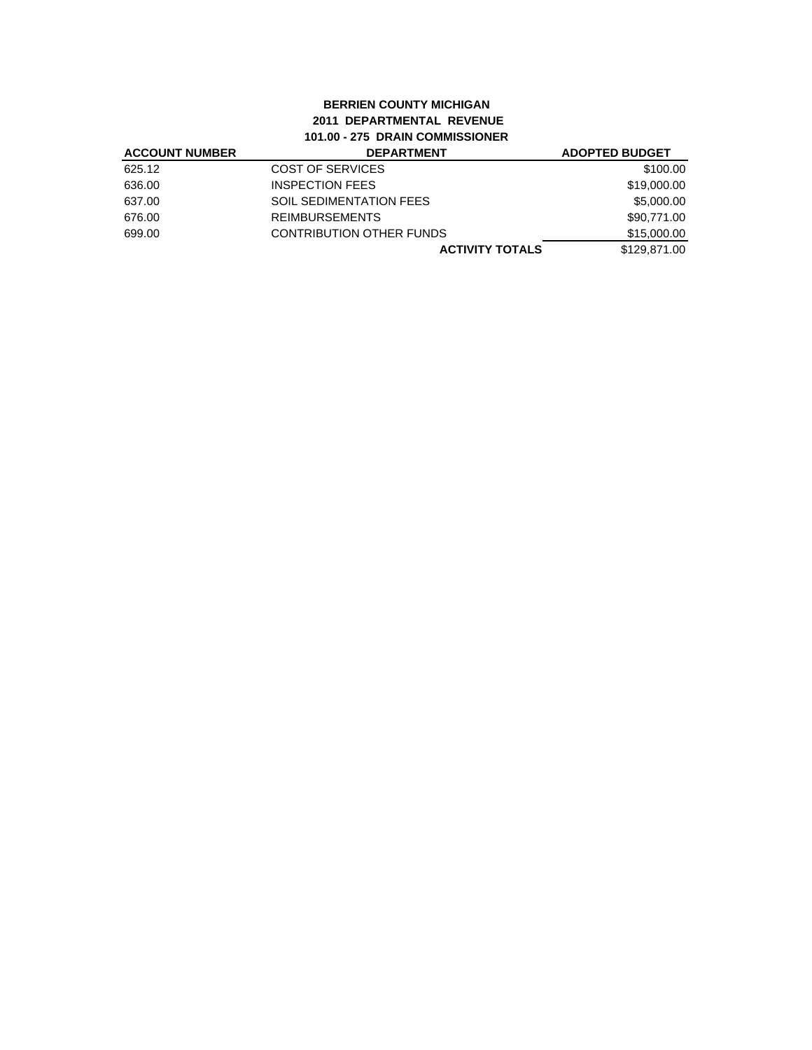**BERRIEN COUNTY MICHIGAN**
**2011 DEPARTMENTAL REVENUE**
**101.00 - 275 DRAIN COMMISSIONER**

| ACCOUNT NUMBER | DEPARTMENT | ADOPTED BUDGET |
|---|---|---|
| 625.12 | COST OF SERVICES | \$100.00 |
| 636.00 | INSPECTION FEES | \$19,000.00 |
| 637.00 | SOIL SEDIMENTATION FEES | \$5,000.00 |
| 676.00 | REIMBURSEMENTS | \$90,771.00 |
| 699.00 | CONTRIBUTION OTHER FUNDS | \$15,000.00 |
| | **ACTIVITY TOTALS** | \$129,871.00 |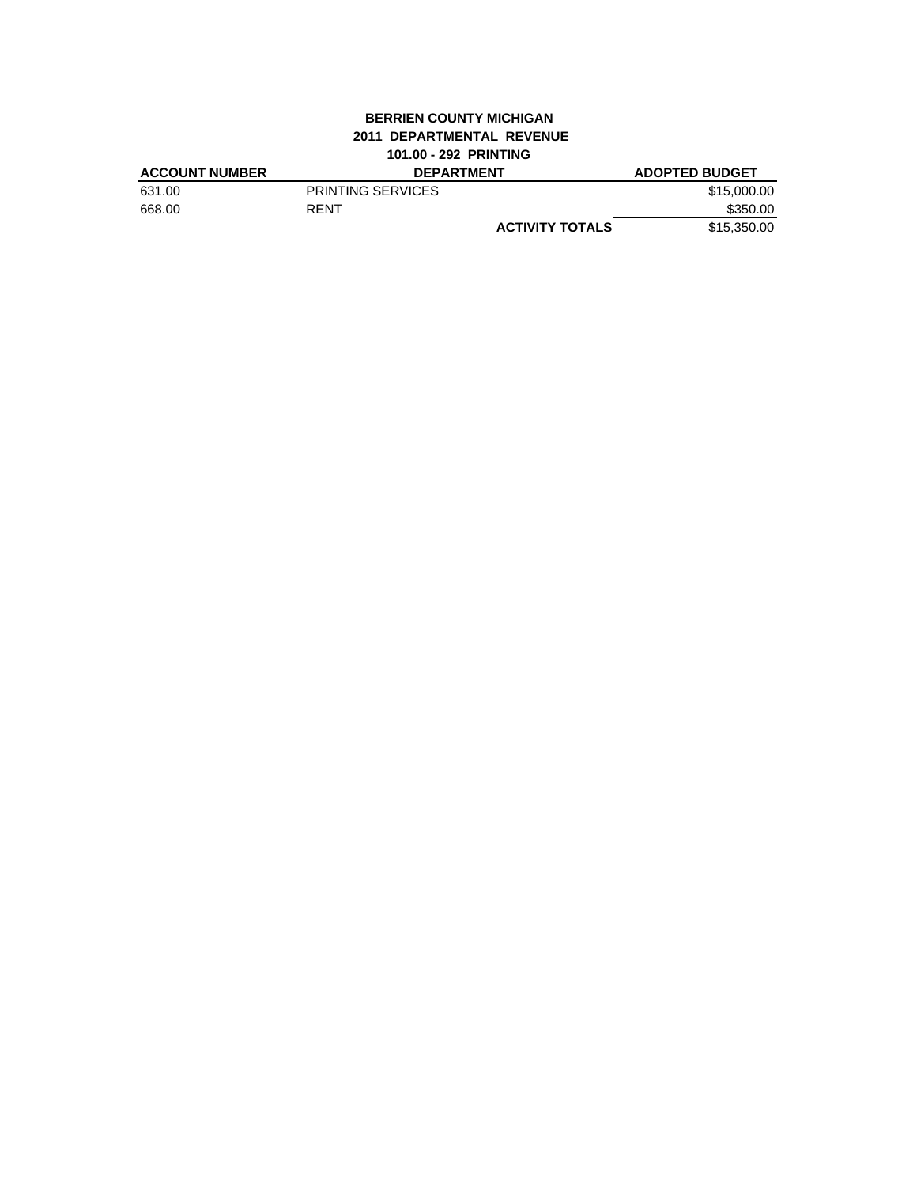**BERRIEN COUNTY MICHIGAN**
**2011 DEPARTMENTAL REVENUE**
**101.00 - 292 PRINTING**

| ACCOUNT NUMBER | DEPARTMENT | ADOPTED BUDGET |
|---|---|---|
| 631.00 | PRINTING SERVICES | $15,000.00 |
| 668.00 | RENT | $350.00 |
| | **ACTIVITY TOTALS** | $15,350.00 |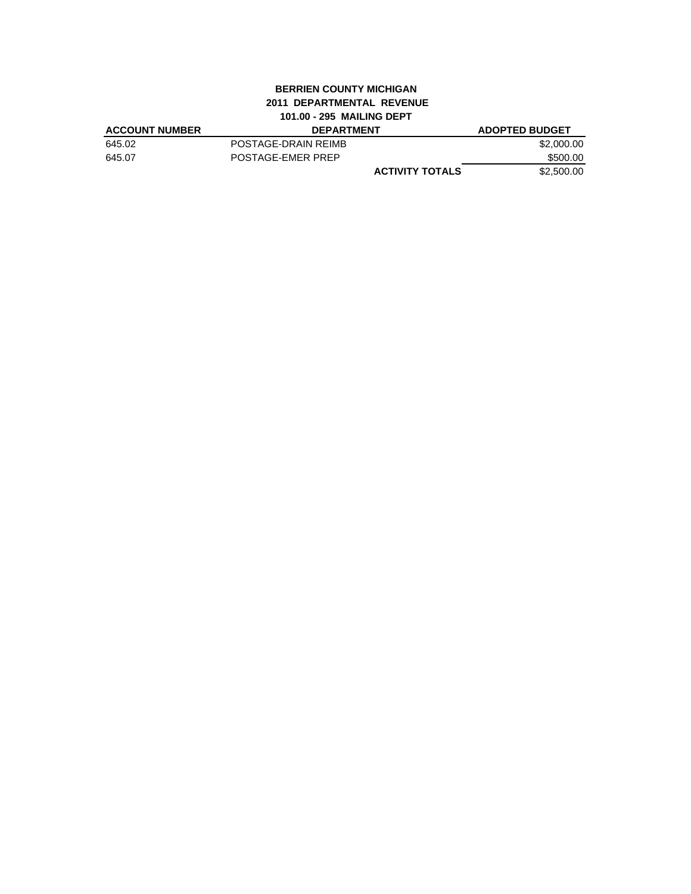**BERRIEN COUNTY MICHIGAN**
**2011 DEPARTMENTAL REVENUE**
**101.00 - 295 MAILING DEPT**

| ACCOUNT NUMBER | DEPARTMENT | | ADOPTED BUDGET |
|---|---|---|---|
| 645.02 | POSTAGE-DRAIN REIMB | | $2,000.00 |
| 645.07 | POSTAGE-EMER PREP | | $500.00 |
| | | **ACTIVITY TOTALS** | $2,500.00 |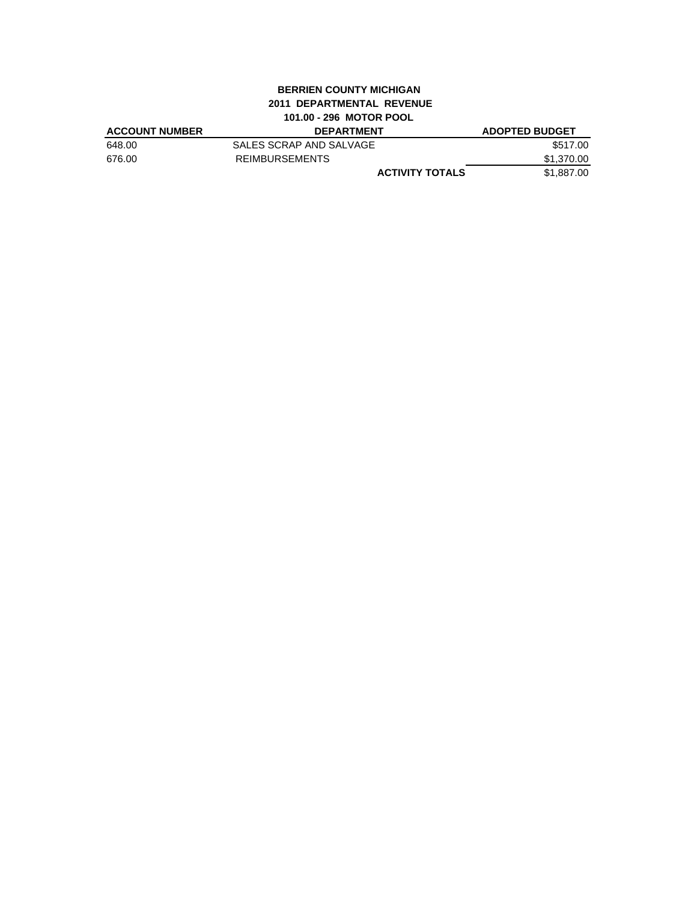**BERRIEN COUNTY MICHIGAN**
**2011 DEPARTMENTAL REVENUE**
**101.00 - 296 MOTOR POOL**

| ACCOUNT NUMBER | DEPARTMENT | ADOPTED BUDGET |
|---|---|---|
| 648.00 | SALES SCRAP AND SALVAGE | $517.00 |
| 676.00 | REIMBURSEMENTS | $1,370.00 |
| | **ACTIVITY TOTALS** | $1,887.00 |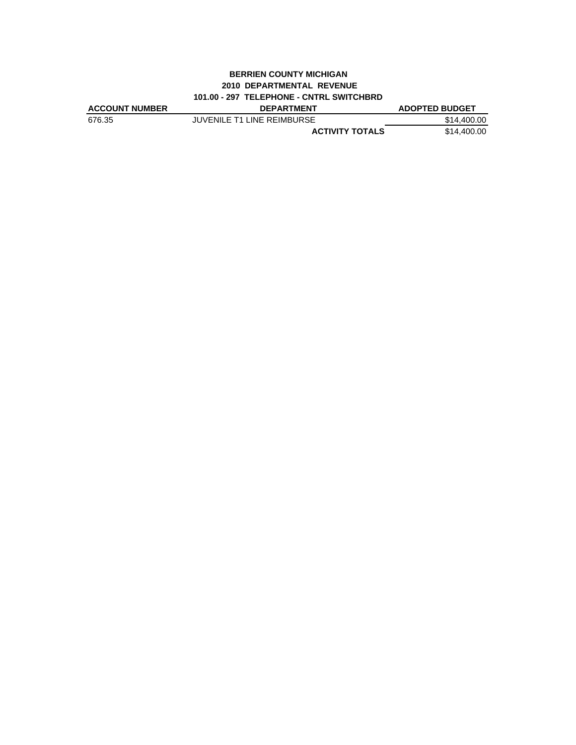**BERRIEN COUNTY MICHIGAN**
**2010 DEPARTMENTAL REVENUE**
**101.00 - 297 TELEPHONE - CNTRL SWITCHBRD**

| ACCOUNT NUMBER | DEPARTMENT | ADOPTED BUDGET |
|---|---|---|
| 676.35 | JUVENILE T1 LINE REIMBURSE | $14,400.00 |
| | **ACTIVITY TOTALS** | $14,400.00 |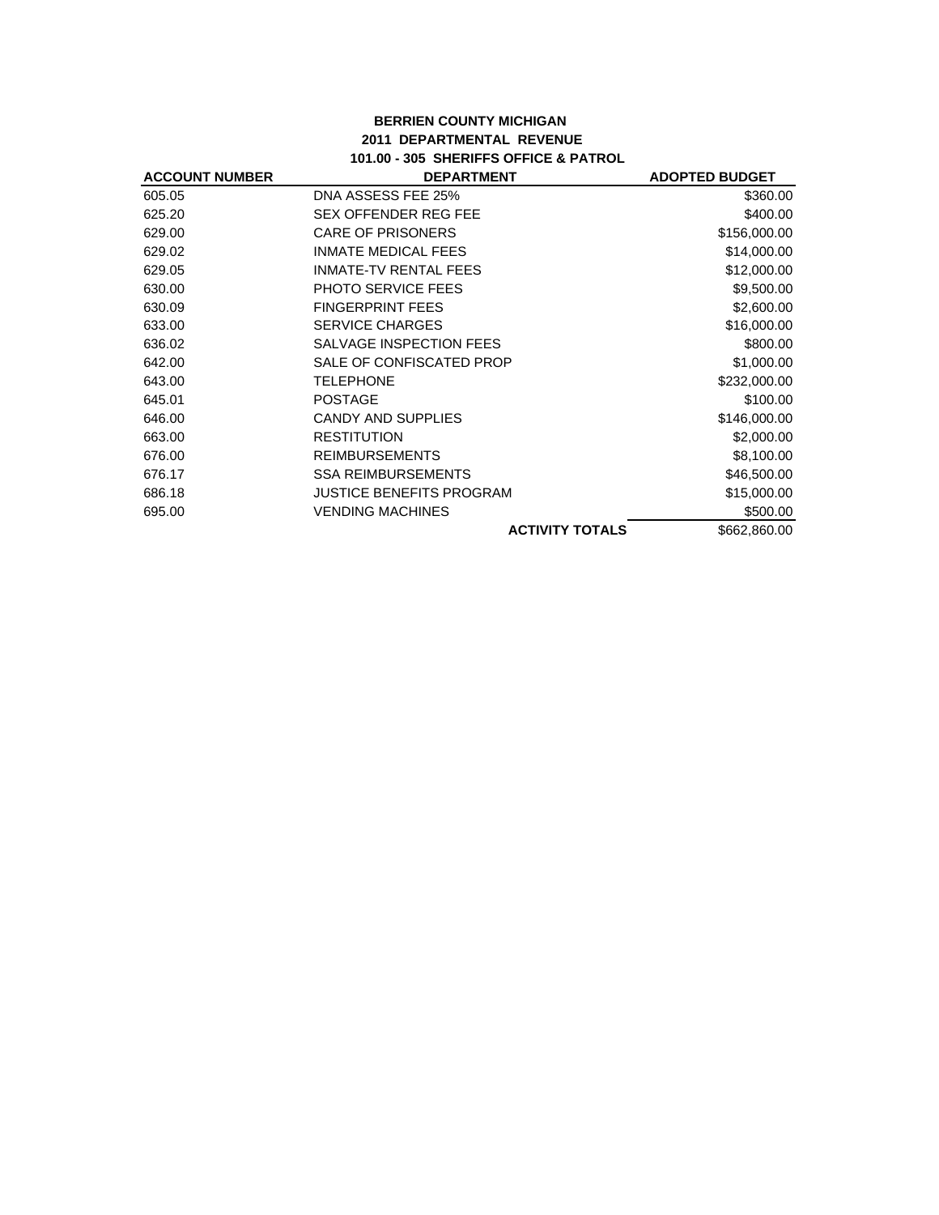**BERRIEN COUNTY MICHIGAN**
**2011 DEPARTMENTAL REVENUE**
**101.00 - 305 SHERIFFS OFFICE & PATROL**

| ACCOUNT NUMBER | DEPARTMENT | ADOPTED BUDGET |
|---|---|---|
| 605.05 | DNA ASSESS FEE 25% | $360.00 |
| 625.20 | SEX OFFENDER REG FEE | $400.00 |
| 629.00 | CARE OF PRISONERS | $156,000.00 |
| 629.02 | INMATE MEDICAL FEES | $14,000.00 |
| 629.05 | INMATE-TV RENTAL FEES | $12,000.00 |
| 630.00 | PHOTO SERVICE FEES | $9,500.00 |
| 630.09 | FINGERPRINT FEES | $2,600.00 |
| 633.00 | SERVICE CHARGES | $16,000.00 |
| 636.02 | SALVAGE INSPECTION FEES | $800.00 |
| 642.00 | SALE OF CONFISCATED PROP | $1,000.00 |
| 643.00 | TELEPHONE | $232,000.00 |
| 645.01 | POSTAGE | $100.00 |
| 646.00 | CANDY AND SUPPLIES | $146,000.00 |
| 663.00 | RESTITUTION | $2,000.00 |
| 676.00 | REIMBURSEMENTS | $8,100.00 |
| 676.17 | SSA REIMBURSEMENTS | $46,500.00 |
| 686.18 | JUSTICE BENEFITS PROGRAM | $15,000.00 |
| 695.00 | VENDING MACHINES | $500.00 |
| | **ACTIVITY TOTALS** | $662,860.00 |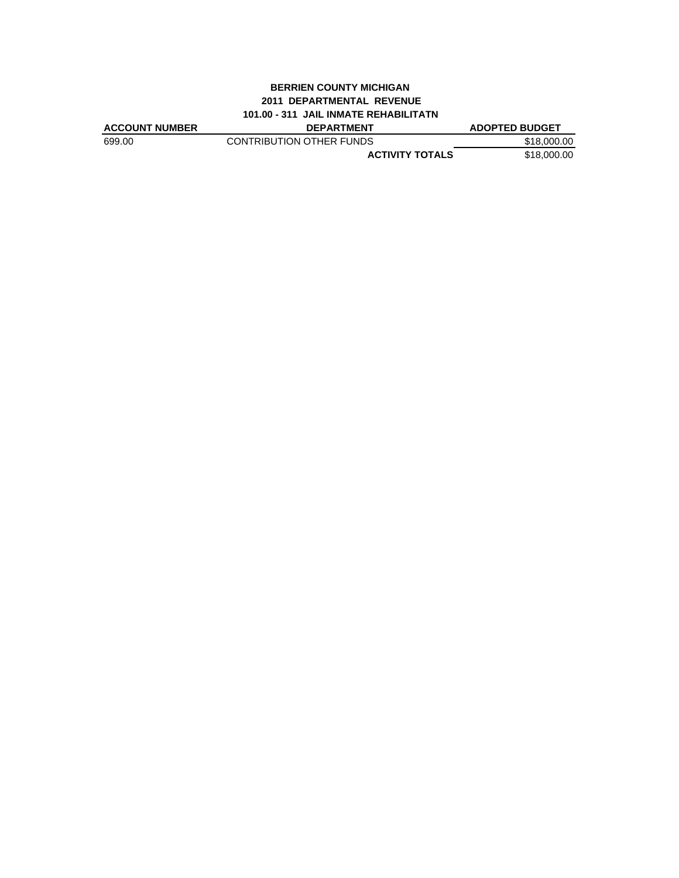**BERRIEN COUNTY MICHIGAN**
**2011 DEPARTMENTAL REVENUE**
**101.00 - 311 JAIL INMATE REHABILITATN**

| ACCOUNT NUMBER | DEPARTMENT | ADOPTED BUDGET |
|---|---|---|
| 699.00 | CONTRIBUTION OTHER FUNDS | $18,000.00 |
| | **ACTIVITY TOTALS** | $18,000.00 |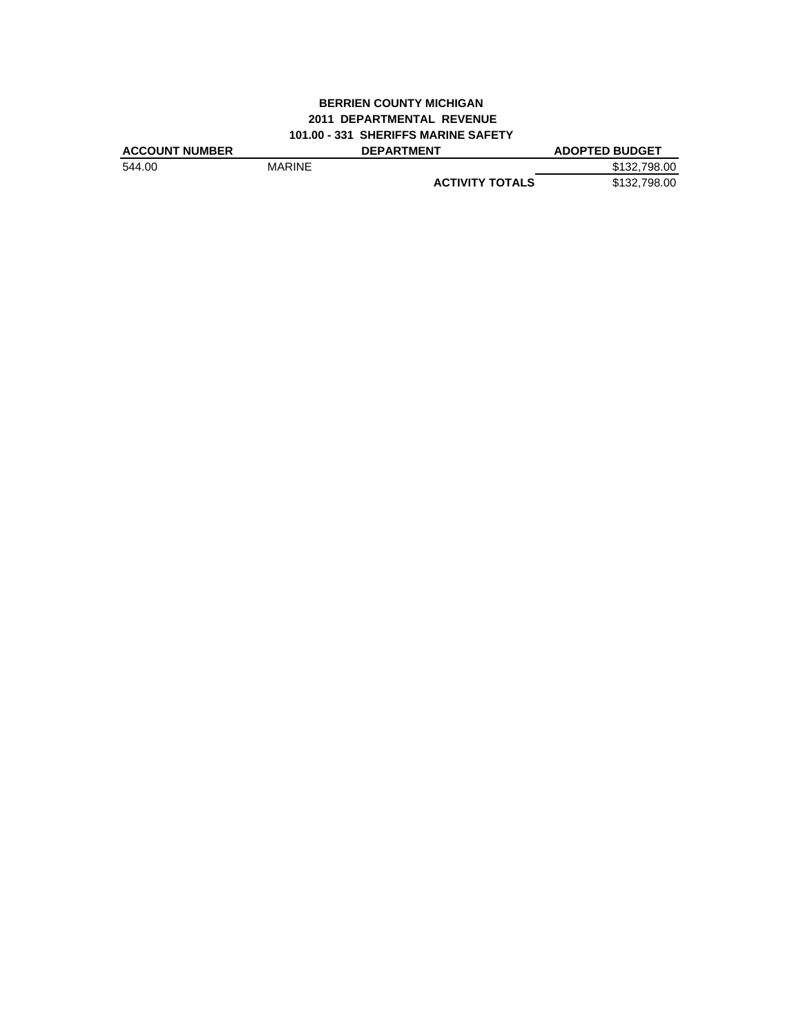**BERRIEN COUNTY MICHIGAN**
**2011 DEPARTMENTAL REVENUE**
**101.00 - 331 SHERIFFS MARINE SAFETY**

| ACCOUNT NUMBER | DEPARTMENT | | ADOPTED BUDGET |
|---|---|---|---|
| 544.00 | MARINE | | $132,798.00 |
| | | **ACTIVITY TOTALS** | $132,798.00 |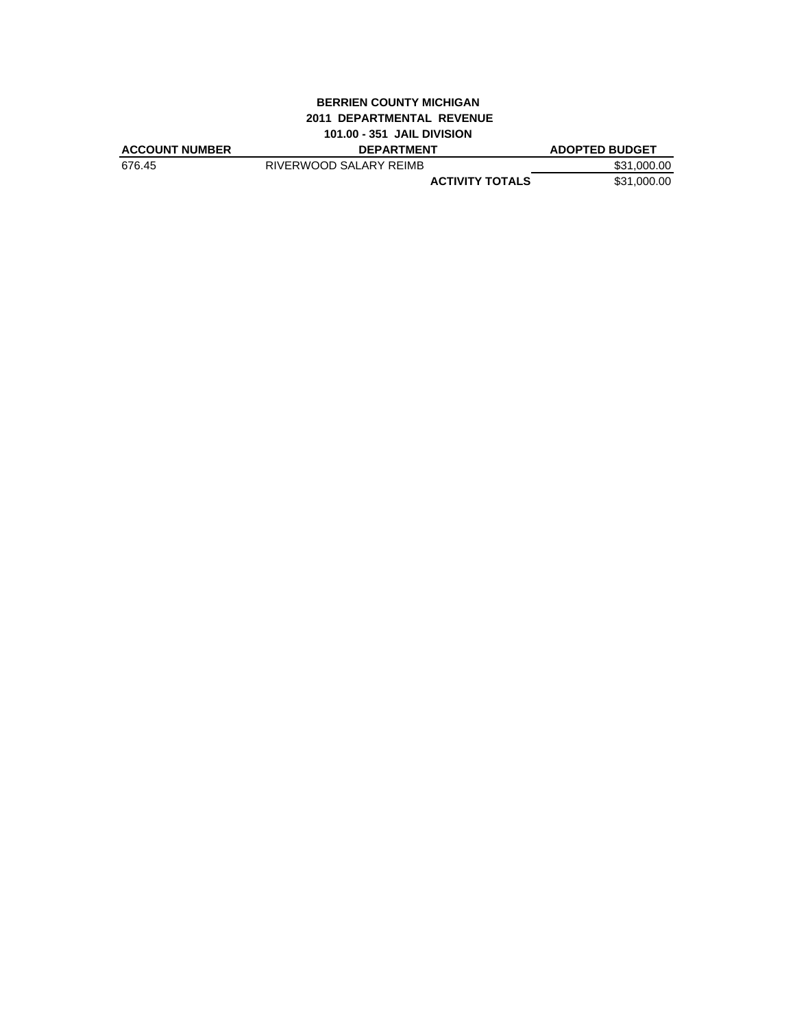**BERRIEN COUNTY MICHIGAN**

**2011 DEPARTMENTAL REVENUE**

**101.00 - 351 JAIL DIVISION**

| ACCOUNT NUMBER | DEPARTMENT | ADOPTED BUDGET |
|---|---|---|
| 676.45 | RIVERWOOD SALARY REIMB | $31,000.00 |
| | **ACTIVITY TOTALS** | $31,000.00 |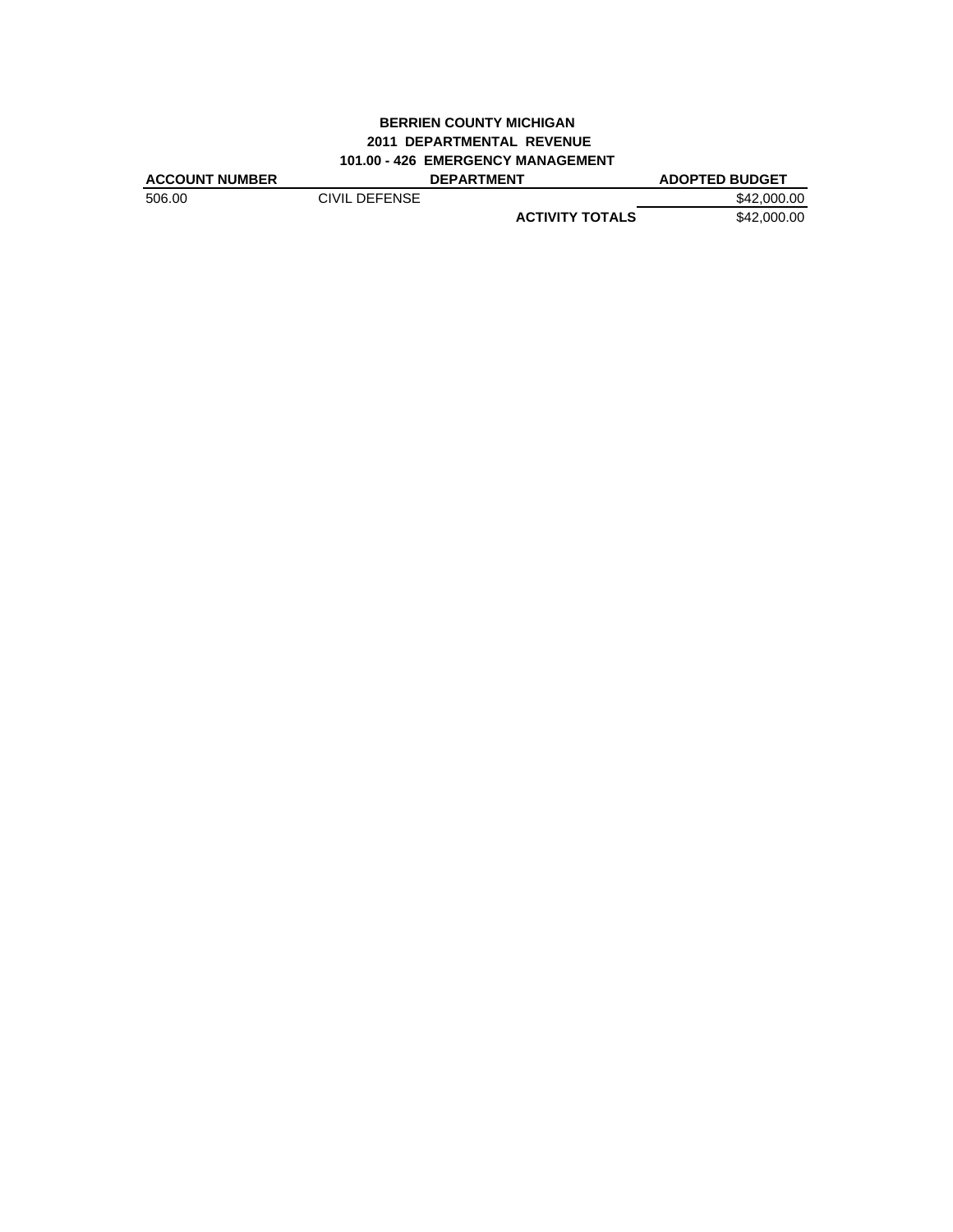**BERRIEN COUNTY MICHIGAN**

**2011 DEPARTMENTAL REVENUE**

**101.00 - 426 EMERGENCY MANAGEMENT**

| ACCOUNT NUMBER | DEPARTMENT | | ADOPTED BUDGET |
|---|---|---|---|
| 506.00 | CIVIL DEFENSE | | $42,000.00 |
| | | **ACTIVITY TOTALS** | $42,000.00 |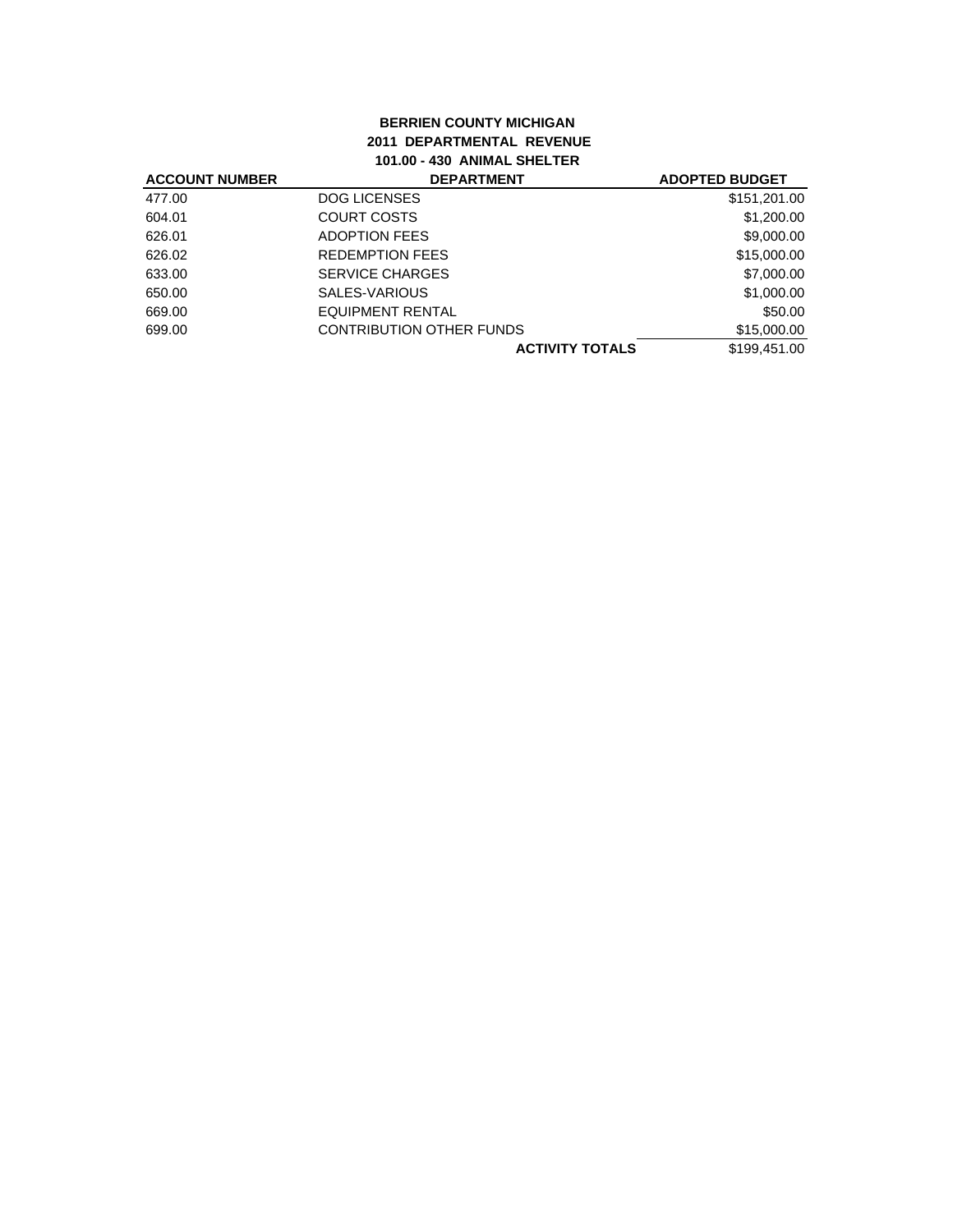**BERRIEN COUNTY MICHIGAN**
**2011 DEPARTMENTAL REVENUE**
**101.00 - 430 ANIMAL SHELTER**

| ACCOUNT NUMBER | DEPARTMENT | ADOPTED BUDGET |
|---|---|---|
| 477.00 | DOG LICENSES | $151,201.00 |
| 604.01 | COURT COSTS | $1,200.00 |
| 626.01 | ADOPTION FEES | $9,000.00 |
| 626.02 | REDEMPTION FEES | $15,000.00 |
| 633.00 | SERVICE CHARGES | $7,000.00 |
| 650.00 | SALES-VARIOUS | $1,000.00 |
| 669.00 | EQUIPMENT RENTAL | $50.00 |
| 699.00 | CONTRIBUTION OTHER FUNDS | $15,000.00 |
| | **ACTIVITY TOTALS** | $199,451.00 |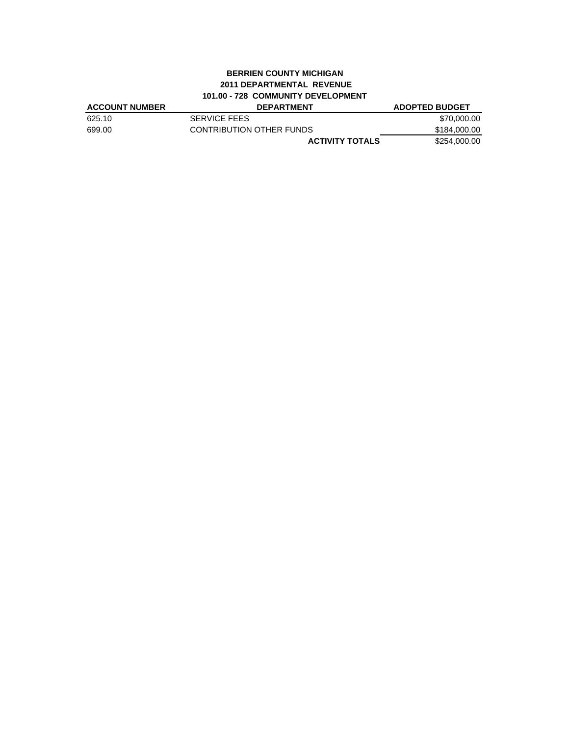**BERRIEN COUNTY MICHIGAN**
**2011 DEPARTMENTAL REVENUE**
**101.00 - 728 COMMUNITY DEVELOPMENT**

| ACCOUNT NUMBER | DEPARTMENT | ADOPTED BUDGET |
|---|---|---|
| 625.10 | SERVICE FEES | $70,000.00 |
| 699.00 | CONTRIBUTION OTHER FUNDS | $184,000.00 |
| | **ACTIVITY TOTALS** | $254,000.00 |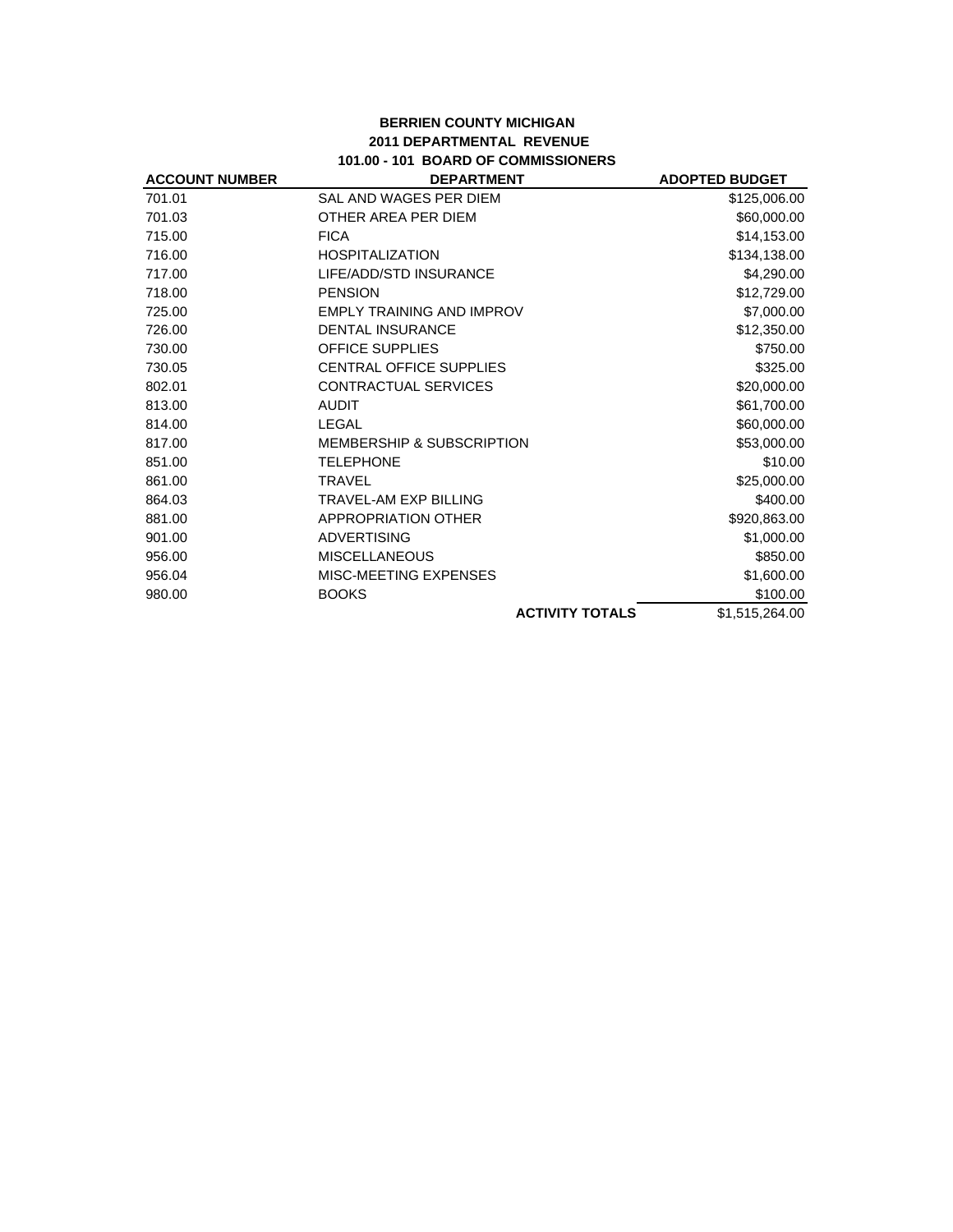**BERRIEN COUNTY MICHIGAN**
**2011 DEPARTMENTAL REVENUE**
**101.00 - 101 BOARD OF COMMISSIONERS**

| ACCOUNT NUMBER | DEPARTMENT | ADOPTED BUDGET |
|---|---|---|
| 701.01 | SAL AND WAGES PER DIEM | $125,006.00 |
| 701.03 | OTHER AREA PER DIEM | $60,000.00 |
| 715.00 | FICA | $14,153.00 |
| 716.00 | HOSPITALIZATION | $134,138.00 |
| 717.00 | LIFE/ADD/STD INSURANCE | $4,290.00 |
| 718.00 | PENSION | $12,729.00 |
| 725.00 | EMPLY TRAINING AND IMPROV | $7,000.00 |
| 726.00 | DENTAL INSURANCE | $12,350.00 |
| 730.00 | OFFICE SUPPLIES | $750.00 |
| 730.05 | CENTRAL OFFICE SUPPLIES | $325.00 |
| 802.01 | CONTRACTUAL SERVICES | $20,000.00 |
| 813.00 | AUDIT | $61,700.00 |
| 814.00 | LEGAL | $60,000.00 |
| 817.00 | MEMBERSHIP & SUBSCRIPTION | $53,000.00 |
| 851.00 | TELEPHONE | $10.00 |
| 861.00 | TRAVEL | $25,000.00 |
| 864.03 | TRAVEL-AM EXP BILLING | $400.00 |
| 881.00 | APPROPRIATION OTHER | $920,863.00 |
| 901.00 | ADVERTISING | $1,000.00 |
| 956.00 | MISCELLANEOUS | $850.00 |
| 956.04 | MISC-MEETING EXPENSES | $1,600.00 |
| 980.00 | BOOKS | $100.00 |
| | **ACTIVITY TOTALS** | $1,515,264.00 |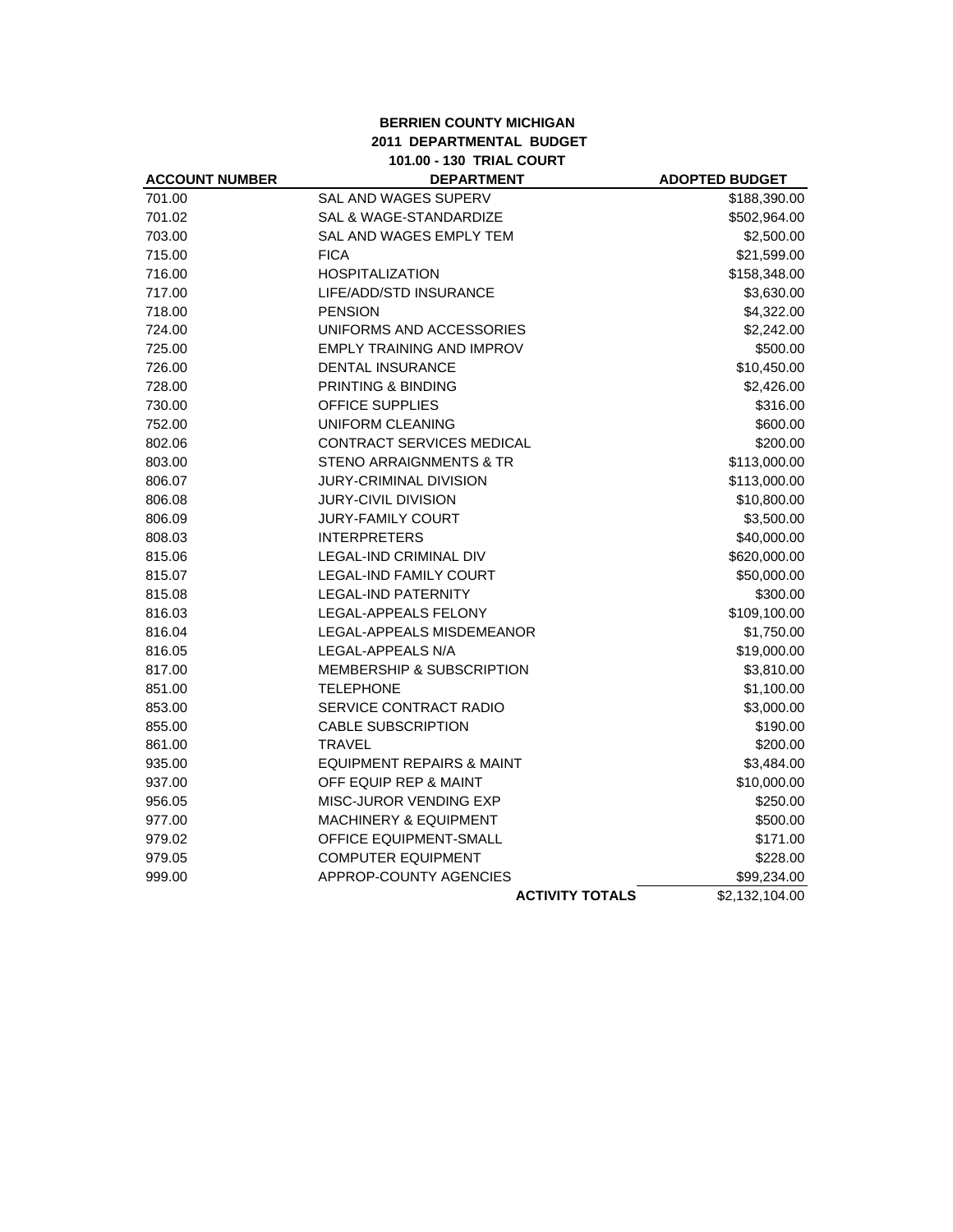**BERRIEN COUNTY MICHIGAN**
**2011 DEPARTMENTAL BUDGET**
**101.00 - 130 TRIAL COURT**

| ACCOUNT NUMBER | DEPARTMENT | ADOPTED BUDGET |
|---|---|---|
| 701.00 | SAL AND WAGES SUPERV | $188,390.00 |
| 701.02 | SAL & WAGE-STANDARDIZE | $502,964.00 |
| 703.00 | SAL AND WAGES EMPLY TEM | $2,500.00 |
| 715.00 | FICA | $21,599.00 |
| 716.00 | HOSPITALIZATION | $158,348.00 |
| 717.00 | LIFE/ADD/STD INSURANCE | $3,630.00 |
| 718.00 | PENSION | $4,322.00 |
| 724.00 | UNIFORMS AND ACCESSORIES | $2,242.00 |
| 725.00 | EMPLY TRAINING AND IMPROV | $500.00 |
| 726.00 | DENTAL INSURANCE | $10,450.00 |
| 728.00 | PRINTING & BINDING | $2,426.00 |
| 730.00 | OFFICE SUPPLIES | $316.00 |
| 752.00 | UNIFORM CLEANING | $600.00 |
| 802.06 | CONTRACT SERVICES MEDICAL | $200.00 |
| 803.00 | STENO ARRAIGNMENTS & TR | $113,000.00 |
| 806.07 | JURY-CRIMINAL DIVISION | $113,000.00 |
| 806.08 | JURY-CIVIL DIVISION | $10,800.00 |
| 806.09 | JURY-FAMILY COURT | $3,500.00 |
| 808.03 | INTERPRETERS | $40,000.00 |
| 815.06 | LEGAL-IND CRIMINAL DIV | $620,000.00 |
| 815.07 | LEGAL-IND FAMILY COURT | $50,000.00 |
| 815.08 | LEGAL-IND PATERNITY | $300.00 |
| 816.03 | LEGAL-APPEALS FELONY | $109,100.00 |
| 816.04 | LEGAL-APPEALS MISDEMEANOR | $1,750.00 |
| 816.05 | LEGAL-APPEALS N/A | $19,000.00 |
| 817.00 | MEMBERSHIP & SUBSCRIPTION | $3,810.00 |
| 851.00 | TELEPHONE | $1,100.00 |
| 853.00 | SERVICE CONTRACT RADIO | $3,000.00 |
| 855.00 | CABLE SUBSCRIPTION | $190.00 |
| 861.00 | TRAVEL | $200.00 |
| 935.00 | EQUIPMENT REPAIRS & MAINT | $3,484.00 |
| 937.00 | OFF EQUIP REP & MAINT | $10,000.00 |
| 956.05 | MISC-JUROR VENDING EXP | $250.00 |
| 977.00 | MACHINERY & EQUIPMENT | $500.00 |
| 979.02 | OFFICE EQUIPMENT-SMALL | $171.00 |
| 979.05 | COMPUTER EQUIPMENT | $228.00 |
| 999.00 | APPROP-COUNTY AGENCIES | $99,234.00 |
| | **ACTIVITY TOTALS** | $2,132,104.00 |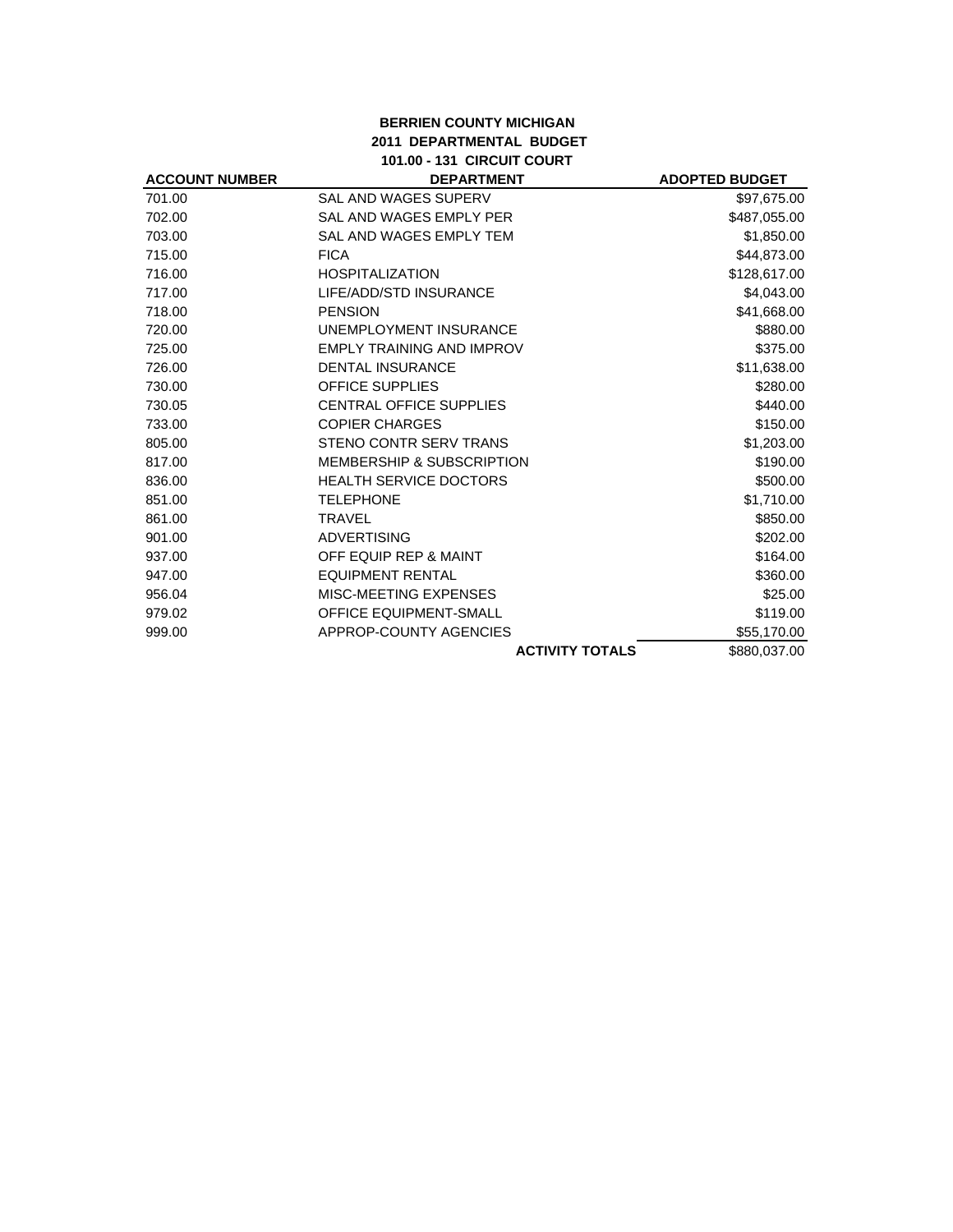**BERRIEN COUNTY MICHIGAN**
**2011 DEPARTMENTAL BUDGET**
**101.00 - 131 CIRCUIT COURT**

| ACCOUNT NUMBER | DEPARTMENT | ADOPTED BUDGET |
|---|---|---|
| 701.00 | SAL AND WAGES SUPERV | $97,675.00 |
| 702.00 | SAL AND WAGES EMPLY PER | $487,055.00 |
| 703.00 | SAL AND WAGES EMPLY TEM | $1,850.00 |
| 715.00 | FICA | $44,873.00 |
| 716.00 | HOSPITALIZATION | $128,617.00 |
| 717.00 | LIFE/ADD/STD INSURANCE | $4,043.00 |
| 718.00 | PENSION | $41,668.00 |
| 720.00 | UNEMPLOYMENT INSURANCE | $880.00 |
| 725.00 | EMPLY TRAINING AND IMPROV | $375.00 |
| 726.00 | DENTAL INSURANCE | $11,638.00 |
| 730.00 | OFFICE SUPPLIES | $280.00 |
| 730.05 | CENTRAL OFFICE SUPPLIES | $440.00 |
| 733.00 | COPIER CHARGES | $150.00 |
| 805.00 | STENO CONTR SERV TRANS | $1,203.00 |
| 817.00 | MEMBERSHIP & SUBSCRIPTION | $190.00 |
| 836.00 | HEALTH SERVICE DOCTORS | $500.00 |
| 851.00 | TELEPHONE | $1,710.00 |
| 861.00 | TRAVEL | $850.00 |
| 901.00 | ADVERTISING | $202.00 |
| 937.00 | OFF EQUIP REP & MAINT | $164.00 |
| 947.00 | EQUIPMENT RENTAL | $360.00 |
| 956.04 | MISC-MEETING EXPENSES | $25.00 |
| 979.02 | OFFICE EQUIPMENT-SMALL | $119.00 |
| 999.00 | APPROP-COUNTY AGENCIES | $55,170.00 |
| | **ACTIVITY TOTALS** | $880,037.00 |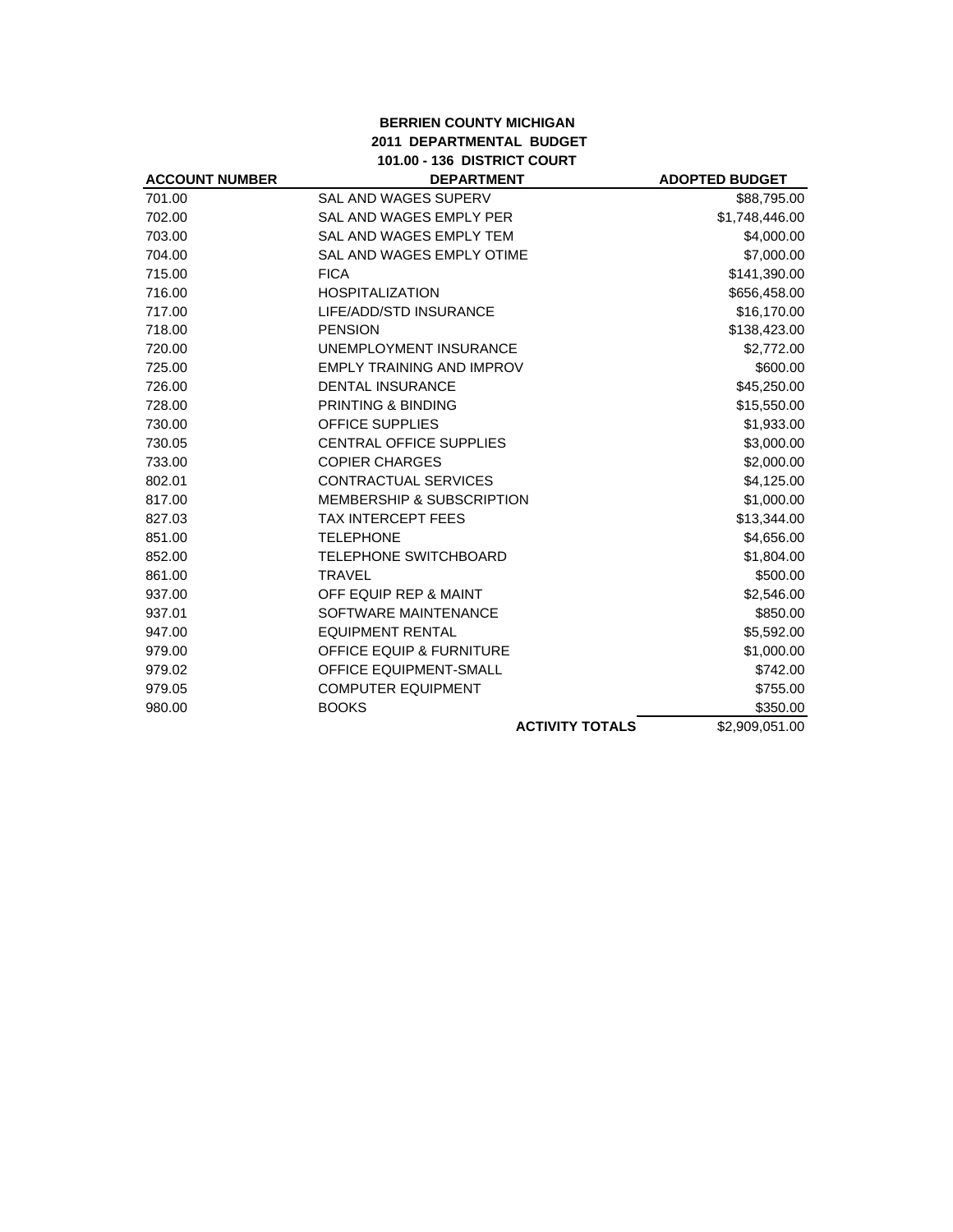**BERRIEN COUNTY MICHIGAN**
**2011 DEPARTMENTAL BUDGET**
**101.00 - 136 DISTRICT COURT**

| ACCOUNT NUMBER | DEPARTMENT | ADOPTED BUDGET |
|---|---|---|
| 701.00 | SAL AND WAGES SUPERV | $88,795.00 |
| 702.00 | SAL AND WAGES EMPLY PER | $1,748,446.00 |
| 703.00 | SAL AND WAGES EMPLY TEM | $4,000.00 |
| 704.00 | SAL AND WAGES EMPLY OTIME | $7,000.00 |
| 715.00 | FICA | $141,390.00 |
| 716.00 | HOSPITALIZATION | $656,458.00 |
| 717.00 | LIFE/ADD/STD INSURANCE | $16,170.00 |
| 718.00 | PENSION | $138,423.00 |
| 720.00 | UNEMPLOYMENT INSURANCE | $2,772.00 |
| 725.00 | EMPLY TRAINING AND IMPROV | $600.00 |
| 726.00 | DENTAL INSURANCE | $45,250.00 |
| 728.00 | PRINTING & BINDING | $15,550.00 |
| 730.00 | OFFICE SUPPLIES | $1,933.00 |
| 730.05 | CENTRAL OFFICE SUPPLIES | $3,000.00 |
| 733.00 | COPIER CHARGES | $2,000.00 |
| 802.01 | CONTRACTUAL SERVICES | $4,125.00 |
| 817.00 | MEMBERSHIP & SUBSCRIPTION | $1,000.00 |
| 827.03 | TAX INTERCEPT FEES | $13,344.00 |
| 851.00 | TELEPHONE | $4,656.00 |
| 852.00 | TELEPHONE SWITCHBOARD | $1,804.00 |
| 861.00 | TRAVEL | $500.00 |
| 937.00 | OFF EQUIP REP & MAINT | $2,546.00 |
| 937.01 | SOFTWARE MAINTENANCE | $850.00 |
| 947.00 | EQUIPMENT RENTAL | $5,592.00 |
| 979.00 | OFFICE EQUIP & FURNITURE | $1,000.00 |
| 979.02 | OFFICE EQUIPMENT-SMALL | $742.00 |
| 979.05 | COMPUTER EQUIPMENT | $755.00 |
| 980.00 | BOOKS | $350.00 |
| | **ACTIVITY TOTALS** | $2,909,051.00 |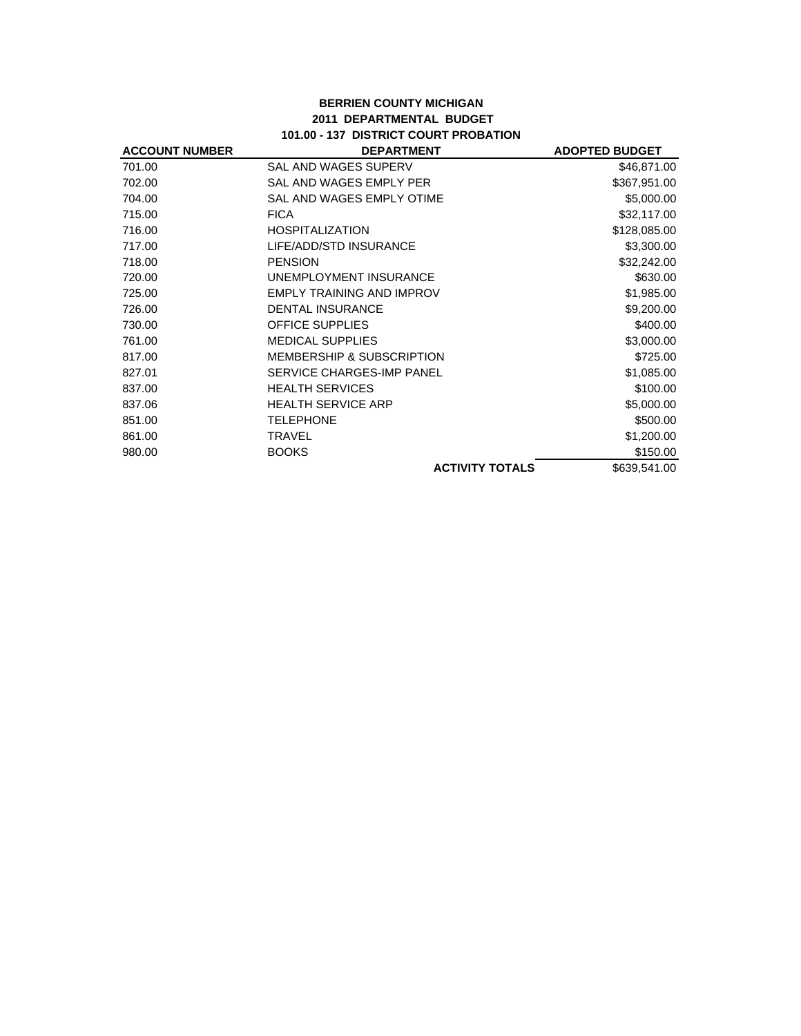**BERRIEN COUNTY MICHIGAN**
**2011 DEPARTMENTAL BUDGET**
**101.00 - 137 DISTRICT COURT PROBATION**

| ACCOUNT NUMBER | DEPARTMENT | ADOPTED BUDGET |
|---|---|---|
| 701.00 | SAL AND WAGES SUPERV | $46,871.00 |
| 702.00 | SAL AND WAGES EMPLY PER | $367,951.00 |
| 704.00 | SAL AND WAGES EMPLY OTIME | $5,000.00 |
| 715.00 | FICA | $32,117.00 |
| 716.00 | HOSPITALIZATION | $128,085.00 |
| 717.00 | LIFE/ADD/STD INSURANCE | $3,300.00 |
| 718.00 | PENSION | $32,242.00 |
| 720.00 | UNEMPLOYMENT INSURANCE | $630.00 |
| 725.00 | EMPLY TRAINING AND IMPROV | $1,985.00 |
| 726.00 | DENTAL INSURANCE | $9,200.00 |
| 730.00 | OFFICE SUPPLIES | $400.00 |
| 761.00 | MEDICAL SUPPLIES | $3,000.00 |
| 817.00 | MEMBERSHIP & SUBSCRIPTION | $725.00 |
| 827.01 | SERVICE CHARGES-IMP PANEL | $1,085.00 |
| 837.00 | HEALTH SERVICES | $100.00 |
| 837.06 | HEALTH SERVICE ARP | $5,000.00 |
| 851.00 | TELEPHONE | $500.00 |
| 861.00 | TRAVEL | $1,200.00 |
| 980.00 | BOOKS | $150.00 |
| | **ACTIVITY TOTALS** | $639,541.00 |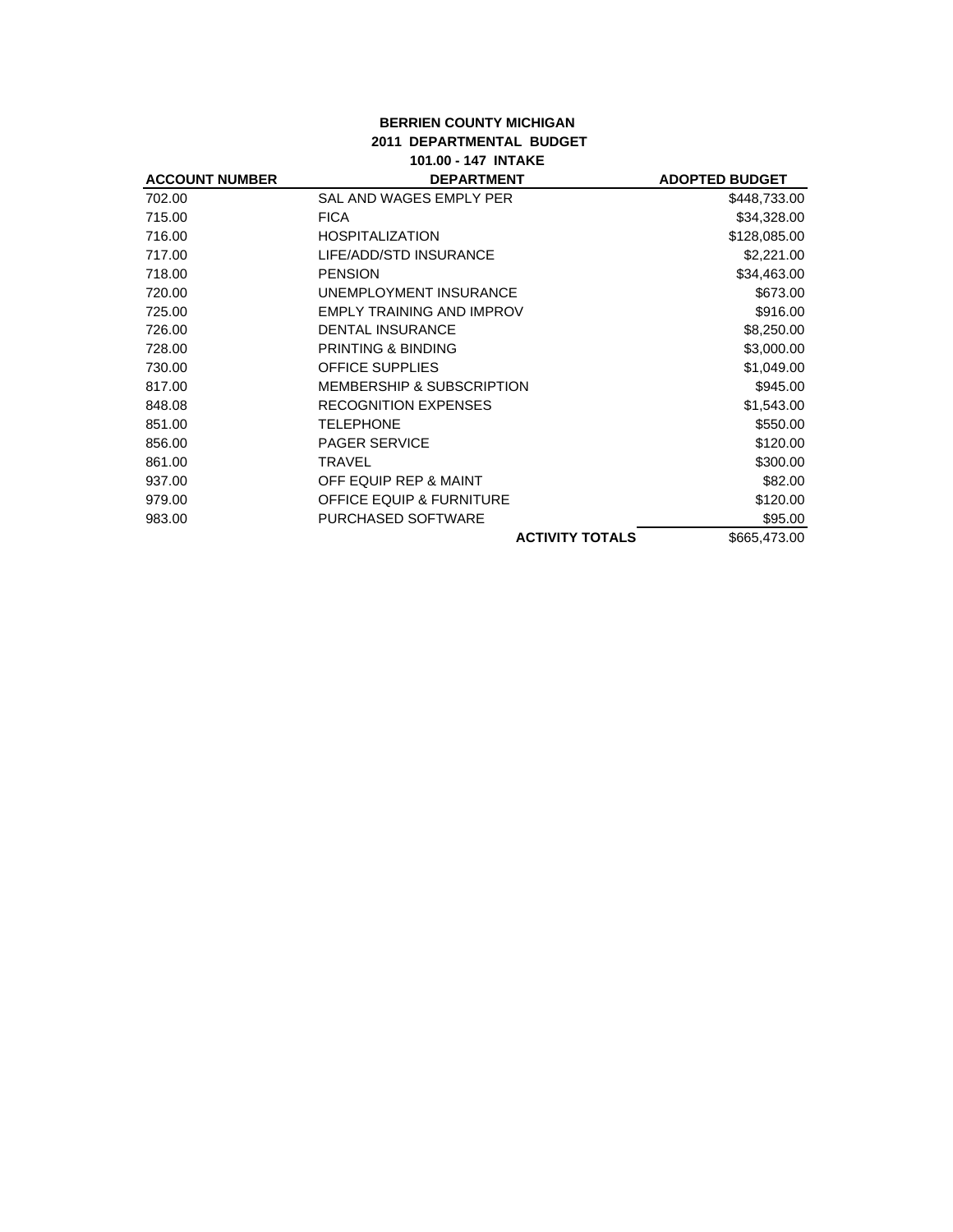**BERRIEN COUNTY MICHIGAN**
**2011 DEPARTMENTAL BUDGET**
**101.00 - 147 INTAKE**

| ACCOUNT NUMBER | DEPARTMENT | ADOPTED BUDGET |
|---|---|---|
| 702.00 | SAL AND WAGES EMPLY PER | $448,733.00 |
| 715.00 | FICA | $34,328.00 |
| 716.00 | HOSPITALIZATION | $128,085.00 |
| 717.00 | LIFE/ADD/STD INSURANCE | $2,221.00 |
| 718.00 | PENSION | $34,463.00 |
| 720.00 | UNEMPLOYMENT INSURANCE | $673.00 |
| 725.00 | EMPLY TRAINING AND IMPROV | $916.00 |
| 726.00 | DENTAL INSURANCE | $8,250.00 |
| 728.00 | PRINTING & BINDING | $3,000.00 |
| 730.00 | OFFICE SUPPLIES | $1,049.00 |
| 817.00 | MEMBERSHIP & SUBSCRIPTION | $945.00 |
| 848.08 | RECOGNITION EXPENSES | $1,543.00 |
| 851.00 | TELEPHONE | $550.00 |
| 856.00 | PAGER SERVICE | $120.00 |
| 861.00 | TRAVEL | $300.00 |
| 937.00 | OFF EQUIP REP & MAINT | $82.00 |
| 979.00 | OFFICE EQUIP & FURNITURE | $120.00 |
| 983.00 | PURCHASED SOFTWARE | $95.00 |
| | **ACTIVITY TOTALS** | $665,473.00 |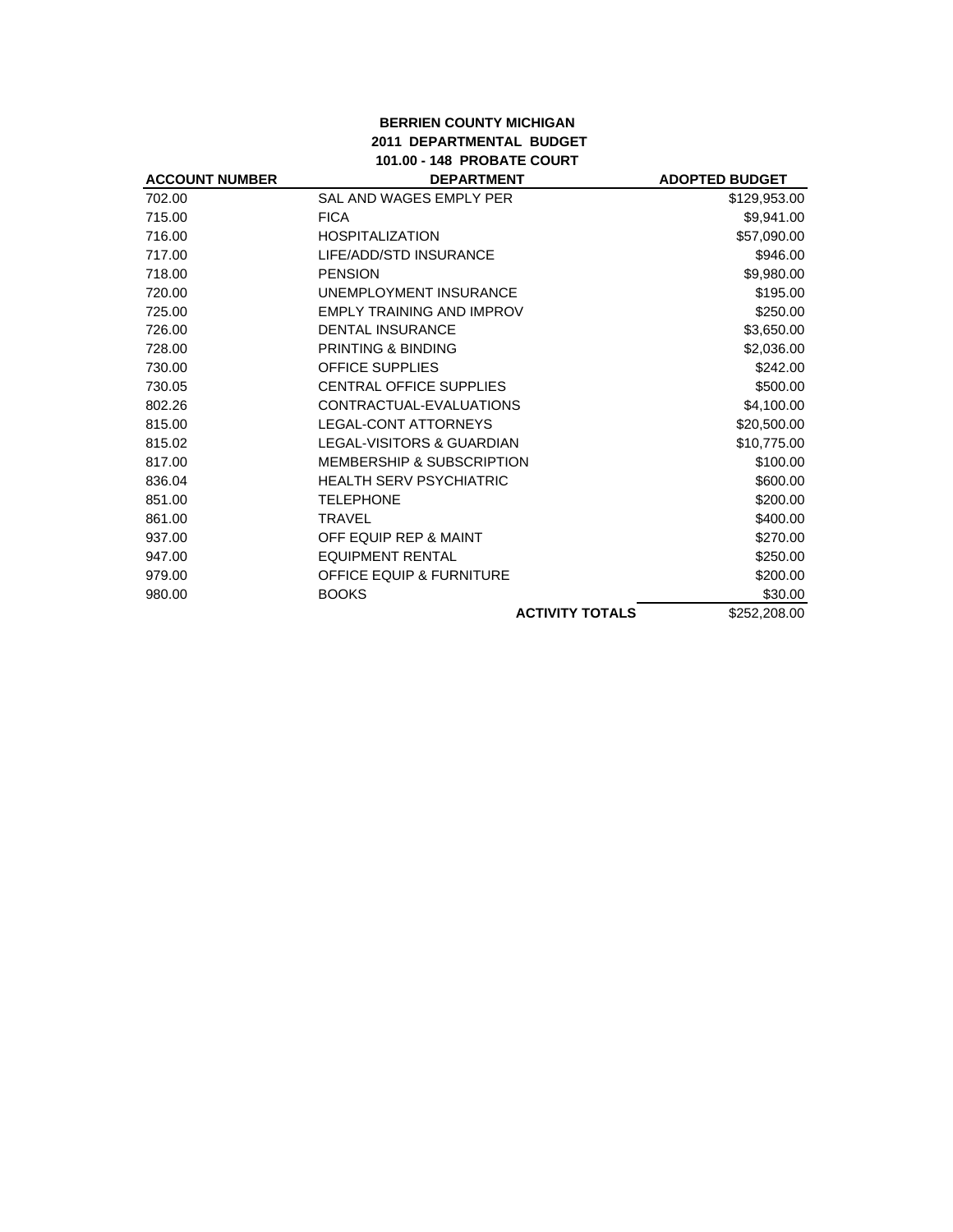**BERRIEN COUNTY MICHIGAN**
**2011 DEPARTMENTAL BUDGET**
**101.00 - 148 PROBATE COURT**

| ACCOUNT NUMBER | DEPARTMENT | ADOPTED BUDGET |
|---|---|---|
| 702.00 | SAL AND WAGES EMPLY PER | $129,953.00 |
| 715.00 | FICA | $9,941.00 |
| 716.00 | HOSPITALIZATION | $57,090.00 |
| 717.00 | LIFE/ADD/STD INSURANCE | $946.00 |
| 718.00 | PENSION | $9,980.00 |
| 720.00 | UNEMPLOYMENT INSURANCE | $195.00 |
| 725.00 | EMPLY TRAINING AND IMPROV | $250.00 |
| 726.00 | DENTAL INSURANCE | $3,650.00 |
| 728.00 | PRINTING & BINDING | $2,036.00 |
| 730.00 | OFFICE SUPPLIES | $242.00 |
| 730.05 | CENTRAL OFFICE SUPPLIES | $500.00 |
| 802.26 | CONTRACTUAL-EVALUATIONS | $4,100.00 |
| 815.00 | LEGAL-CONT ATTORNEYS | $20,500.00 |
| 815.02 | LEGAL-VISITORS & GUARDIAN | $10,775.00 |
| 817.00 | MEMBERSHIP & SUBSCRIPTION | $100.00 |
| 836.04 | HEALTH SERV PSYCHIATRIC | $600.00 |
| 851.00 | TELEPHONE | $200.00 |
| 861.00 | TRAVEL | $400.00 |
| 937.00 | OFF EQUIP REP & MAINT | $270.00 |
| 947.00 | EQUIPMENT RENTAL | $250.00 |
| 979.00 | OFFICE EQUIP & FURNITURE | $200.00 |
| 980.00 | BOOKS | $30.00 |
| | **ACTIVITY TOTALS** | $252,208.00 |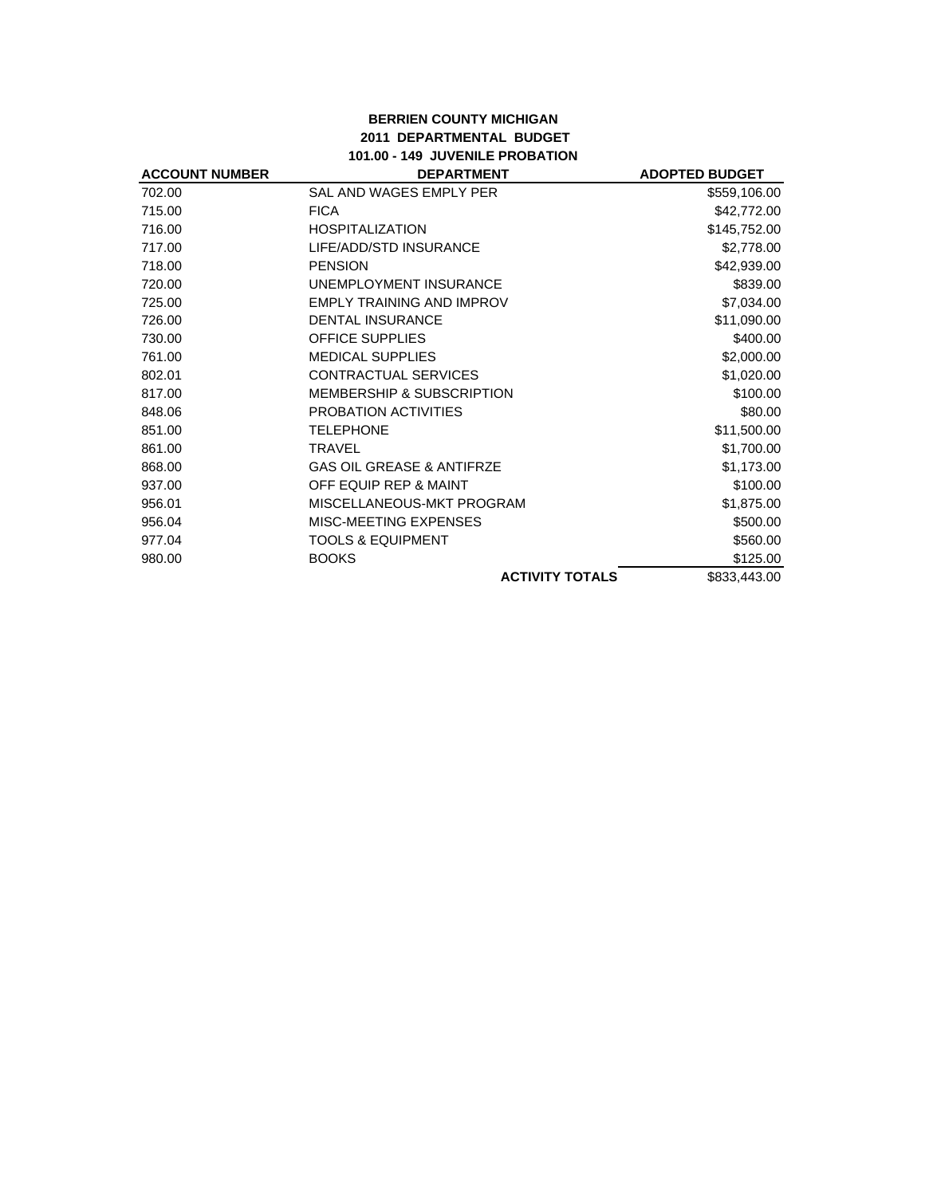**BERRIEN COUNTY MICHIGAN**
**2011 DEPARTMENTAL BUDGET**
**101.00 - 149 JUVENILE PROBATION**

| ACCOUNT NUMBER | DEPARTMENT | ADOPTED BUDGET |
|---|---|---|
| 702.00 | SAL AND WAGES EMPLY PER | $559,106.00 |
| 715.00 | FICA | $42,772.00 |
| 716.00 | HOSPITALIZATION | $145,752.00 |
| 717.00 | LIFE/ADD/STD INSURANCE | $2,778.00 |
| 718.00 | PENSION | $42,939.00 |
| 720.00 | UNEMPLOYMENT INSURANCE | $839.00 |
| 725.00 | EMPLY TRAINING AND IMPROV | $7,034.00 |
| 726.00 | DENTAL INSURANCE | $11,090.00 |
| 730.00 | OFFICE SUPPLIES | $400.00 |
| 761.00 | MEDICAL SUPPLIES | $2,000.00 |
| 802.01 | CONTRACTUAL SERVICES | $1,020.00 |
| 817.00 | MEMBERSHIP & SUBSCRIPTION | $100.00 |
| 848.06 | PROBATION ACTIVITIES | $80.00 |
| 851.00 | TELEPHONE | $11,500.00 |
| 861.00 | TRAVEL | $1,700.00 |
| 868.00 | GAS OIL GREASE & ANTIFRZE | $1,173.00 |
| 937.00 | OFF EQUIP REP & MAINT | $100.00 |
| 956.01 | MISCELLANEOUS-MKT PROGRAM | $1,875.00 |
| 956.04 | MISC-MEETING EXPENSES | $500.00 |
| 977.04 | TOOLS & EQUIPMENT | $560.00 |
| 980.00 | BOOKS | $125.00 |
| | **ACTIVITY TOTALS** | $833,443.00 |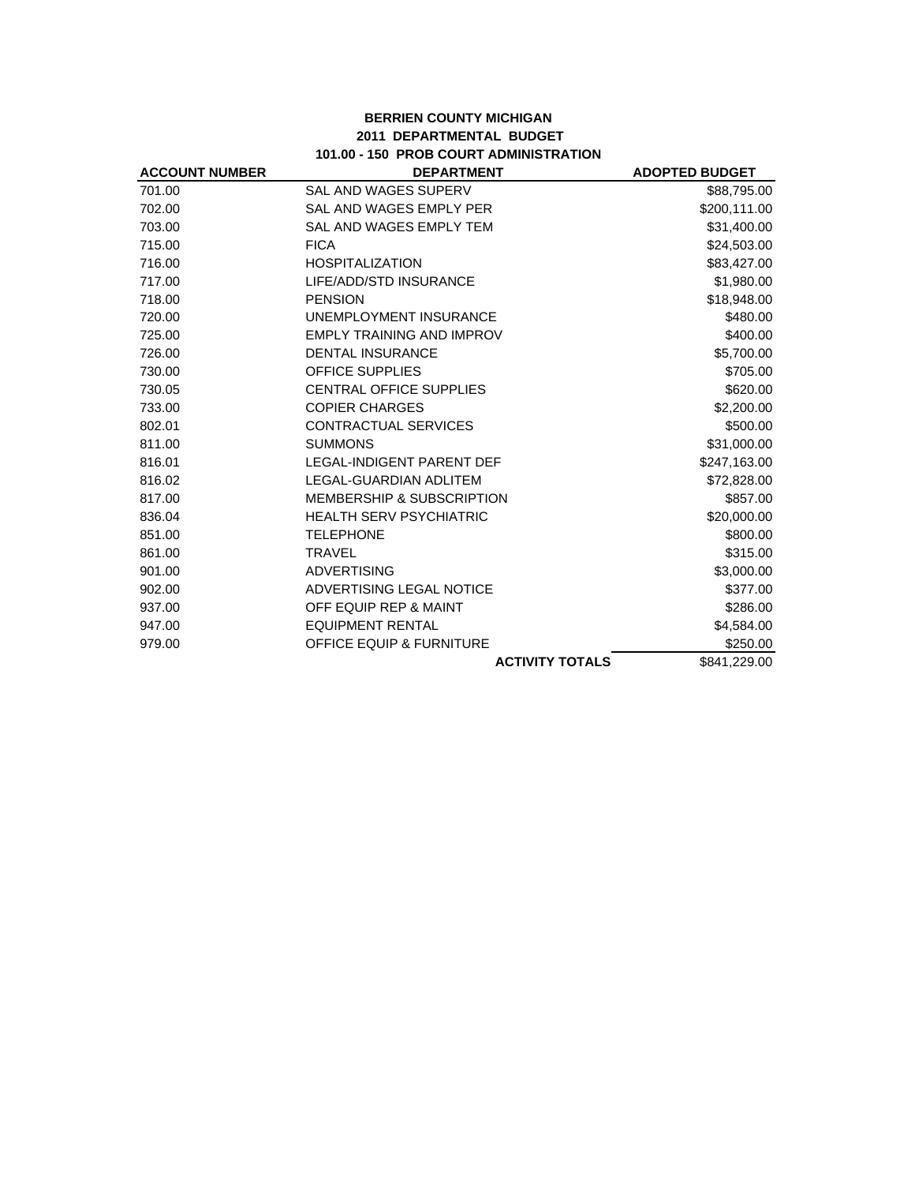**BERRIEN COUNTY MICHIGAN**
**2011 DEPARTMENTAL BUDGET**
**101.00 - 150 PROB COURT ADMINISTRATION**

| ACCOUNT NUMBER | DEPARTMENT | ADOPTED BUDGET |
|---|---|---|
| 701.00 | SAL AND WAGES SUPERV | $88,795.00 |
| 702.00 | SAL AND WAGES EMPLY PER | $200,111.00 |
| 703.00 | SAL AND WAGES EMPLY TEM | $31,400.00 |
| 715.00 | FICA | $24,503.00 |
| 716.00 | HOSPITALIZATION | $83,427.00 |
| 717.00 | LIFE/ADD/STD INSURANCE | $1,980.00 |
| 718.00 | PENSION | $18,948.00 |
| 720.00 | UNEMPLOYMENT INSURANCE | $480.00 |
| 725.00 | EMPLY TRAINING AND IMPROV | $400.00 |
| 726.00 | DENTAL INSURANCE | $5,700.00 |
| 730.00 | OFFICE SUPPLIES | $705.00 |
| 730.05 | CENTRAL OFFICE SUPPLIES | $620.00 |
| 733.00 | COPIER CHARGES | $2,200.00 |
| 802.01 | CONTRACTUAL SERVICES | $500.00 |
| 811.00 | SUMMONS | $31,000.00 |
| 816.01 | LEGAL-INDIGENT PARENT DEF | $247,163.00 |
| 816.02 | LEGAL-GUARDIAN ADLITEM | $72,828.00 |
| 817.00 | MEMBERSHIP & SUBSCRIPTION | $857.00 |
| 836.04 | HEALTH SERV PSYCHIATRIC | $20,000.00 |
| 851.00 | TELEPHONE | $800.00 |
| 861.00 | TRAVEL | $315.00 |
| 901.00 | ADVERTISING | $3,000.00 |
| 902.00 | ADVERTISING LEGAL NOTICE | $377.00 |
| 937.00 | OFF EQUIP REP & MAINT | $286.00 |
| 947.00 | EQUIPMENT RENTAL | $4,584.00 |
| 979.00 | OFFICE EQUIP & FURNITURE | $250.00 |
| | **ACTIVITY TOTALS** | $841,229.00 |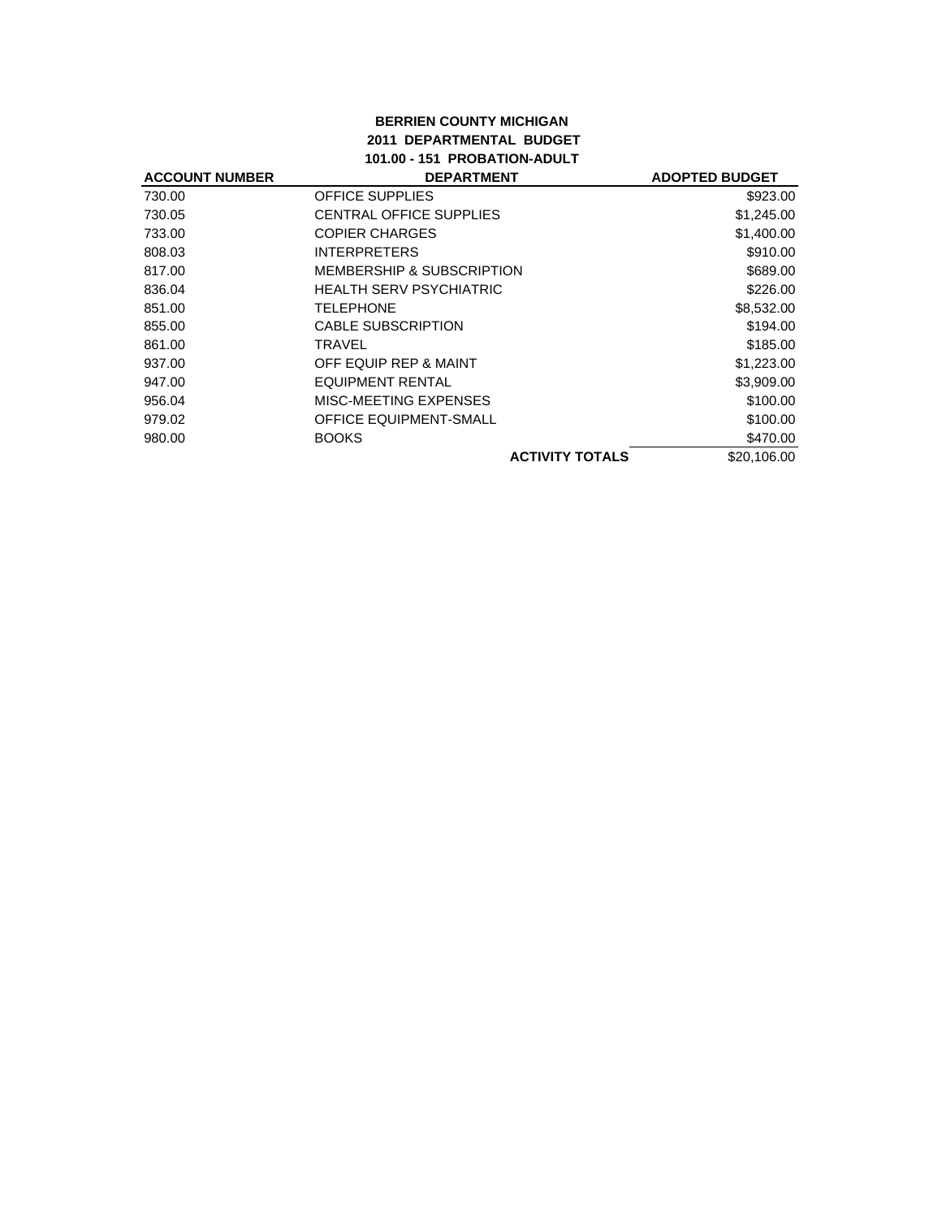**BERRIEN COUNTY MICHIGAN**
**2011 DEPARTMENTAL BUDGET**
**101.00 - 151 PROBATION-ADULT**

| ACCOUNT NUMBER | DEPARTMENT | ADOPTED BUDGET |
|---|---|---|
| 730.00 | OFFICE SUPPLIES | $923.00 |
| 730.05 | CENTRAL OFFICE SUPPLIES | $1,245.00 |
| 733.00 | COPIER CHARGES | $1,400.00 |
| 808.03 | INTERPRETERS | $910.00 |
| 817.00 | MEMBERSHIP & SUBSCRIPTION | $689.00 |
| 836.04 | HEALTH SERV PSYCHIATRIC | $226.00 |
| 851.00 | TELEPHONE | $8,532.00 |
| 855.00 | CABLE SUBSCRIPTION | $194.00 |
| 861.00 | TRAVEL | $185.00 |
| 937.00 | OFF EQUIP REP & MAINT | $1,223.00 |
| 947.00 | EQUIPMENT RENTAL | $3,909.00 |
| 956.04 | MISC-MEETING EXPENSES | $100.00 |
| 979.02 | OFFICE EQUIPMENT-SMALL | $100.00 |
| 980.00 | BOOKS | $470.00 |
| | **ACTIVITY TOTALS** | $20,106.00 |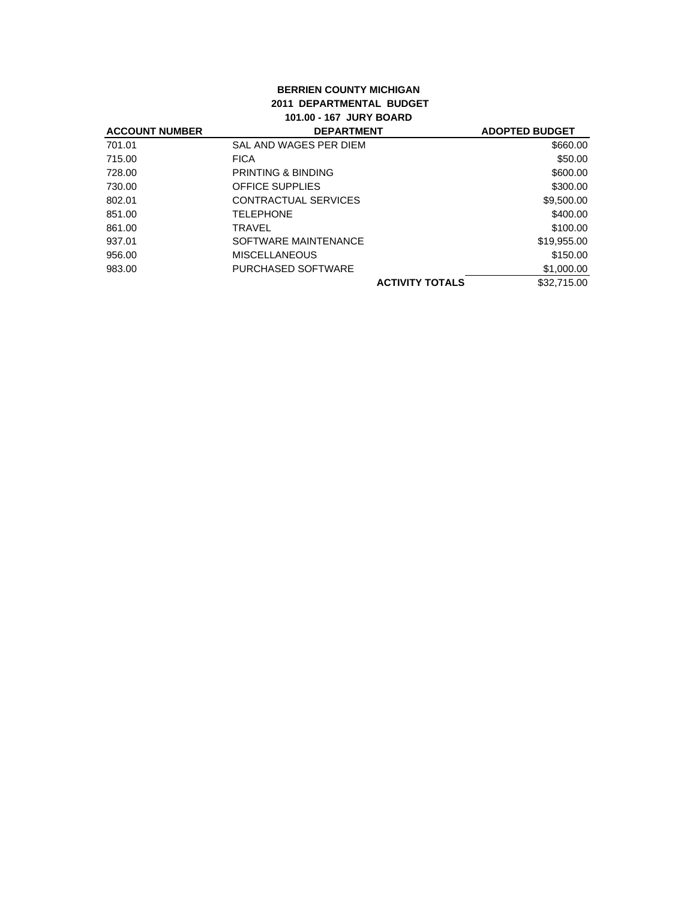**BERRIEN COUNTY MICHIGAN**
**2011 DEPARTMENTAL BUDGET**
**101.00 - 167 JURY BOARD**

| ACCOUNT NUMBER | DEPARTMENT | ADOPTED BUDGET |
|---|---|---|
| 701.01 | SAL AND WAGES PER DIEM | $660.00 |
| 715.00 | FICA | $50.00 |
| 728.00 | PRINTING & BINDING | $600.00 |
| 730.00 | OFFICE SUPPLIES | $300.00 |
| 802.01 | CONTRACTUAL SERVICES | $9,500.00 |
| 851.00 | TELEPHONE | $400.00 |
| 861.00 | TRAVEL | $100.00 |
| 937.01 | SOFTWARE MAINTENANCE | $19,955.00 |
| 956.00 | MISCELLANEOUS | $150.00 |
| 983.00 | PURCHASED SOFTWARE | $1,000.00 |
| | **ACTIVITY TOTALS** | $32,715.00 |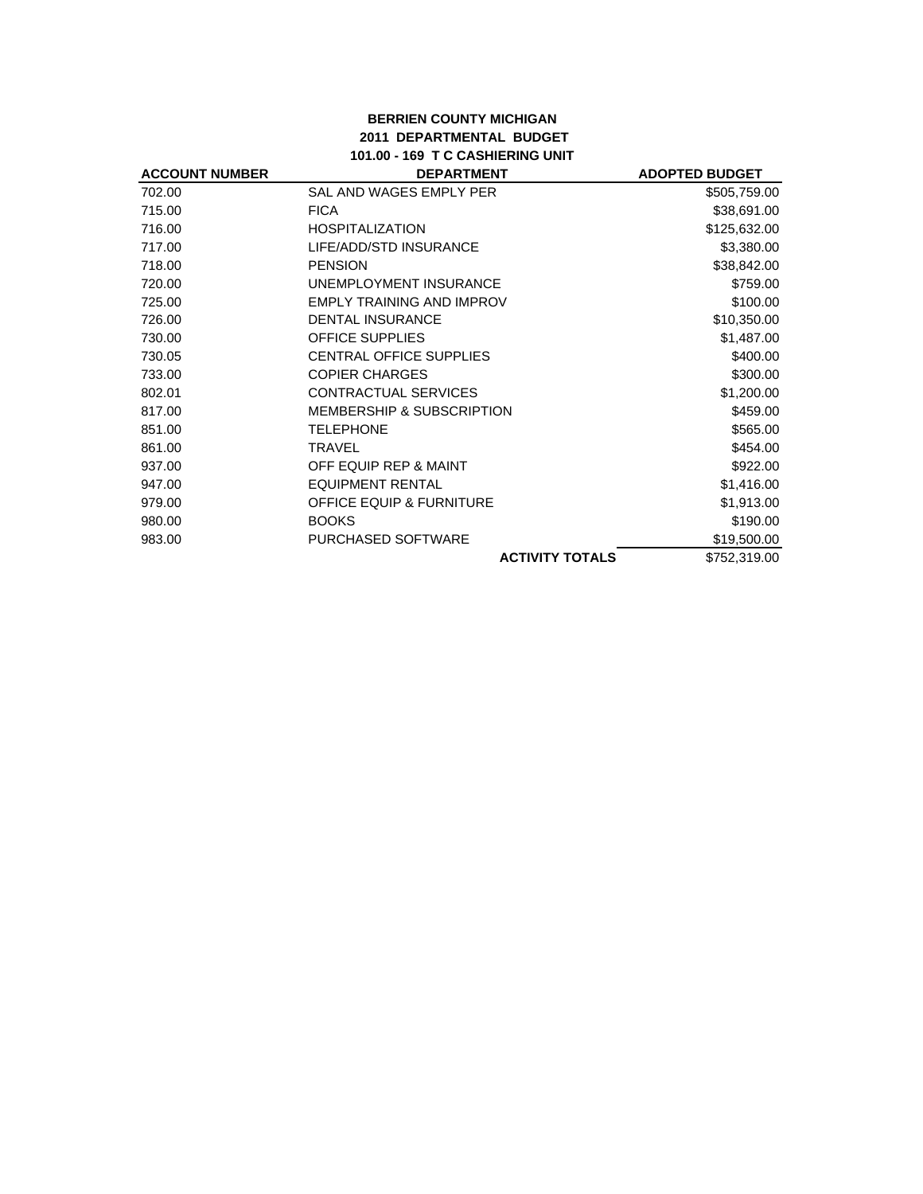**BERRIEN COUNTY MICHIGAN**
**2011 DEPARTMENTAL BUDGET**
**101.00 - 169 T C CASHIERING UNIT**

| ACCOUNT NUMBER | DEPARTMENT | ADOPTED BUDGET |
|---|---|---|
| 702.00 | SAL AND WAGES EMPLY PER | $505,759.00 |
| 715.00 | FICA | $38,691.00 |
| 716.00 | HOSPITALIZATION | $125,632.00 |
| 717.00 | LIFE/ADD/STD INSURANCE | $3,380.00 |
| 718.00 | PENSION | $38,842.00 |
| 720.00 | UNEMPLOYMENT INSURANCE | $759.00 |
| 725.00 | EMPLY TRAINING AND IMPROV | $100.00 |
| 726.00 | DENTAL INSURANCE | $10,350.00 |
| 730.00 | OFFICE SUPPLIES | $1,487.00 |
| 730.05 | CENTRAL OFFICE SUPPLIES | $400.00 |
| 733.00 | COPIER CHARGES | $300.00 |
| 802.01 | CONTRACTUAL SERVICES | $1,200.00 |
| 817.00 | MEMBERSHIP & SUBSCRIPTION | $459.00 |
| 851.00 | TELEPHONE | $565.00 |
| 861.00 | TRAVEL | $454.00 |
| 937.00 | OFF EQUIP REP & MAINT | $922.00 |
| 947.00 | EQUIPMENT RENTAL | $1,416.00 |
| 979.00 | OFFICE EQUIP & FURNITURE | $1,913.00 |
| 980.00 | BOOKS | $190.00 |
| 983.00 | PURCHASED SOFTWARE | $19,500.00 |
| | **ACTIVITY TOTALS** | $752,319.00 |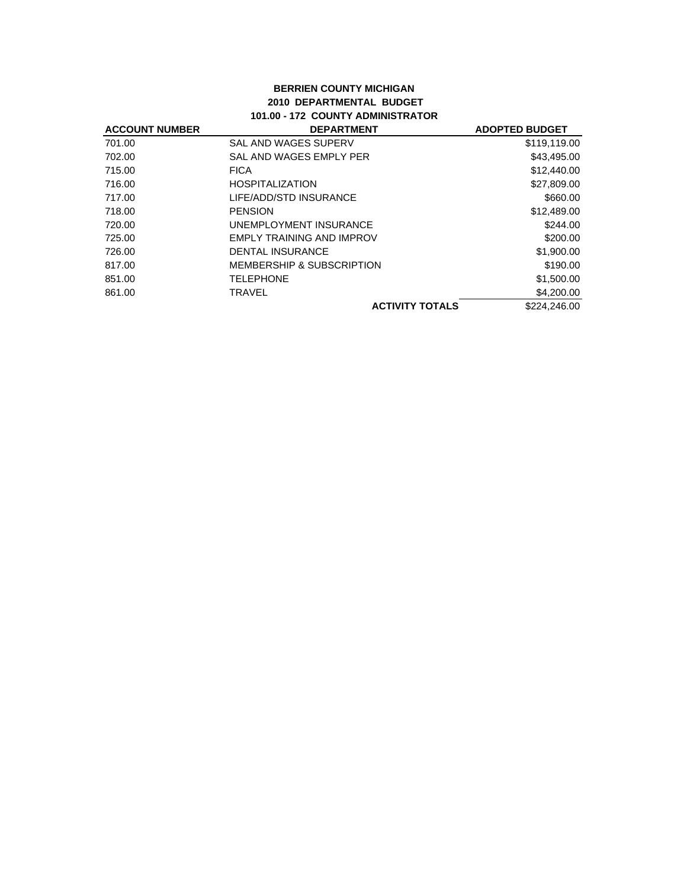**BERRIEN COUNTY MICHIGAN**

**2010 DEPARTMENTAL BUDGET**

**101.00 - 172 COUNTY ADMINISTRATOR**

| ACCOUNT NUMBER | DEPARTMENT | ADOPTED BUDGET |
|---|---|---|
| 701.00 | SAL AND WAGES SUPERV | $119,119.00 |
| 702.00 | SAL AND WAGES EMPLY PER | $43,495.00 |
| 715.00 | FICA | $12,440.00 |
| 716.00 | HOSPITALIZATION | $27,809.00 |
| 717.00 | LIFE/ADD/STD INSURANCE | $660.00 |
| 718.00 | PENSION | $12,489.00 |
| 720.00 | UNEMPLOYMENT INSURANCE | $244.00 |
| 725.00 | EMPLY TRAINING AND IMPROV | $200.00 |
| 726.00 | DENTAL INSURANCE | $1,900.00 |
| 817.00 | MEMBERSHIP & SUBSCRIPTION | $190.00 |
| 851.00 | TELEPHONE | $1,500.00 |
| 861.00 | TRAVEL | $4,200.00 |
| | **ACTIVITY TOTALS** | $224,246.00 |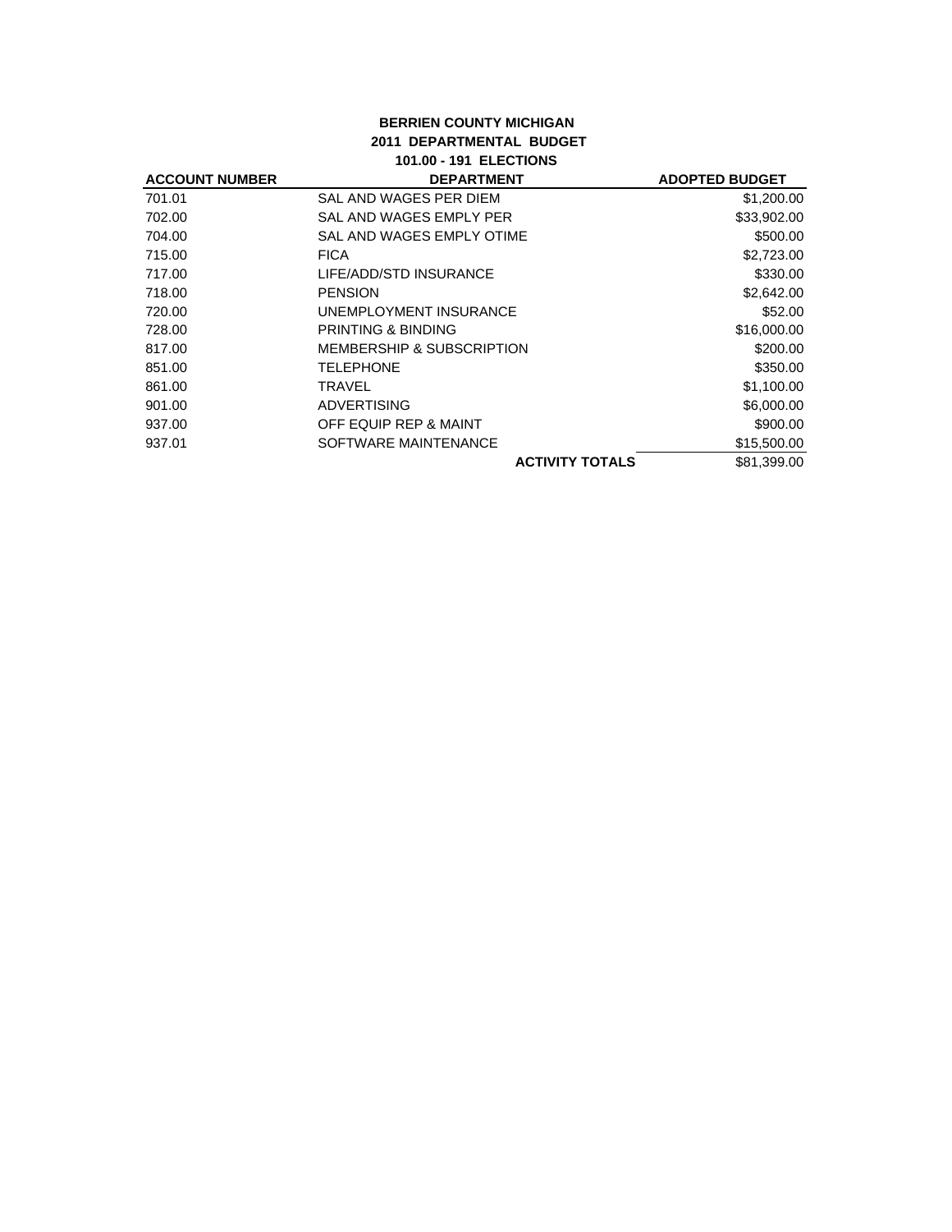**BERRIEN COUNTY MICHIGAN**
**2011 DEPARTMENTAL BUDGET**
**101.00 - 191 ELECTIONS**

| ACCOUNT NUMBER | DEPARTMENT | ADOPTED BUDGET |
|---|---|---|
| 701.01 | SAL AND WAGES PER DIEM | $1,200.00 |
| 702.00 | SAL AND WAGES EMPLY PER | $33,902.00 |
| 704.00 | SAL AND WAGES EMPLY OTIME | $500.00 |
| 715.00 | FICA | $2,723.00 |
| 717.00 | LIFE/ADD/STD INSURANCE | $330.00 |
| 718.00 | PENSION | $2,642.00 |
| 720.00 | UNEMPLOYMENT INSURANCE | $52.00 |
| 728.00 | PRINTING & BINDING | $16,000.00 |
| 817.00 | MEMBERSHIP & SUBSCRIPTION | $200.00 |
| 851.00 | TELEPHONE | $350.00 |
| 861.00 | TRAVEL | $1,100.00 |
| 901.00 | ADVERTISING | $6,000.00 |
| 937.00 | OFF EQUIP REP & MAINT | $900.00 |
| 937.01 | SOFTWARE MAINTENANCE | $15,500.00 |
| | **ACTIVITY TOTALS** | $81,399.00 |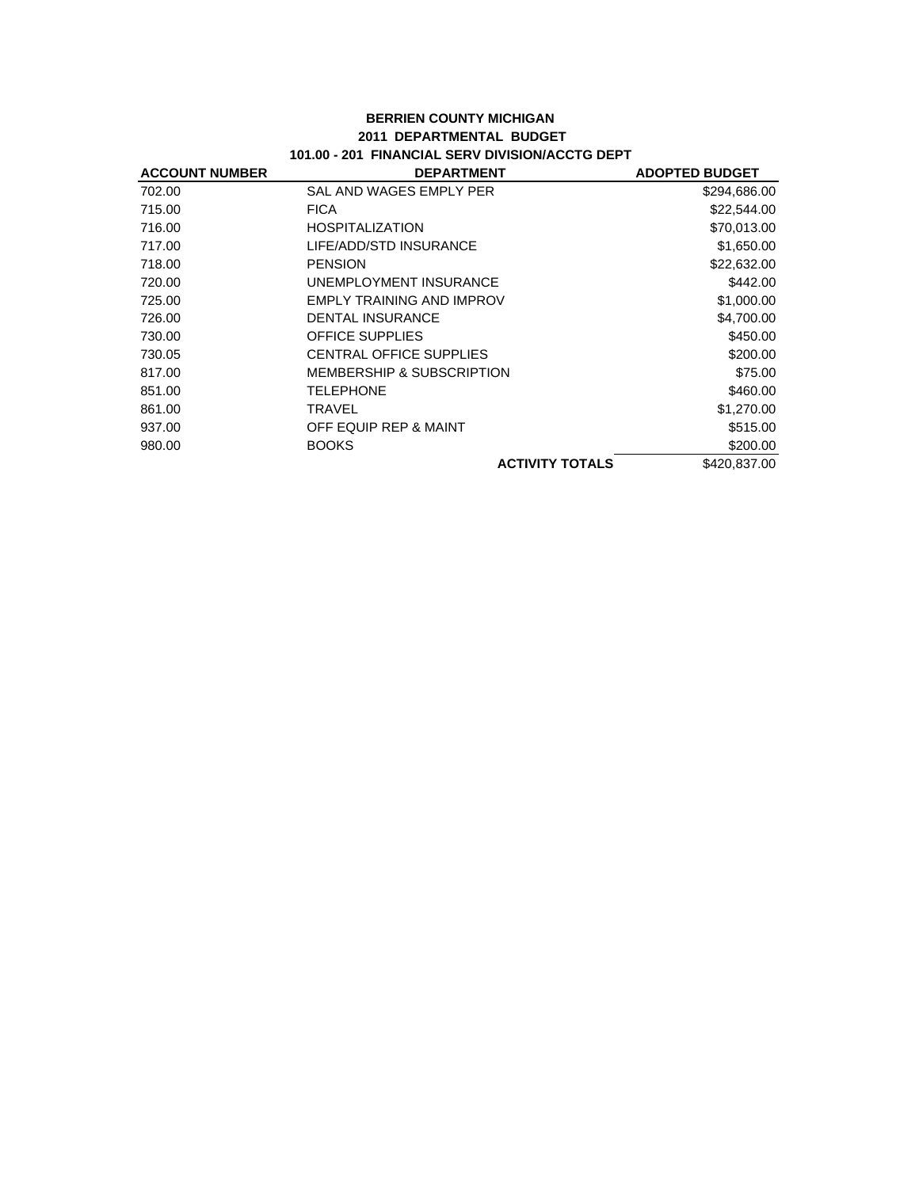**BERRIEN COUNTY MICHIGAN**
**2011 DEPARTMENTAL BUDGET**
**101.00 - 201 FINANCIAL SERV DIVISION/ACCTG DEPT**

| ACCOUNT NUMBER | DEPARTMENT | ADOPTED BUDGET |
|---|---|---|
| 702.00 | SAL AND WAGES EMPLY PER | $294,686.00 |
| 715.00 | FICA | $22,544.00 |
| 716.00 | HOSPITALIZATION | $70,013.00 |
| 717.00 | LIFE/ADD/STD INSURANCE | $1,650.00 |
| 718.00 | PENSION | $22,632.00 |
| 720.00 | UNEMPLOYMENT INSURANCE | $442.00 |
| 725.00 | EMPLY TRAINING AND IMPROV | $1,000.00 |
| 726.00 | DENTAL INSURANCE | $4,700.00 |
| 730.00 | OFFICE SUPPLIES | $450.00 |
| 730.05 | CENTRAL OFFICE SUPPLIES | $200.00 |
| 817.00 | MEMBERSHIP & SUBSCRIPTION | $75.00 |
| 851.00 | TELEPHONE | $460.00 |
| 861.00 | TRAVEL | $1,270.00 |
| 937.00 | OFF EQUIP REP & MAINT | $515.00 |
| 980.00 | BOOKS | $200.00 |
| | **ACTIVITY TOTALS** | $420,837.00 |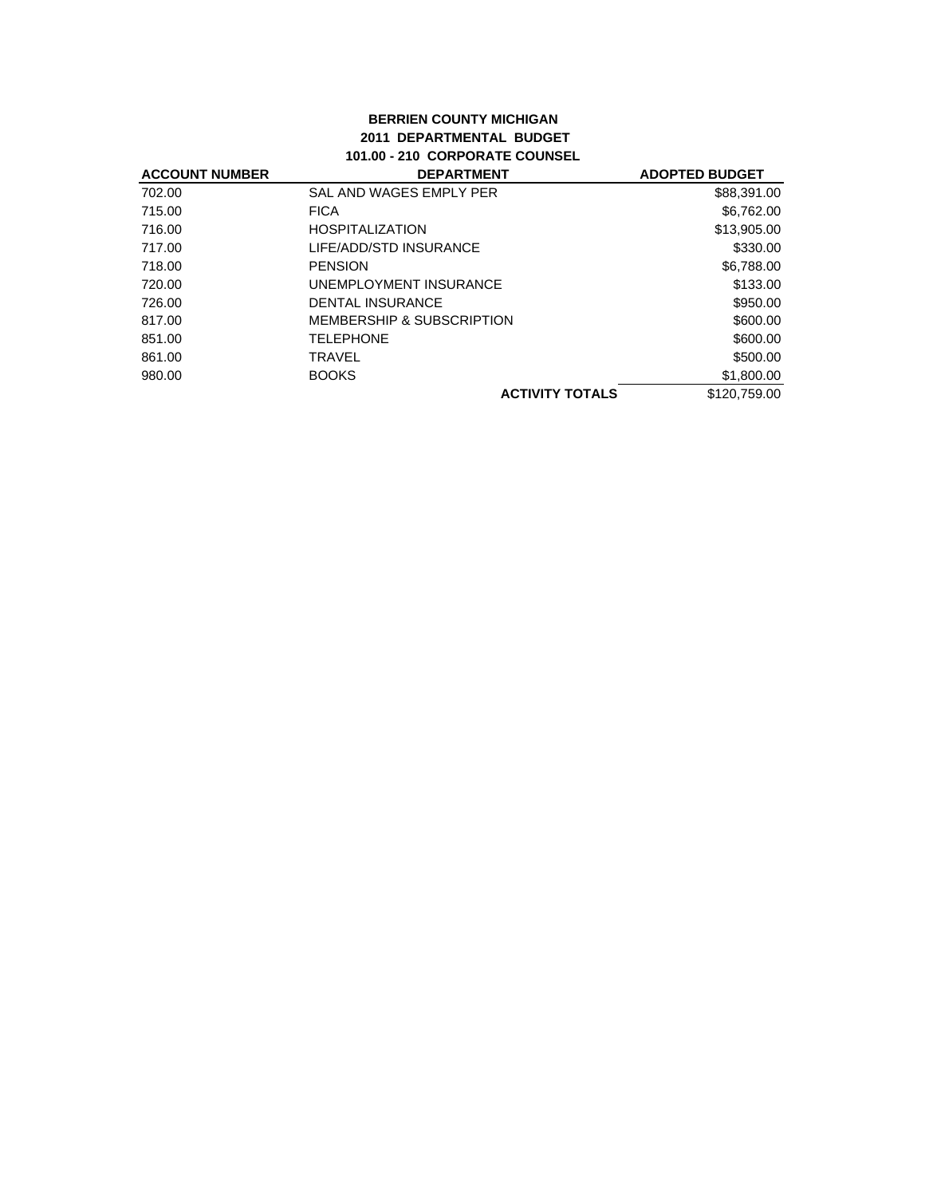**BERRIEN COUNTY MICHIGAN**
**2011 DEPARTMENTAL BUDGET**
**101.00 - 210 CORPORATE COUNSEL**

| ACCOUNT NUMBER | DEPARTMENT | ADOPTED BUDGET |
|---|---|---|
| 702.00 | SAL AND WAGES EMPLY PER | $88,391.00 |
| 715.00 | FICA | $6,762.00 |
| 716.00 | HOSPITALIZATION | $13,905.00 |
| 717.00 | LIFE/ADD/STD INSURANCE | $330.00 |
| 718.00 | PENSION | $6,788.00 |
| 720.00 | UNEMPLOYMENT INSURANCE | $133.00 |
| 726.00 | DENTAL INSURANCE | $950.00 |
| 817.00 | MEMBERSHIP & SUBSCRIPTION | $600.00 |
| 851.00 | TELEPHONE | $600.00 |
| 861.00 | TRAVEL | $500.00 |
| 980.00 | BOOKS | $1,800.00 |
| | **ACTIVITY TOTALS** | $120,759.00 |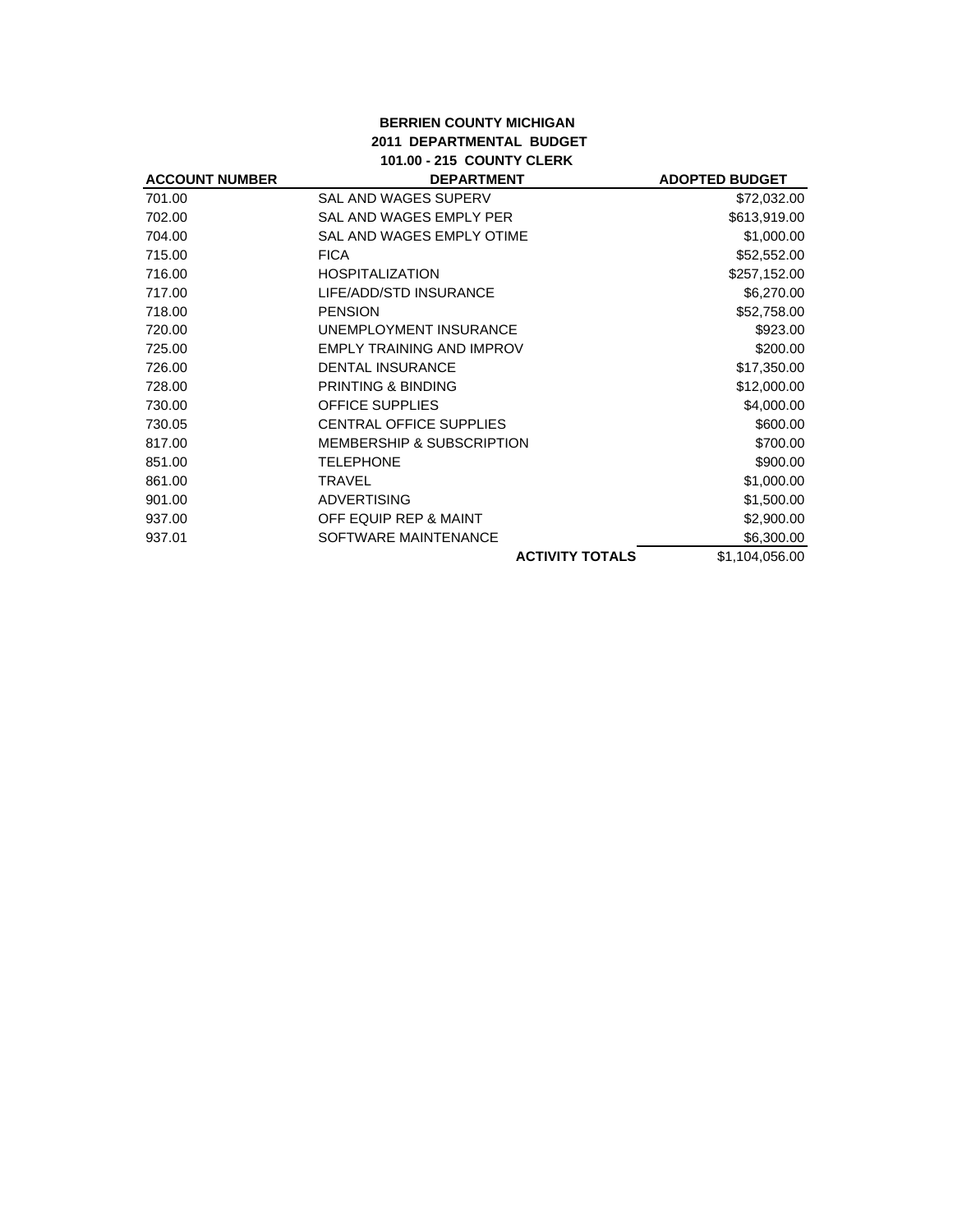**BERRIEN COUNTY MICHIGAN**
**2011 DEPARTMENTAL BUDGET**
**101.00 - 215 COUNTY CLERK**

| ACCOUNT NUMBER | DEPARTMENT | ADOPTED BUDGET |
|---|---|---|
| 701.00 | SAL AND WAGES SUPERV | $72,032.00 |
| 702.00 | SAL AND WAGES EMPLY PER | $613,919.00 |
| 704.00 | SAL AND WAGES EMPLY OTIME | $1,000.00 |
| 715.00 | FICA | $52,552.00 |
| 716.00 | HOSPITALIZATION | $257,152.00 |
| 717.00 | LIFE/ADD/STD INSURANCE | $6,270.00 |
| 718.00 | PENSION | $52,758.00 |
| 720.00 | UNEMPLOYMENT INSURANCE | $923.00 |
| 725.00 | EMPLY TRAINING AND IMPROV | $200.00 |
| 726.00 | DENTAL INSURANCE | $17,350.00 |
| 728.00 | PRINTING & BINDING | $12,000.00 |
| 730.00 | OFFICE SUPPLIES | $4,000.00 |
| 730.05 | CENTRAL OFFICE SUPPLIES | $600.00 |
| 817.00 | MEMBERSHIP & SUBSCRIPTION | $700.00 |
| 851.00 | TELEPHONE | $900.00 |
| 861.00 | TRAVEL | $1,000.00 |
| 901.00 | ADVERTISING | $1,500.00 |
| 937.00 | OFF EQUIP REP & MAINT | $2,900.00 |
| 937.01 | SOFTWARE MAINTENANCE | $6,300.00 |
| | **ACTIVITY TOTALS** | $1,104,056.00 |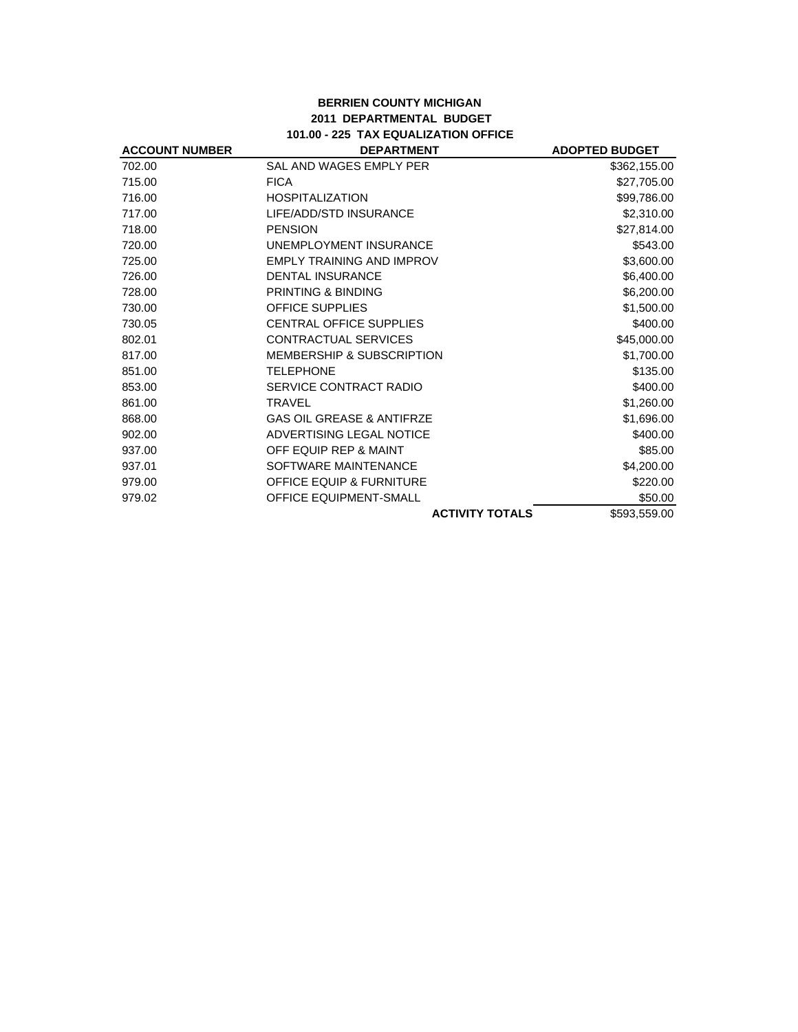**BERRIEN COUNTY MICHIGAN**
**2011 DEPARTMENTAL BUDGET**
**101.00 - 225 TAX EQUALIZATION OFFICE**

| ACCOUNT NUMBER | DEPARTMENT | ADOPTED BUDGET |
|---|---|---|
| 702.00 | SAL AND WAGES EMPLY PER | $362,155.00 |
| 715.00 | FICA | $27,705.00 |
| 716.00 | HOSPITALIZATION | $99,786.00 |
| 717.00 | LIFE/ADD/STD INSURANCE | $2,310.00 |
| 718.00 | PENSION | $27,814.00 |
| 720.00 | UNEMPLOYMENT INSURANCE | $543.00 |
| 725.00 | EMPLY TRAINING AND IMPROV | $3,600.00 |
| 726.00 | DENTAL INSURANCE | $6,400.00 |
| 728.00 | PRINTING & BINDING | $6,200.00 |
| 730.00 | OFFICE SUPPLIES | $1,500.00 |
| 730.05 | CENTRAL OFFICE SUPPLIES | $400.00 |
| 802.01 | CONTRACTUAL SERVICES | $45,000.00 |
| 817.00 | MEMBERSHIP & SUBSCRIPTION | $1,700.00 |
| 851.00 | TELEPHONE | $135.00 |
| 853.00 | SERVICE CONTRACT RADIO | $400.00 |
| 861.00 | TRAVEL | $1,260.00 |
| 868.00 | GAS OIL GREASE & ANTIFRZE | $1,696.00 |
| 902.00 | ADVERTISING LEGAL NOTICE | $400.00 |
| 937.00 | OFF EQUIP REP & MAINT | $85.00 |
| 937.01 | SOFTWARE MAINTENANCE | $4,200.00 |
| 979.00 | OFFICE EQUIP & FURNITURE | $220.00 |
| 979.02 | OFFICE EQUIPMENT-SMALL | $50.00 |
| | **ACTIVITY TOTALS** | $593,559.00 |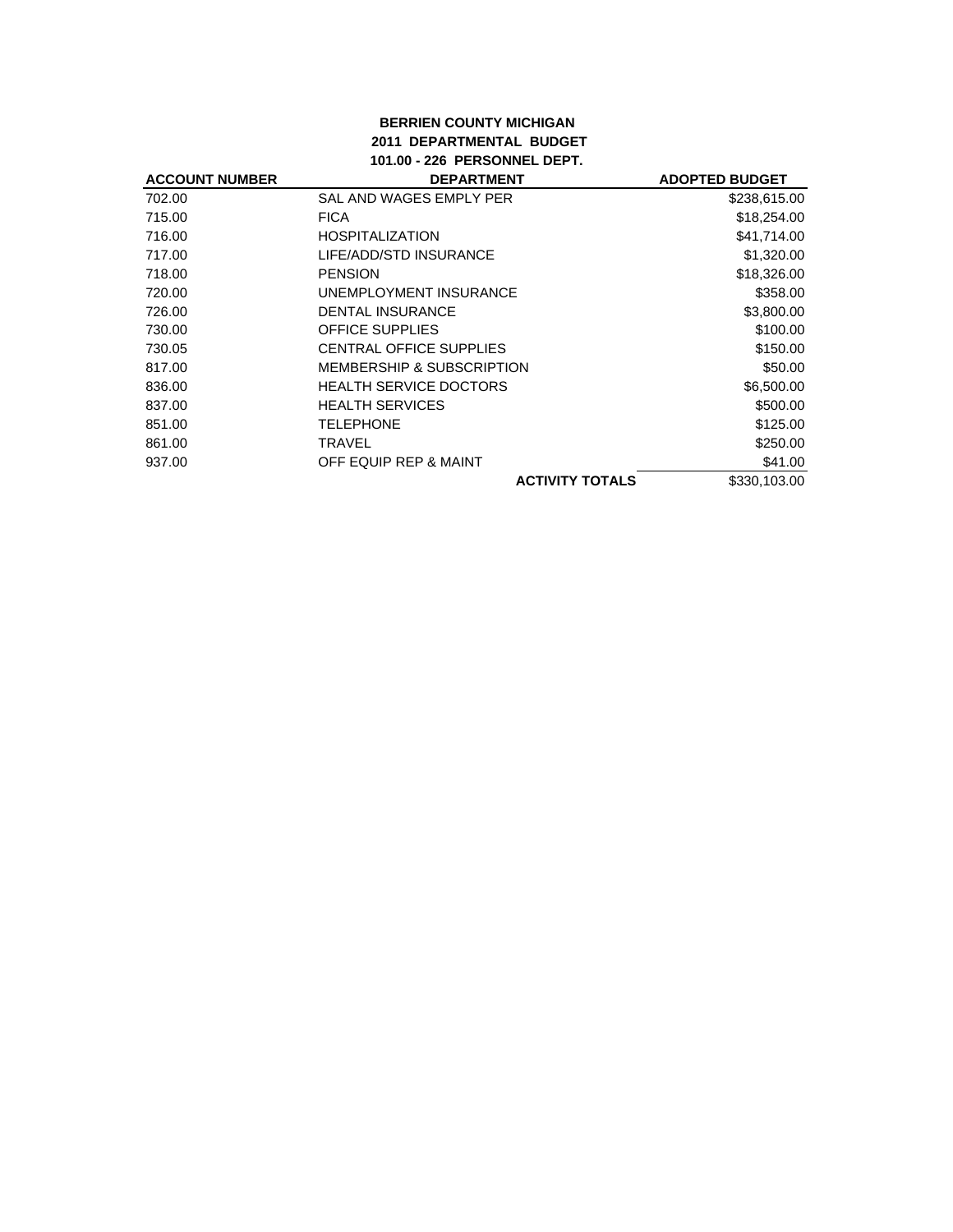**BERRIEN COUNTY MICHIGAN**
**2011 DEPARTMENTAL BUDGET**
**101.00 - 226 PERSONNEL DEPT.**

| ACCOUNT NUMBER | DEPARTMENT | ADOPTED BUDGET |
|---|---|---|
| 702.00 | SAL AND WAGES EMPLY PER | $238,615.00 |
| 715.00 | FICA | $18,254.00 |
| 716.00 | HOSPITALIZATION | $41,714.00 |
| 717.00 | LIFE/ADD/STD INSURANCE | $1,320.00 |
| 718.00 | PENSION | $18,326.00 |
| 720.00 | UNEMPLOYMENT INSURANCE | $358.00 |
| 726.00 | DENTAL INSURANCE | $3,800.00 |
| 730.00 | OFFICE SUPPLIES | $100.00 |
| 730.05 | CENTRAL OFFICE SUPPLIES | $150.00 |
| 817.00 | MEMBERSHIP & SUBSCRIPTION | $50.00 |
| 836.00 | HEALTH SERVICE DOCTORS | $6,500.00 |
| 837.00 | HEALTH SERVICES | $500.00 |
| 851.00 | TELEPHONE | $125.00 |
| 861.00 | TRAVEL | $250.00 |
| 937.00 | OFF EQUIP REP & MAINT | $41.00 |
| | **ACTIVITY TOTALS** | $330,103.00 |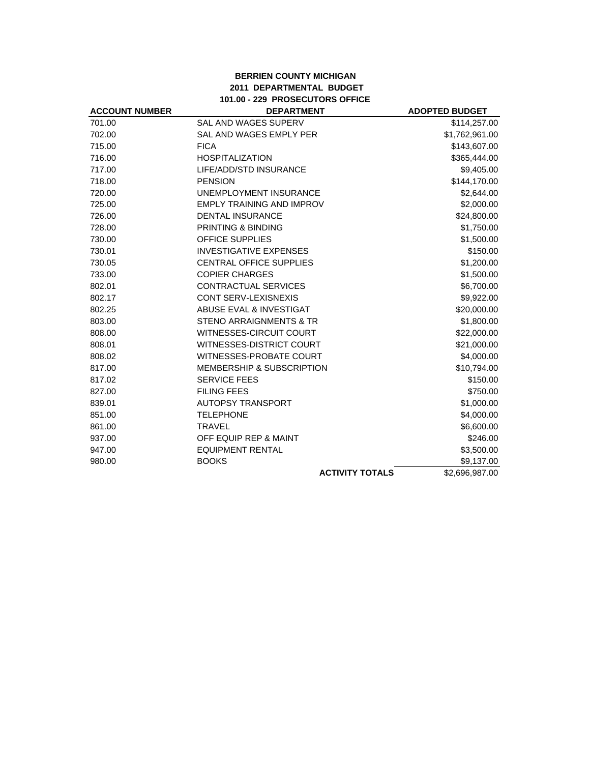**BERRIEN COUNTY MICHIGAN**
**2011 DEPARTMENTAL BUDGET**
**101.00 - 229 PROSECUTORS OFFICE**

| ACCOUNT NUMBER | DEPARTMENT | ADOPTED BUDGET |
|---|---|---|
| 701.00 | SAL AND WAGES SUPERV | $114,257.00 |
| 702.00 | SAL AND WAGES EMPLY PER | $1,762,961.00 |
| 715.00 | FICA | $143,607.00 |
| 716.00 | HOSPITALIZATION | $365,444.00 |
| 717.00 | LIFE/ADD/STD INSURANCE | $9,405.00 |
| 718.00 | PENSION | $144,170.00 |
| 720.00 | UNEMPLOYMENT INSURANCE | $2,644.00 |
| 725.00 | EMPLY TRAINING AND IMPROV | $2,000.00 |
| 726.00 | DENTAL INSURANCE | $24,800.00 |
| 728.00 | PRINTING & BINDING | $1,750.00 |
| 730.00 | OFFICE SUPPLIES | $1,500.00 |
| 730.01 | INVESTIGATIVE EXPENSES | $150.00 |
| 730.05 | CENTRAL OFFICE SUPPLIES | $1,200.00 |
| 733.00 | COPIER CHARGES | $1,500.00 |
| 802.01 | CONTRACTUAL SERVICES | $6,700.00 |
| 802.17 | CONT SERV-LEXISNEXIS | $9,922.00 |
| 802.25 | ABUSE EVAL & INVESTIGAT | $20,000.00 |
| 803.00 | STENO ARRAIGNMENTS & TR | $1,800.00 |
| 808.00 | WITNESSES-CIRCUIT COURT | $22,000.00 |
| 808.01 | WITNESSES-DISTRICT COURT | $21,000.00 |
| 808.02 | WITNESSES-PROBATE COURT | $4,000.00 |
| 817.00 | MEMBERSHIP & SUBSCRIPTION | $10,794.00 |
| 817.02 | SERVICE FEES | $150.00 |
| 827.00 | FILING FEES | $750.00 |
| 839.01 | AUTOPSY TRANSPORT | $1,000.00 |
| 851.00 | TELEPHONE | $4,000.00 |
| 861.00 | TRAVEL | $6,600.00 |
| 937.00 | OFF EQUIP REP & MAINT | $246.00 |
| 947.00 | EQUIPMENT RENTAL | $3,500.00 |
| 980.00 | BOOKS | $9,137.00 |
| | **ACTIVITY TOTALS** | $2,696,987.00 |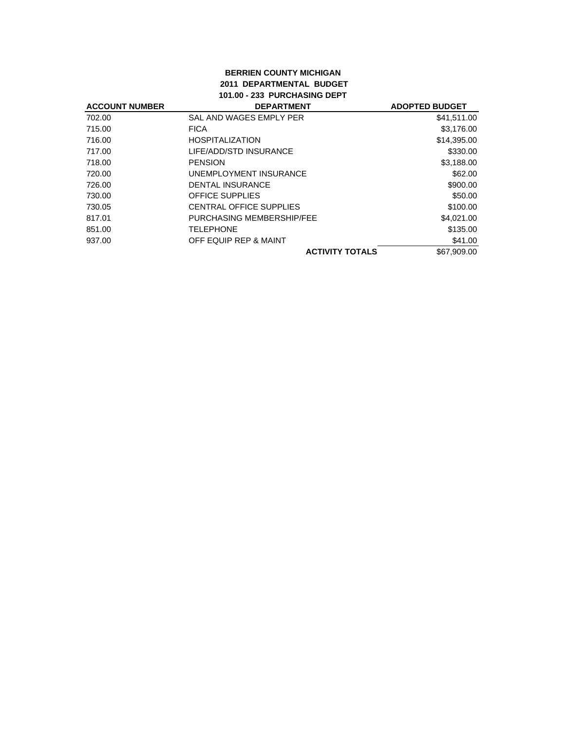**BERRIEN COUNTY MICHIGAN**
**2011 DEPARTMENTAL BUDGET**
**101.00 - 233 PURCHASING DEPT**

| ACCOUNT NUMBER | DEPARTMENT | ADOPTED BUDGET |
|---|---|---|
| 702.00 | SAL AND WAGES EMPLY PER | $41,511.00 |
| 715.00 | FICA | $3,176.00 |
| 716.00 | HOSPITALIZATION | $14,395.00 |
| 717.00 | LIFE/ADD/STD INSURANCE | $330.00 |
| 718.00 | PENSION | $3,188.00 |
| 720.00 | UNEMPLOYMENT INSURANCE | $62.00 |
| 726.00 | DENTAL INSURANCE | $900.00 |
| 730.00 | OFFICE SUPPLIES | $50.00 |
| 730.05 | CENTRAL OFFICE SUPPLIES | $100.00 |
| 817.01 | PURCHASING MEMBERSHIP/FEE | $4,021.00 |
| 851.00 | TELEPHONE | $135.00 |
| 937.00 | OFF EQUIP REP & MAINT | $41.00 |
| | **ACTIVITY TOTALS** | $67,909.00 |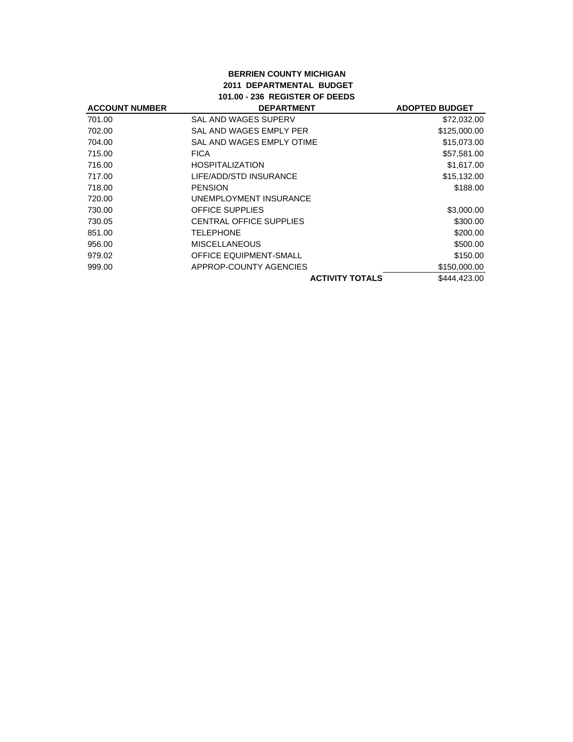**BERRIEN COUNTY MICHIGAN**
**2011 DEPARTMENTAL BUDGET**
**101.00 - 236 REGISTER OF DEEDS**

| ACCOUNT NUMBER | DEPARTMENT | ADOPTED BUDGET |
|---|---|---|
| 701.00 | SAL AND WAGES SUPERV | $72,032.00 |
| 702.00 | SAL AND WAGES EMPLY PER | $125,000.00 |
| 704.00 | SAL AND WAGES EMPLY OTIME | $15,073.00 |
| 715.00 | FICA | $57,581.00 |
| 716.00 | HOSPITALIZATION | $1,617.00 |
| 717.00 | LIFE/ADD/STD INSURANCE | $15,132.00 |
| 718.00 | PENSION | $188.00 |
| 720.00 | UNEMPLOYMENT INSURANCE | |
| 730.00 | OFFICE SUPPLIES | $3,000.00 |
| 730.05 | CENTRAL OFFICE SUPPLIES | $300.00 |
| 851.00 | TELEPHONE | $200.00 |
| 956.00 | MISCELLANEOUS | $500.00 |
| 979.02 | OFFICE EQUIPMENT-SMALL | $150.00 |
| 999.00 | APPROP-COUNTY AGENCIES | $150,000.00 |
| | **ACTIVITY TOTALS** | $444,423.00 |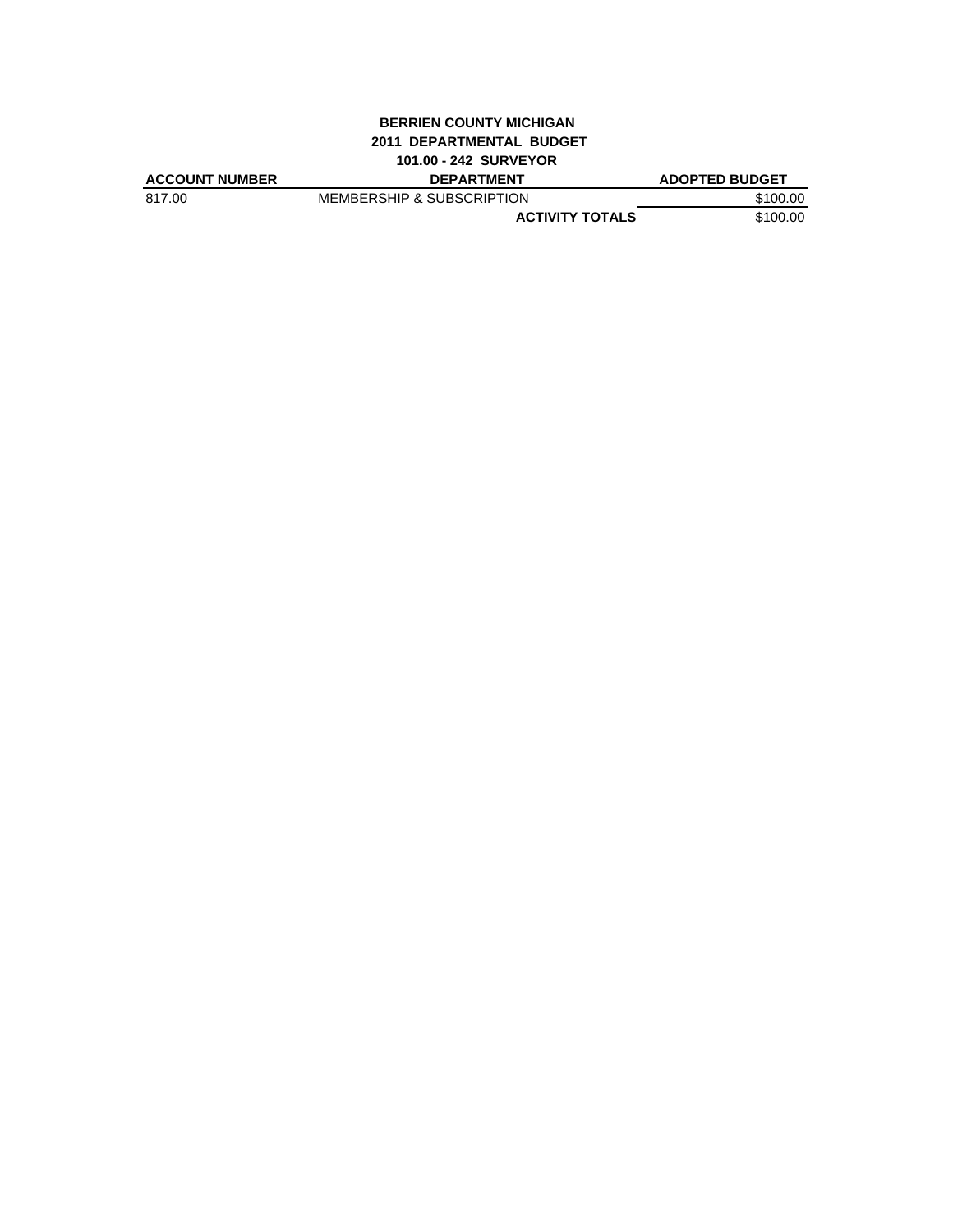**BERRIEN COUNTY MICHIGAN**

**2011 DEPARTMENTAL BUDGET**

**101.00 - 242 SURVEYOR**

| ACCOUNT NUMBER | DEPARTMENT | ADOPTED BUDGET |
|---|---|---|
| 817.00 | MEMBERSHIP & SUBSCRIPTION | $100.00 |
| | **ACTIVITY TOTALS** | $100.00 |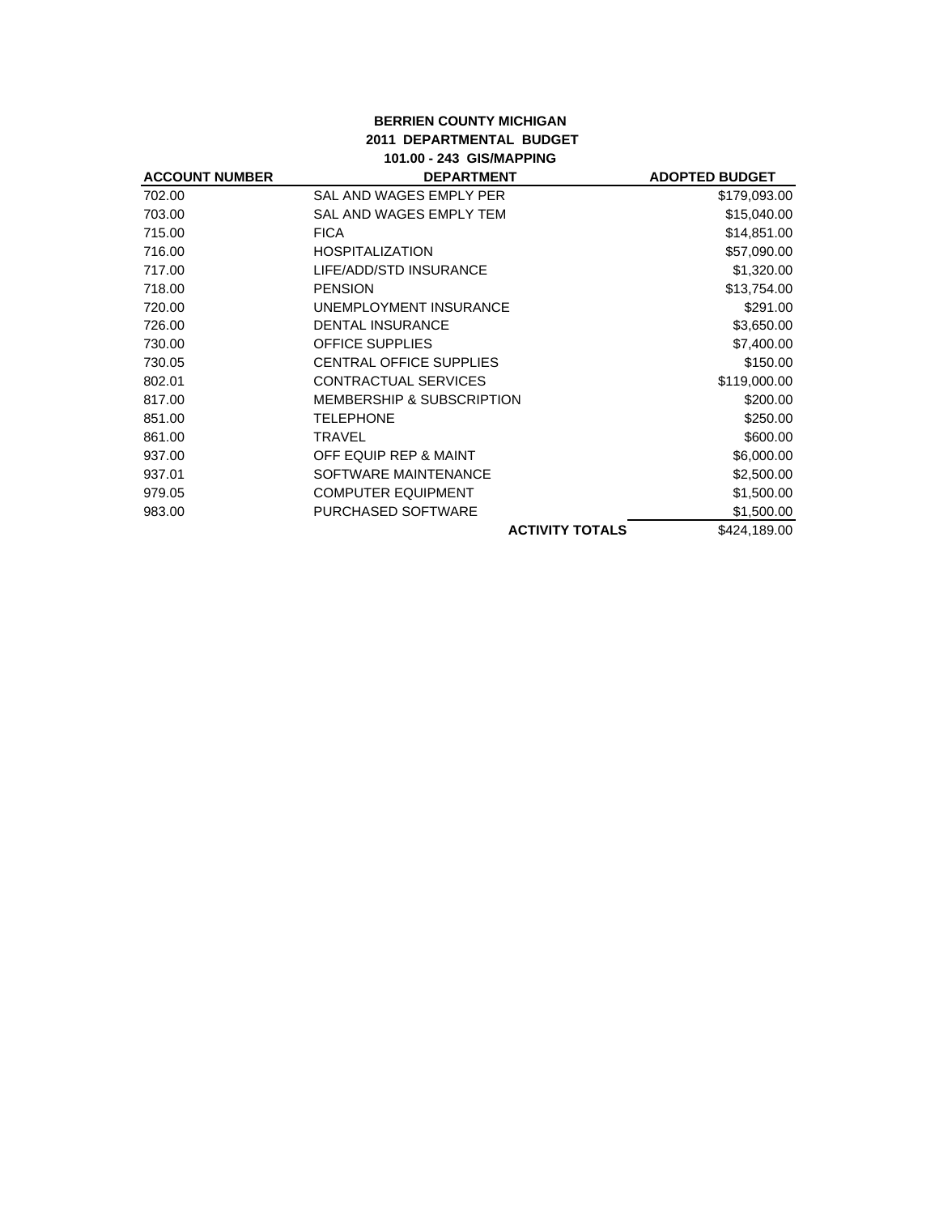**BERRIEN COUNTY MICHIGAN**
**2011 DEPARTMENTAL BUDGET**
**101.00 - 243 GIS/MAPPING**

| ACCOUNT NUMBER | DEPARTMENT | ADOPTED BUDGET |
|---|---|---|
| 702.00 | SAL AND WAGES EMPLY PER | $179,093.00 |
| 703.00 | SAL AND WAGES EMPLY TEM | $15,040.00 |
| 715.00 | FICA | $14,851.00 |
| 716.00 | HOSPITALIZATION | $57,090.00 |
| 717.00 | LIFE/ADD/STD INSURANCE | $1,320.00 |
| 718.00 | PENSION | $13,754.00 |
| 720.00 | UNEMPLOYMENT INSURANCE | $291.00 |
| 726.00 | DENTAL INSURANCE | $3,650.00 |
| 730.00 | OFFICE SUPPLIES | $7,400.00 |
| 730.05 | CENTRAL OFFICE SUPPLIES | $150.00 |
| 802.01 | CONTRACTUAL SERVICES | $119,000.00 |
| 817.00 | MEMBERSHIP & SUBSCRIPTION | $200.00 |
| 851.00 | TELEPHONE | $250.00 |
| 861.00 | TRAVEL | $600.00 |
| 937.00 | OFF EQUIP REP & MAINT | $6,000.00 |
| 937.01 | SOFTWARE MAINTENANCE | $2,500.00 |
| 979.05 | COMPUTER EQUIPMENT | $1,500.00 |
| 983.00 | PURCHASED SOFTWARE | $1,500.00 |
| | **ACTIVITY TOTALS** | $424,189.00 |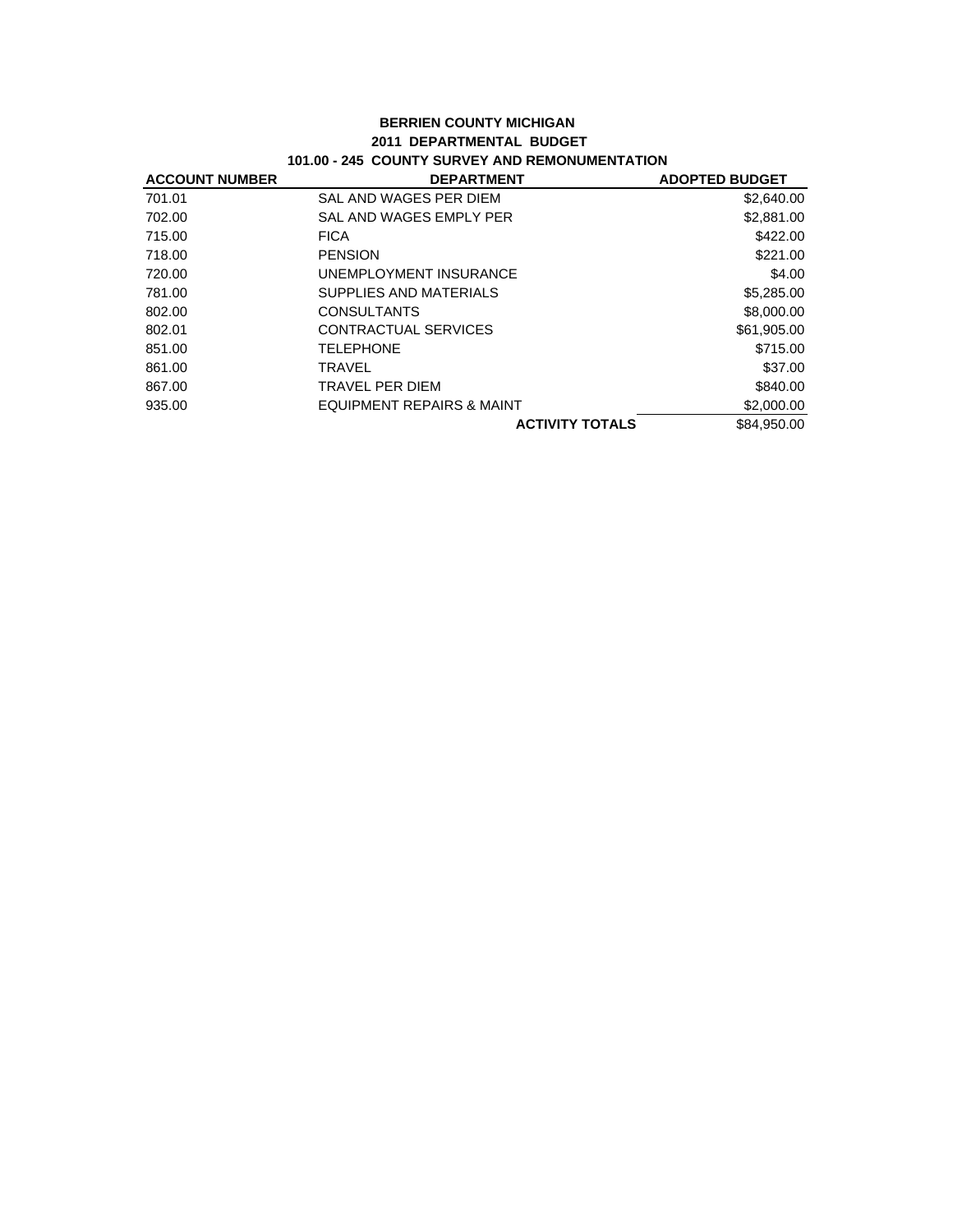**BERRIEN COUNTY MICHIGAN**
**2011 DEPARTMENTAL BUDGET**
**101.00 - 245 COUNTY SURVEY AND REMONUMENTATION**

| ACCOUNT NUMBER | DEPARTMENT | ADOPTED BUDGET |
|---|---|---|
| 701.01 | SAL AND WAGES PER DIEM | $2,640.00 |
| 702.00 | SAL AND WAGES EMPLY PER | $2,881.00 |
| 715.00 | FICA | $422.00 |
| 718.00 | PENSION | $221.00 |
| 720.00 | UNEMPLOYMENT INSURANCE | $4.00 |
| 781.00 | SUPPLIES AND MATERIALS | $5,285.00 |
| 802.00 | CONSULTANTS | $8,000.00 |
| 802.01 | CONTRACTUAL SERVICES | $61,905.00 |
| 851.00 | TELEPHONE | $715.00 |
| 861.00 | TRAVEL | $37.00 |
| 867.00 | TRAVEL PER DIEM | $840.00 |
| 935.00 | EQUIPMENT REPAIRS & MAINT | $2,000.00 |
| | **ACTIVITY TOTALS** | $84,950.00 |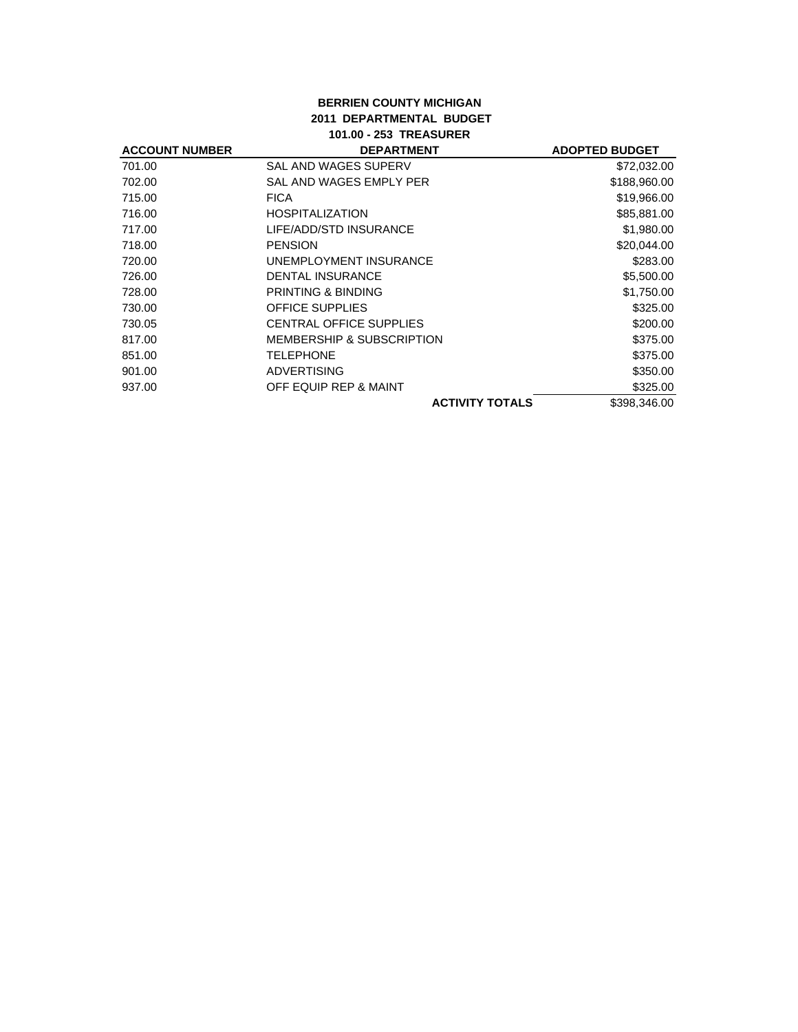**BERRIEN COUNTY MICHIGAN**
**2011 DEPARTMENTAL BUDGET**
**101.00 - 253 TREASURER**

| ACCOUNT NUMBER | DEPARTMENT | ADOPTED BUDGET |
|---|---|---|
| 701.00 | SAL AND WAGES SUPERV | $72,032.00 |
| 702.00 | SAL AND WAGES EMPLY PER | $188,960.00 |
| 715.00 | FICA | $19,966.00 |
| 716.00 | HOSPITALIZATION | $85,881.00 |
| 717.00 | LIFE/ADD/STD INSURANCE | $1,980.00 |
| 718.00 | PENSION | $20,044.00 |
| 720.00 | UNEMPLOYMENT INSURANCE | $283.00 |
| 726.00 | DENTAL INSURANCE | $5,500.00 |
| 728.00 | PRINTING & BINDING | $1,750.00 |
| 730.00 | OFFICE SUPPLIES | $325.00 |
| 730.05 | CENTRAL OFFICE SUPPLIES | $200.00 |
| 817.00 | MEMBERSHIP & SUBSCRIPTION | $375.00 |
| 851.00 | TELEPHONE | $375.00 |
| 901.00 | ADVERTISING | $350.00 |
| 937.00 | OFF EQUIP REP & MAINT | $325.00 |
| | **ACTIVITY TOTALS** | $398,346.00 |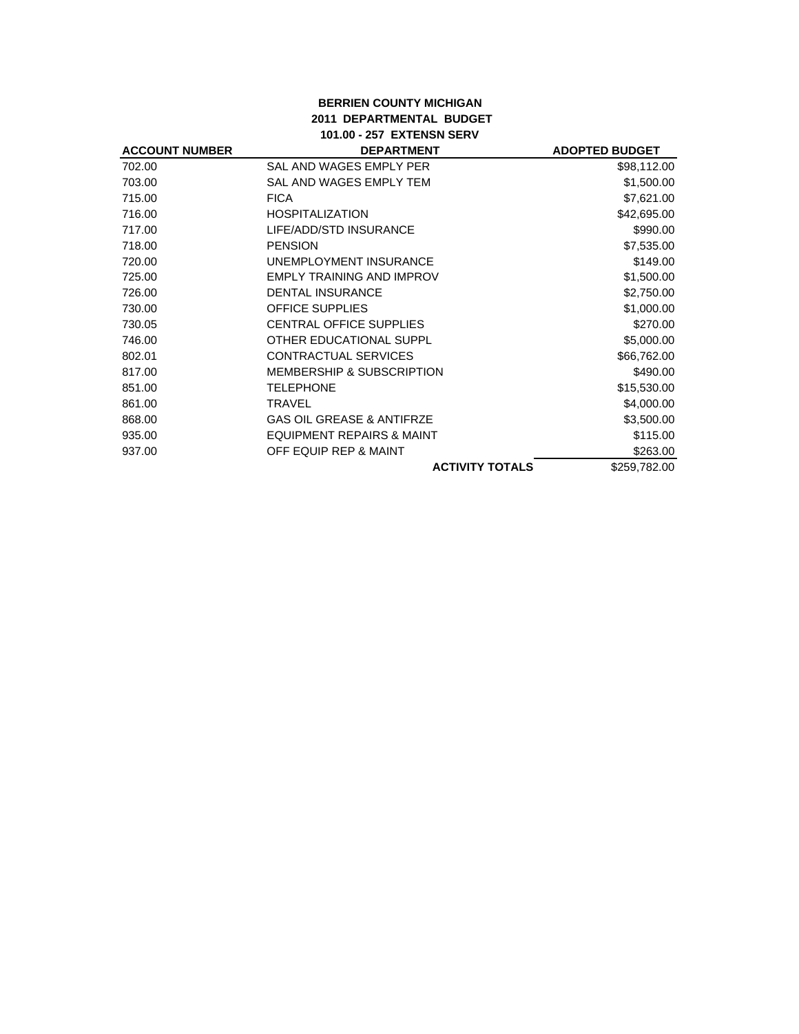**BERRIEN COUNTY MICHIGAN**
**2011 DEPARTMENTAL BUDGET**
**101.00 - 257 EXTENSN SERV**

| ACCOUNT NUMBER | DEPARTMENT | ADOPTED BUDGET |
|---|---|---|
| 702.00 | SAL AND WAGES EMPLY PER | $98,112.00 |
| 703.00 | SAL AND WAGES EMPLY TEM | $1,500.00 |
| 715.00 | FICA | $7,621.00 |
| 716.00 | HOSPITALIZATION | $42,695.00 |
| 717.00 | LIFE/ADD/STD INSURANCE | $990.00 |
| 718.00 | PENSION | $7,535.00 |
| 720.00 | UNEMPLOYMENT INSURANCE | $149.00 |
| 725.00 | EMPLY TRAINING AND IMPROV | $1,500.00 |
| 726.00 | DENTAL INSURANCE | $2,750.00 |
| 730.00 | OFFICE SUPPLIES | $1,000.00 |
| 730.05 | CENTRAL OFFICE SUPPLIES | $270.00 |
| 746.00 | OTHER EDUCATIONAL SUPPL | $5,000.00 |
| 802.01 | CONTRACTUAL SERVICES | $66,762.00 |
| 817.00 | MEMBERSHIP & SUBSCRIPTION | $490.00 |
| 851.00 | TELEPHONE | $15,530.00 |
| 861.00 | TRAVEL | $4,000.00 |
| 868.00 | GAS OIL GREASE & ANTIFRZE | $3,500.00 |
| 935.00 | EQUIPMENT REPAIRS & MAINT | $115.00 |
| 937.00 | OFF EQUIP REP & MAINT | $263.00 |
| | **ACTIVITY TOTALS** | $259,782.00 |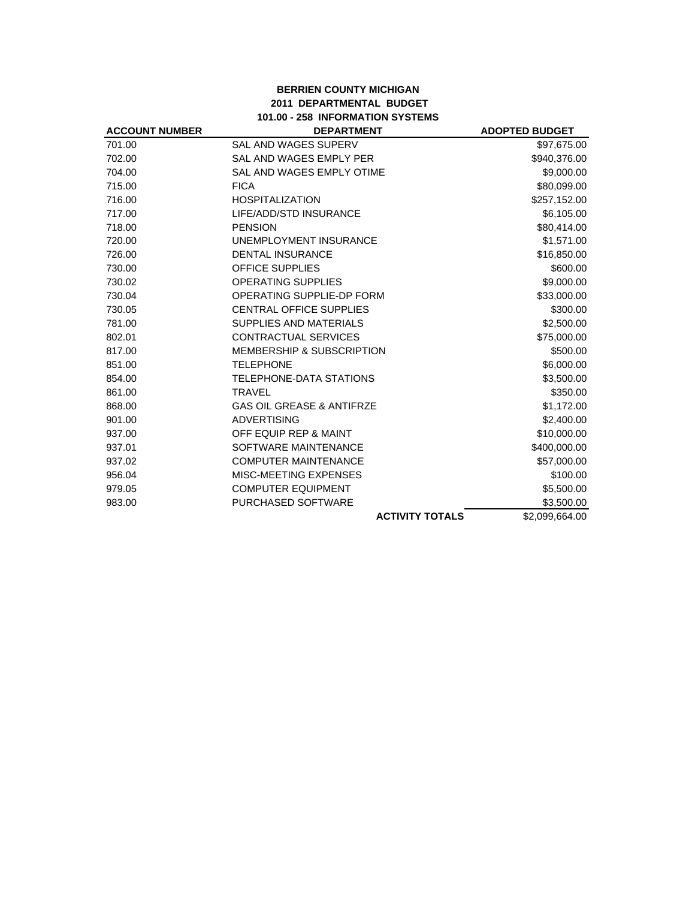**BERRIEN COUNTY MICHIGAN**
**2011 DEPARTMENTAL BUDGET**
**101.00 - 258 INFORMATION SYSTEMS**

| ACCOUNT NUMBER | DEPARTMENT | ADOPTED BUDGET |
|---|---|---|
| 701.00 | SAL AND WAGES SUPERV | $97,675.00 |
| 702.00 | SAL AND WAGES EMPLY PER | $940,376.00 |
| 704.00 | SAL AND WAGES EMPLY OTIME | $9,000.00 |
| 715.00 | FICA | $80,099.00 |
| 716.00 | HOSPITALIZATION | $257,152.00 |
| 717.00 | LIFE/ADD/STD INSURANCE | $6,105.00 |
| 718.00 | PENSION | $80,414.00 |
| 720.00 | UNEMPLOYMENT INSURANCE | $1,571.00 |
| 726.00 | DENTAL INSURANCE | $16,850.00 |
| 730.00 | OFFICE SUPPLIES | $600.00 |
| 730.02 | OPERATING SUPPLIES | $9,000.00 |
| 730.04 | OPERATING SUPPLIE-DP FORM | $33,000.00 |
| 730.05 | CENTRAL OFFICE SUPPLIES | $300.00 |
| 781.00 | SUPPLIES AND MATERIALS | $2,500.00 |
| 802.01 | CONTRACTUAL SERVICES | $75,000.00 |
| 817.00 | MEMBERSHIP & SUBSCRIPTION | $500.00 |
| 851.00 | TELEPHONE | $6,000.00 |
| 854.00 | TELEPHONE-DATA STATIONS | $3,500.00 |
| 861.00 | TRAVEL | $350.00 |
| 868.00 | GAS OIL GREASE & ANTIFRZE | $1,172.00 |
| 901.00 | ADVERTISING | $2,400.00 |
| 937.00 | OFF EQUIP REP & MAINT | $10,000.00 |
| 937.01 | SOFTWARE MAINTENANCE | $400,000.00 |
| 937.02 | COMPUTER MAINTENANCE | $57,000.00 |
| 956.04 | MISC-MEETING EXPENSES | $100.00 |
| 979.05 | COMPUTER EQUIPMENT | $5,500.00 |
| 983.00 | PURCHASED SOFTWARE | $3,500.00 |
| | **ACTIVITY TOTALS** | $2,099,664.00 |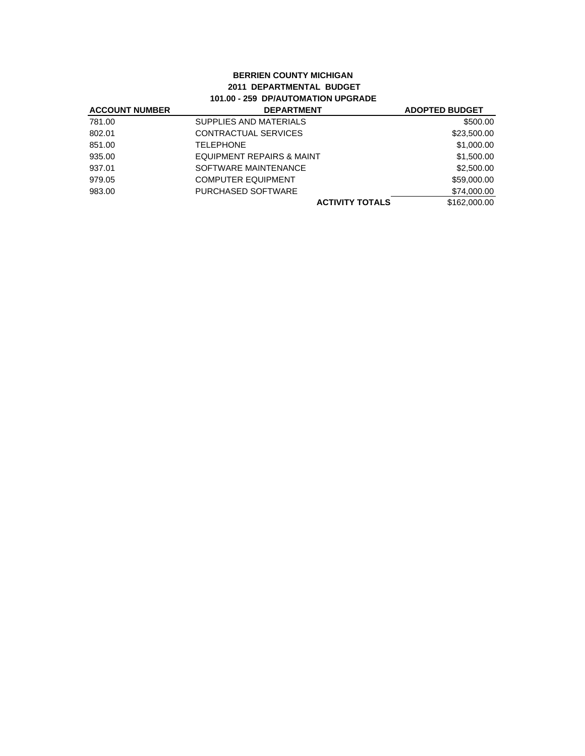**BERRIEN COUNTY MICHIGAN**
**2011 DEPARTMENTAL BUDGET**
**101.00 - 259 DP/AUTOMATION UPGRADE**

| ACCOUNT NUMBER | DEPARTMENT | ADOPTED BUDGET |
|---|---|---|
| 781.00 | SUPPLIES AND MATERIALS | $500.00 |
| 802.01 | CONTRACTUAL SERVICES | $23,500.00 |
| 851.00 | TELEPHONE | $1,000.00 |
| 935.00 | EQUIPMENT REPAIRS & MAINT | $1,500.00 |
| 937.01 | SOFTWARE MAINTENANCE | $2,500.00 |
| 979.05 | COMPUTER EQUIPMENT | $59,000.00 |
| 983.00 | PURCHASED SOFTWARE | $74,000.00 |
| | **ACTIVITY TOTALS** | $162,000.00 |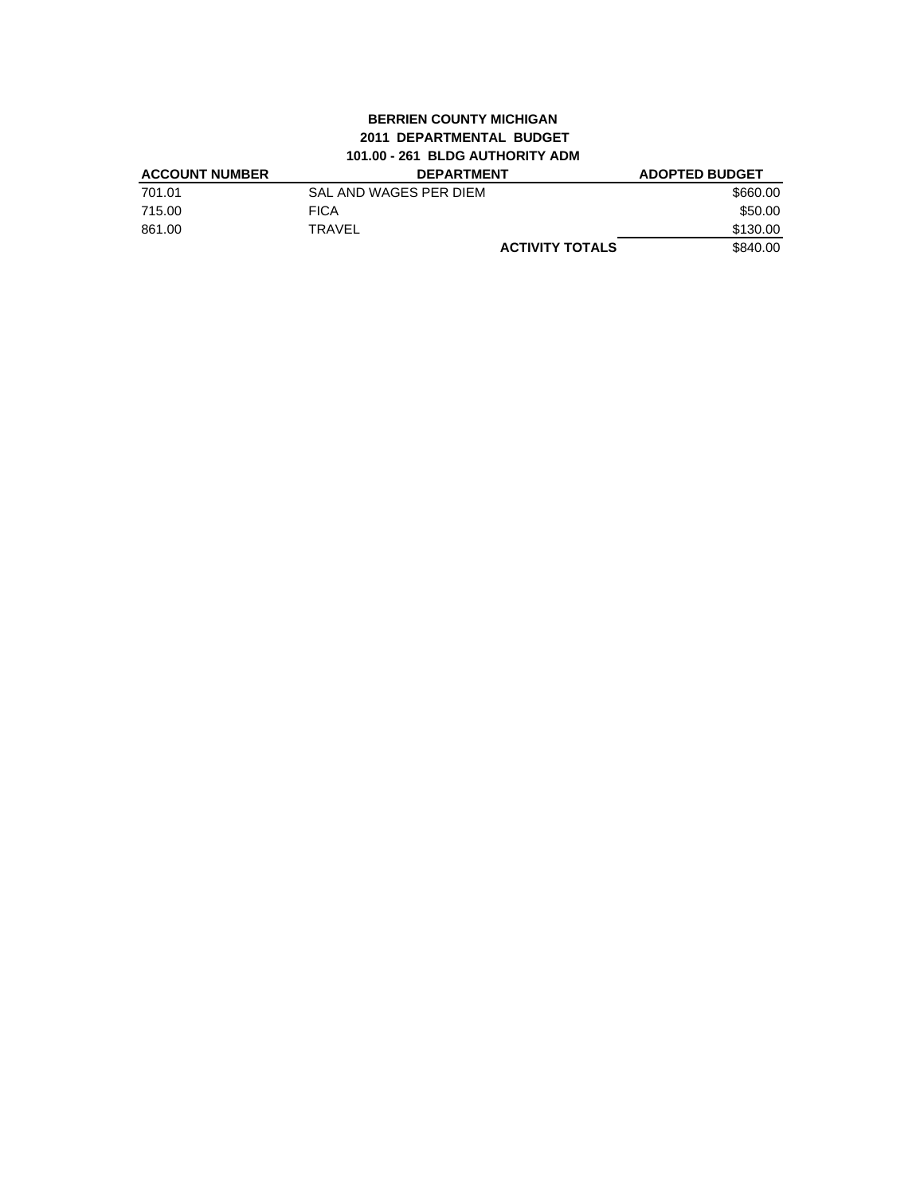**BERRIEN COUNTY MICHIGAN**
**2011 DEPARTMENTAL BUDGET**
**101.00 - 261 BLDG AUTHORITY ADM**

| ACCOUNT NUMBER | DEPARTMENT | ADOPTED BUDGET |
|---|---|---|
| 701.01 | SAL AND WAGES PER DIEM | $660.00 |
| 715.00 | FICA | $50.00 |
| 861.00 | TRAVEL | $130.00 |
| | **ACTIVITY TOTALS** | $840.00 |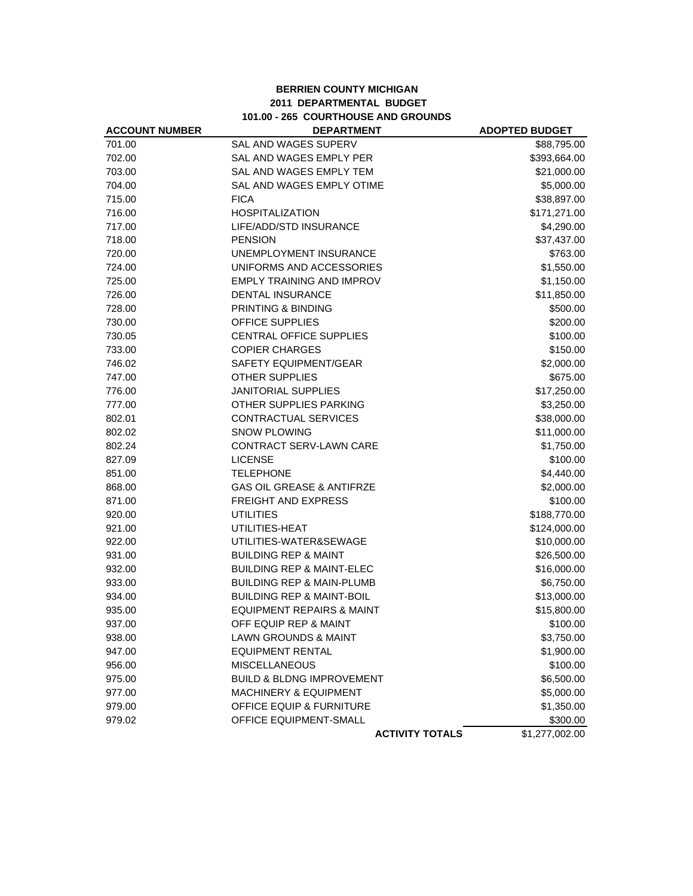**BERRIEN COUNTY MICHIGAN**
**2011 DEPARTMENTAL BUDGET**
**101.00 - 265 COURTHOUSE AND GROUNDS**

| ACCOUNT NUMBER | DEPARTMENT | ADOPTED BUDGET |
|---|---|---|
| 701.00 | SAL AND WAGES SUPERV | $88,795.00 |
| 702.00 | SAL AND WAGES EMPLY PER | $393,664.00 |
| 703.00 | SAL AND WAGES EMPLY TEM | $21,000.00 |
| 704.00 | SAL AND WAGES EMPLY OTIME | $5,000.00 |
| 715.00 | FICA | $38,897.00 |
| 716.00 | HOSPITALIZATION | $171,271.00 |
| 717.00 | LIFE/ADD/STD INSURANCE | $4,290.00 |
| 718.00 | PENSION | $37,437.00 |
| 720.00 | UNEMPLOYMENT INSURANCE | $763.00 |
| 724.00 | UNIFORMS AND ACCESSORIES | $1,550.00 |
| 725.00 | EMPLY TRAINING AND IMPROV | $1,150.00 |
| 726.00 | DENTAL INSURANCE | $11,850.00 |
| 728.00 | PRINTING & BINDING | $500.00 |
| 730.00 | OFFICE SUPPLIES | $200.00 |
| 730.05 | CENTRAL OFFICE SUPPLIES | $100.00 |
| 733.00 | COPIER CHARGES | $150.00 |
| 746.02 | SAFETY EQUIPMENT/GEAR | $2,000.00 |
| 747.00 | OTHER SUPPLIES | $675.00 |
| 776.00 | JANITORIAL SUPPLIES | $17,250.00 |
| 777.00 | OTHER SUPPLIES PARKING | $3,250.00 |
| 802.01 | CONTRACTUAL SERVICES | $38,000.00 |
| 802.02 | SNOW PLOWING | $11,000.00 |
| 802.24 | CONTRACT SERV-LAWN CARE | $1,750.00 |
| 827.09 | LICENSE | $100.00 |
| 851.00 | TELEPHONE | $4,440.00 |
| 868.00 | GAS OIL GREASE & ANTIFRZE | $2,000.00 |
| 871.00 | FREIGHT AND EXPRESS | $100.00 |
| 920.00 | UTILITIES | $188,770.00 |
| 921.00 | UTILITIES-HEAT | $124,000.00 |
| 922.00 | UTILITIES-WATER&SEWAGE | $10,000.00 |
| 931.00 | BUILDING REP & MAINT | $26,500.00 |
| 932.00 | BUILDING REP & MAINT-ELEC | $16,000.00 |
| 933.00 | BUILDING REP & MAIN-PLUMB | $6,750.00 |
| 934.00 | BUILDING REP & MAINT-BOIL | $13,000.00 |
| 935.00 | EQUIPMENT REPAIRS & MAINT | $15,800.00 |
| 937.00 | OFF EQUIP REP & MAINT | $100.00 |
| 938.00 | LAWN GROUNDS & MAINT | $3,750.00 |
| 947.00 | EQUIPMENT RENTAL | $1,900.00 |
| 956.00 | MISCELLANEOUS | $100.00 |
| 975.00 | BUILD & BLDNG IMPROVEMENT | $6,500.00 |
| 977.00 | MACHINERY & EQUIPMENT | $5,000.00 |
| 979.00 | OFFICE EQUIP & FURNITURE | $1,350.00 |
| 979.02 | OFFICE EQUIPMENT-SMALL | $300.00 |
| | **ACTIVITY TOTALS** | $1,277,002.00 |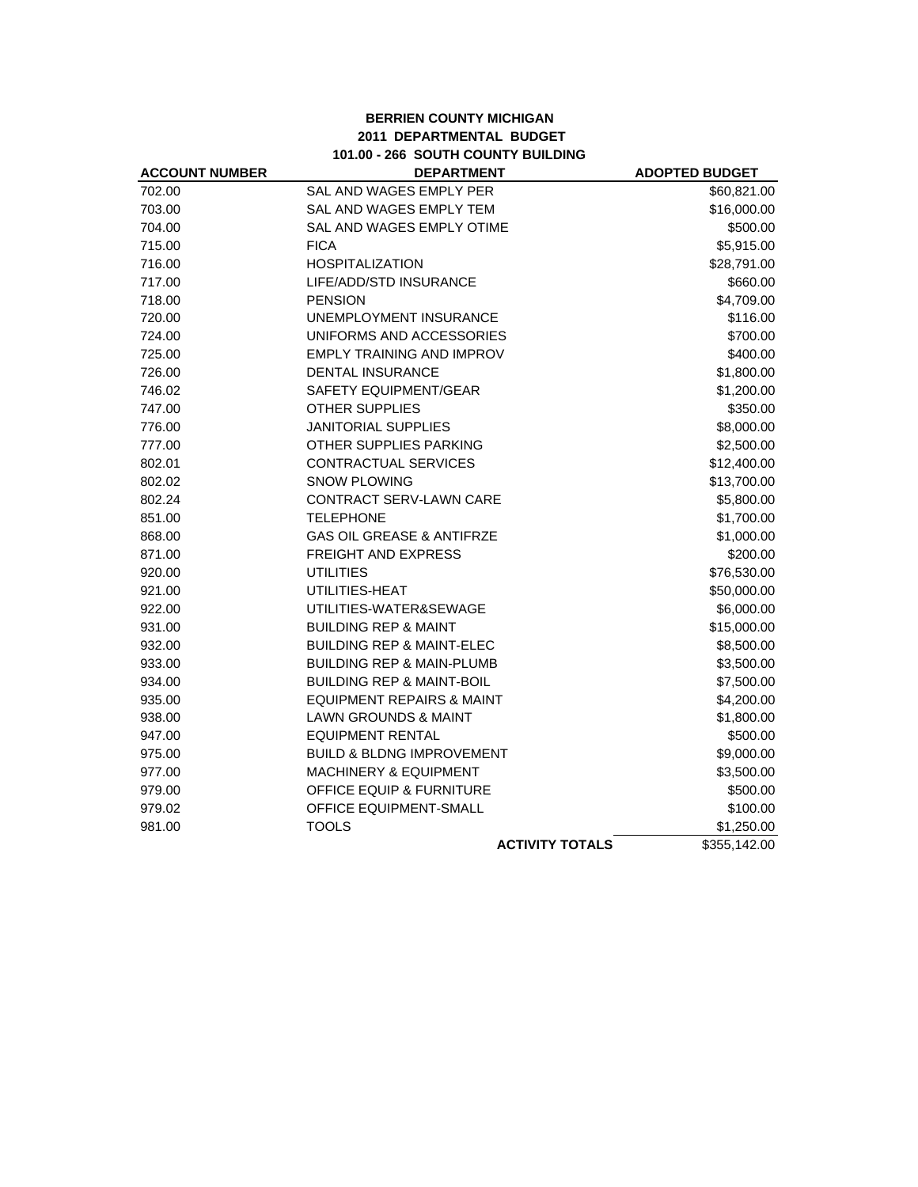**BERRIEN COUNTY MICHIGAN**
**2011 DEPARTMENTAL BUDGET**
**101.00 - 266 SOUTH COUNTY BUILDING**

| ACCOUNT NUMBER | DEPARTMENT | ADOPTED BUDGET |
|---|---|---|
| 702.00 | SAL AND WAGES EMPLY PER | $60,821.00 |
| 703.00 | SAL AND WAGES EMPLY TEM | $16,000.00 |
| 704.00 | SAL AND WAGES EMPLY OTIME | $500.00 |
| 715.00 | FICA | $5,915.00 |
| 716.00 | HOSPITALIZATION | $28,791.00 |
| 717.00 | LIFE/ADD/STD INSURANCE | $660.00 |
| 718.00 | PENSION | $4,709.00 |
| 720.00 | UNEMPLOYMENT INSURANCE | $116.00 |
| 724.00 | UNIFORMS AND ACCESSORIES | $700.00 |
| 725.00 | EMPLY TRAINING AND IMPROV | $400.00 |
| 726.00 | DENTAL INSURANCE | $1,800.00 |
| 746.02 | SAFETY EQUIPMENT/GEAR | $1,200.00 |
| 747.00 | OTHER SUPPLIES | $350.00 |
| 776.00 | JANITORIAL SUPPLIES | $8,000.00 |
| 777.00 | OTHER SUPPLIES PARKING | $2,500.00 |
| 802.01 | CONTRACTUAL SERVICES | $12,400.00 |
| 802.02 | SNOW PLOWING | $13,700.00 |
| 802.24 | CONTRACT SERV-LAWN CARE | $5,800.00 |
| 851.00 | TELEPHONE | $1,700.00 |
| 868.00 | GAS OIL GREASE & ANTIFRZE | $1,000.00 |
| 871.00 | FREIGHT AND EXPRESS | $200.00 |
| 920.00 | UTILITIES | $76,530.00 |
| 921.00 | UTILITIES-HEAT | $50,000.00 |
| 922.00 | UTILITIES-WATER&SEWAGE | $6,000.00 |
| 931.00 | BUILDING REP & MAINT | $15,000.00 |
| 932.00 | BUILDING REP & MAINT-ELEC | $8,500.00 |
| 933.00 | BUILDING REP & MAIN-PLUMB | $3,500.00 |
| 934.00 | BUILDING REP & MAINT-BOIL | $7,500.00 |
| 935.00 | EQUIPMENT REPAIRS & MAINT | $4,200.00 |
| 938.00 | LAWN GROUNDS & MAINT | $1,800.00 |
| 947.00 | EQUIPMENT RENTAL | $500.00 |
| 975.00 | BUILD & BLDNG IMPROVEMENT | $9,000.00 |
| 977.00 | MACHINERY & EQUIPMENT | $3,500.00 |
| 979.00 | OFFICE EQUIP & FURNITURE | $500.00 |
| 979.02 | OFFICE EQUIPMENT-SMALL | $100.00 |
| 981.00 | TOOLS | $1,250.00 |
| | **ACTIVITY TOTALS** | $355,142.00 |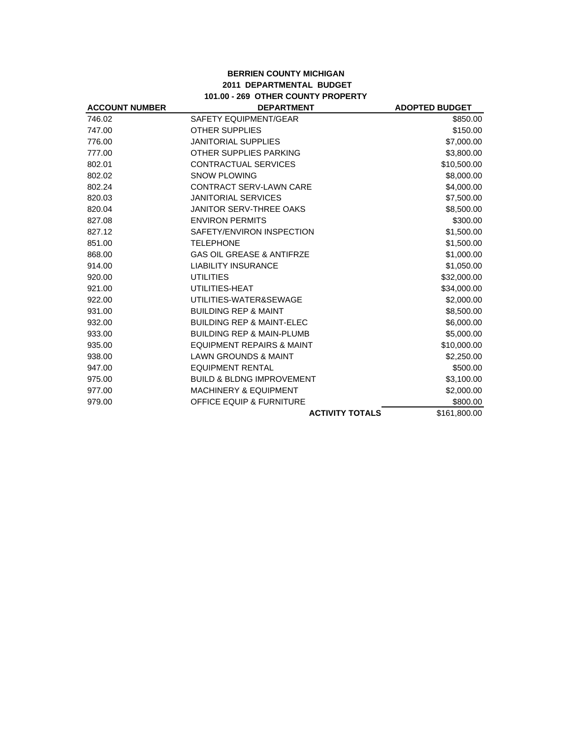**BERRIEN COUNTY MICHIGAN**
**2011 DEPARTMENTAL BUDGET**
**101.00 - 269 OTHER COUNTY PROPERTY**

| ACCOUNT NUMBER | DEPARTMENT | ADOPTED BUDGET |
|---|---|---|
| 746.02 | SAFETY EQUIPMENT/GEAR | $850.00 |
| 747.00 | OTHER SUPPLIES | $150.00 |
| 776.00 | JANITORIAL SUPPLIES | $7,000.00 |
| 777.00 | OTHER SUPPLIES PARKING | $3,800.00 |
| 802.01 | CONTRACTUAL SERVICES | $10,500.00 |
| 802.02 | SNOW PLOWING | $8,000.00 |
| 802.24 | CONTRACT SERV-LAWN CARE | $4,000.00 |
| 820.03 | JANITORIAL SERVICES | $7,500.00 |
| 820.04 | JANITOR SERV-THREE OAKS | $8,500.00 |
| 827.08 | ENVIRON PERMITS | $300.00 |
| 827.12 | SAFETY/ENVIRON INSPECTION | $1,500.00 |
| 851.00 | TELEPHONE | $1,500.00 |
| 868.00 | GAS OIL GREASE & ANTIFRZE | $1,000.00 |
| 914.00 | LIABILITY INSURANCE | $1,050.00 |
| 920.00 | UTILITIES | $32,000.00 |
| 921.00 | UTILITIES-HEAT | $34,000.00 |
| 922.00 | UTILITIES-WATER&SEWAGE | $2,000.00 |
| 931.00 | BUILDING REP & MAINT | $8,500.00 |
| 932.00 | BUILDING REP & MAINT-ELEC | $6,000.00 |
| 933.00 | BUILDING REP & MAIN-PLUMB | $5,000.00 |
| 935.00 | EQUIPMENT REPAIRS & MAINT | $10,000.00 |
| 938.00 | LAWN GROUNDS & MAINT | $2,250.00 |
| 947.00 | EQUIPMENT RENTAL | $500.00 |
| 975.00 | BUILD & BLDNG IMPROVEMENT | $3,100.00 |
| 977.00 | MACHINERY & EQUIPMENT | $2,000.00 |
| 979.00 | OFFICE EQUIP & FURNITURE | $800.00 |
| | **ACTIVITY TOTALS** | $161,800.00 |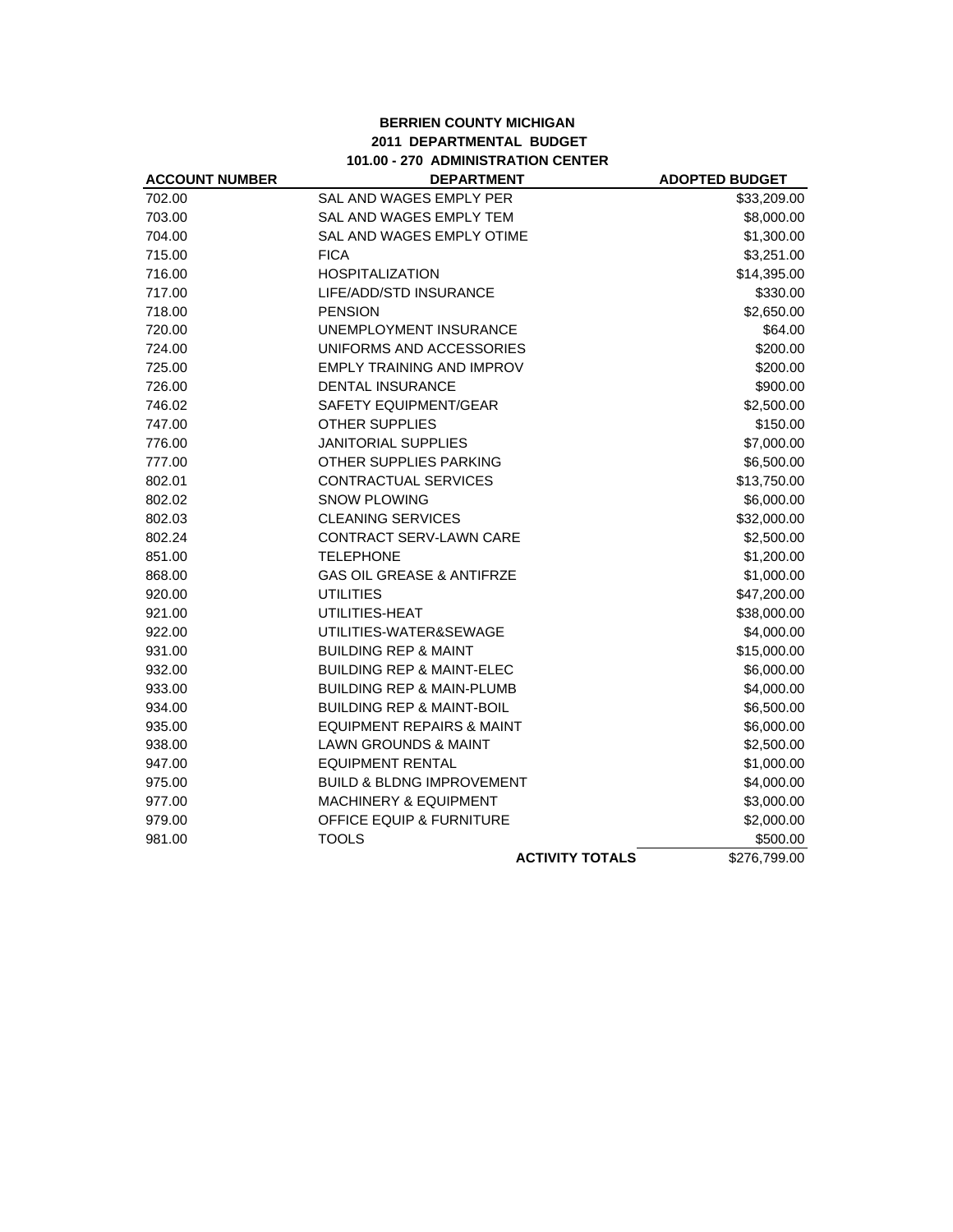**BERRIEN COUNTY MICHIGAN**
**2011 DEPARTMENTAL BUDGET**
**101.00 - 270 ADMINISTRATION CENTER**

| ACCOUNT NUMBER | DEPARTMENT | ADOPTED BUDGET |
|---|---|---|
| 702.00 | SAL AND WAGES EMPLY PER | $33,209.00 |
| 703.00 | SAL AND WAGES EMPLY TEM | $8,000.00 |
| 704.00 | SAL AND WAGES EMPLY OTIME | $1,300.00 |
| 715.00 | FICA | $3,251.00 |
| 716.00 | HOSPITALIZATION | $14,395.00 |
| 717.00 | LIFE/ADD/STD INSURANCE | $330.00 |
| 718.00 | PENSION | $2,650.00 |
| 720.00 | UNEMPLOYMENT INSURANCE | $64.00 |
| 724.00 | UNIFORMS AND ACCESSORIES | $200.00 |
| 725.00 | EMPLY TRAINING AND IMPROV | $200.00 |
| 726.00 | DENTAL INSURANCE | $900.00 |
| 746.02 | SAFETY EQUIPMENT/GEAR | $2,500.00 |
| 747.00 | OTHER SUPPLIES | $150.00 |
| 776.00 | JANITORIAL SUPPLIES | $7,000.00 |
| 777.00 | OTHER SUPPLIES PARKING | $6,500.00 |
| 802.01 | CONTRACTUAL SERVICES | $13,750.00 |
| 802.02 | SNOW PLOWING | $6,000.00 |
| 802.03 | CLEANING SERVICES | $32,000.00 |
| 802.24 | CONTRACT SERV-LAWN CARE | $2,500.00 |
| 851.00 | TELEPHONE | $1,200.00 |
| 868.00 | GAS OIL GREASE & ANTIFRZE | $1,000.00 |
| 920.00 | UTILITIES | $47,200.00 |
| 921.00 | UTILITIES-HEAT | $38,000.00 |
| 922.00 | UTILITIES-WATER&SEWAGE | $4,000.00 |
| 931.00 | BUILDING REP & MAINT | $15,000.00 |
| 932.00 | BUILDING REP & MAINT-ELEC | $6,000.00 |
| 933.00 | BUILDING REP & MAIN-PLUMB | $4,000.00 |
| 934.00 | BUILDING REP & MAINT-BOIL | $6,500.00 |
| 935.00 | EQUIPMENT REPAIRS & MAINT | $6,000.00 |
| 938.00 | LAWN GROUNDS & MAINT | $2,500.00 |
| 947.00 | EQUIPMENT RENTAL | $1,000.00 |
| 975.00 | BUILD & BLDNG IMPROVEMENT | $4,000.00 |
| 977.00 | MACHINERY & EQUIPMENT | $3,000.00 |
| 979.00 | OFFICE EQUIP & FURNITURE | $2,000.00 |
| 981.00 | TOOLS | $500.00 |
| | **ACTIVITY TOTALS** | $276,799.00 |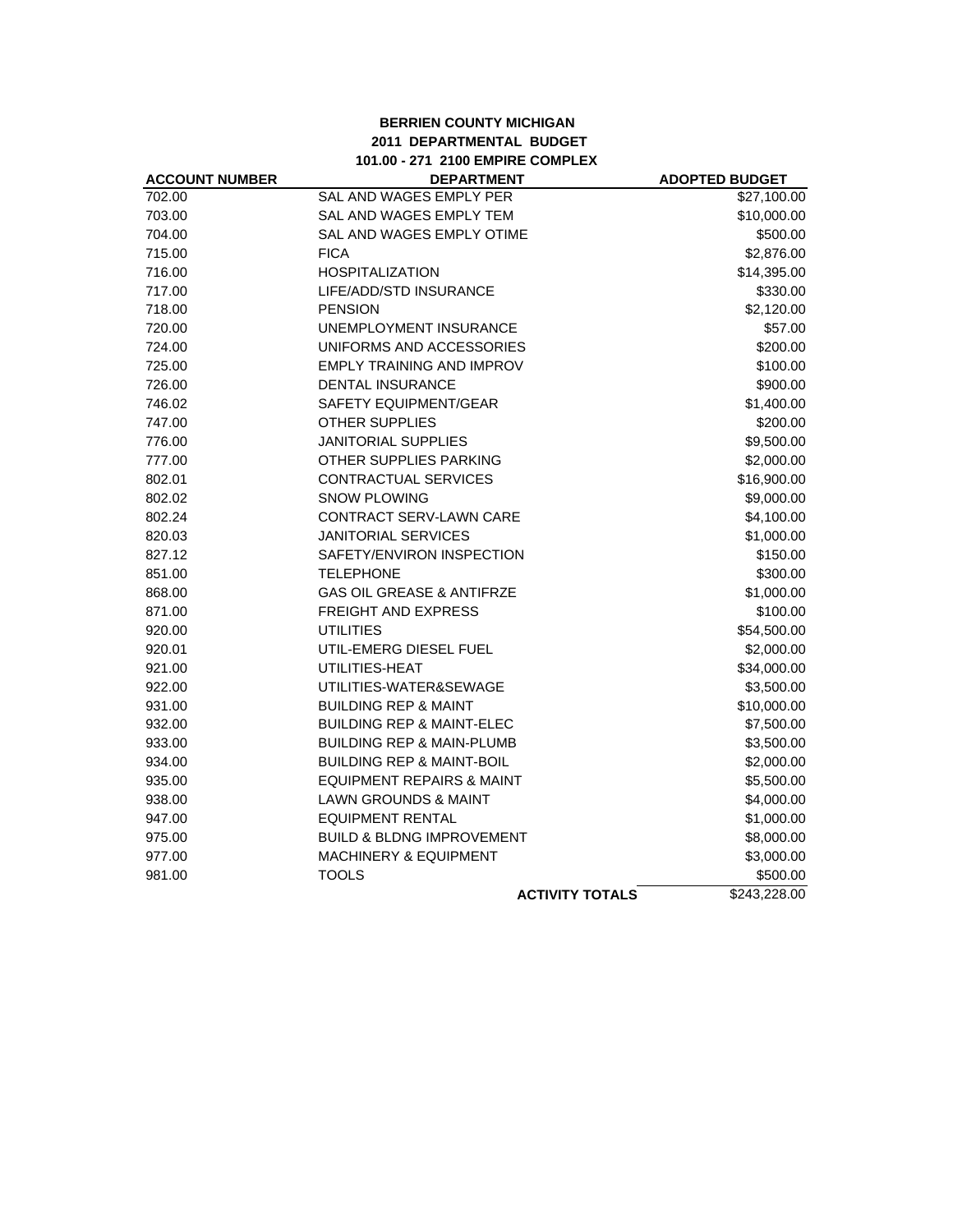**BERRIEN COUNTY MICHIGAN**
**2011 DEPARTMENTAL BUDGET**
**101.00 - 271 2100 EMPIRE COMPLEX**

| ACCOUNT NUMBER | DEPARTMENT | ADOPTED BUDGET |
|---|---|---|
| 702.00 | SAL AND WAGES EMPLY PER | $27,100.00 |
| 703.00 | SAL AND WAGES EMPLY TEM | $10,000.00 |
| 704.00 | SAL AND WAGES EMPLY OTIME | $500.00 |
| 715.00 | FICA | $2,876.00 |
| 716.00 | HOSPITALIZATION | $14,395.00 |
| 717.00 | LIFE/ADD/STD INSURANCE | $330.00 |
| 718.00 | PENSION | $2,120.00 |
| 720.00 | UNEMPLOYMENT INSURANCE | $57.00 |
| 724.00 | UNIFORMS AND ACCESSORIES | $200.00 |
| 725.00 | EMPLY TRAINING AND IMPROV | $100.00 |
| 726.00 | DENTAL INSURANCE | $900.00 |
| 746.02 | SAFETY EQUIPMENT/GEAR | $1,400.00 |
| 747.00 | OTHER SUPPLIES | $200.00 |
| 776.00 | JANITORIAL SUPPLIES | $9,500.00 |
| 777.00 | OTHER SUPPLIES PARKING | $2,000.00 |
| 802.01 | CONTRACTUAL SERVICES | $16,900.00 |
| 802.02 | SNOW PLOWING | $9,000.00 |
| 802.24 | CONTRACT SERV-LAWN CARE | $4,100.00 |
| 820.03 | JANITORIAL SERVICES | $1,000.00 |
| 827.12 | SAFETY/ENVIRON INSPECTION | $150.00 |
| 851.00 | TELEPHONE | $300.00 |
| 868.00 | GAS OIL GREASE & ANTIFRZE | $1,000.00 |
| 871.00 | FREIGHT AND EXPRESS | $100.00 |
| 920.00 | UTILITIES | $54,500.00 |
| 920.01 | UTIL-EMERG DIESEL FUEL | $2,000.00 |
| 921.00 | UTILITIES-HEAT | $34,000.00 |
| 922.00 | UTILITIES-WATER&SEWAGE | $3,500.00 |
| 931.00 | BUILDING REP & MAINT | $10,000.00 |
| 932.00 | BUILDING REP & MAINT-ELEC | $7,500.00 |
| 933.00 | BUILDING REP & MAIN-PLUMB | $3,500.00 |
| 934.00 | BUILDING REP & MAINT-BOIL | $2,000.00 |
| 935.00 | EQUIPMENT REPAIRS & MAINT | $5,500.00 |
| 938.00 | LAWN GROUNDS & MAINT | $4,000.00 |
| 947.00 | EQUIPMENT RENTAL | $1,000.00 |
| 975.00 | BUILD & BLDNG IMPROVEMENT | $8,000.00 |
| 977.00 | MACHINERY & EQUIPMENT | $3,000.00 |
| 981.00 | TOOLS | $500.00 |
| | **ACTIVITY TOTALS** | $243,228.00 |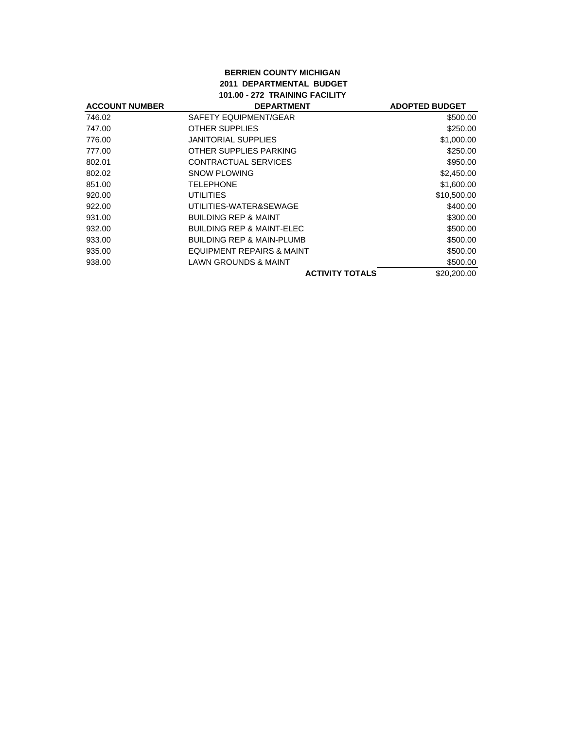**BERRIEN COUNTY MICHIGAN**
**2011 DEPARTMENTAL BUDGET**
**101.00 - 272 TRAINING FACILITY**

| ACCOUNT NUMBER | DEPARTMENT | ADOPTED BUDGET |
|---|---|---|
| 746.02 | SAFETY EQUIPMENT/GEAR | $500.00 |
| 747.00 | OTHER SUPPLIES | $250.00 |
| 776.00 | JANITORIAL SUPPLIES | $1,000.00 |
| 777.00 | OTHER SUPPLIES PARKING | $250.00 |
| 802.01 | CONTRACTUAL SERVICES | $950.00 |
| 802.02 | SNOW PLOWING | $2,450.00 |
| 851.00 | TELEPHONE | $1,600.00 |
| 920.00 | UTILITIES | $10,500.00 |
| 922.00 | UTILITIES-WATER&SEWAGE | $400.00 |
| 931.00 | BUILDING REP & MAINT | $300.00 |
| 932.00 | BUILDING REP & MAINT-ELEC | $500.00 |
| 933.00 | BUILDING REP & MAIN-PLUMB | $500.00 |
| 935.00 | EQUIPMENT REPAIRS & MAINT | $500.00 |
| 938.00 | LAWN GROUNDS & MAINT | $500.00 |
| | **ACTIVITY TOTALS** | $20,200.00 |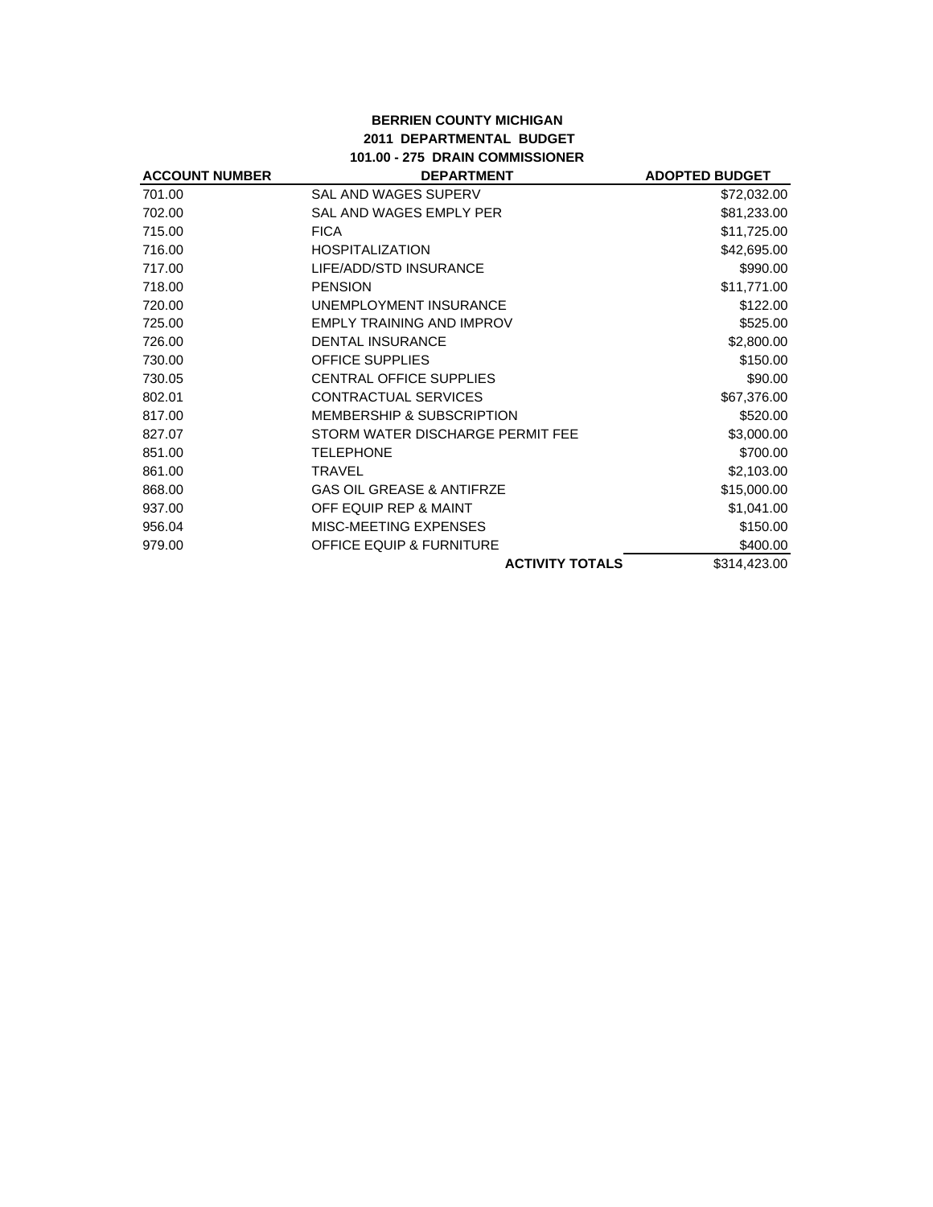**BERRIEN COUNTY MICHIGAN**
**2011 DEPARTMENTAL BUDGET**
**101.00 - 275 DRAIN COMMISSIONER**

| ACCOUNT NUMBER | DEPARTMENT | ADOPTED BUDGET |
|---|---|---|
| 701.00 | SAL AND WAGES SUPERV | $72,032.00 |
| 702.00 | SAL AND WAGES EMPLY PER | $81,233.00 |
| 715.00 | FICA | $11,725.00 |
| 716.00 | HOSPITALIZATION | $42,695.00 |
| 717.00 | LIFE/ADD/STD INSURANCE | $990.00 |
| 718.00 | PENSION | $11,771.00 |
| 720.00 | UNEMPLOYMENT INSURANCE | $122.00 |
| 725.00 | EMPLY TRAINING AND IMPROV | $525.00 |
| 726.00 | DENTAL INSURANCE | $2,800.00 |
| 730.00 | OFFICE SUPPLIES | $150.00 |
| 730.05 | CENTRAL OFFICE SUPPLIES | $90.00 |
| 802.01 | CONTRACTUAL SERVICES | $67,376.00 |
| 817.00 | MEMBERSHIP & SUBSCRIPTION | $520.00 |
| 827.07 | STORM WATER DISCHARGE PERMIT FEE | $3,000.00 |
| 851.00 | TELEPHONE | $700.00 |
| 861.00 | TRAVEL | $2,103.00 |
| 868.00 | GAS OIL GREASE & ANTIFRZE | $15,000.00 |
| 937.00 | OFF EQUIP REP & MAINT | $1,041.00 |
| 956.04 | MISC-MEETING EXPENSES | $150.00 |
| 979.00 | OFFICE EQUIP & FURNITURE | $400.00 |
| | **ACTIVITY TOTALS** | $314,423.00 |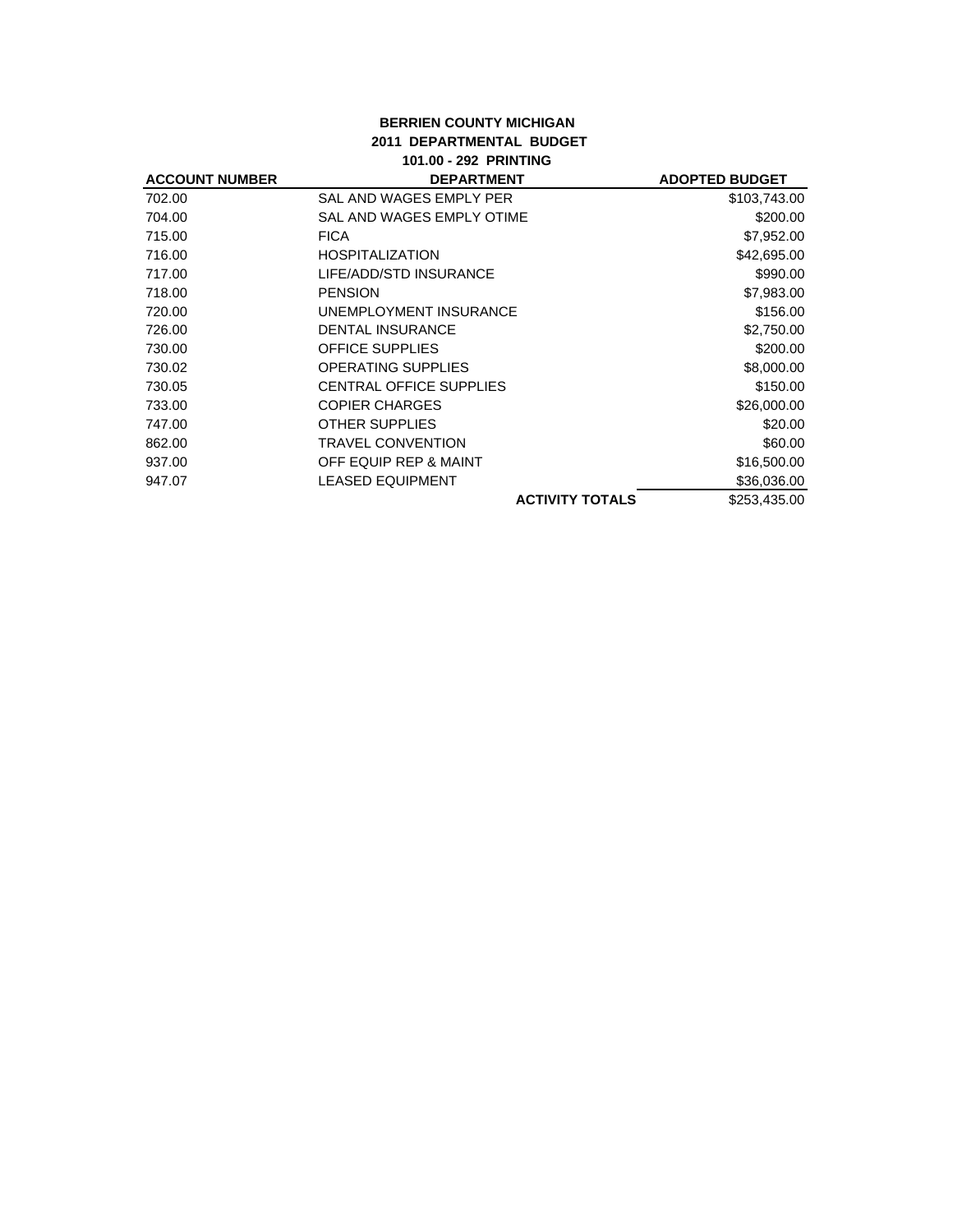**BERRIEN COUNTY MICHIGAN**
**2011 DEPARTMENTAL BUDGET**
**101.00 - 292 PRINTING**

| ACCOUNT NUMBER | DEPARTMENT | ADOPTED BUDGET |
|---|---|---|
| 702.00 | SAL AND WAGES EMPLY PER | $103,743.00 |
| 704.00 | SAL AND WAGES EMPLY OTIME | $200.00 |
| 715.00 | FICA | $7,952.00 |
| 716.00 | HOSPITALIZATION | $42,695.00 |
| 717.00 | LIFE/ADD/STD INSURANCE | $990.00 |
| 718.00 | PENSION | $7,983.00 |
| 720.00 | UNEMPLOYMENT INSURANCE | $156.00 |
| 726.00 | DENTAL INSURANCE | $2,750.00 |
| 730.00 | OFFICE SUPPLIES | $200.00 |
| 730.02 | OPERATING SUPPLIES | $8,000.00 |
| 730.05 | CENTRAL OFFICE SUPPLIES | $150.00 |
| 733.00 | COPIER CHARGES | $26,000.00 |
| 747.00 | OTHER SUPPLIES | $20.00 |
| 862.00 | TRAVEL CONVENTION | $60.00 |
| 937.00 | OFF EQUIP REP & MAINT | $16,500.00 |
| 947.07 | LEASED EQUIPMENT | $36,036.00 |
| | **ACTIVITY TOTALS** | $253,435.00 |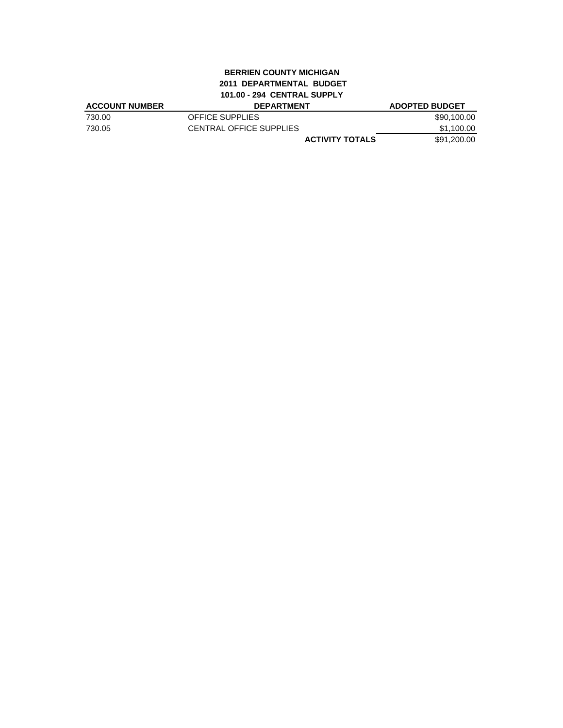**BERRIEN COUNTY MICHIGAN**
**2011 DEPARTMENTAL BUDGET**
**101.00 - 294 CENTRAL SUPPLY**

| ACCOUNT NUMBER | DEPARTMENT | ADOPTED BUDGET |
|---|---|---|
| 730.00 | OFFICE SUPPLIES | $90,100.00 |
| 730.05 | CENTRAL OFFICE SUPPLIES | $1,100.00 |
| | **ACTIVITY TOTALS** | $91,200.00 |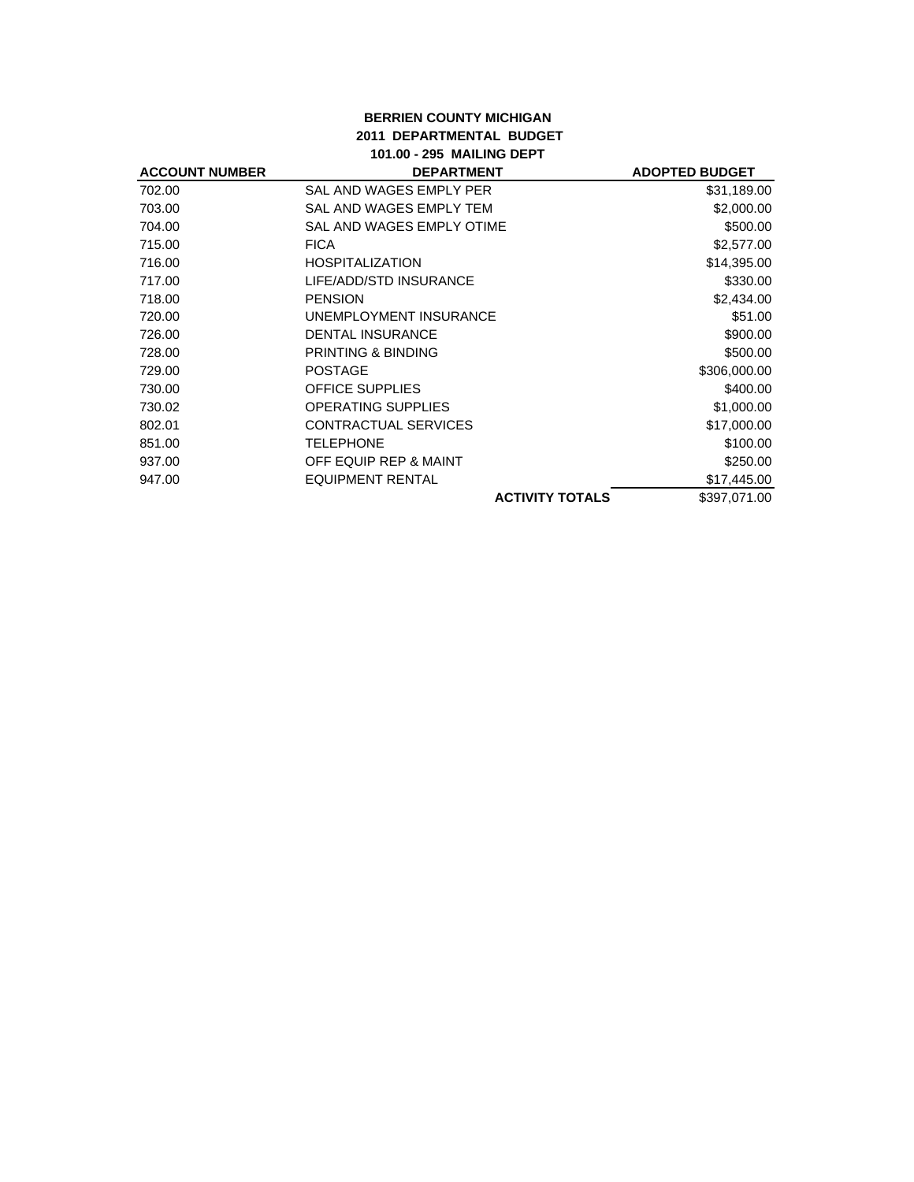**BERRIEN COUNTY MICHIGAN**
**2011 DEPARTMENTAL BUDGET**
**101.00 - 295 MAILING DEPT**

| ACCOUNT NUMBER | DEPARTMENT | ADOPTED BUDGET |
|---|---|---|
| 702.00 | SAL AND WAGES EMPLY PER | $31,189.00 |
| 703.00 | SAL AND WAGES EMPLY TEM | $2,000.00 |
| 704.00 | SAL AND WAGES EMPLY OTIME | $500.00 |
| 715.00 | FICA | $2,577.00 |
| 716.00 | HOSPITALIZATION | $14,395.00 |
| 717.00 | LIFE/ADD/STD INSURANCE | $330.00 |
| 718.00 | PENSION | $2,434.00 |
| 720.00 | UNEMPLOYMENT INSURANCE | $51.00 |
| 726.00 | DENTAL INSURANCE | $900.00 |
| 728.00 | PRINTING & BINDING | $500.00 |
| 729.00 | POSTAGE | $306,000.00 |
| 730.00 | OFFICE SUPPLIES | $400.00 |
| 730.02 | OPERATING SUPPLIES | $1,000.00 |
| 802.01 | CONTRACTUAL SERVICES | $17,000.00 |
| 851.00 | TELEPHONE | $100.00 |
| 937.00 | OFF EQUIP REP & MAINT | $250.00 |
| 947.00 | EQUIPMENT RENTAL | $17,445.00 |
| | **ACTIVITY TOTALS** | $397,071.00 |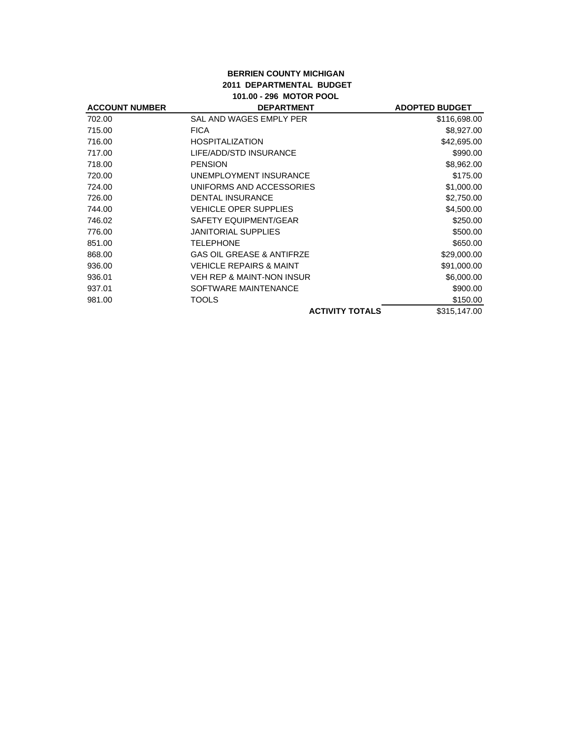**BERRIEN COUNTY MICHIGAN**
**2011 DEPARTMENTAL BUDGET**
**101.00 - 296 MOTOR POOL**

| ACCOUNT NUMBER | DEPARTMENT | ADOPTED BUDGET |
|---|---|---|
| 702.00 | SAL AND WAGES EMPLY PER | $116,698.00 |
| 715.00 | FICA | $8,927.00 |
| 716.00 | HOSPITALIZATION | $42,695.00 |
| 717.00 | LIFE/ADD/STD INSURANCE | $990.00 |
| 718.00 | PENSION | $8,962.00 |
| 720.00 | UNEMPLOYMENT INSURANCE | $175.00 |
| 724.00 | UNIFORMS AND ACCESSORIES | $1,000.00 |
| 726.00 | DENTAL INSURANCE | $2,750.00 |
| 744.00 | VEHICLE OPER SUPPLIES | $4,500.00 |
| 746.02 | SAFETY EQUIPMENT/GEAR | $250.00 |
| 776.00 | JANITORIAL SUPPLIES | $500.00 |
| 851.00 | TELEPHONE | $650.00 |
| 868.00 | GAS OIL GREASE & ANTIFRZE | $29,000.00 |
| 936.00 | VEHICLE REPAIRS & MAINT | $91,000.00 |
| 936.01 | VEH REP & MAINT-NON INSUR | $6,000.00 |
| 937.01 | SOFTWARE MAINTENANCE | $900.00 |
| 981.00 | TOOLS | $150.00 |
| | **ACTIVITY TOTALS** | $315,147.00 |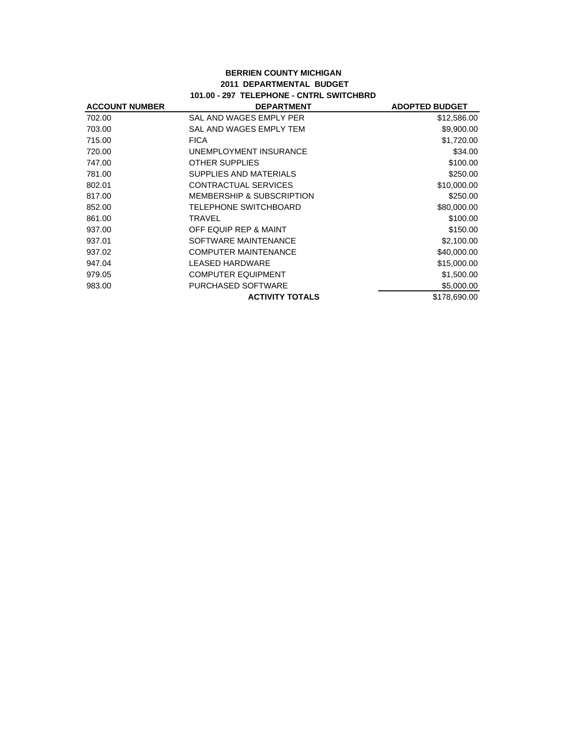**BERRIEN COUNTY MICHIGAN**

**2011 DEPARTMENTAL BUDGET**

**101.00 - 297 TELEPHONE - CNTRL SWITCHBRD**

| ACCOUNT NUMBER | DEPARTMENT | ADOPTED BUDGET |
|---|---|---|
| 702.00 | SAL AND WAGES EMPLY PER | $12,586.00 |
| 703.00 | SAL AND WAGES EMPLY TEM | $9,900.00 |
| 715.00 | FICA | $1,720.00 |
| 720.00 | UNEMPLOYMENT INSURANCE | $34.00 |
| 747.00 | OTHER SUPPLIES | $100.00 |
| 781.00 | SUPPLIES AND MATERIALS | $250.00 |
| 802.01 | CONTRACTUAL SERVICES | $10,000.00 |
| 817.00 | MEMBERSHIP & SUBSCRIPTION | $250.00 |
| 852.00 | TELEPHONE SWITCHBOARD | $80,000.00 |
| 861.00 | TRAVEL | $100.00 |
| 937.00 | OFF EQUIP REP & MAINT | $150.00 |
| 937.01 | SOFTWARE MAINTENANCE | $2,100.00 |
| 937.02 | COMPUTER MAINTENANCE | $40,000.00 |
| 947.04 | LEASED HARDWARE | $15,000.00 |
| 979.05 | COMPUTER EQUIPMENT | $1,500.00 |
| 983.00 | PURCHASED SOFTWARE | $5,000.00 |
| | **ACTIVITY TOTALS** | $178,690.00 |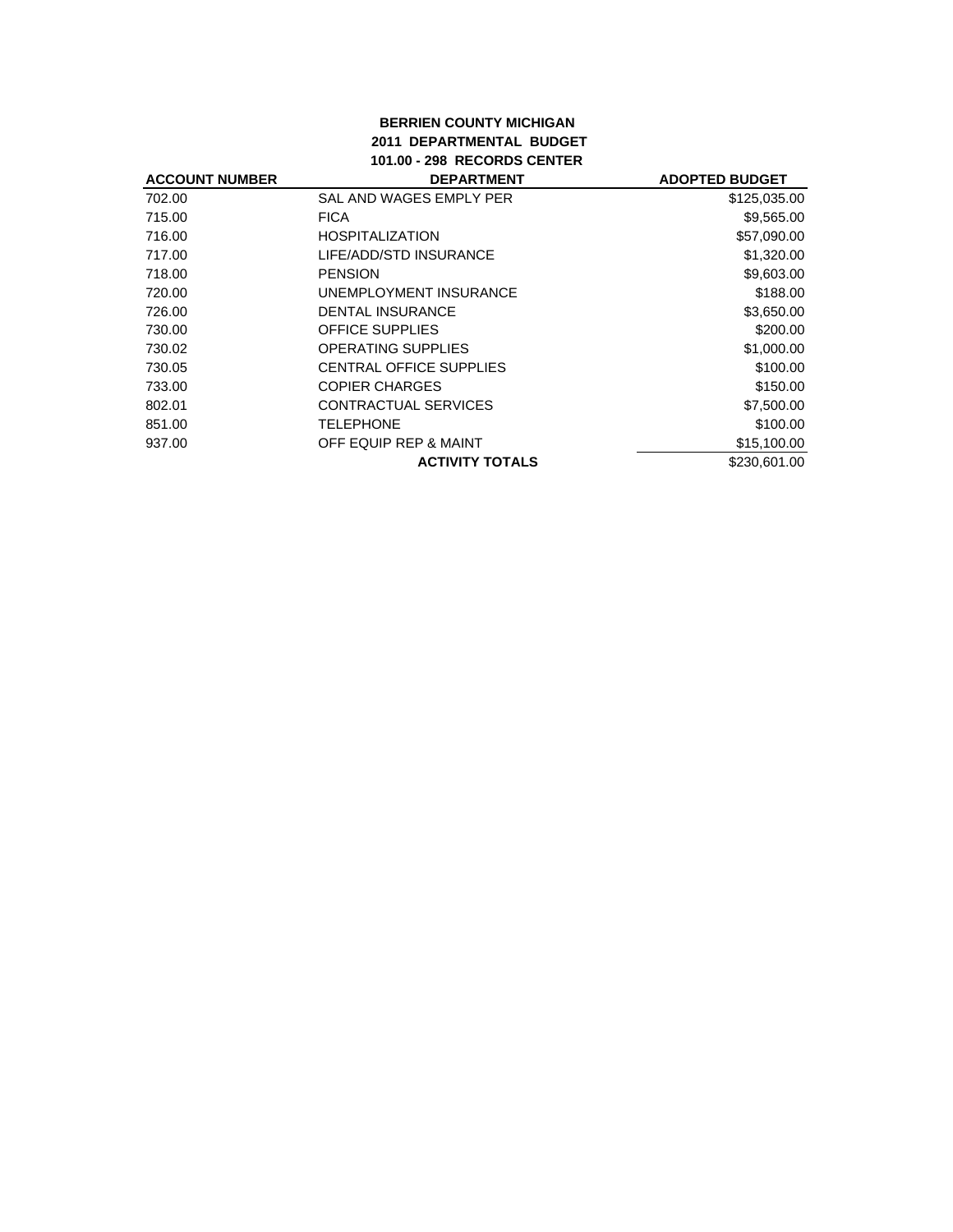**BERRIEN COUNTY MICHIGAN**
**2011 DEPARTMENTAL BUDGET**
**101.00 - 298 RECORDS CENTER**

| ACCOUNT NUMBER | DEPARTMENT | ADOPTED BUDGET |
|---|---|---|
| 702.00 | SAL AND WAGES EMPLY PER | $125,035.00 |
| 715.00 | FICA | $9,565.00 |
| 716.00 | HOSPITALIZATION | $57,090.00 |
| 717.00 | LIFE/ADD/STD INSURANCE | $1,320.00 |
| 718.00 | PENSION | $9,603.00 |
| 720.00 | UNEMPLOYMENT INSURANCE | $188.00 |
| 726.00 | DENTAL INSURANCE | $3,650.00 |
| 730.00 | OFFICE SUPPLIES | $200.00 |
| 730.02 | OPERATING SUPPLIES | $1,000.00 |
| 730.05 | CENTRAL OFFICE SUPPLIES | $100.00 |
| 733.00 | COPIER CHARGES | $150.00 |
| 802.01 | CONTRACTUAL SERVICES | $7,500.00 |
| 851.00 | TELEPHONE | $100.00 |
| 937.00 | OFF EQUIP REP & MAINT | $15,100.00 |
| | **ACTIVITY TOTALS** | $230,601.00 |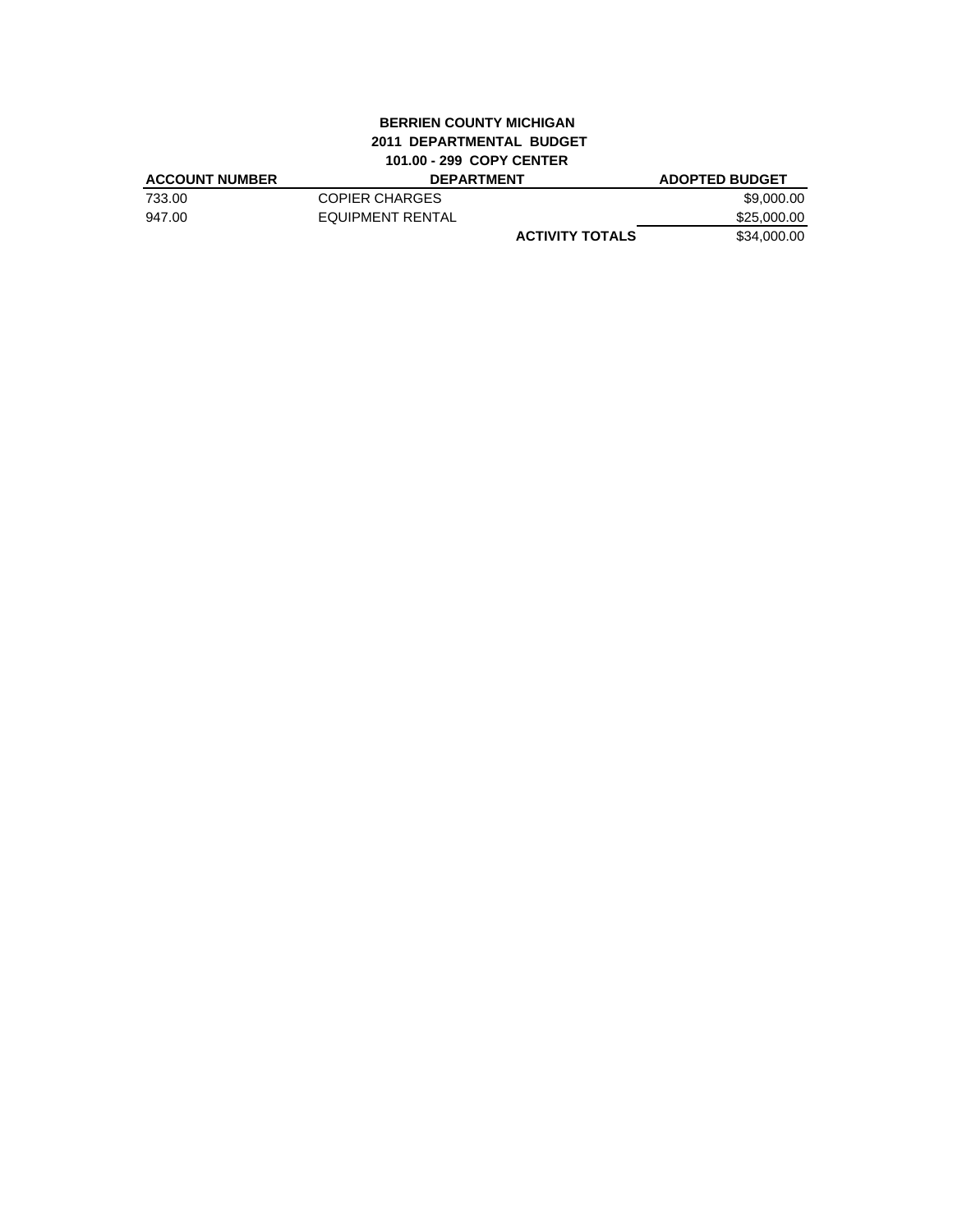**BERRIEN COUNTY MICHIGAN**
**2011 DEPARTMENTAL BUDGET**
**101.00 - 299 COPY CENTER**

| ACCOUNT NUMBER | DEPARTMENT | | ADOPTED BUDGET |
|---|---|---|---|
| 733.00 | COPIER CHARGES | | $9,000.00 |
| 947.00 | EQUIPMENT RENTAL | | $25,000.00 |
| | | **ACTIVITY TOTALS** | $34,000.00 |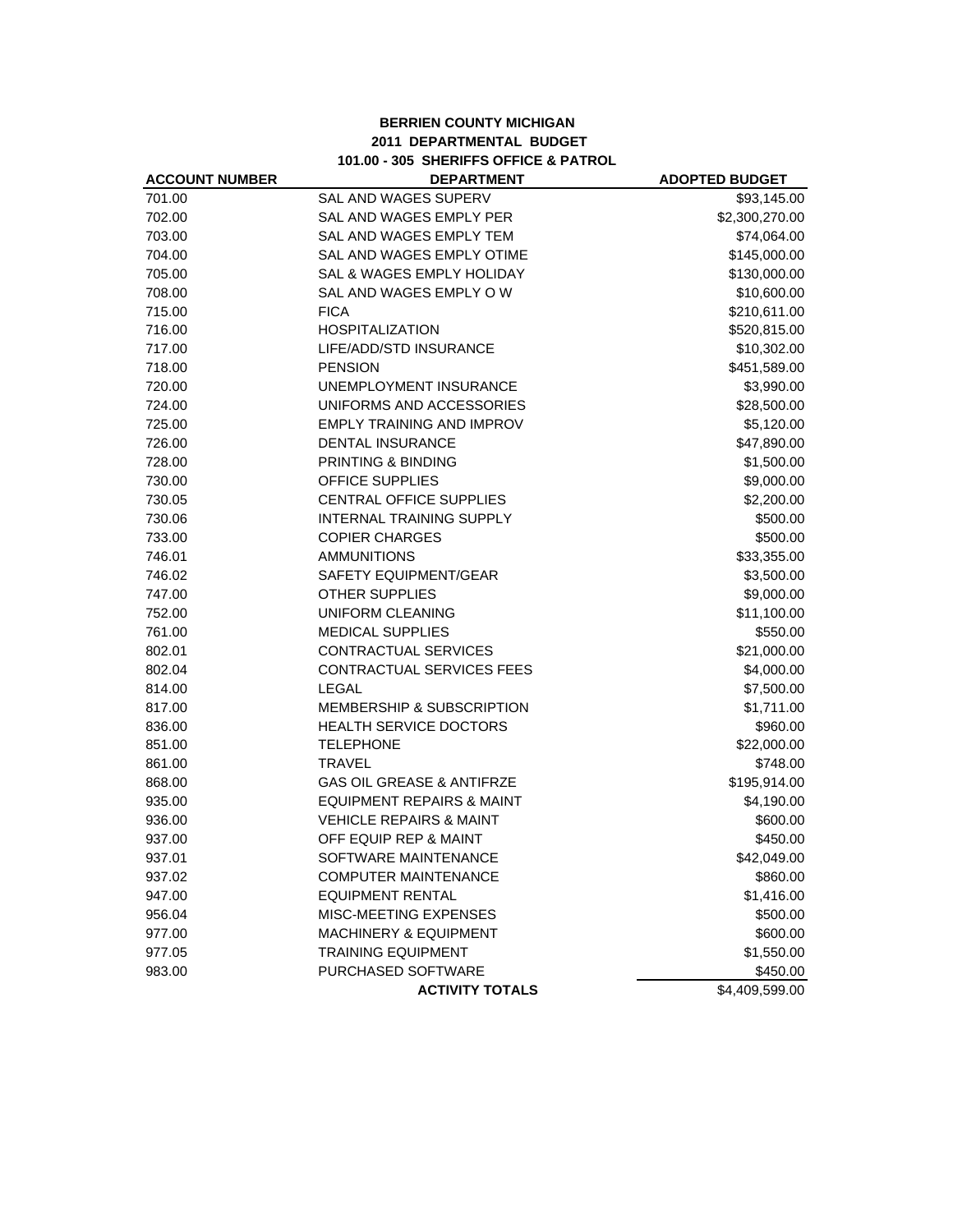**BERRIEN COUNTY MICHIGAN**
**2011 DEPARTMENTAL BUDGET**
**101.00 - 305 SHERIFFS OFFICE & PATROL**

| ACCOUNT NUMBER | DEPARTMENT | ADOPTED BUDGET |
|---|---|---|
| 701.00 | SAL AND WAGES SUPERV | $93,145.00 |
| 702.00 | SAL AND WAGES EMPLY PER | $2,300,270.00 |
| 703.00 | SAL AND WAGES EMPLY TEM | $74,064.00 |
| 704.00 | SAL AND WAGES EMPLY OTIME | $145,000.00 |
| 705.00 | SAL & WAGES EMPLY HOLIDAY | $130,000.00 |
| 708.00 | SAL AND WAGES EMPLY O W | $10,600.00 |
| 715.00 | FICA | $210,611.00 |
| 716.00 | HOSPITALIZATION | $520,815.00 |
| 717.00 | LIFE/ADD/STD INSURANCE | $10,302.00 |
| 718.00 | PENSION | $451,589.00 |
| 720.00 | UNEMPLOYMENT INSURANCE | $3,990.00 |
| 724.00 | UNIFORMS AND ACCESSORIES | $28,500.00 |
| 725.00 | EMPLY TRAINING AND IMPROV | $5,120.00 |
| 726.00 | DENTAL INSURANCE | $47,890.00 |
| 728.00 | PRINTING & BINDING | $1,500.00 |
| 730.00 | OFFICE SUPPLIES | $9,000.00 |
| 730.05 | CENTRAL OFFICE SUPPLIES | $2,200.00 |
| 730.06 | INTERNAL TRAINING SUPPLY | $500.00 |
| 733.00 | COPIER CHARGES | $500.00 |
| 746.01 | AMMUNITIONS | $33,355.00 |
| 746.02 | SAFETY EQUIPMENT/GEAR | $3,500.00 |
| 747.00 | OTHER SUPPLIES | $9,000.00 |
| 752.00 | UNIFORM CLEANING | $11,100.00 |
| 761.00 | MEDICAL SUPPLIES | $550.00 |
| 802.01 | CONTRACTUAL SERVICES | $21,000.00 |
| 802.04 | CONTRACTUAL SERVICES FEES | $4,000.00 |
| 814.00 | LEGAL | $7,500.00 |
| 817.00 | MEMBERSHIP & SUBSCRIPTION | $1,711.00 |
| 836.00 | HEALTH SERVICE DOCTORS | $960.00 |
| 851.00 | TELEPHONE | $22,000.00 |
| 861.00 | TRAVEL | $748.00 |
| 868.00 | GAS OIL GREASE & ANTIFRZE | $195,914.00 |
| 935.00 | EQUIPMENT REPAIRS & MAINT | $4,190.00 |
| 936.00 | VEHICLE REPAIRS & MAINT | $600.00 |
| 937.00 | OFF EQUIP REP & MAINT | $450.00 |
| 937.01 | SOFTWARE MAINTENANCE | $42,049.00 |
| 937.02 | COMPUTER MAINTENANCE | $860.00 |
| 947.00 | EQUIPMENT RENTAL | $1,416.00 |
| 956.04 | MISC-MEETING EXPENSES | $500.00 |
| 977.00 | MACHINERY & EQUIPMENT | $600.00 |
| 977.05 | TRAINING EQUIPMENT | $1,550.00 |
| 983.00 | PURCHASED SOFTWARE | $450.00 |
| | **ACTIVITY TOTALS** | $4,409,599.00 |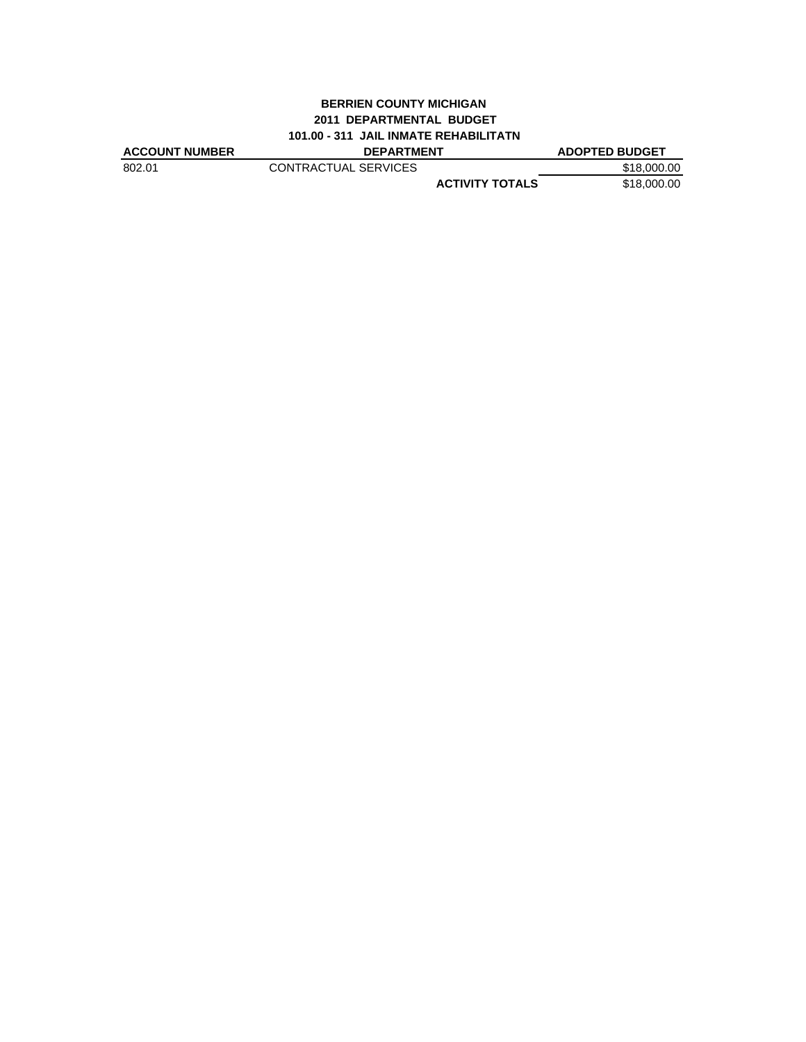**BERRIEN COUNTY MICHIGAN**
**2011 DEPARTMENTAL BUDGET**
**101.00 - 311 JAIL INMATE REHABILITATN**

| ACCOUNT NUMBER | DEPARTMENT | ADOPTED BUDGET |
|---|---|---|
| 802.01 | CONTRACTUAL SERVICES | $18,000.00 |
| | **ACTIVITY TOTALS** | $18,000.00 |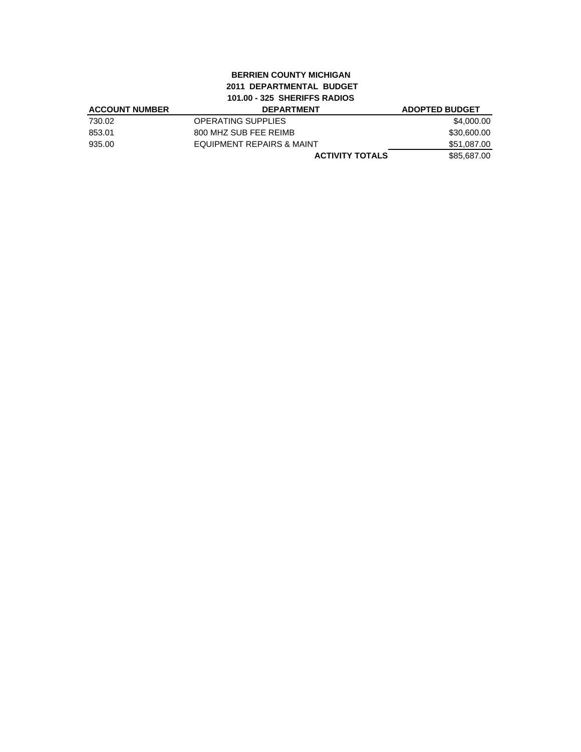**BERRIEN COUNTY MICHIGAN**
**2011 DEPARTMENTAL BUDGET**
**101.00 - 325 SHERIFFS RADIOS**

| ACCOUNT NUMBER | DEPARTMENT | ADOPTED BUDGET |
|---|---|---|
| 730.02 | OPERATING SUPPLIES | $4,000.00 |
| 853.01 | 800 MHZ SUB FEE REIMB | $30,600.00 |
| 935.00 | EQUIPMENT REPAIRS & MAINT | $51,087.00 |
| | **ACTIVITY TOTALS** | $85,687.00 |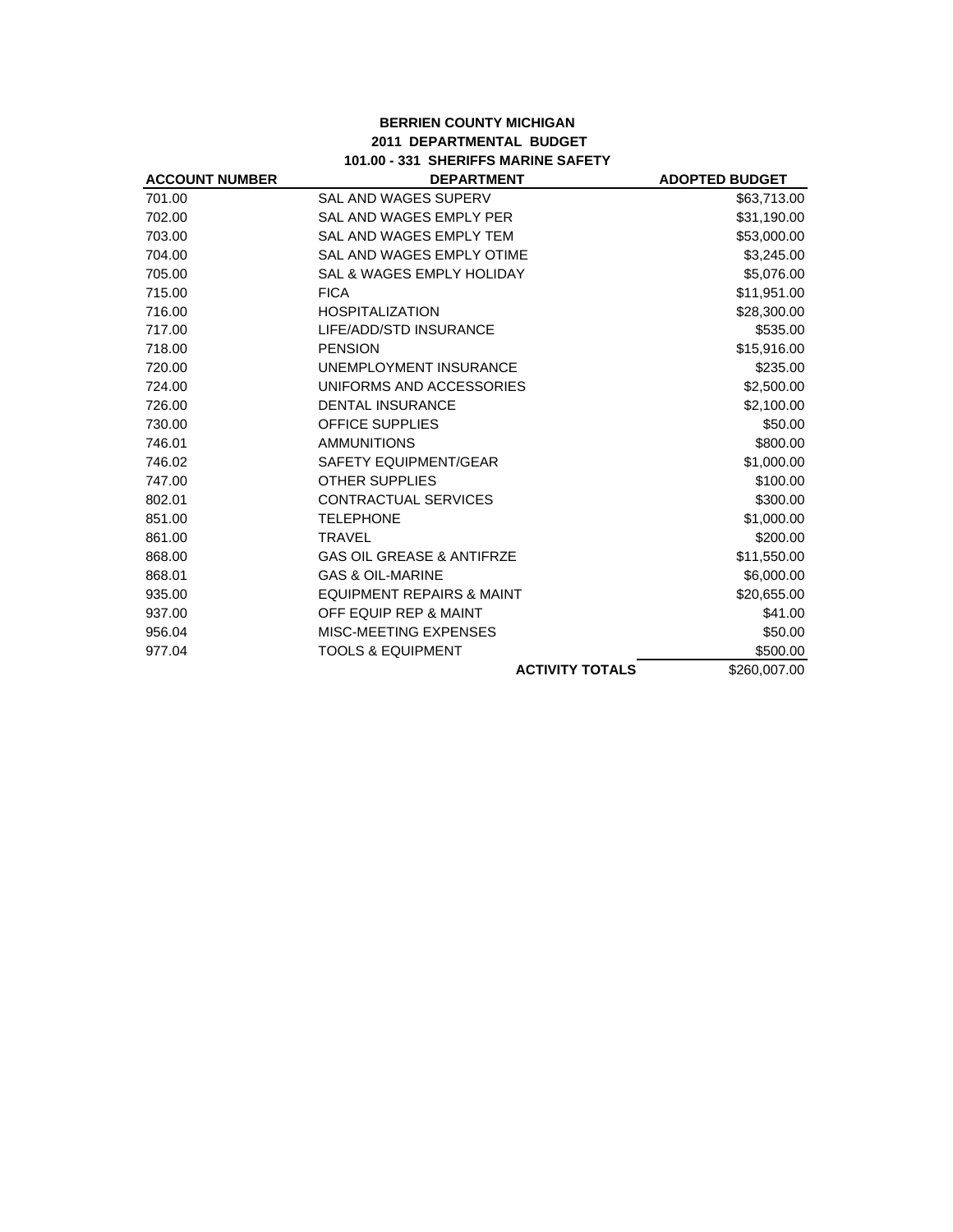**BERRIEN COUNTY MICHIGAN**
**2011 DEPARTMENTAL BUDGET**
**101.00 - 331 SHERIFFS MARINE SAFETY**

| ACCOUNT NUMBER | DEPARTMENT | ADOPTED BUDGET |
|---|---|---|
| 701.00 | SAL AND WAGES SUPERV | $63,713.00 |
| 702.00 | SAL AND WAGES EMPLY PER | $31,190.00 |
| 703.00 | SAL AND WAGES EMPLY TEM | $53,000.00 |
| 704.00 | SAL AND WAGES EMPLY OTIME | $3,245.00 |
| 705.00 | SAL & WAGES EMPLY HOLIDAY | $5,076.00 |
| 715.00 | FICA | $11,951.00 |
| 716.00 | HOSPITALIZATION | $28,300.00 |
| 717.00 | LIFE/ADD/STD INSURANCE | $535.00 |
| 718.00 | PENSION | $15,916.00 |
| 720.00 | UNEMPLOYMENT INSURANCE | $235.00 |
| 724.00 | UNIFORMS AND ACCESSORIES | $2,500.00 |
| 726.00 | DENTAL INSURANCE | $2,100.00 |
| 730.00 | OFFICE SUPPLIES | $50.00 |
| 746.01 | AMMUNITIONS | $800.00 |
| 746.02 | SAFETY EQUIPMENT/GEAR | $1,000.00 |
| 747.00 | OTHER SUPPLIES | $100.00 |
| 802.01 | CONTRACTUAL SERVICES | $300.00 |
| 851.00 | TELEPHONE | $1,000.00 |
| 861.00 | TRAVEL | $200.00 |
| 868.00 | GAS OIL GREASE & ANTIFRZE | $11,550.00 |
| 868.01 | GAS & OIL-MARINE | $6,000.00 |
| 935.00 | EQUIPMENT REPAIRS & MAINT | $20,655.00 |
| 937.00 | OFF EQUIP REP & MAINT | $41.00 |
| 956.04 | MISC-MEETING EXPENSES | $50.00 |
| 977.04 | TOOLS & EQUIPMENT | $500.00 |
| | **ACTIVITY TOTALS** | $260,007.00 |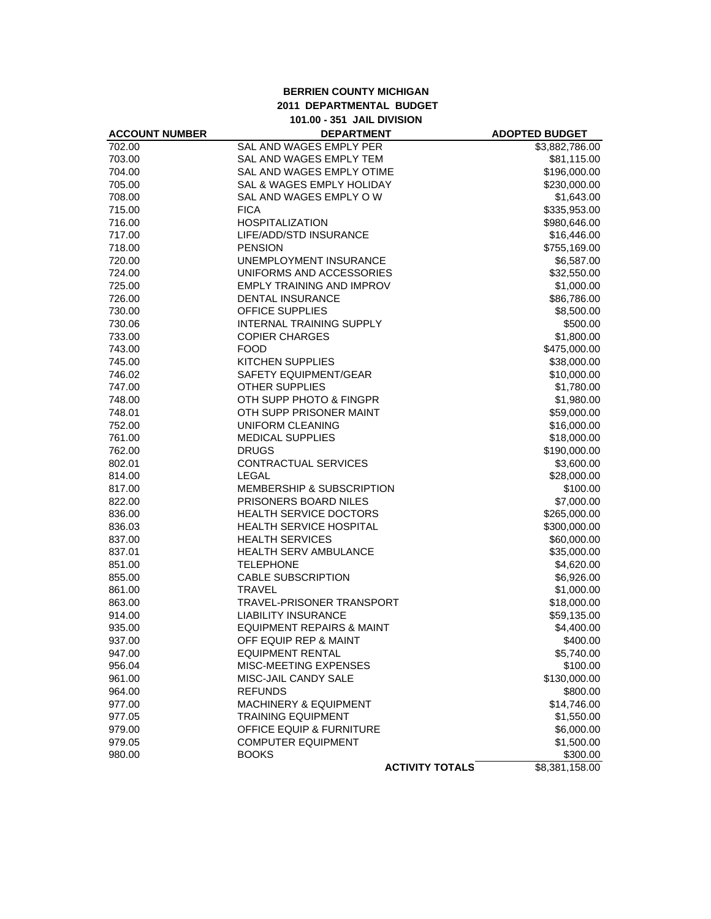**BERRIEN COUNTY MICHIGAN**
**2011 DEPARTMENTAL BUDGET**
**101.00 - 351 JAIL DIVISION**

| ACCOUNT NUMBER | DEPARTMENT | ADOPTED BUDGET |
|---|---|---|
| 702.00 | SAL AND WAGES EMPLY PER | $3,882,786.00 |
| 703.00 | SAL AND WAGES EMPLY TEM | $81,115.00 |
| 704.00 | SAL AND WAGES EMPLY OTIME | $196,000.00 |
| 705.00 | SAL & WAGES EMPLY HOLIDAY | $230,000.00 |
| 708.00 | SAL AND WAGES EMPLY O W | $1,643.00 |
| 715.00 | FICA | $335,953.00 |
| 716.00 | HOSPITALIZATION | $980,646.00 |
| 717.00 | LIFE/ADD/STD INSURANCE | $16,446.00 |
| 718.00 | PENSION | $755,169.00 |
| 720.00 | UNEMPLOYMENT INSURANCE | $6,587.00 |
| 724.00 | UNIFORMS AND ACCESSORIES | $32,550.00 |
| 725.00 | EMPLY TRAINING AND IMPROV | $1,000.00 |
| 726.00 | DENTAL INSURANCE | $86,786.00 |
| 730.00 | OFFICE SUPPLIES | $8,500.00 |
| 730.06 | INTERNAL TRAINING SUPPLY | $500.00 |
| 733.00 | COPIER CHARGES | $1,800.00 |
| 743.00 | FOOD | $475,000.00 |
| 745.00 | KITCHEN SUPPLIES | $38,000.00 |
| 746.02 | SAFETY EQUIPMENT/GEAR | $10,000.00 |
| 747.00 | OTHER SUPPLIES | $1,780.00 |
| 748.00 | OTH SUPP PHOTO & FINGPR | $1,980.00 |
| 748.01 | OTH SUPP PRISONER MAINT | $59,000.00 |
| 752.00 | UNIFORM CLEANING | $16,000.00 |
| 761.00 | MEDICAL SUPPLIES | $18,000.00 |
| 762.00 | DRUGS | $190,000.00 |
| 802.01 | CONTRACTUAL SERVICES | $3,600.00 |
| 814.00 | LEGAL | $28,000.00 |
| 817.00 | MEMBERSHIP & SUBSCRIPTION | $100.00 |
| 822.00 | PRISONERS BOARD NILES | $7,000.00 |
| 836.00 | HEALTH SERVICE DOCTORS | $265,000.00 |
| 836.03 | HEALTH SERVICE HOSPITAL | $300,000.00 |
| 837.00 | HEALTH SERVICES | $60,000.00 |
| 837.01 | HEALTH SERV AMBULANCE | $35,000.00 |
| 851.00 | TELEPHONE | $4,620.00 |
| 855.00 | CABLE SUBSCRIPTION | $6,926.00 |
| 861.00 | TRAVEL | $1,000.00 |
| 863.00 | TRAVEL-PRISONER TRANSPORT | $18,000.00 |
| 914.00 | LIABILITY INSURANCE | $59,135.00 |
| 935.00 | EQUIPMENT REPAIRS & MAINT | $4,400.00 |
| 937.00 | OFF EQUIP REP & MAINT | $400.00 |
| 947.00 | EQUIPMENT RENTAL | $5,740.00 |
| 956.04 | MISC-MEETING EXPENSES | $100.00 |
| 961.00 | MISC-JAIL CANDY SALE | $130,000.00 |
| 964.00 | REFUNDS | $800.00 |
| 977.00 | MACHINERY & EQUIPMENT | $14,746.00 |
| 977.05 | TRAINING EQUIPMENT | $1,550.00 |
| 979.00 | OFFICE EQUIP & FURNITURE | $6,000.00 |
| 979.05 | COMPUTER EQUIPMENT | $1,500.00 |
| 980.00 | BOOKS | $300.00 |
| | **ACTIVITY TOTALS** | $8,381,158.00 |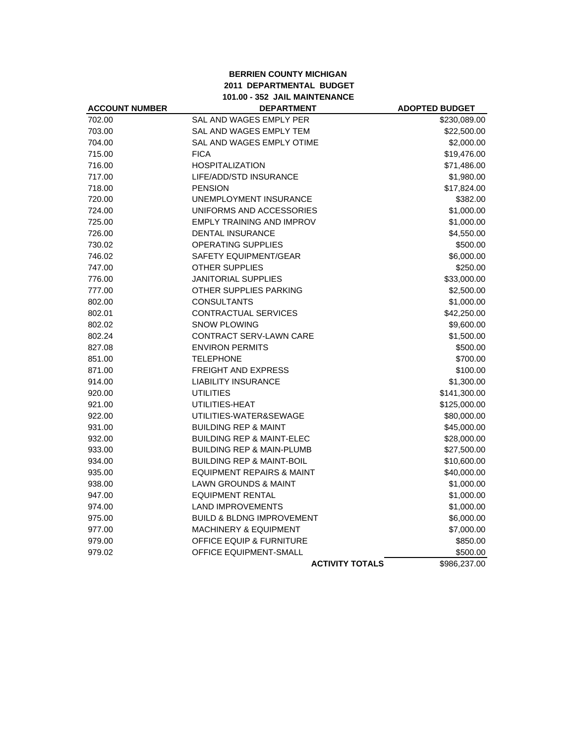**BERRIEN COUNTY MICHIGAN**
**2011 DEPARTMENTAL BUDGET**
**101.00 - 352 JAIL MAINTENANCE**

| ACCOUNT NUMBER | DEPARTMENT | ADOPTED BUDGET |
|---|---|---|
| 702.00 | SAL AND WAGES EMPLY PER | $230,089.00 |
| 703.00 | SAL AND WAGES EMPLY TEM | $22,500.00 |
| 704.00 | SAL AND WAGES EMPLY OTIME | $2,000.00 |
| 715.00 | FICA | $19,476.00 |
| 716.00 | HOSPITALIZATION | $71,486.00 |
| 717.00 | LIFE/ADD/STD INSURANCE | $1,980.00 |
| 718.00 | PENSION | $17,824.00 |
| 720.00 | UNEMPLOYMENT INSURANCE | $382.00 |
| 724.00 | UNIFORMS AND ACCESSORIES | $1,000.00 |
| 725.00 | EMPLY TRAINING AND IMPROV | $1,000.00 |
| 726.00 | DENTAL INSURANCE | $4,550.00 |
| 730.02 | OPERATING SUPPLIES | $500.00 |
| 746.02 | SAFETY EQUIPMENT/GEAR | $6,000.00 |
| 747.00 | OTHER SUPPLIES | $250.00 |
| 776.00 | JANITORIAL SUPPLIES | $33,000.00 |
| 777.00 | OTHER SUPPLIES PARKING | $2,500.00 |
| 802.00 | CONSULTANTS | $1,000.00 |
| 802.01 | CONTRACTUAL SERVICES | $42,250.00 |
| 802.02 | SNOW PLOWING | $9,600.00 |
| 802.24 | CONTRACT SERV-LAWN CARE | $1,500.00 |
| 827.08 | ENVIRON PERMITS | $500.00 |
| 851.00 | TELEPHONE | $700.00 |
| 871.00 | FREIGHT AND EXPRESS | $100.00 |
| 914.00 | LIABILITY INSURANCE | $1,300.00 |
| 920.00 | UTILITIES | $141,300.00 |
| 921.00 | UTILITIES-HEAT | $125,000.00 |
| 922.00 | UTILITIES-WATER&SEWAGE | $80,000.00 |
| 931.00 | BUILDING REP & MAINT | $45,000.00 |
| 932.00 | BUILDING REP & MAINT-ELEC | $28,000.00 |
| 933.00 | BUILDING REP & MAIN-PLUMB | $27,500.00 |
| 934.00 | BUILDING REP & MAINT-BOIL | $10,600.00 |
| 935.00 | EQUIPMENT REPAIRS & MAINT | $40,000.00 |
| 938.00 | LAWN GROUNDS & MAINT | $1,000.00 |
| 947.00 | EQUIPMENT RENTAL | $1,000.00 |
| 974.00 | LAND IMPROVEMENTS | $1,000.00 |
| 975.00 | BUILD & BLDNG IMPROVEMENT | $6,000.00 |
| 977.00 | MACHINERY & EQUIPMENT | $7,000.00 |
| 979.00 | OFFICE EQUIP & FURNITURE | $850.00 |
| 979.02 | OFFICE EQUIPMENT-SMALL | $500.00 |
| | **ACTIVITY TOTALS** | $986,237.00 |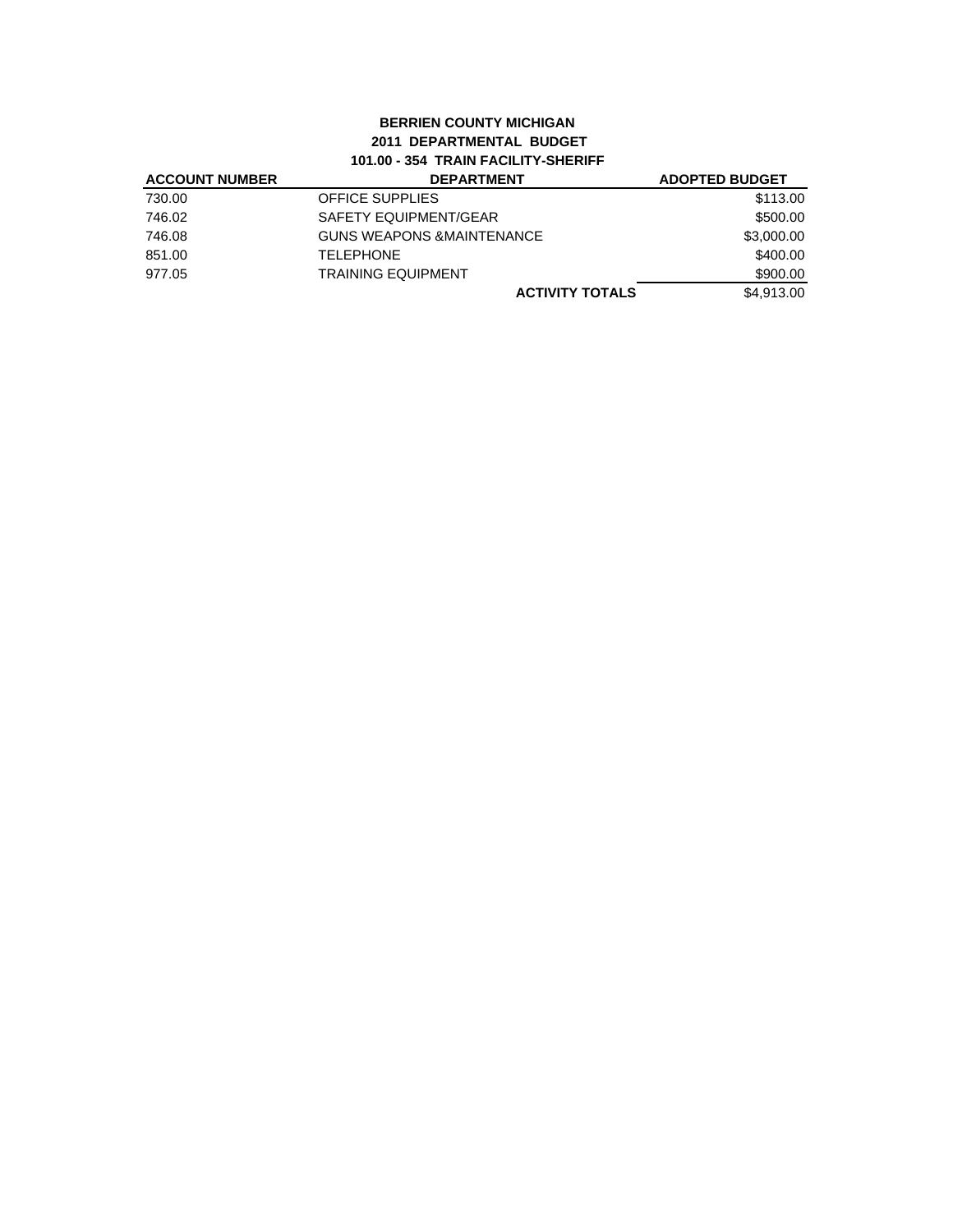**BERRIEN COUNTY MICHIGAN**
**2011 DEPARTMENTAL BUDGET**
**101.00 - 354 TRAIN FACILITY-SHERIFF**

| ACCOUNT NUMBER | DEPARTMENT | ADOPTED BUDGET |
|---|---|---|
| 730.00 | OFFICE SUPPLIES | $113.00 |
| 746.02 | SAFETY EQUIPMENT/GEAR | $500.00 |
| 746.08 | GUNS WEAPONS &MAINTENANCE | $3,000.00 |
| 851.00 | TELEPHONE | $400.00 |
| 977.05 | TRAINING EQUIPMENT | $900.00 |
| | **ACTIVITY TOTALS** | $4,913.00 |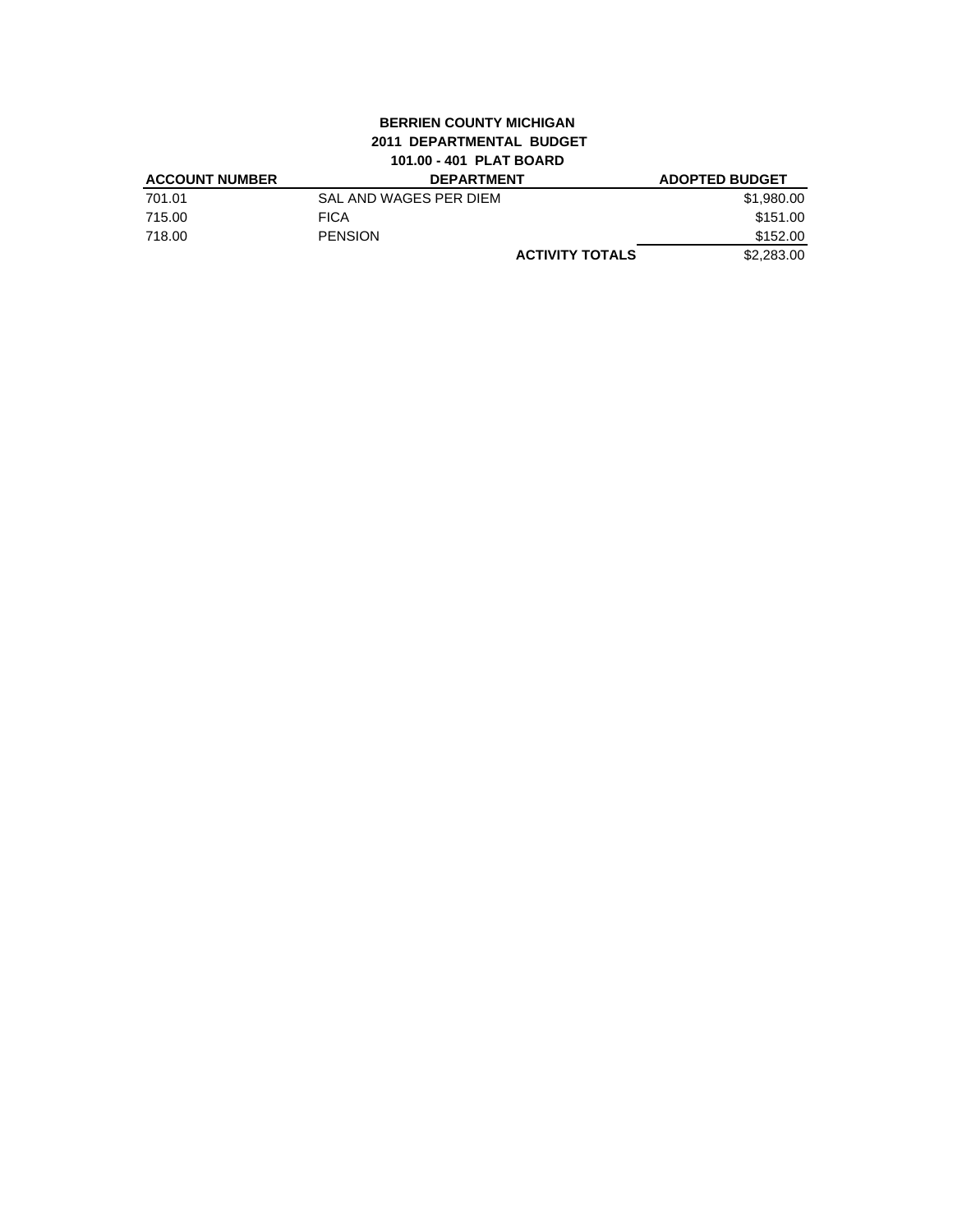**BERRIEN COUNTY MICHIGAN**
**2011 DEPARTMENTAL BUDGET**
**101.00 - 401 PLAT BOARD**

| ACCOUNT NUMBER | DEPARTMENT | ADOPTED BUDGET |
|---|---|---|
| 701.01 | SAL AND WAGES PER DIEM | $1,980.00 |
| 715.00 | FICA | $151.00 |
| 718.00 | PENSION | $152.00 |
| | **ACTIVITY TOTALS** | $2,283.00 |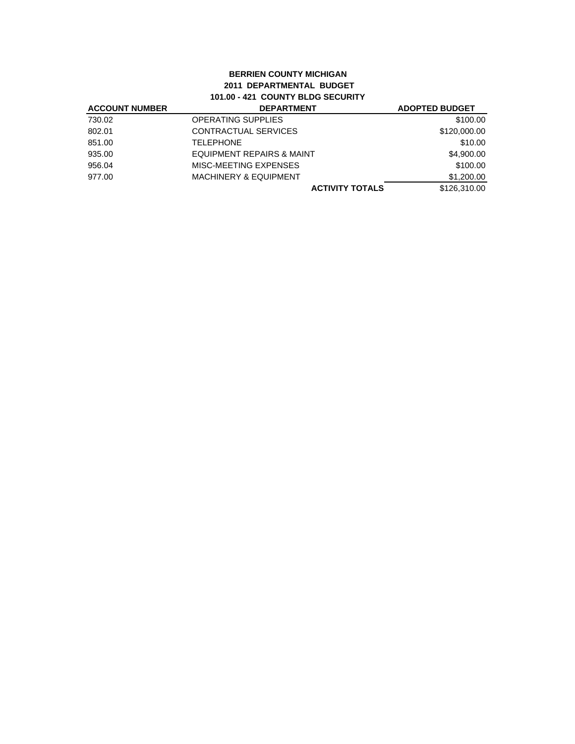**BERRIEN COUNTY MICHIGAN**
**2011 DEPARTMENTAL BUDGET**
**101.00 - 421 COUNTY BLDG SECURITY**

| ACCOUNT NUMBER | DEPARTMENT | ADOPTED BUDGET |
|---|---|---|
| 730.02 | OPERATING SUPPLIES | $100.00 |
| 802.01 | CONTRACTUAL SERVICES | $120,000.00 |
| 851.00 | TELEPHONE | $10.00 |
| 935.00 | EQUIPMENT REPAIRS & MAINT | $4,900.00 |
| 956.04 | MISC-MEETING EXPENSES | $100.00 |
| 977.00 | MACHINERY & EQUIPMENT | $1,200.00 |
| | **ACTIVITY TOTALS** | $126,310.00 |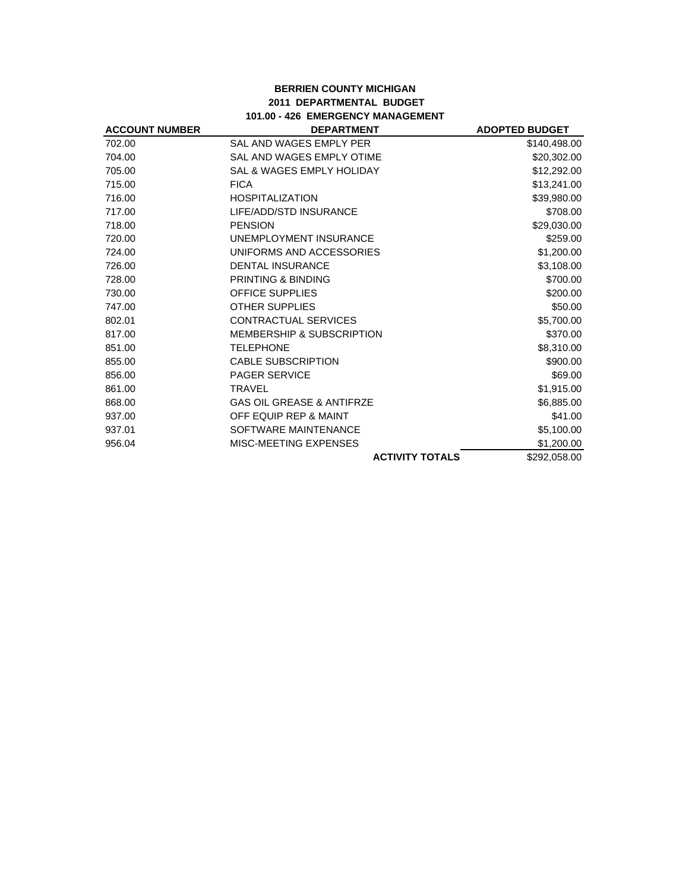**BERRIEN COUNTY MICHIGAN**
**2011 DEPARTMENTAL BUDGET**
**101.00 - 426 EMERGENCY MANAGEMENT**

| ACCOUNT NUMBER | DEPARTMENT | ADOPTED BUDGET |
|---|---|---|
| 702.00 | SAL AND WAGES EMPLY PER | $140,498.00 |
| 704.00 | SAL AND WAGES EMPLY OTIME | $20,302.00 |
| 705.00 | SAL & WAGES EMPLY HOLIDAY | $12,292.00 |
| 715.00 | FICA | $13,241.00 |
| 716.00 | HOSPITALIZATION | $39,980.00 |
| 717.00 | LIFE/ADD/STD INSURANCE | $708.00 |
| 718.00 | PENSION | $29,030.00 |
| 720.00 | UNEMPLOYMENT INSURANCE | $259.00 |
| 724.00 | UNIFORMS AND ACCESSORIES | $1,200.00 |
| 726.00 | DENTAL INSURANCE | $3,108.00 |
| 728.00 | PRINTING & BINDING | $700.00 |
| 730.00 | OFFICE SUPPLIES | $200.00 |
| 747.00 | OTHER SUPPLIES | $50.00 |
| 802.01 | CONTRACTUAL SERVICES | $5,700.00 |
| 817.00 | MEMBERSHIP & SUBSCRIPTION | $370.00 |
| 851.00 | TELEPHONE | $8,310.00 |
| 855.00 | CABLE SUBSCRIPTION | $900.00 |
| 856.00 | PAGER SERVICE | $69.00 |
| 861.00 | TRAVEL | $1,915.00 |
| 868.00 | GAS OIL GREASE & ANTIFRZE | $6,885.00 |
| 937.00 | OFF EQUIP REP & MAINT | $41.00 |
| 937.01 | SOFTWARE MAINTENANCE | $5,100.00 |
| 956.04 | MISC-MEETING EXPENSES | $1,200.00 |
| | **ACTIVITY TOTALS** | $292,058.00 |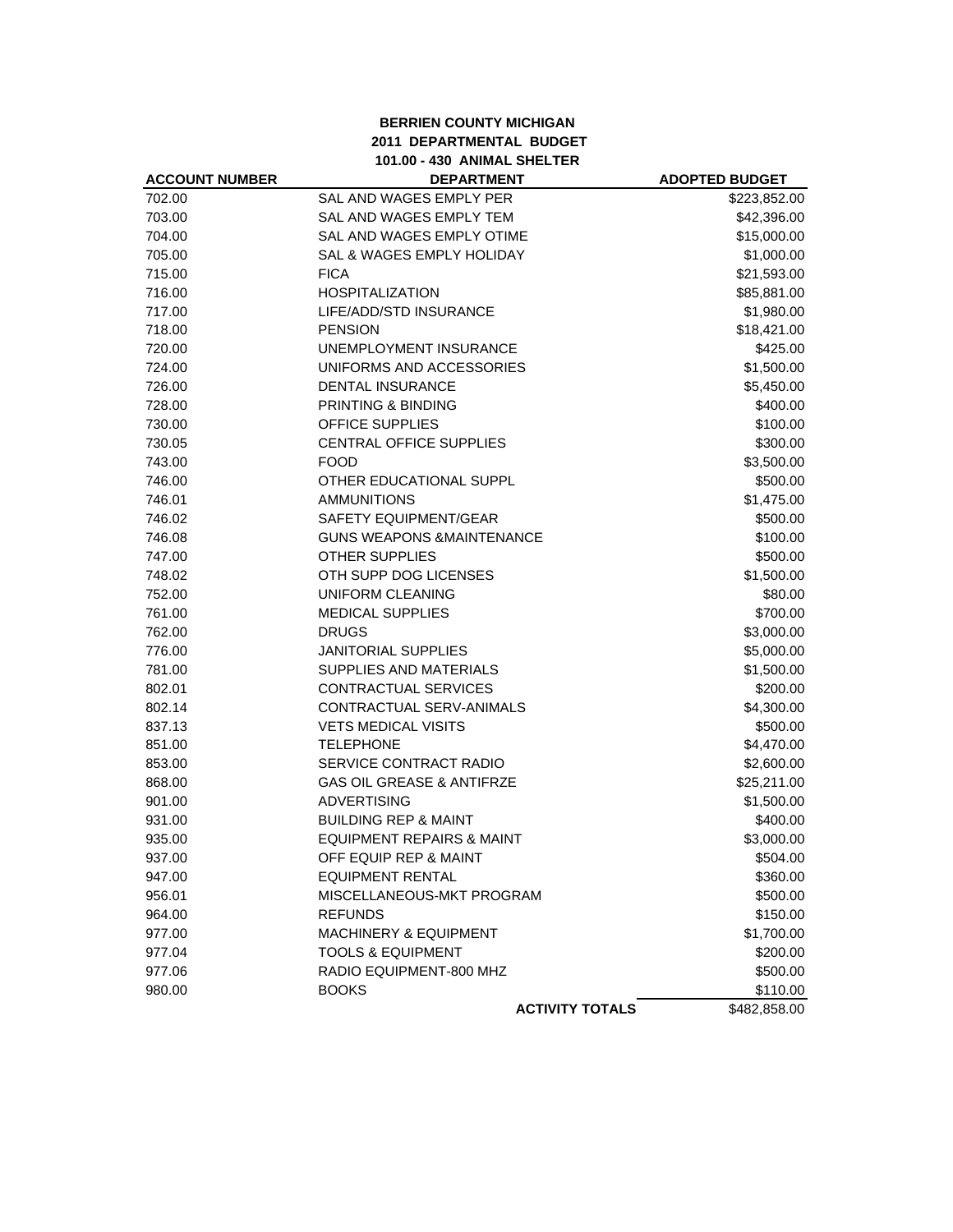**BERRIEN COUNTY MICHIGAN**
**2011 DEPARTMENTAL BUDGET**
**101.00 - 430 ANIMAL SHELTER**

| ACCOUNT NUMBER | DEPARTMENT | ADOPTED BUDGET |
|---|---|---|
| 702.00 | SAL AND WAGES EMPLY PER | $223,852.00 |
| 703.00 | SAL AND WAGES EMPLY TEM | $42,396.00 |
| 704.00 | SAL AND WAGES EMPLY OTIME | $15,000.00 |
| 705.00 | SAL & WAGES EMPLY HOLIDAY | $1,000.00 |
| 715.00 | FICA | $21,593.00 |
| 716.00 | HOSPITALIZATION | $85,881.00 |
| 717.00 | LIFE/ADD/STD INSURANCE | $1,980.00 |
| 718.00 | PENSION | $18,421.00 |
| 720.00 | UNEMPLOYMENT INSURANCE | $425.00 |
| 724.00 | UNIFORMS AND ACCESSORIES | $1,500.00 |
| 726.00 | DENTAL INSURANCE | $5,450.00 |
| 728.00 | PRINTING & BINDING | $400.00 |
| 730.00 | OFFICE SUPPLIES | $100.00 |
| 730.05 | CENTRAL OFFICE SUPPLIES | $300.00 |
| 743.00 | FOOD | $3,500.00 |
| 746.00 | OTHER EDUCATIONAL SUPPL | $500.00 |
| 746.01 | AMMUNITIONS | $1,475.00 |
| 746.02 | SAFETY EQUIPMENT/GEAR | $500.00 |
| 746.08 | GUNS WEAPONS &MAINTENANCE | $100.00 |
| 747.00 | OTHER SUPPLIES | $500.00 |
| 748.02 | OTH SUPP DOG LICENSES | $1,500.00 |
| 752.00 | UNIFORM CLEANING | $80.00 |
| 761.00 | MEDICAL SUPPLIES | $700.00 |
| 762.00 | DRUGS | $3,000.00 |
| 776.00 | JANITORIAL SUPPLIES | $5,000.00 |
| 781.00 | SUPPLIES AND MATERIALS | $1,500.00 |
| 802.01 | CONTRACTUAL SERVICES | $200.00 |
| 802.14 | CONTRACTUAL SERV-ANIMALS | $4,300.00 |
| 837.13 | VETS MEDICAL VISITS | $500.00 |
| 851.00 | TELEPHONE | $4,470.00 |
| 853.00 | SERVICE CONTRACT RADIO | $2,600.00 |
| 868.00 | GAS OIL GREASE & ANTIFRZE | $25,211.00 |
| 901.00 | ADVERTISING | $1,500.00 |
| 931.00 | BUILDING REP & MAINT | $400.00 |
| 935.00 | EQUIPMENT REPAIRS & MAINT | $3,000.00 |
| 937.00 | OFF EQUIP REP & MAINT | $504.00 |
| 947.00 | EQUIPMENT RENTAL | $360.00 |
| 956.01 | MISCELLANEOUS-MKT PROGRAM | $500.00 |
| 964.00 | REFUNDS | $150.00 |
| 977.00 | MACHINERY & EQUIPMENT | $1,700.00 |
| 977.04 | TOOLS & EQUIPMENT | $200.00 |
| 977.06 | RADIO EQUIPMENT-800 MHZ | $500.00 |
| 980.00 | BOOKS | $110.00 |
| | **ACTIVITY TOTALS** | $482,858.00 |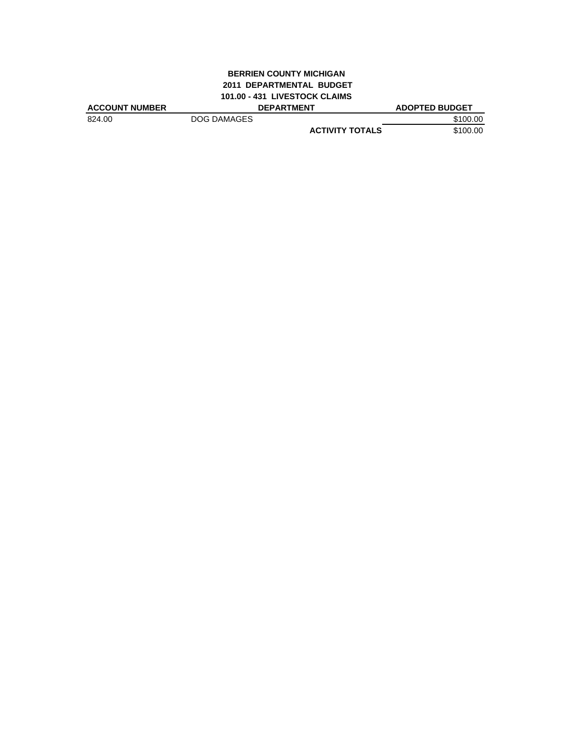**BERRIEN COUNTY MICHIGAN**
**2011 DEPARTMENTAL BUDGET**
**101.00 - 431 LIVESTOCK CLAIMS**

| ACCOUNT NUMBER | DEPARTMENT | ADOPTED BUDGET |
|---|---|---|
| 824.00 | DOG DAMAGES | \$100.00 |
| | **ACTIVITY TOTALS** | \$100.00 |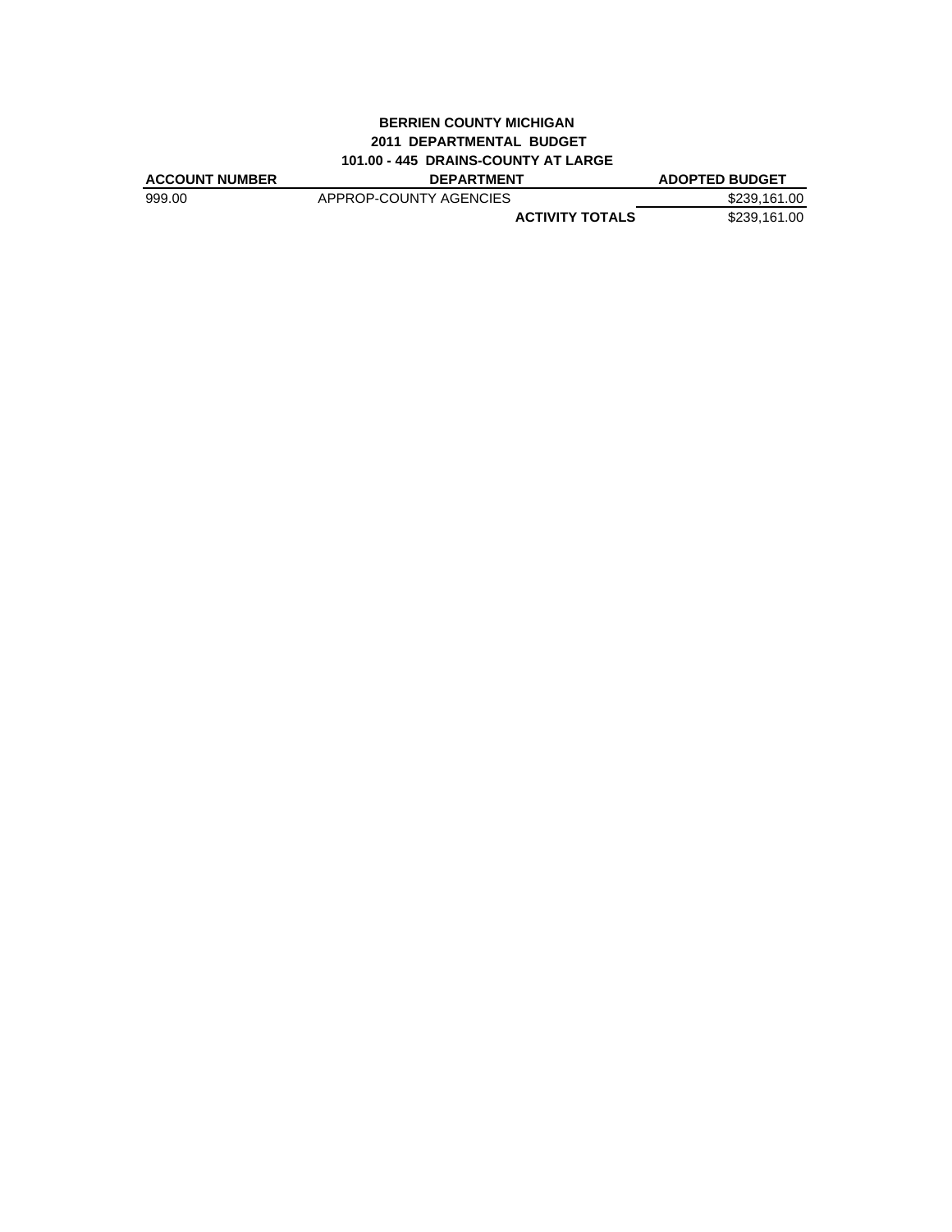**BERRIEN COUNTY MICHIGAN**
**2011 DEPARTMENTAL BUDGET**
**101.00 - 445 DRAINS-COUNTY AT LARGE**

| ACCOUNT NUMBER | DEPARTMENT | ADOPTED BUDGET |
|---|---|---|
| 999.00 | APPROP-COUNTY AGENCIES | $239,161.00 |
| | **ACTIVITY TOTALS** | $239,161.00 |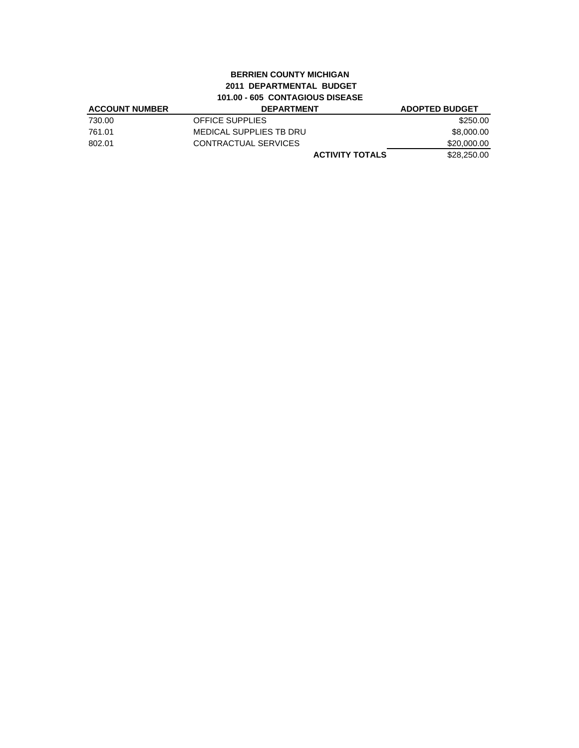**BERRIEN COUNTY MICHIGAN**
**2011 DEPARTMENTAL BUDGET**
**101.00 - 605 CONTAGIOUS DISEASE**

| ACCOUNT NUMBER | DEPARTMENT | ADOPTED BUDGET |
|---|---|---|
| 730.00 | OFFICE SUPPLIES | $250.00 |
| 761.01 | MEDICAL SUPPLIES TB DRU | $8,000.00 |
| 802.01 | CONTRACTUAL SERVICES | $20,000.00 |
| | **ACTIVITY TOTALS** | $28,250.00 |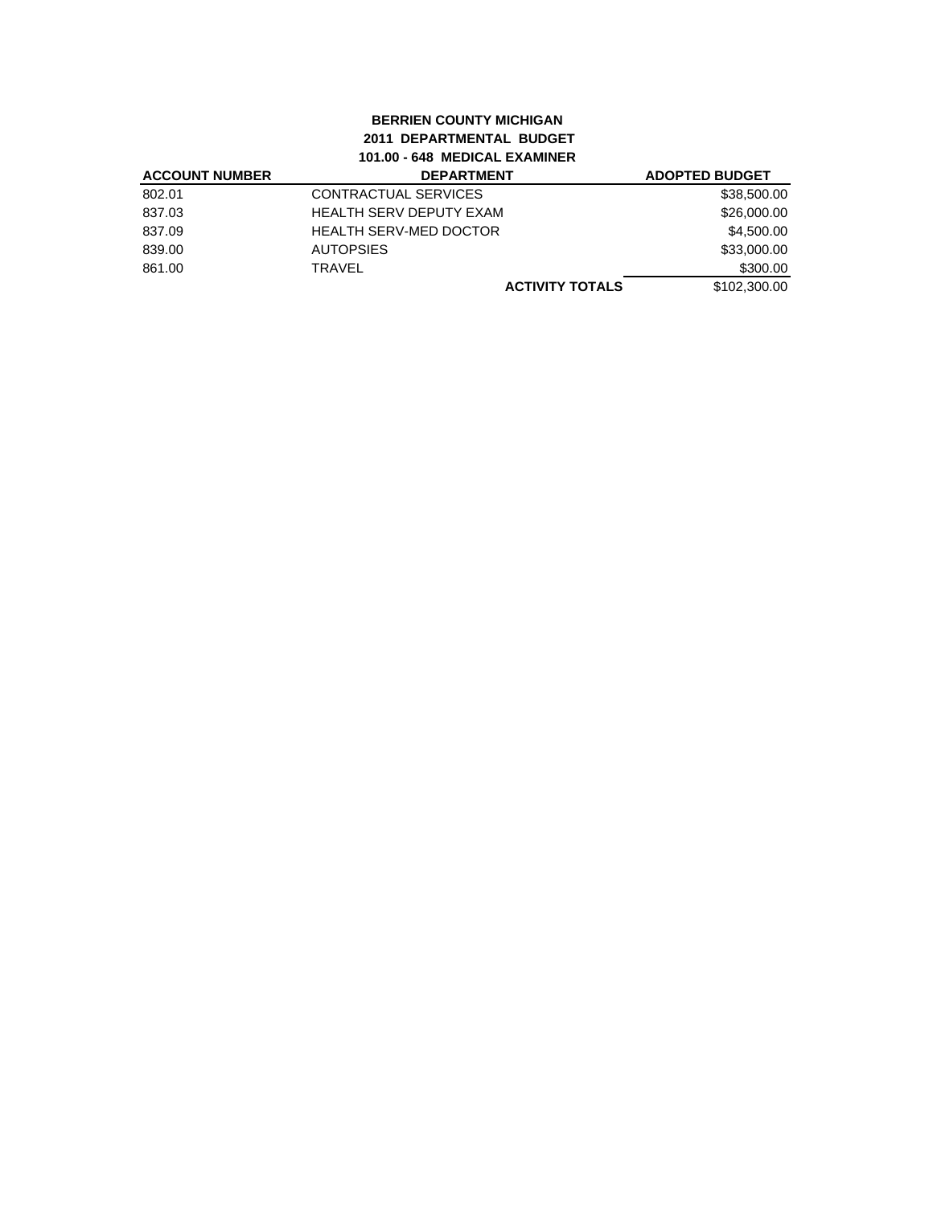**BERRIEN COUNTY MICHIGAN**
**2011 DEPARTMENTAL BUDGET**
**101.00 - 648 MEDICAL EXAMINER**

| ACCOUNT NUMBER | DEPARTMENT | ADOPTED BUDGET |
|---|---|---|
| 802.01 | CONTRACTUAL SERVICES | $38,500.00 |
| 837.03 | HEALTH SERV DEPUTY EXAM | $26,000.00 |
| 837.09 | HEALTH SERV-MED DOCTOR | $4,500.00 |
| 839.00 | AUTOPSIES | $33,000.00 |
| 861.00 | TRAVEL | $300.00 |
| | **ACTIVITY TOTALS** | $102,300.00 |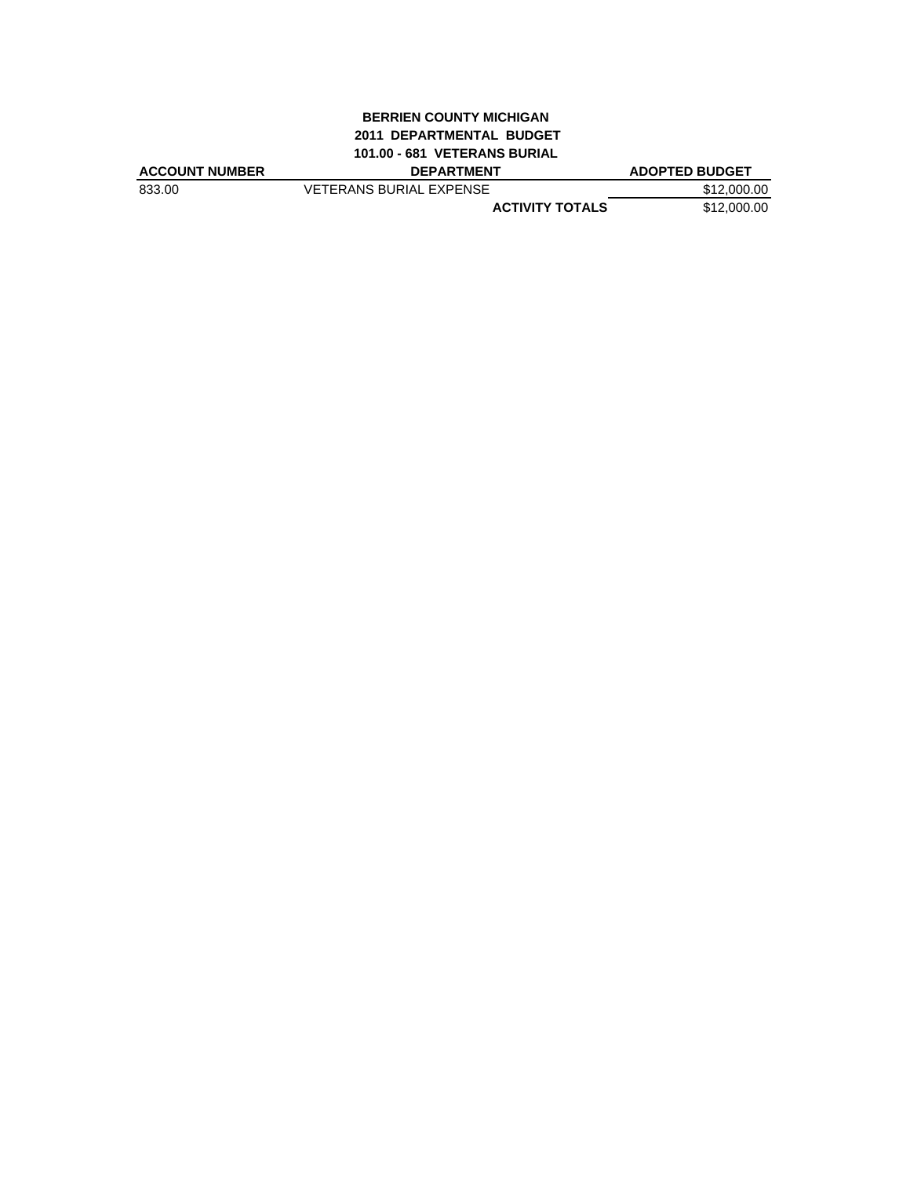**BERRIEN COUNTY MICHIGAN**
**2011 DEPARTMENTAL BUDGET**
**101.00 - 681 VETERANS BURIAL**

| ACCOUNT NUMBER | DEPARTMENT | ADOPTED BUDGET |
|---|---|---|
| 833.00 | VETERANS BURIAL EXPENSE | $12,000.00 |
| | **ACTIVITY TOTALS** | $12,000.00 |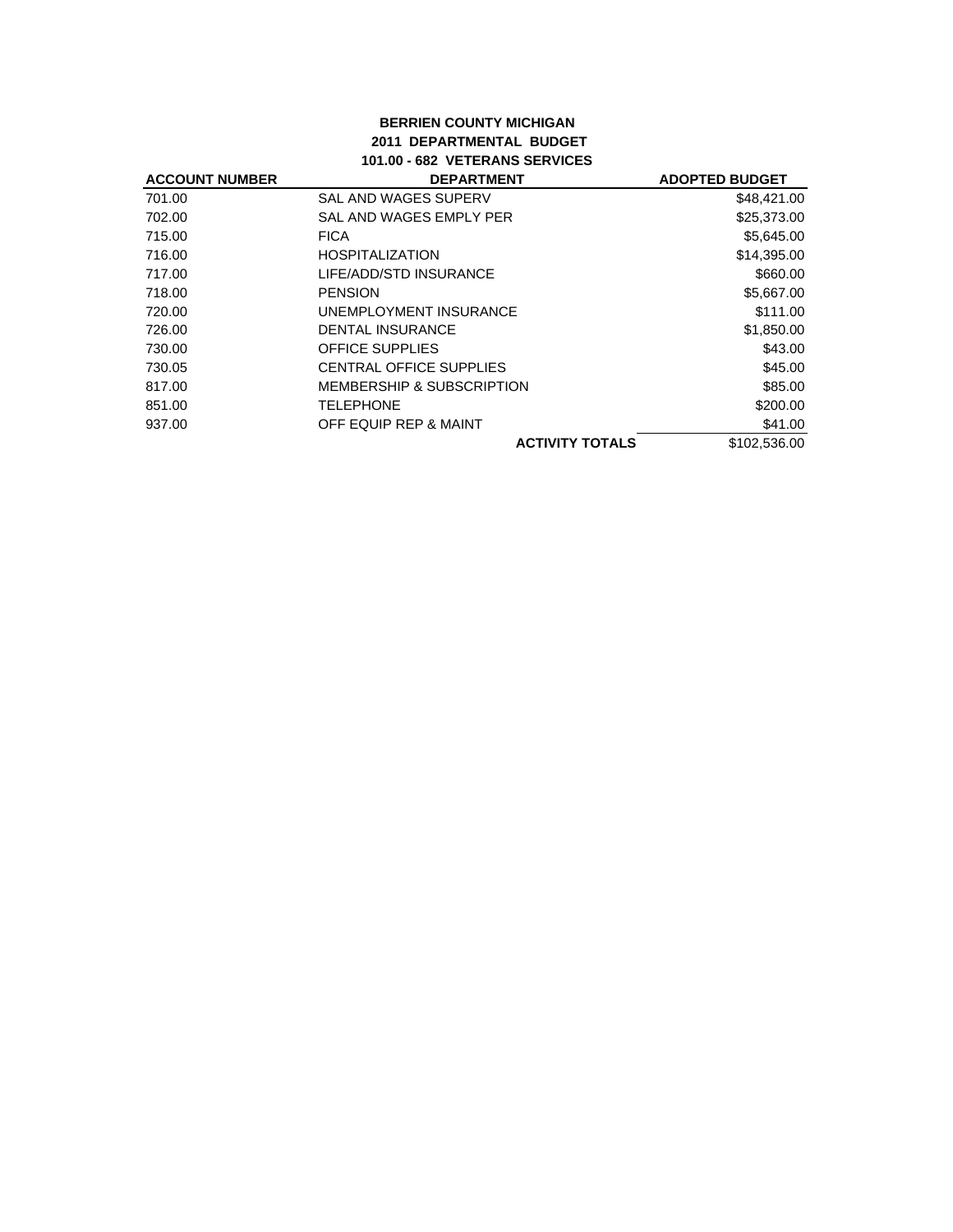**BERRIEN COUNTY MICHIGAN**
**2011 DEPARTMENTAL BUDGET**
**101.00 - 682 VETERANS SERVICES**

| ACCOUNT NUMBER | DEPARTMENT | ADOPTED BUDGET |
|---|---|---|
| 701.00 | SAL AND WAGES SUPERV | $48,421.00 |
| 702.00 | SAL AND WAGES EMPLY PER | $25,373.00 |
| 715.00 | FICA | $5,645.00 |
| 716.00 | HOSPITALIZATION | $14,395.00 |
| 717.00 | LIFE/ADD/STD INSURANCE | $660.00 |
| 718.00 | PENSION | $5,667.00 |
| 720.00 | UNEMPLOYMENT INSURANCE | $111.00 |
| 726.00 | DENTAL INSURANCE | $1,850.00 |
| 730.00 | OFFICE SUPPLIES | $43.00 |
| 730.05 | CENTRAL OFFICE SUPPLIES | $45.00 |
| 817.00 | MEMBERSHIP & SUBSCRIPTION | $85.00 |
| 851.00 | TELEPHONE | $200.00 |
| 937.00 | OFF EQUIP REP & MAINT | $41.00 |
| | **ACTIVITY TOTALS** | $102,536.00 |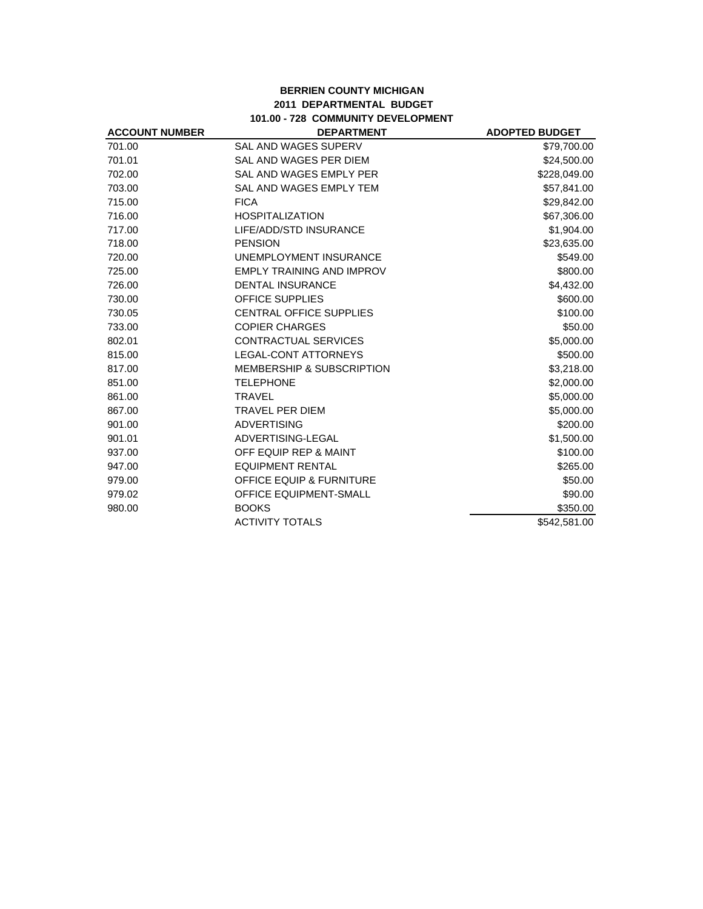**BERRIEN COUNTY MICHIGAN**
**2011 DEPARTMENTAL BUDGET**
**101.00 - 728 COMMUNITY DEVELOPMENT**

| ACCOUNT NUMBER | DEPARTMENT | ADOPTED BUDGET |
|---|---|---|
| 701.00 | SAL AND WAGES SUPERV | $79,700.00 |
| 701.01 | SAL AND WAGES PER DIEM | $24,500.00 |
| 702.00 | SAL AND WAGES EMPLY PER | $228,049.00 |
| 703.00 | SAL AND WAGES EMPLY TEM | $57,841.00 |
| 715.00 | FICA | $29,842.00 |
| 716.00 | HOSPITALIZATION | $67,306.00 |
| 717.00 | LIFE/ADD/STD INSURANCE | $1,904.00 |
| 718.00 | PENSION | $23,635.00 |
| 720.00 | UNEMPLOYMENT INSURANCE | $549.00 |
| 725.00 | EMPLY TRAINING AND IMPROV | $800.00 |
| 726.00 | DENTAL INSURANCE | $4,432.00 |
| 730.00 | OFFICE SUPPLIES | $600.00 |
| 730.05 | CENTRAL OFFICE SUPPLIES | $100.00 |
| 733.00 | COPIER CHARGES | $50.00 |
| 802.01 | CONTRACTUAL SERVICES | $5,000.00 |
| 815.00 | LEGAL-CONT ATTORNEYS | $500.00 |
| 817.00 | MEMBERSHIP & SUBSCRIPTION | $3,218.00 |
| 851.00 | TELEPHONE | $2,000.00 |
| 861.00 | TRAVEL | $5,000.00 |
| 867.00 | TRAVEL PER DIEM | $5,000.00 |
| 901.00 | ADVERTISING | $200.00 |
| 901.01 | ADVERTISING-LEGAL | $1,500.00 |
| 937.00 | OFF EQUIP REP & MAINT | $100.00 |
| 947.00 | EQUIPMENT RENTAL | $265.00 |
| 979.00 | OFFICE EQUIP & FURNITURE | $50.00 |
| 979.02 | OFFICE EQUIPMENT-SMALL | $90.00 |
| 980.00 | BOOKS | $350.00 |
| | ACTIVITY TOTALS | $542,581.00 |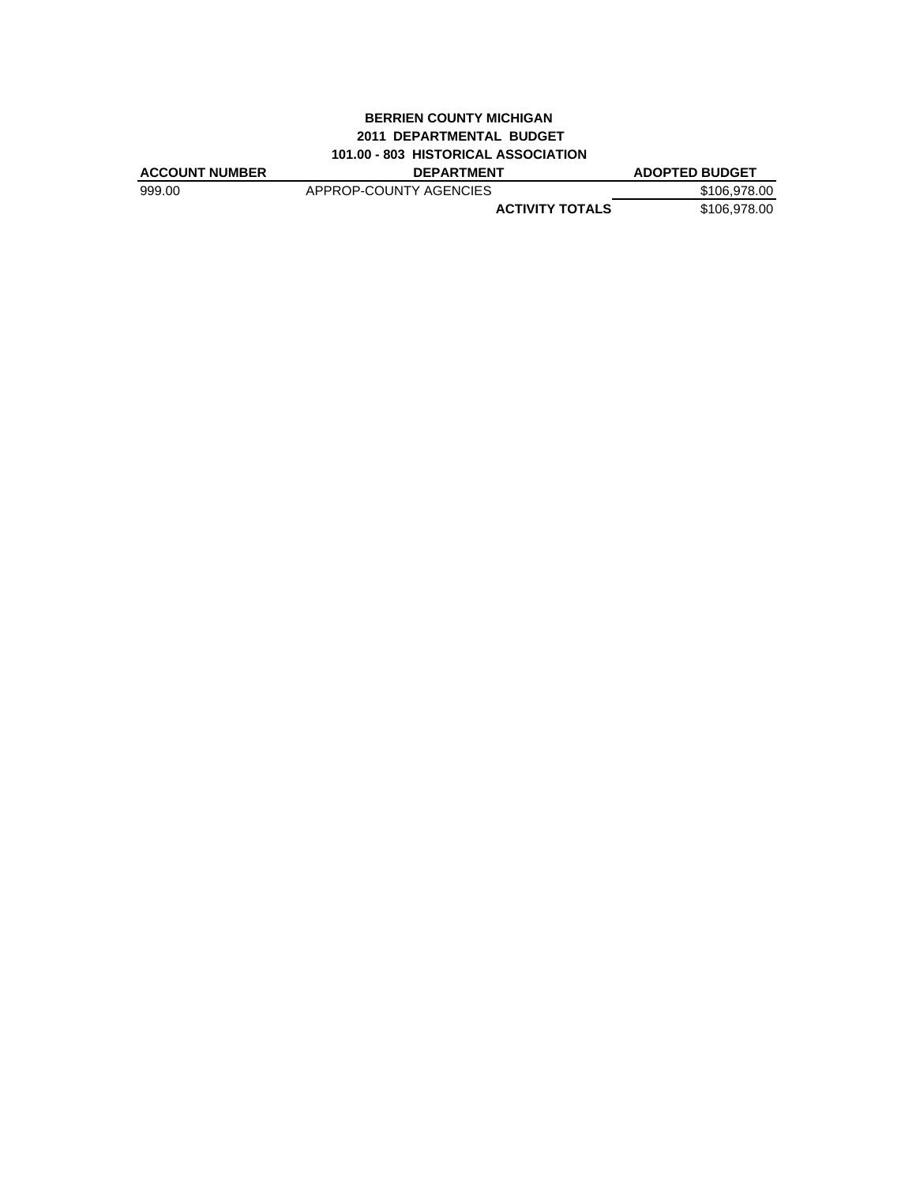**BERRIEN COUNTY MICHIGAN**
**2011 DEPARTMENTAL BUDGET**
**101.00 - 803 HISTORICAL ASSOCIATION**

| ACCOUNT NUMBER | DEPARTMENT | ADOPTED BUDGET |
|---|---|---|
| 999.00 | APPROP-COUNTY AGENCIES | $106,978.00 |
| | **ACTIVITY TOTALS** | $106,978.00 |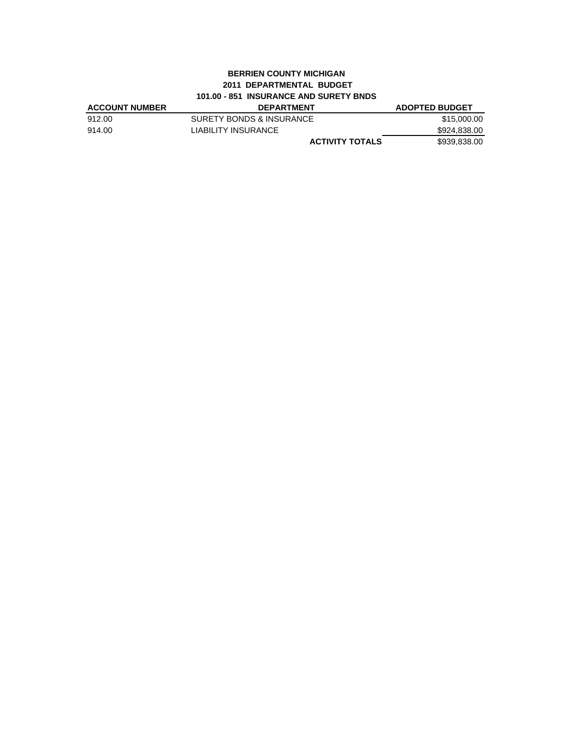**BERRIEN COUNTY MICHIGAN**
**2011 DEPARTMENTAL BUDGET**
**101.00 - 851 INSURANCE AND SURETY BNDS**

| ACCOUNT NUMBER | DEPARTMENT | ADOPTED BUDGET |
|---|---|---|
| 912.00 | SURETY BONDS & INSURANCE | $15,000.00 |
| 914.00 | LIABILITY INSURANCE | $924,838.00 |
| | **ACTIVITY TOTALS** | $939,838.00 |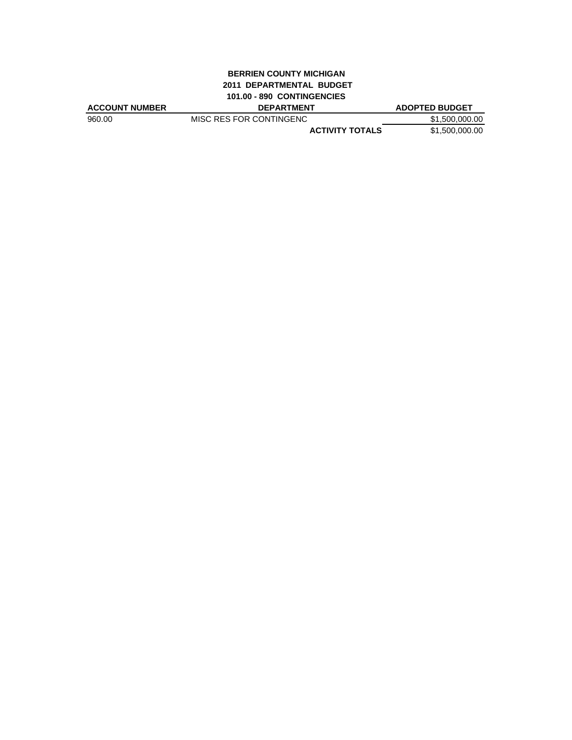**BERRIEN COUNTY MICHIGAN**
**2011 DEPARTMENTAL BUDGET**
**101.00 - 890 CONTINGENCIES**

| ACCOUNT NUMBER | DEPARTMENT | ADOPTED BUDGET |
|---|---|---|
| 960.00 | MISC RES FOR CONTINGENC | $1,500,000.00 |
| | **ACTIVITY TOTALS** | $1,500,000.00 |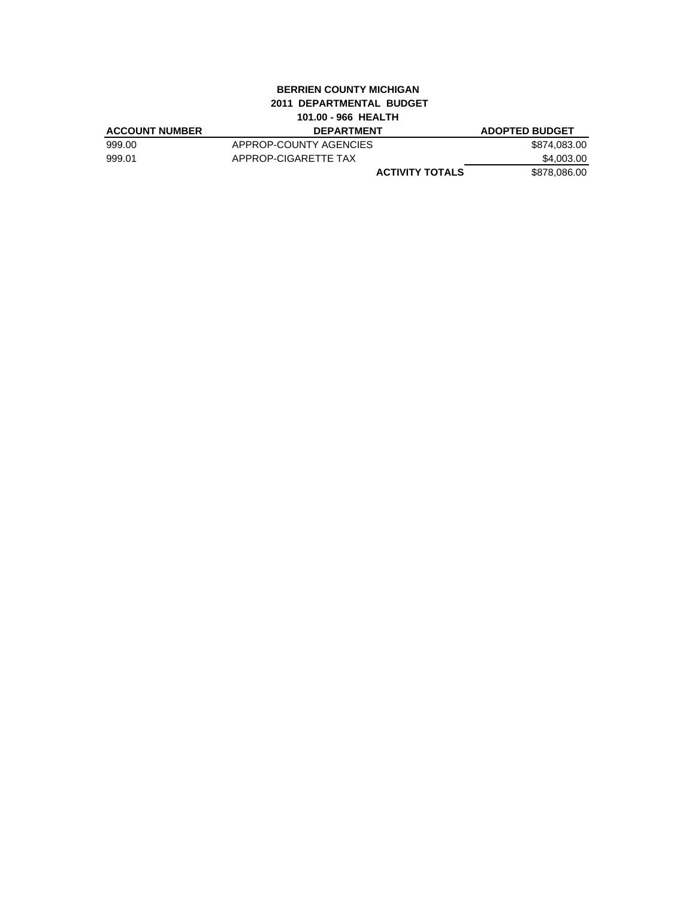**BERRIEN COUNTY MICHIGAN**

**2011 DEPARTMENTAL BUDGET**

**101.00 - 966 HEALTH**

| ACCOUNT NUMBER | DEPARTMENT | ADOPTED BUDGET |
|---|---|---|
| 999.00 | APPROP-COUNTY AGENCIES | $874,083.00 |
| 999.01 | APPROP-CIGARETTE TAX | $4,003.00 |
| | **ACTIVITY TOTALS** | $878,086.00 |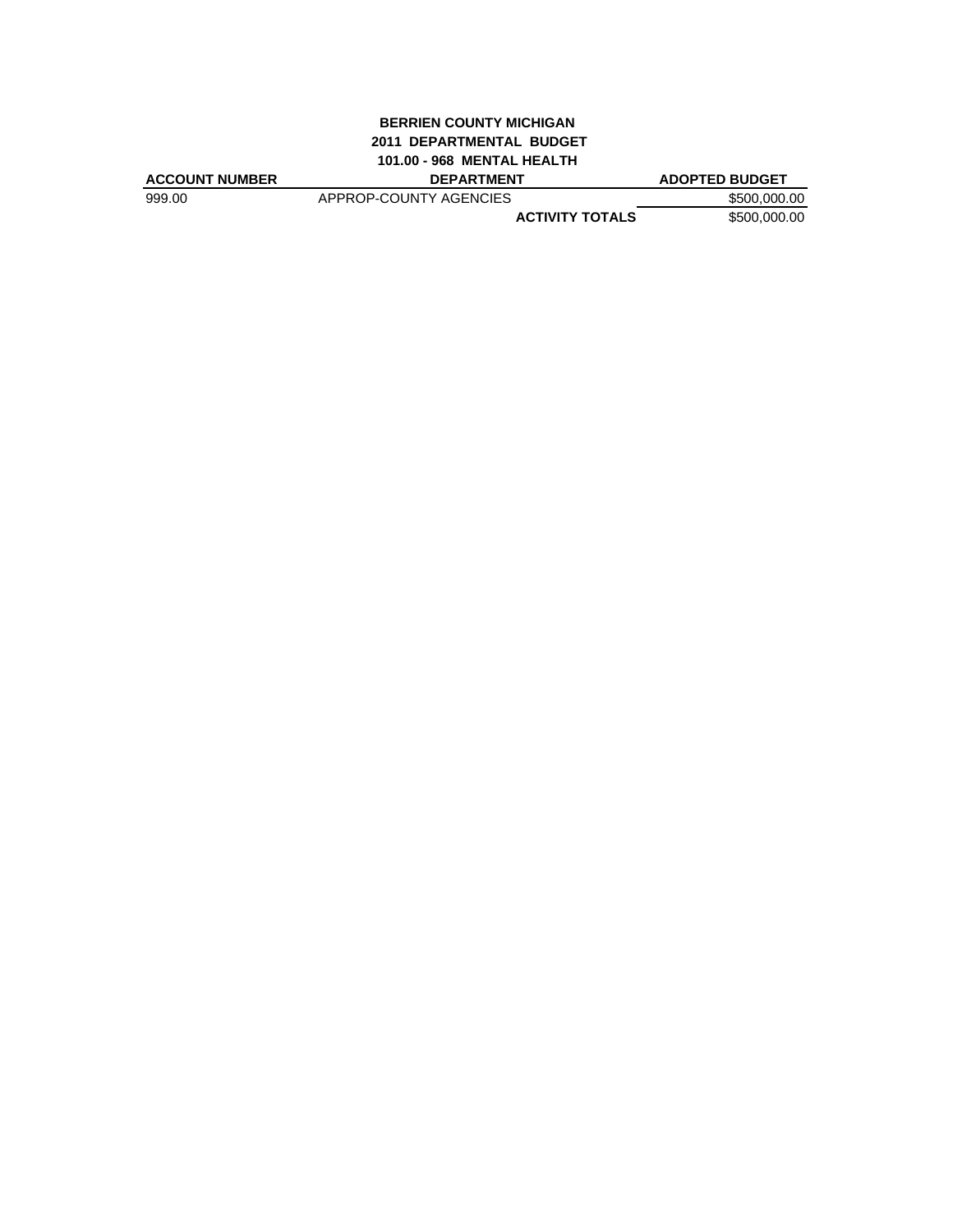**BERRIEN COUNTY MICHIGAN**
**2011 DEPARTMENTAL BUDGET**
**101.00 - 968 MENTAL HEALTH**

| ACCOUNT NUMBER | DEPARTMENT | ADOPTED BUDGET |
|---|---|---|
| 999.00 | APPROP-COUNTY AGENCIES | $500,000.00 |
| | **ACTIVITY TOTALS** | $500,000.00 |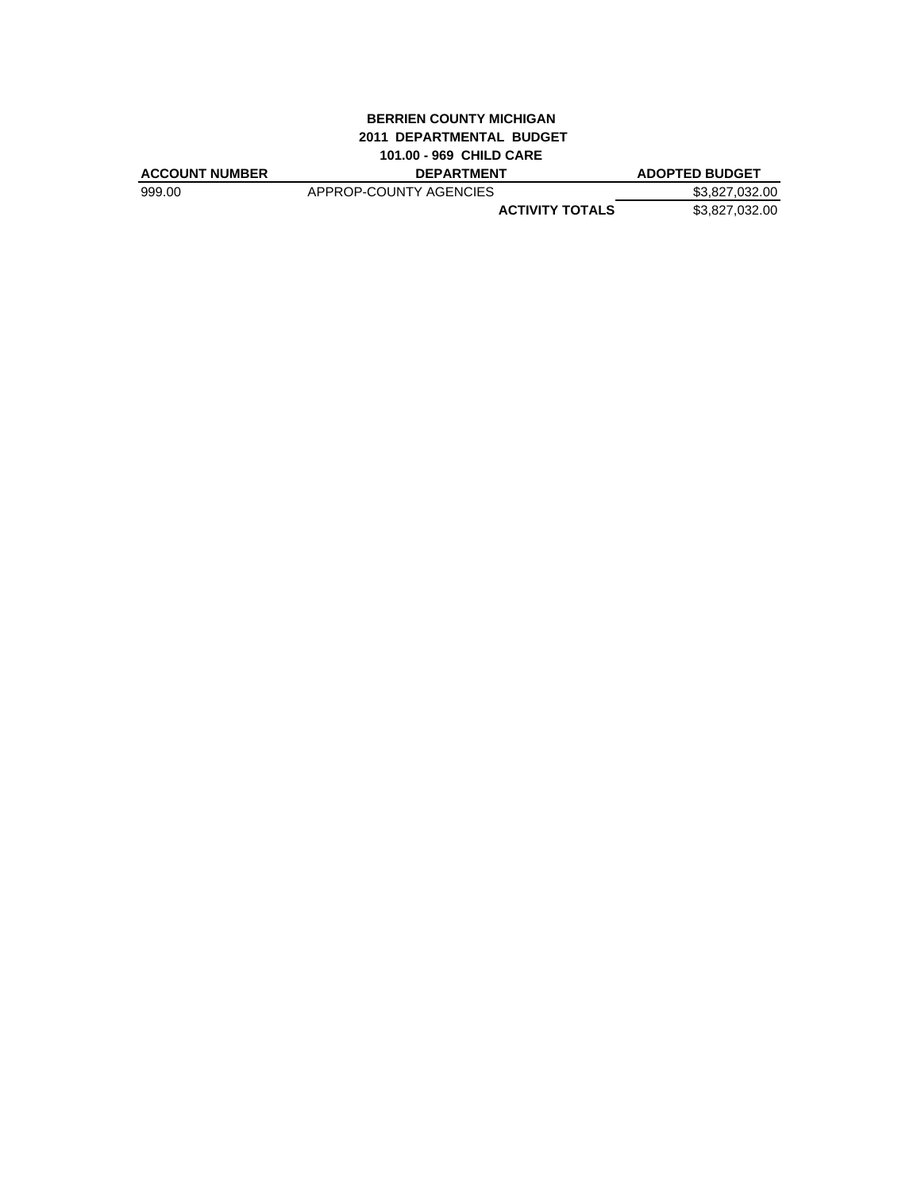**BERRIEN COUNTY MICHIGAN**

**2011 DEPARTMENTAL BUDGET**

**101.00 - 969 CHILD CARE**

| ACCOUNT NUMBER | DEPARTMENT | ADOPTED BUDGET |
|---|---|---|
| 999.00 | APPROP-COUNTY AGENCIES | $3,827,032.00 |
| | **ACTIVITY TOTALS** | $3,827,032.00 |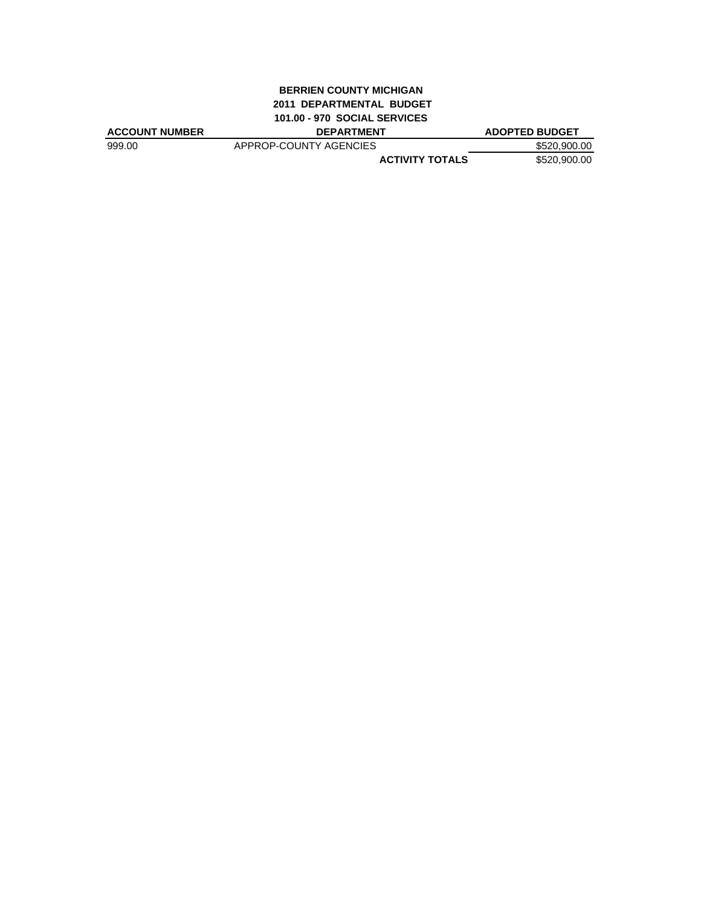**BERRIEN COUNTY MICHIGAN**
**2011 DEPARTMENTAL BUDGET**
**101.00 - 970 SOCIAL SERVICES**

| ACCOUNT NUMBER | DEPARTMENT | ADOPTED BUDGET |
|---|---|---|
| 999.00 | APPROP-COUNTY AGENCIES | $520,900.00 |
| | **ACTIVITY TOTALS** | $520,900.00 |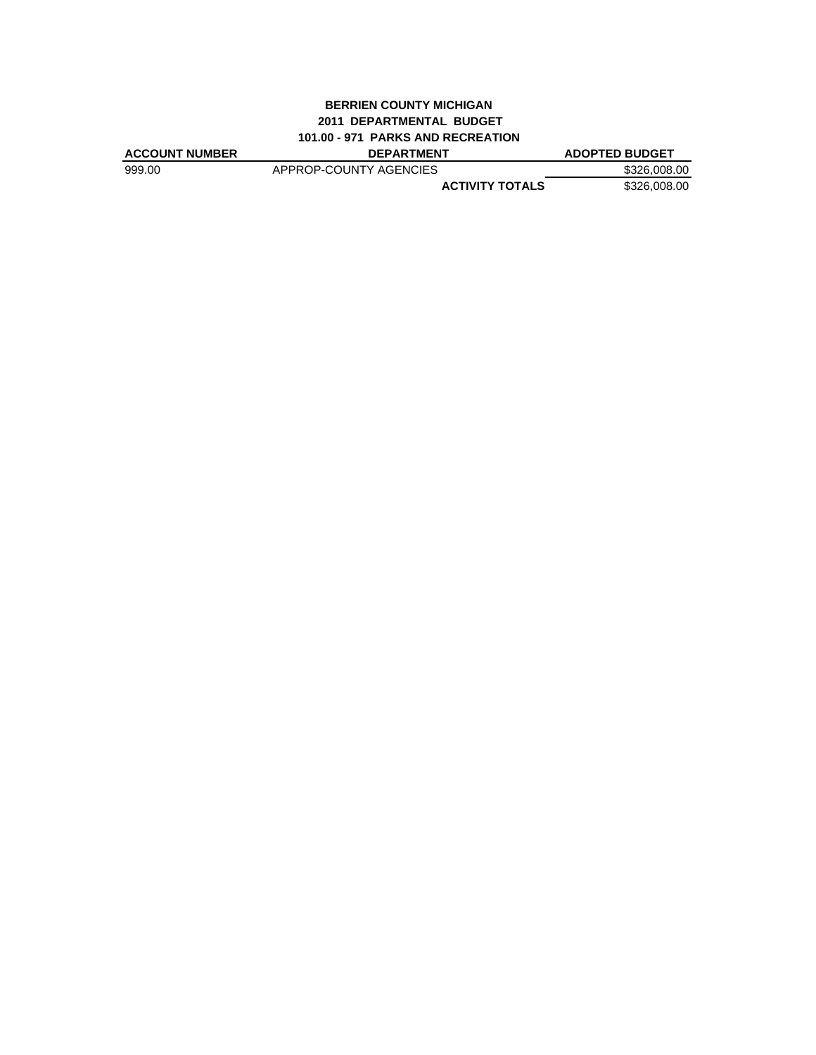**BERRIEN COUNTY MICHIGAN**
**2011 DEPARTMENTAL BUDGET**
**101.00 - 971 PARKS AND RECREATION**

| ACCOUNT NUMBER | DEPARTMENT | ADOPTED BUDGET |
|---|---|---|
| 999.00 | APPROP-COUNTY AGENCIES | $326,008.00 |
| | **ACTIVITY TOTALS** | $326,008.00 |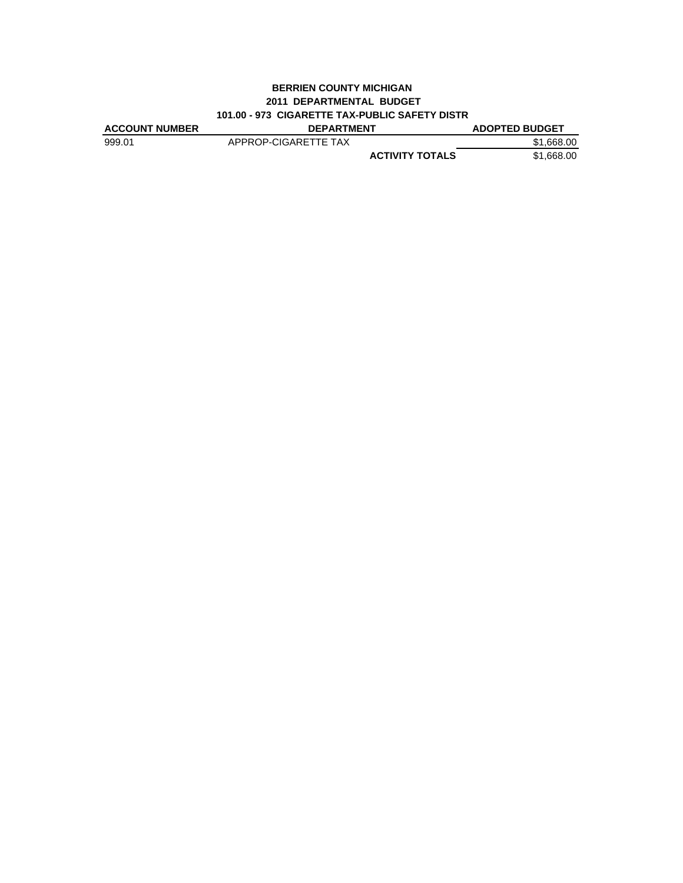**BERRIEN COUNTY MICHIGAN**
**2011 DEPARTMENTAL BUDGET**
**101.00 - 973 CIGARETTE TAX-PUBLIC SAFETY DISTR**

| ACCOUNT NUMBER | DEPARTMENT | ADOPTED BUDGET |
|---|---|---|
| 999.01 | APPROP-CIGARETTE TAX | $1,668.00 |
| | **ACTIVITY TOTALS** | $1,668.00 |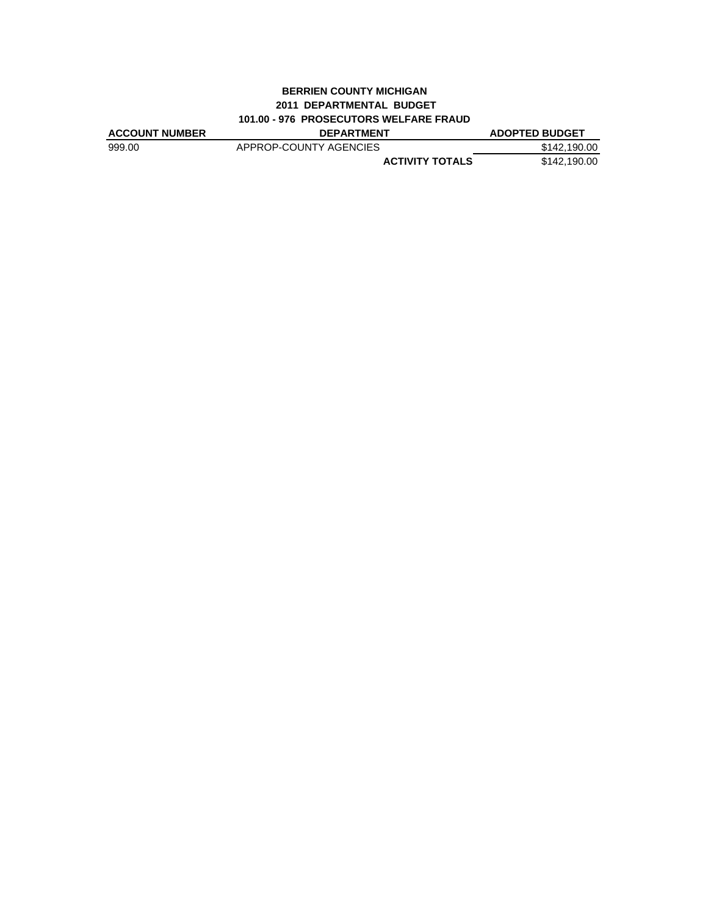**BERRIEN COUNTY MICHIGAN**
**2011 DEPARTMENTAL BUDGET**
**101.00 - 976 PROSECUTORS WELFARE FRAUD**

| ACCOUNT NUMBER | DEPARTMENT | ADOPTED BUDGET |
|---|---|---|
| 999.00 | APPROP-COUNTY AGENCIES | $142,190.00 |
| | **ACTIVITY TOTALS** | $142,190.00 |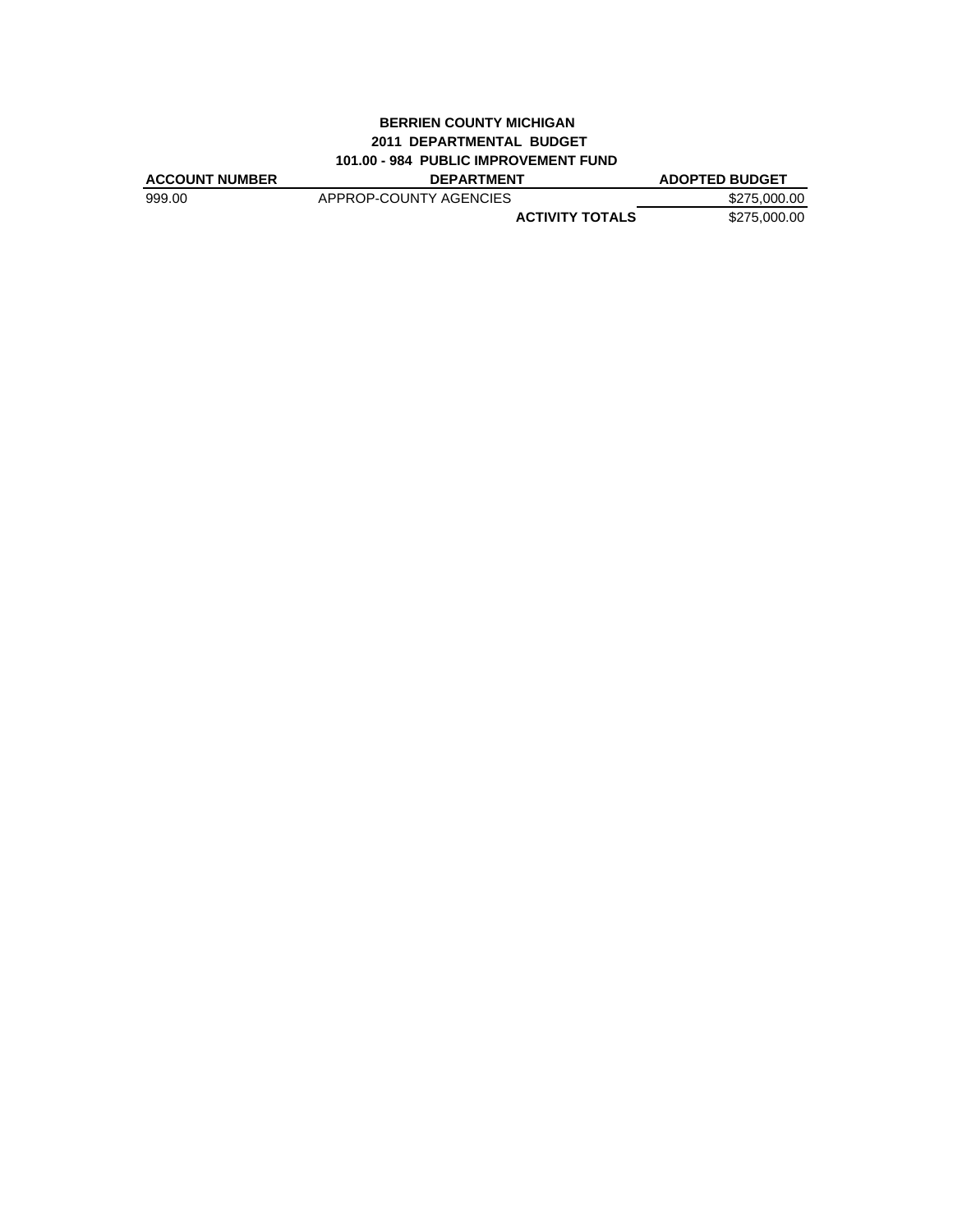**BERRIEN COUNTY MICHIGAN**

**2011 DEPARTMENTAL BUDGET**

**101.00 - 984 PUBLIC IMPROVEMENT FUND**

| ACCOUNT NUMBER | DEPARTMENT | ADOPTED BUDGET |
|---|---|---|
| 999.00 | APPROP-COUNTY AGENCIES | $275,000.00 |
| | **ACTIVITY TOTALS** | $275,000.00 |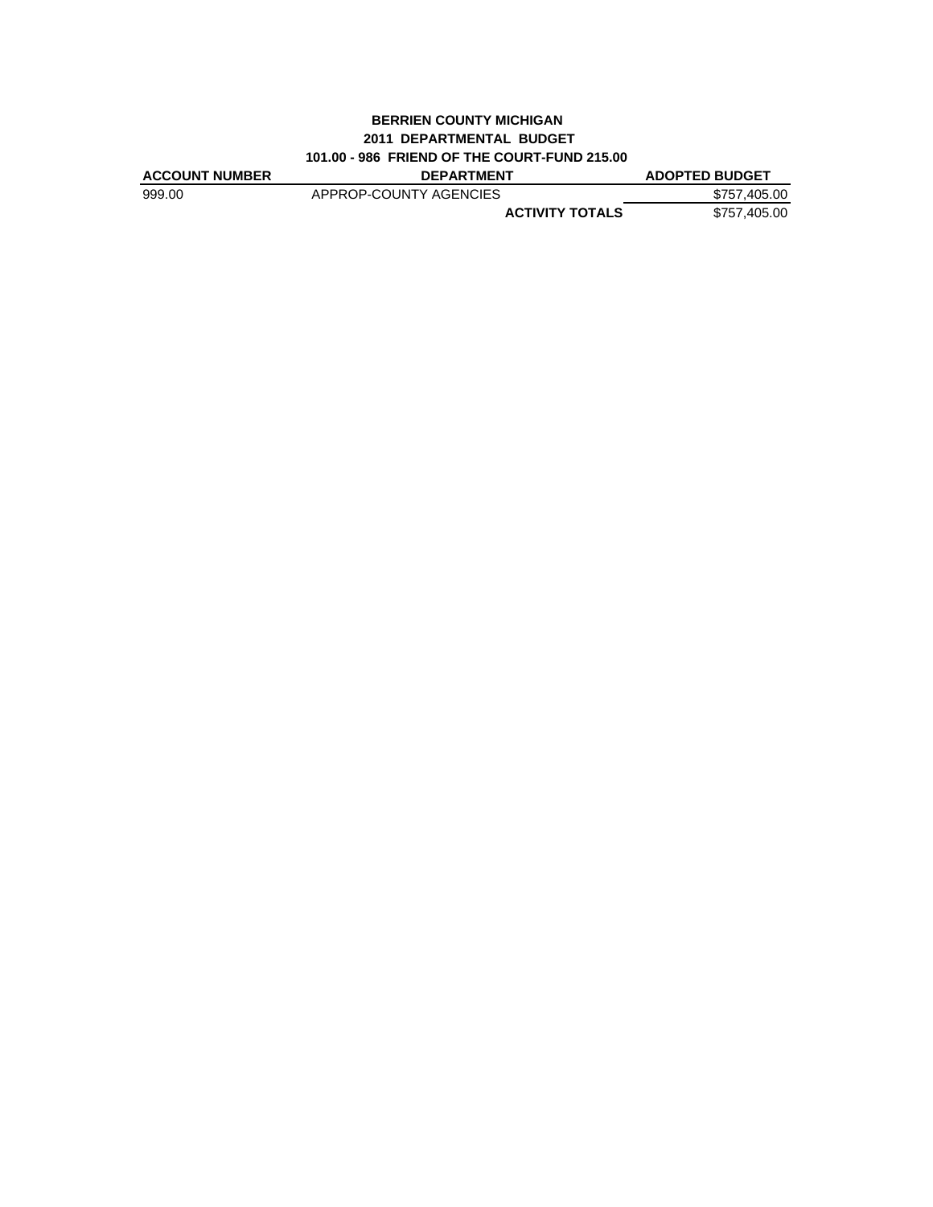**BERRIEN COUNTY MICHIGAN**

**2011 DEPARTMENTAL BUDGET**

**101.00 - 986 FRIEND OF THE COURT-FUND 215.00**

| ACCOUNT NUMBER | DEPARTMENT | ADOPTED BUDGET |
|---|---|---|
| 999.00 | APPROP-COUNTY AGENCIES | \$757,405.00 |
| | **ACTIVITY TOTALS** | \$757,405.00 |